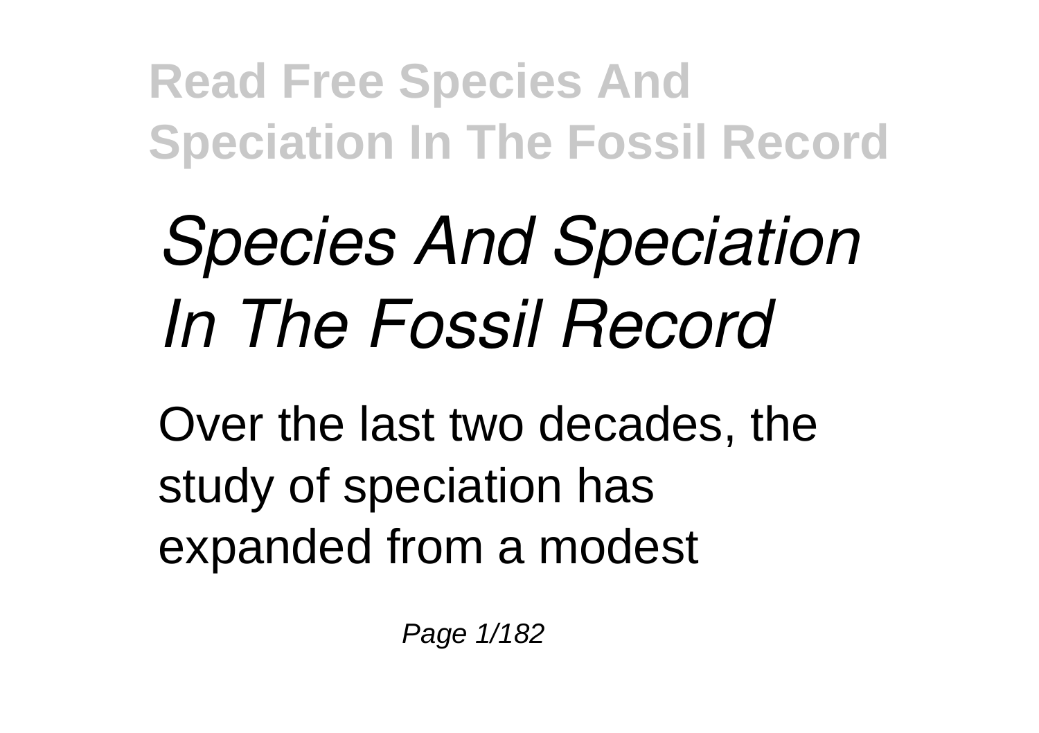# *Species And Speciation In The Fossil Record*

Over the last two decades, the study of speciation has expanded from a modest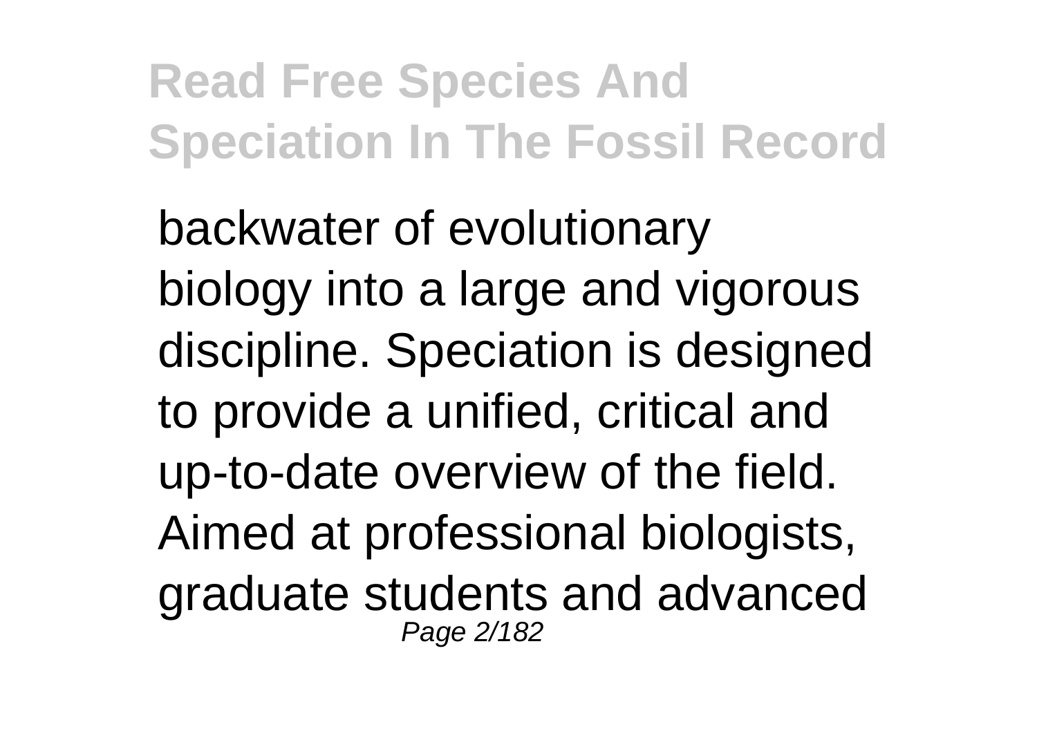backwater of evolutionary biology into a large and vigorous discipline. Speciation is designed to provide a unified, critical and up-to-date overview of the field. Aimed at professional biologists, graduate students and advanced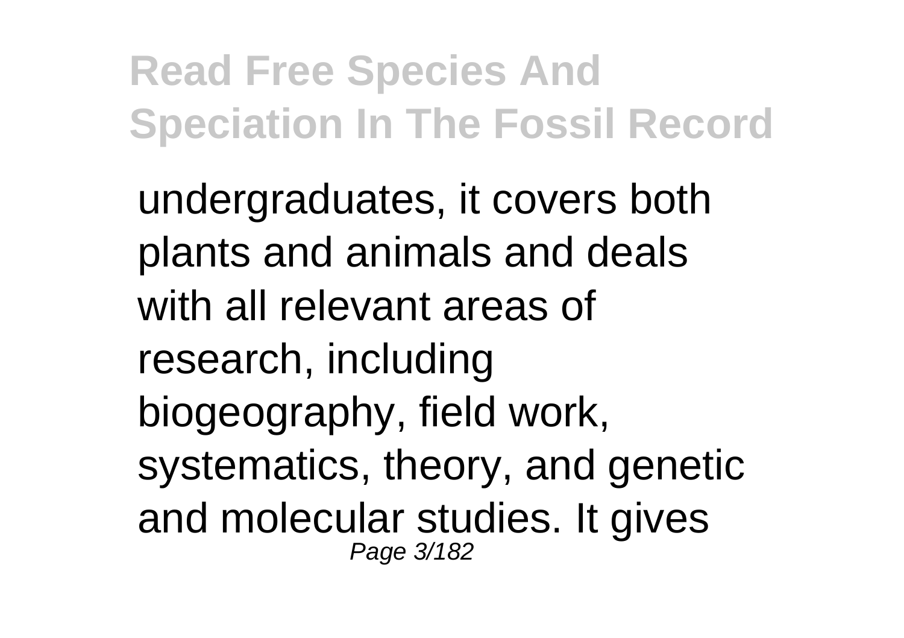undergraduates, it covers both plants and animals and deals with all relevant areas of research, including biogeography, field work, systematics, theory, and genetic and molecular studies. It gives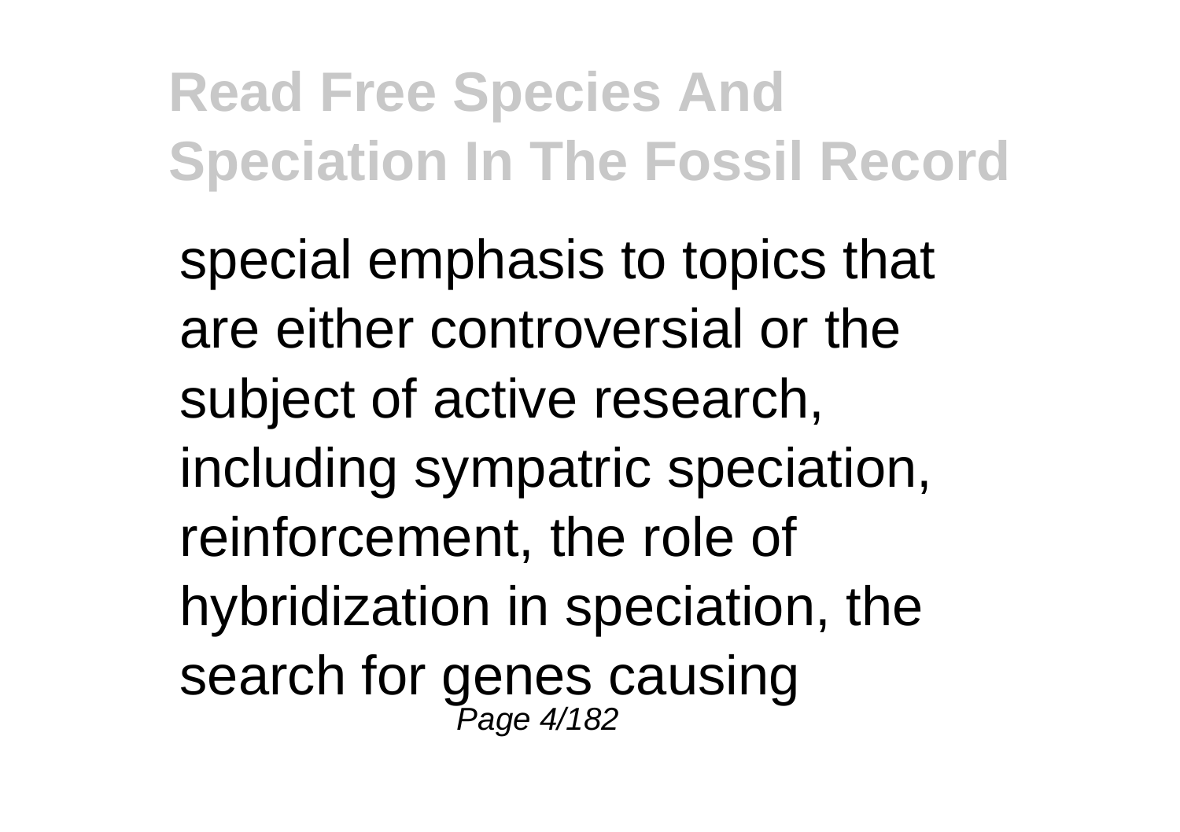special emphasis to topics that are either controversial or the subject of active research, including sympatric speciation, reinforcement, the role of hybridization in speciation, the search for genes causing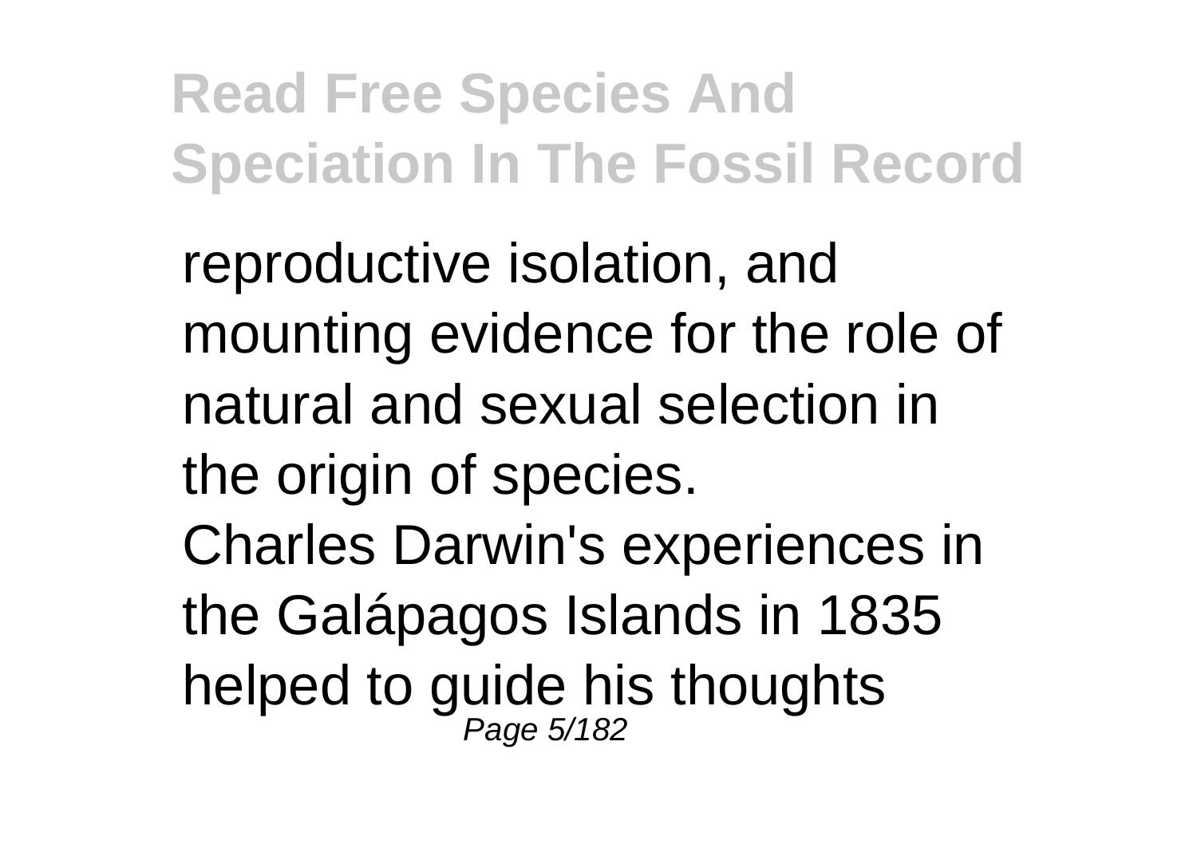reproductive isolation, and mounting evidence for the role of natural and sexual selection in the origin of species.

Charles Darwin's experiences in the Galápagos Islands in 1835 helped to guide his thoughts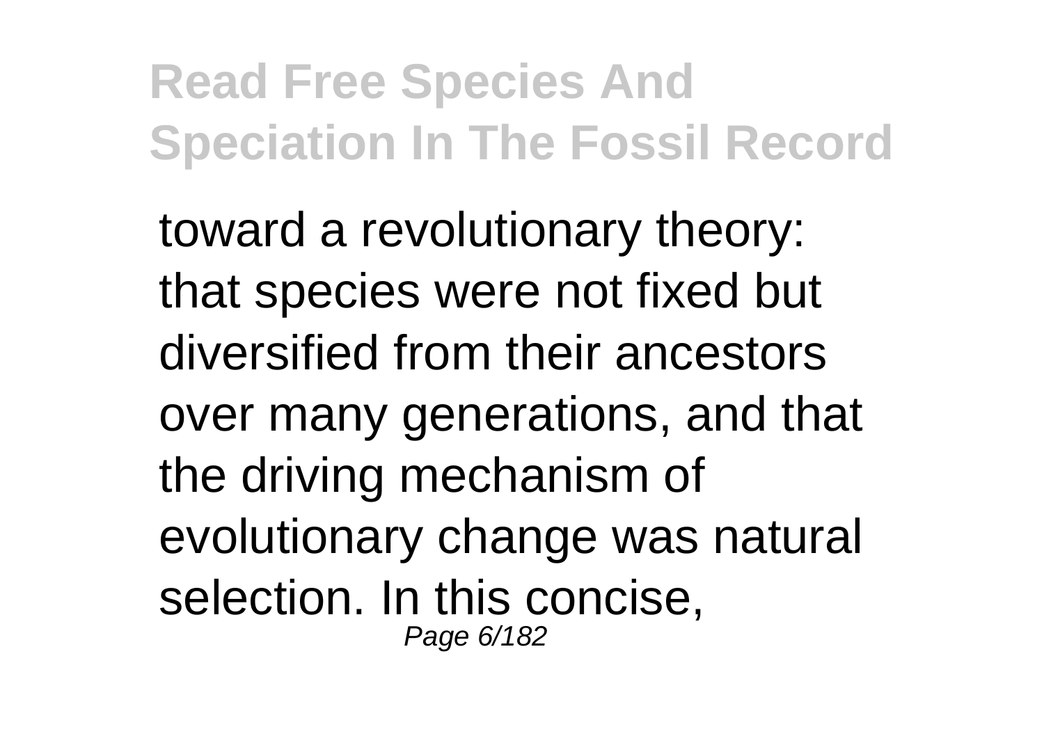toward a revolutionary theory: that species were not fixed but diversified from their ancestors over many generations, and that the driving mechanism of evolutionary change was natural selection. In this concise,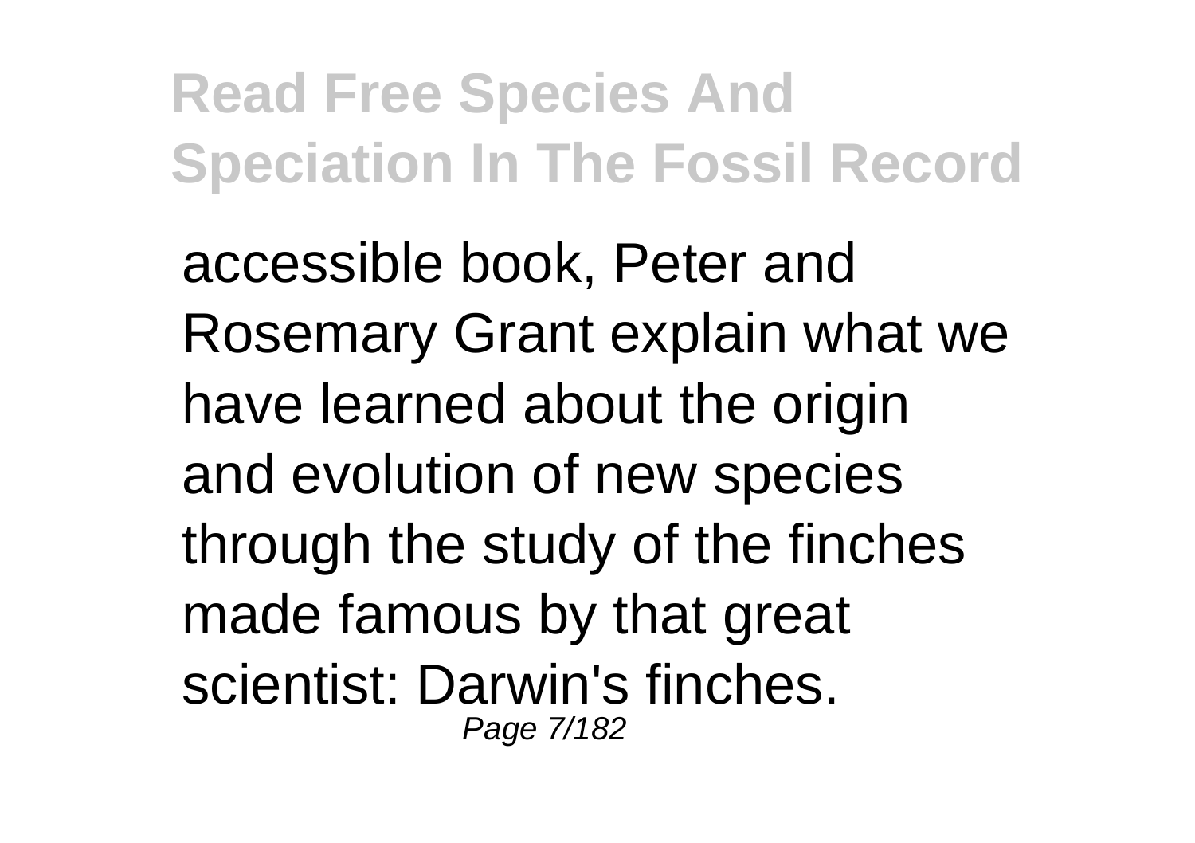accessible book, Peter and Rosemary Grant explain what we have learned about the origin and evolution of new species through the study of the finches made famous by that great scientist: Darwin's finches.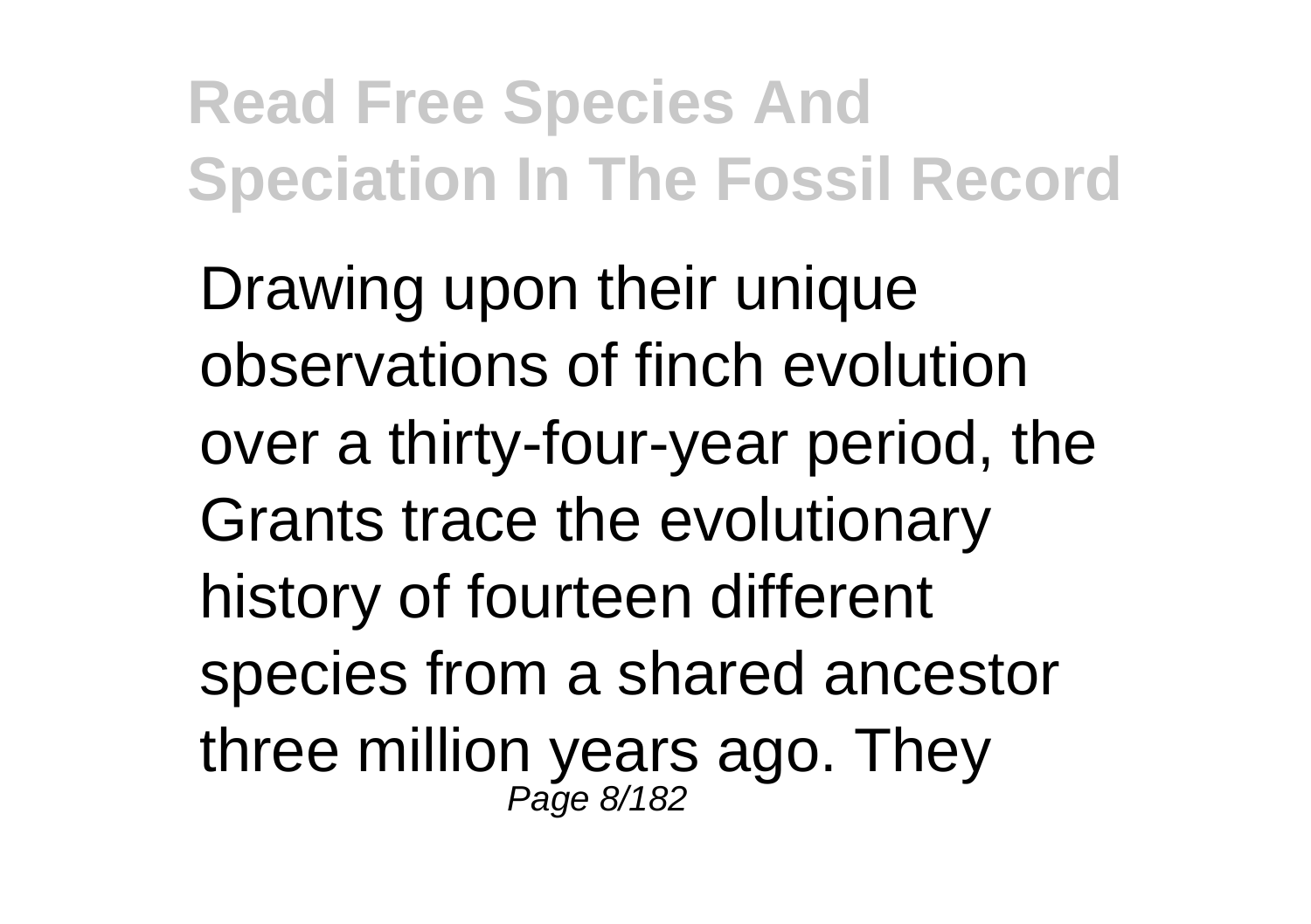Drawing upon their unique observations of finch evolution over a thirty-four-year period, the Grants trace the evolutionary history of fourteen different species from a shared ancestor three million years ago. They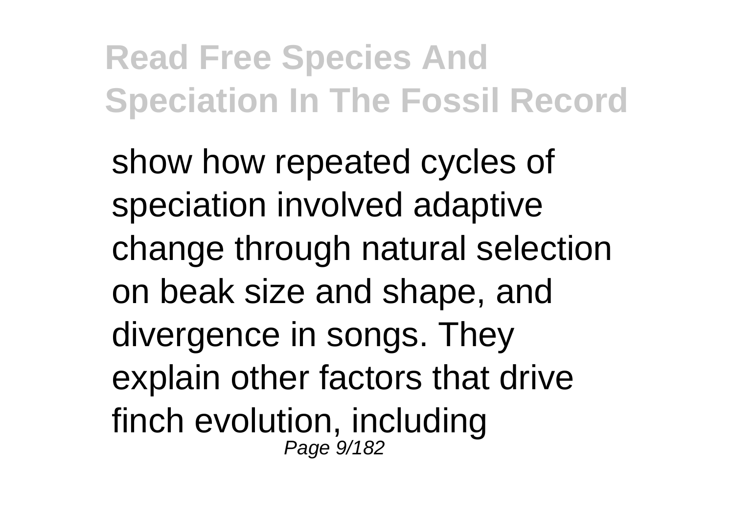show how repeated cycles of speciation involved adaptive change through natural selection on beak size and shape, and divergence in songs. They explain other factors that drive finch evolution, including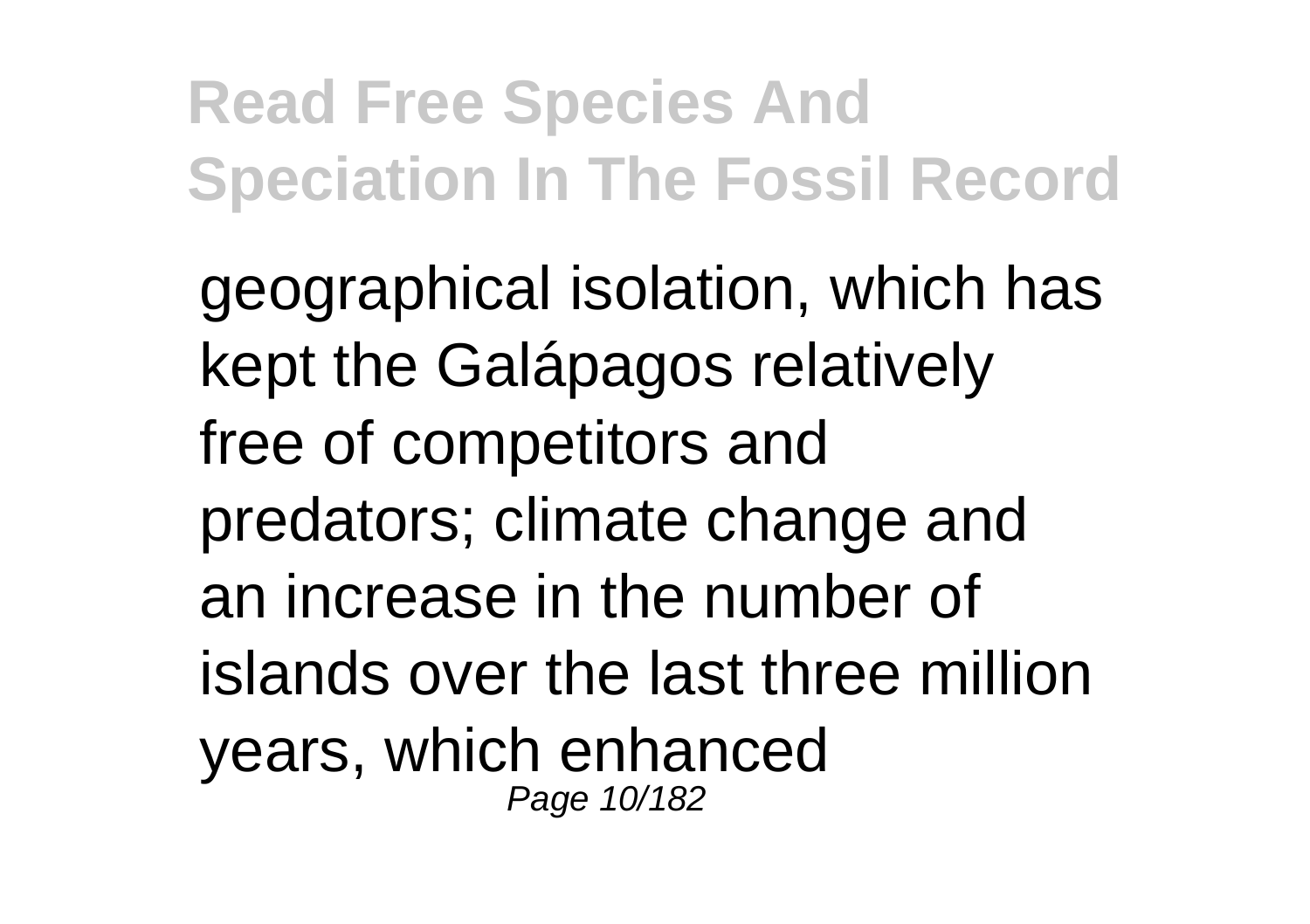geographical isolation, which has kept the Galápagos relatively free of competitors and predators; climate change and an increase in the number of islands over the last three million years, which enhanced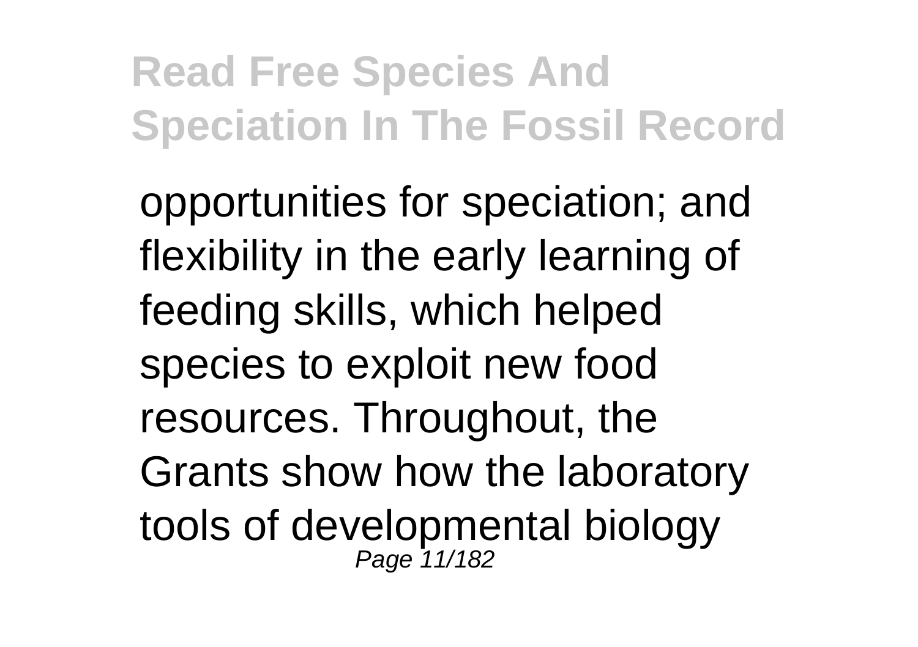opportunities for speciation; and flexibility in the early learning of feeding skills, which helped species to exploit new food resources. Throughout, the Grants show how the laboratory tools of developmental biology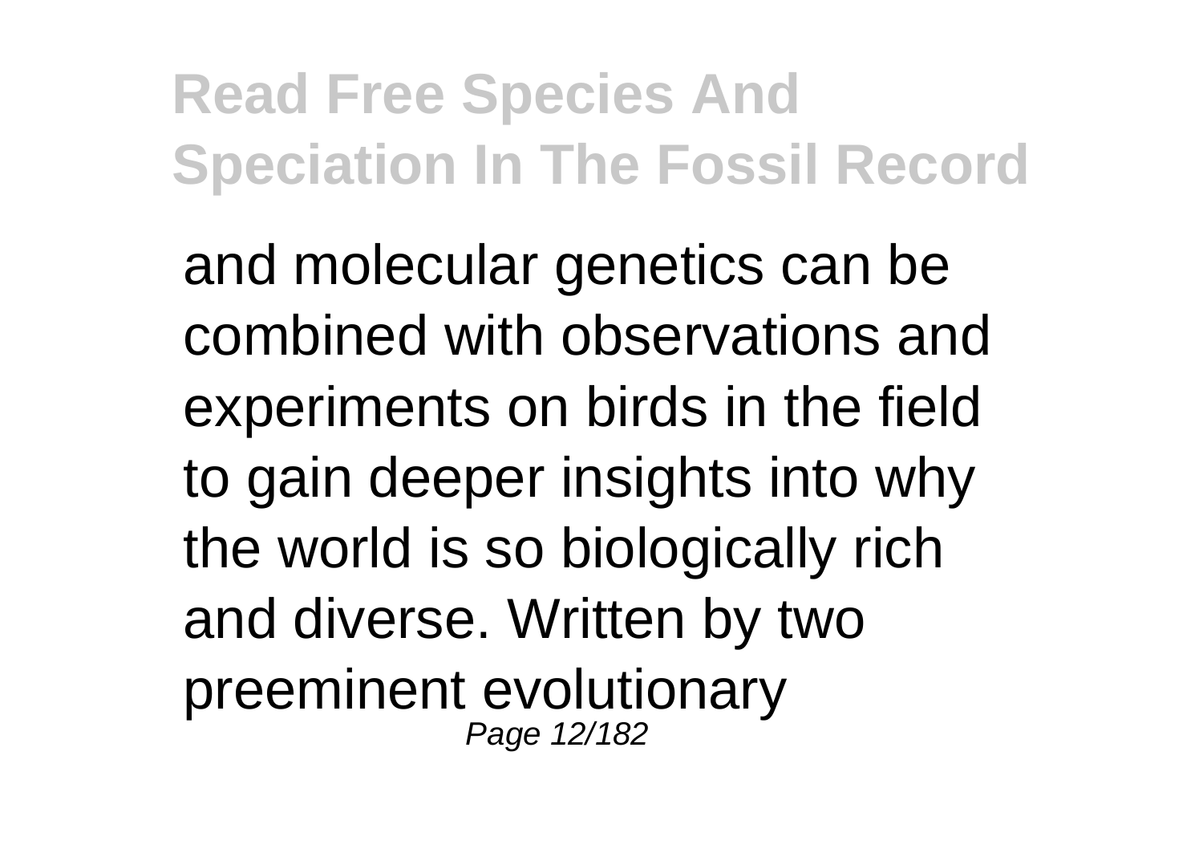and molecular genetics can be combined with observations and experiments on birds in the field to gain deeper insights into why the world is so biologically rich and diverse. Written by two preeminent evolutionary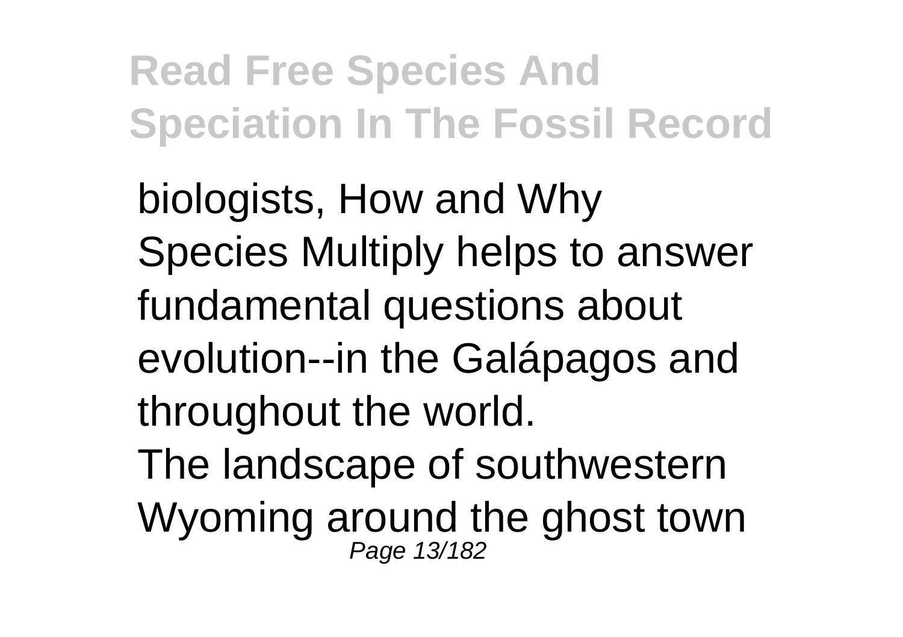biologists, How and Why Species Multiply helps to answer fundamental questions about evolution--in the Galápagos and throughout the world.

The landscape of southwestern Wyoming around the ghost town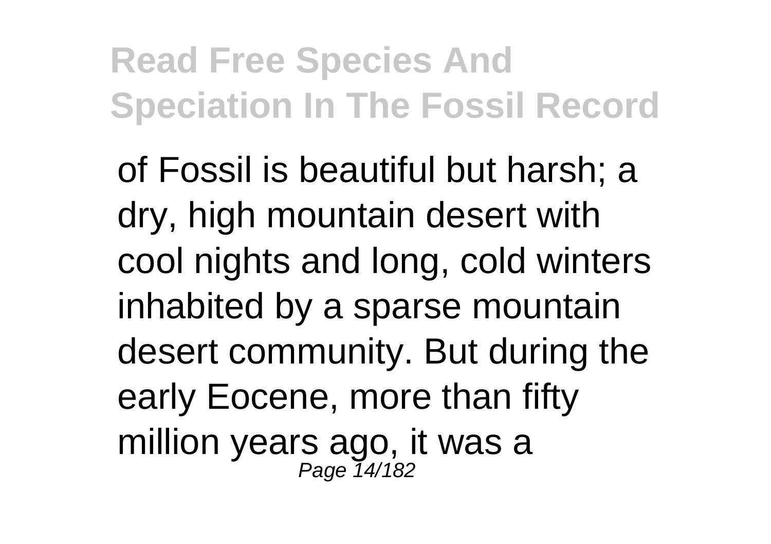of Fossil is beautiful but harsh; a dry, high mountain desert with cool nights and long, cold winters inhabited by a sparse mountain desert community. But during the early Eocene, more than fifty million years ago, it was a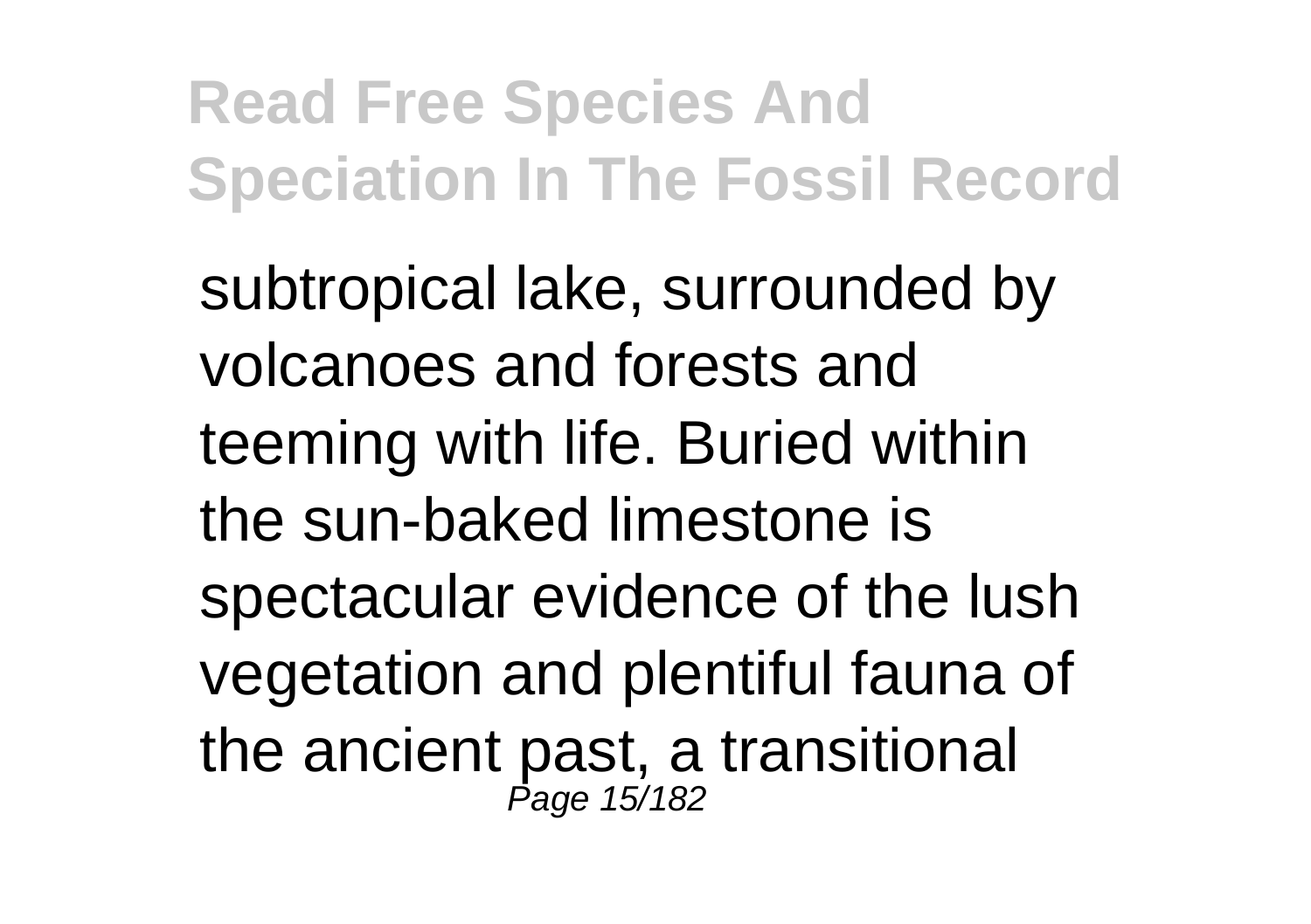subtropical lake, surrounded by volcanoes and forests and teeming with life. Buried within the sun-baked limestone is spectacular evidence of the lush vegetation and plentiful fauna of the ancient past, a transitional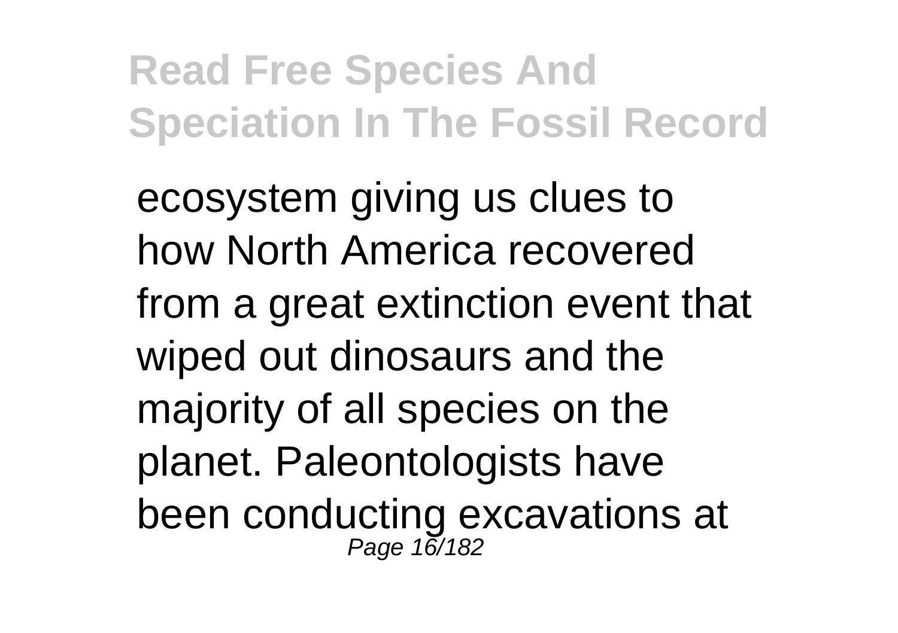ecosystem giving us clues to how North America recovered from a great extinction event that wiped out dinosaurs and the majority of all species on the planet. Paleontologists have been conducting excavations at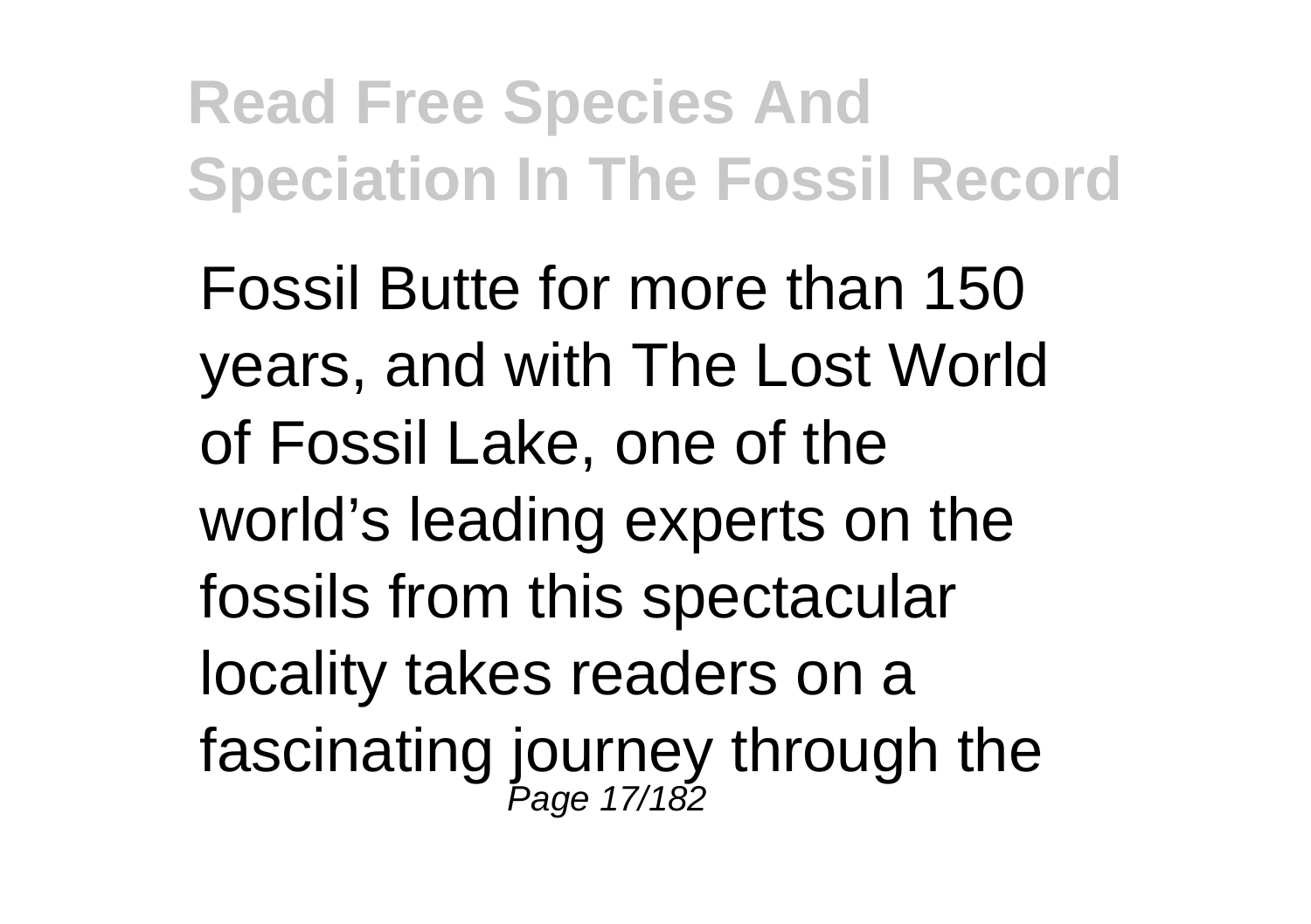Fossil Butte for more than 150 years, and with The Lost World of Fossil Lake, one of the world's leading experts on the fossils from this spectacular locality takes readers on a fascinating journey through the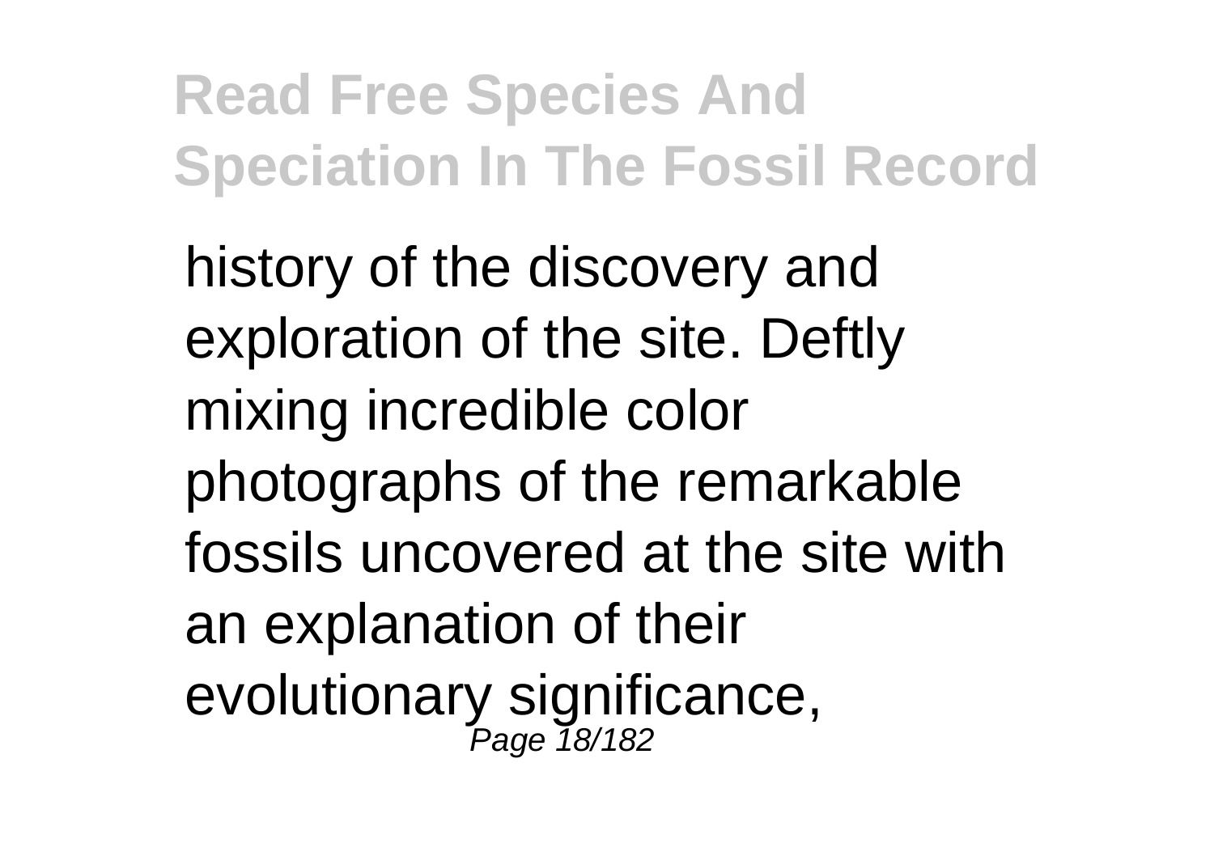history of the discovery and exploration of the site. Deftly mixing incredible color photographs of the remarkable fossils uncovered at the site with an explanation of their evolutionary significance,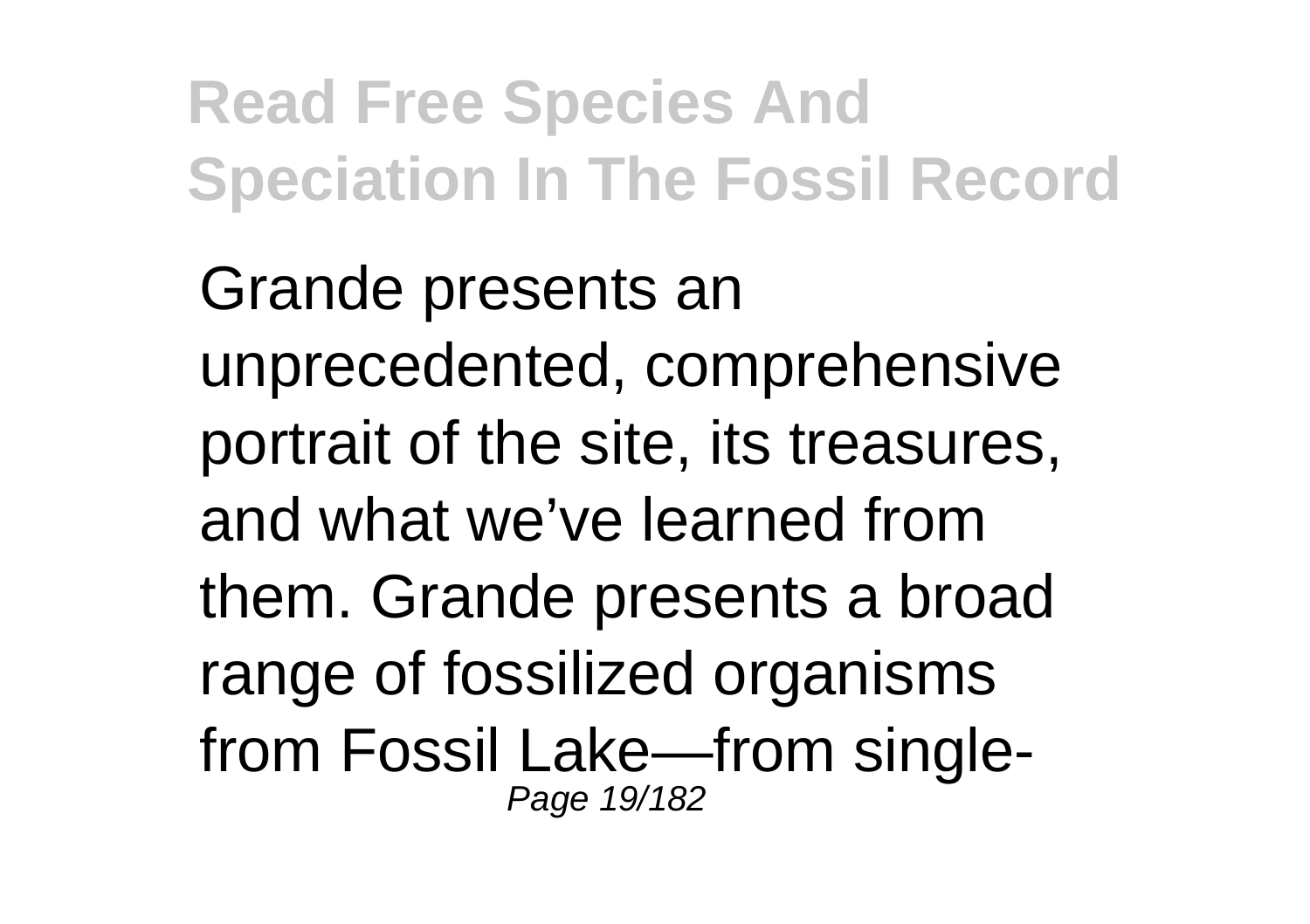Grande presents an unprecedented, comprehensive portrait of the site, its treasures, and what we've learned from them. Grande presents a broad range of fossilized organisms from Fossil Lake—from single-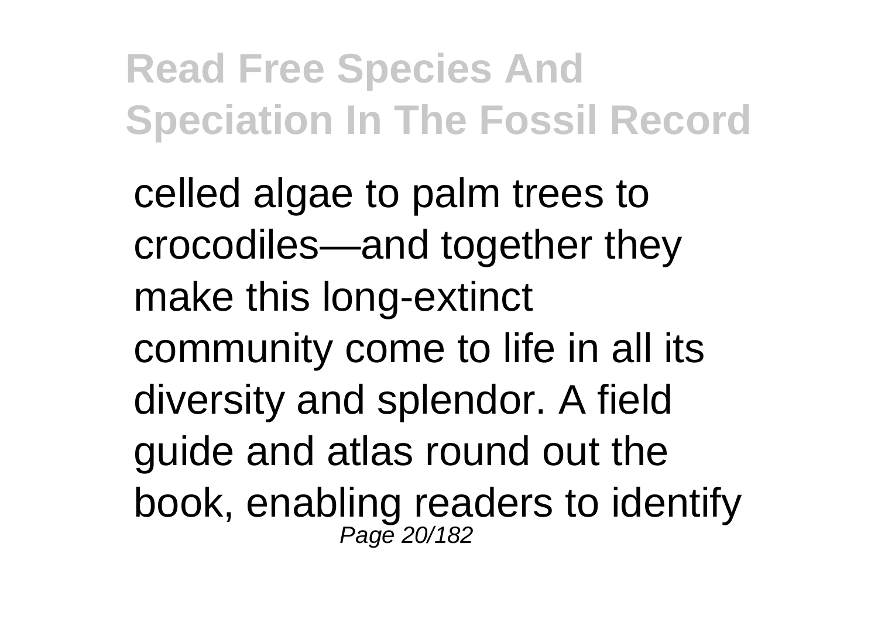celled algae to palm trees to crocodiles—and together they make this long-extinct community come to life in all its diversity and splendor. A field guide and atlas round out the book, enabling readers to identify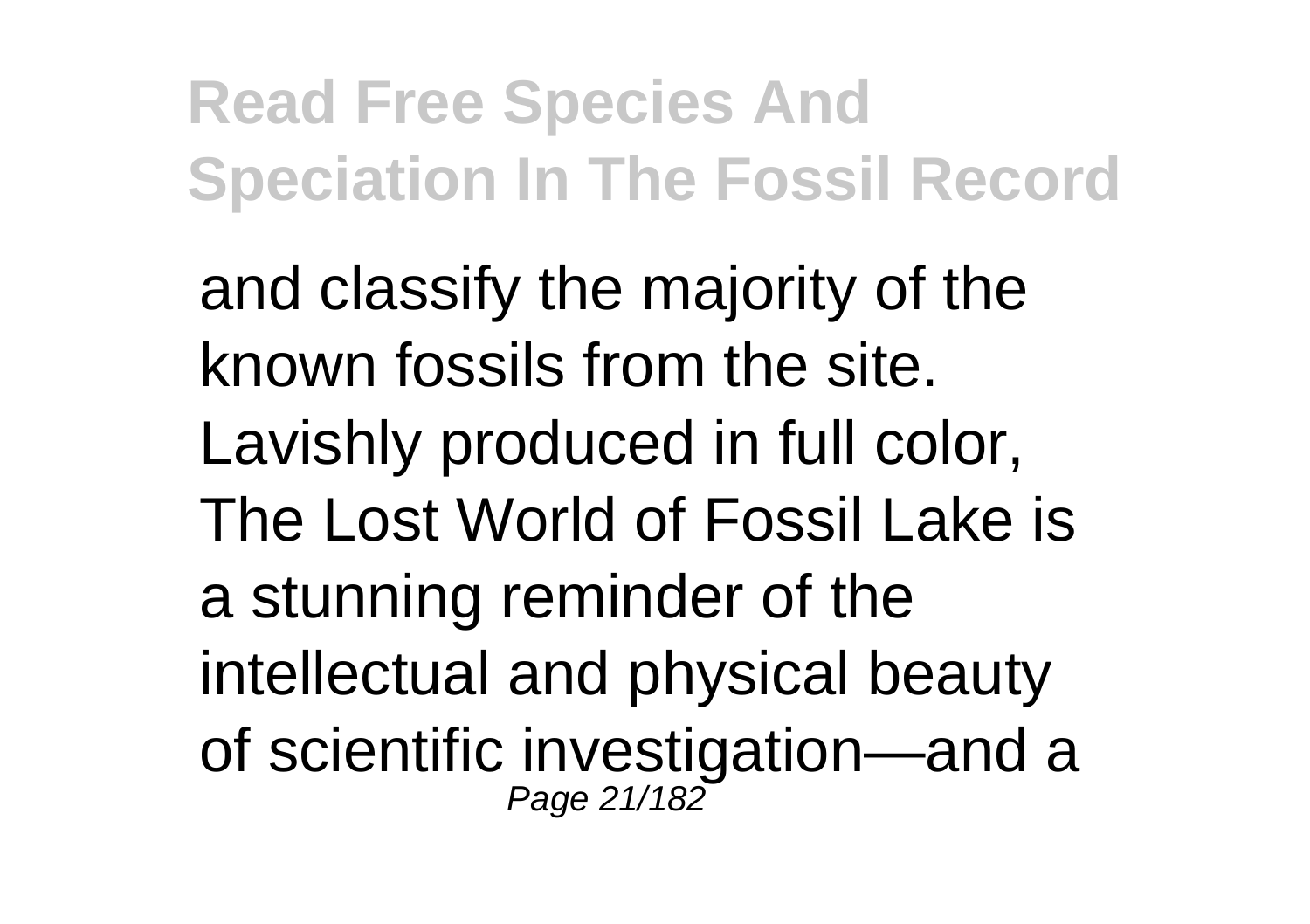and classify the majority of the known fossils from the site. Lavishly produced in full color, The Lost World of Fossil Lake is a stunning reminder of the intellectual and physical beauty of scientific investigation—and a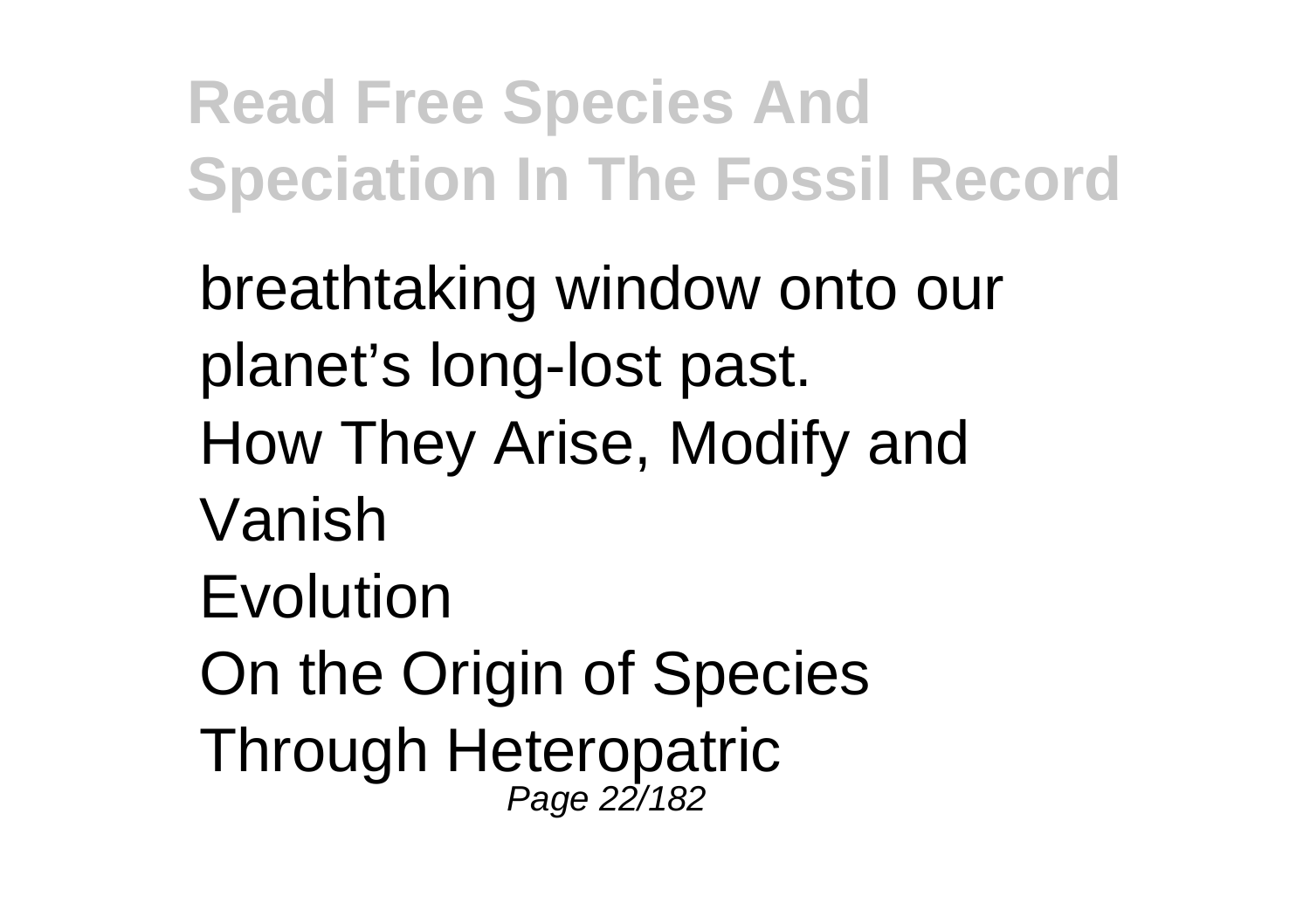breathtaking window onto our planet’s long-lost past.

How They Arise, Modify and Vanish

Evolution

On the Origin of Species

Through Heteropatric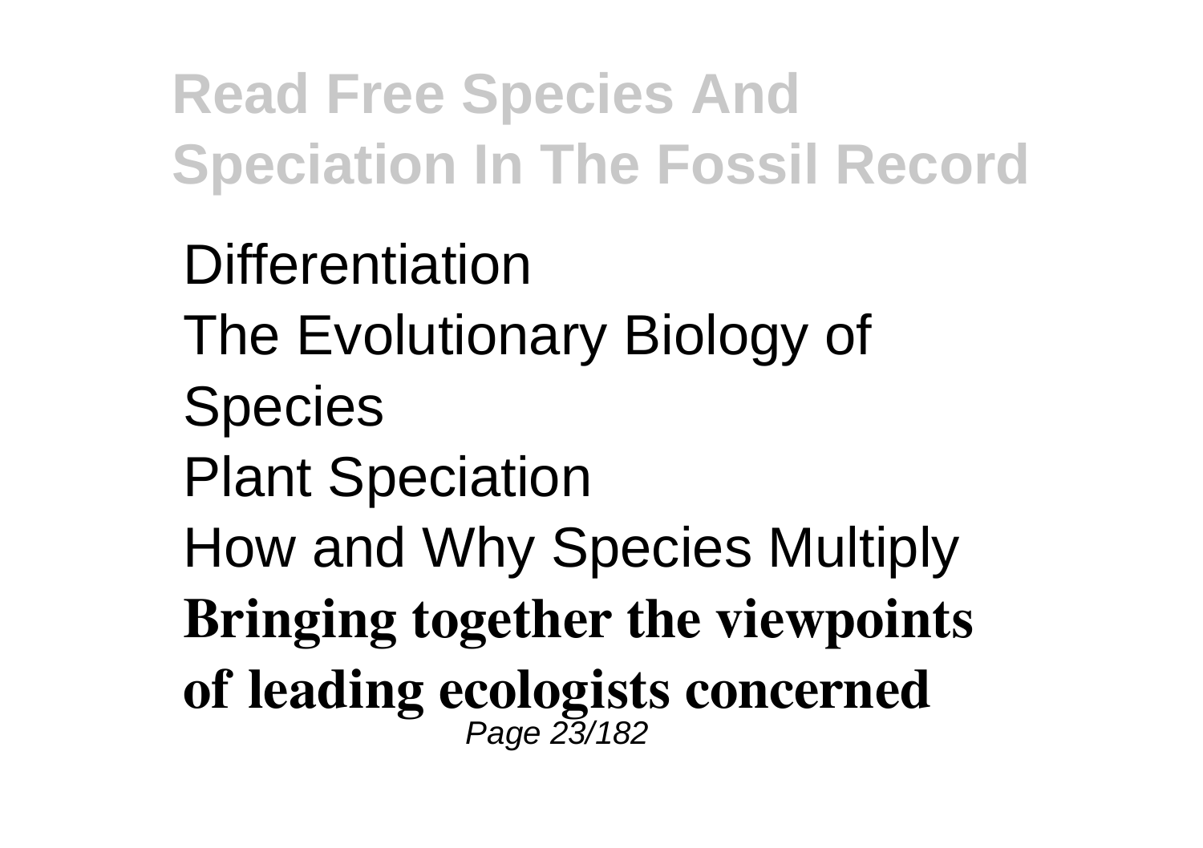Differentiation
The Evolutionary Biology of Species
Plant Speciation
How and Why Species Multiply

**Bringing together the viewpoints of leading ecologists concerned**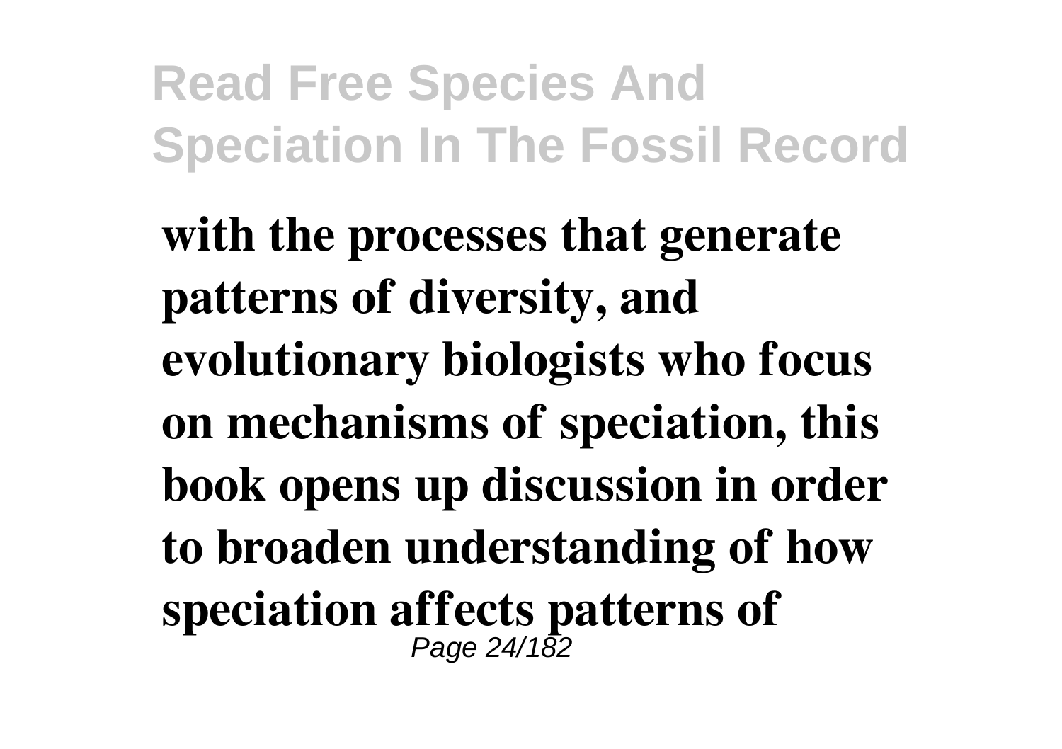**with the processes that generate patterns of diversity, and evolutionary biologists who focus on mechanisms of speciation, this book opens up discussion in order to broaden understanding of how speciation affects patterns of**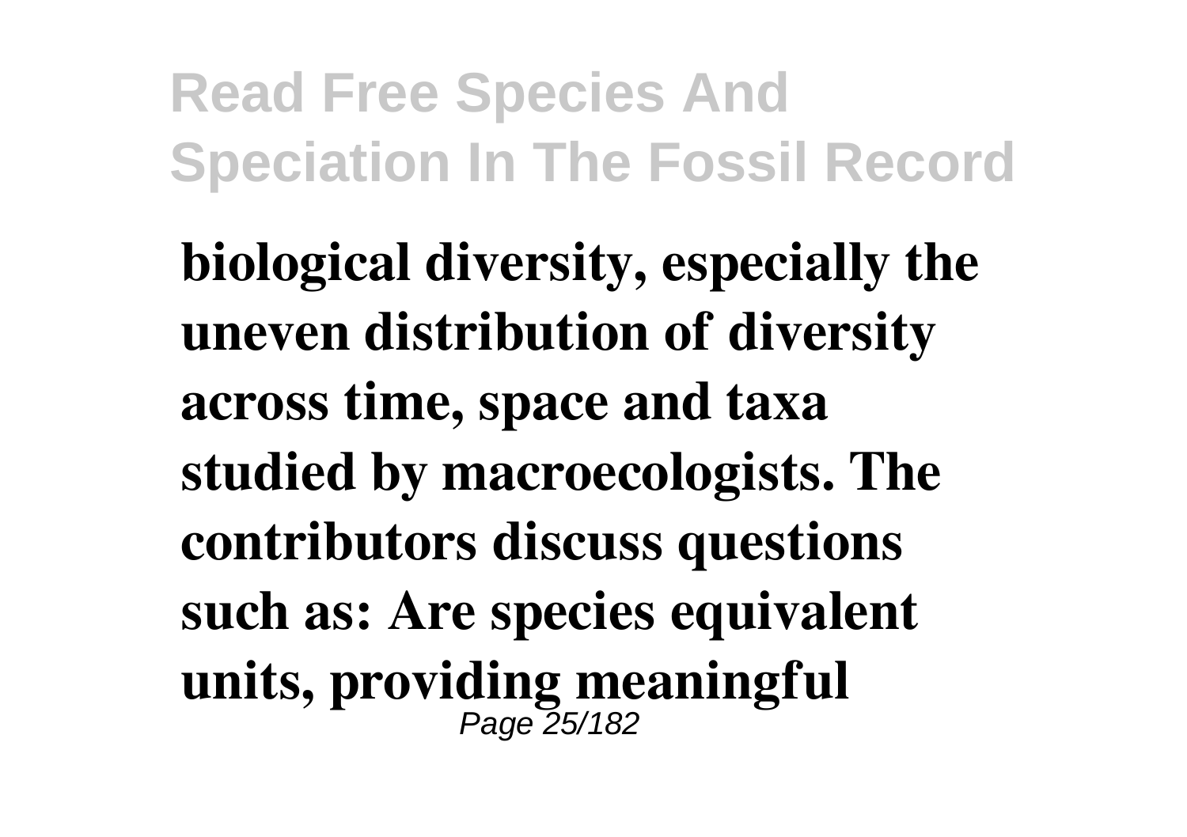**biological diversity, especially the uneven distribution of diversity across time, space and taxa studied by macroecologists. The contributors discuss questions such as: Are species equivalent units, providing meaningful**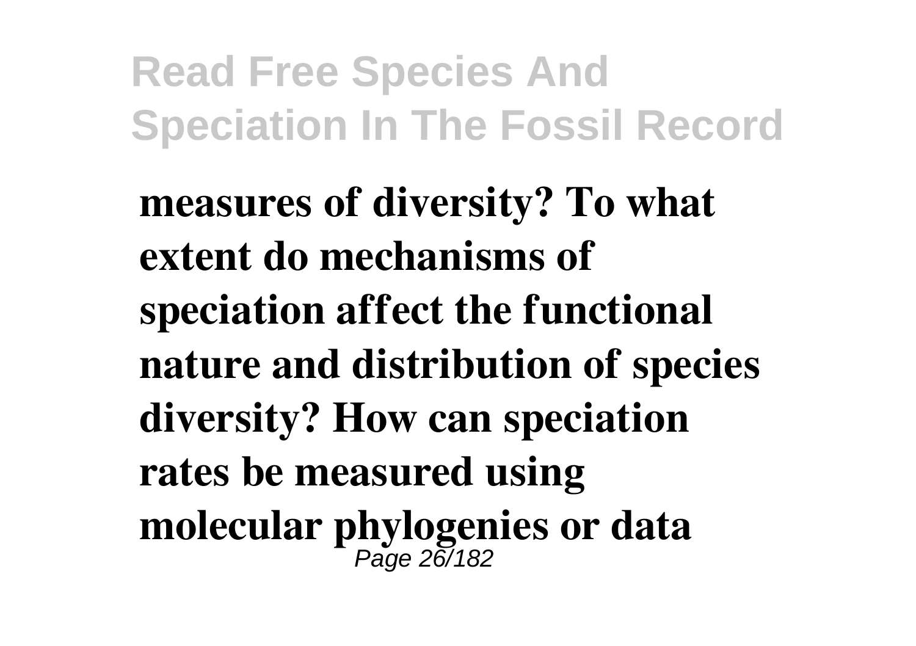**measures of diversity? To what extent do mechanisms of speciation affect the functional nature and distribution of species diversity? How can speciation rates be measured using molecular phylogenies or data**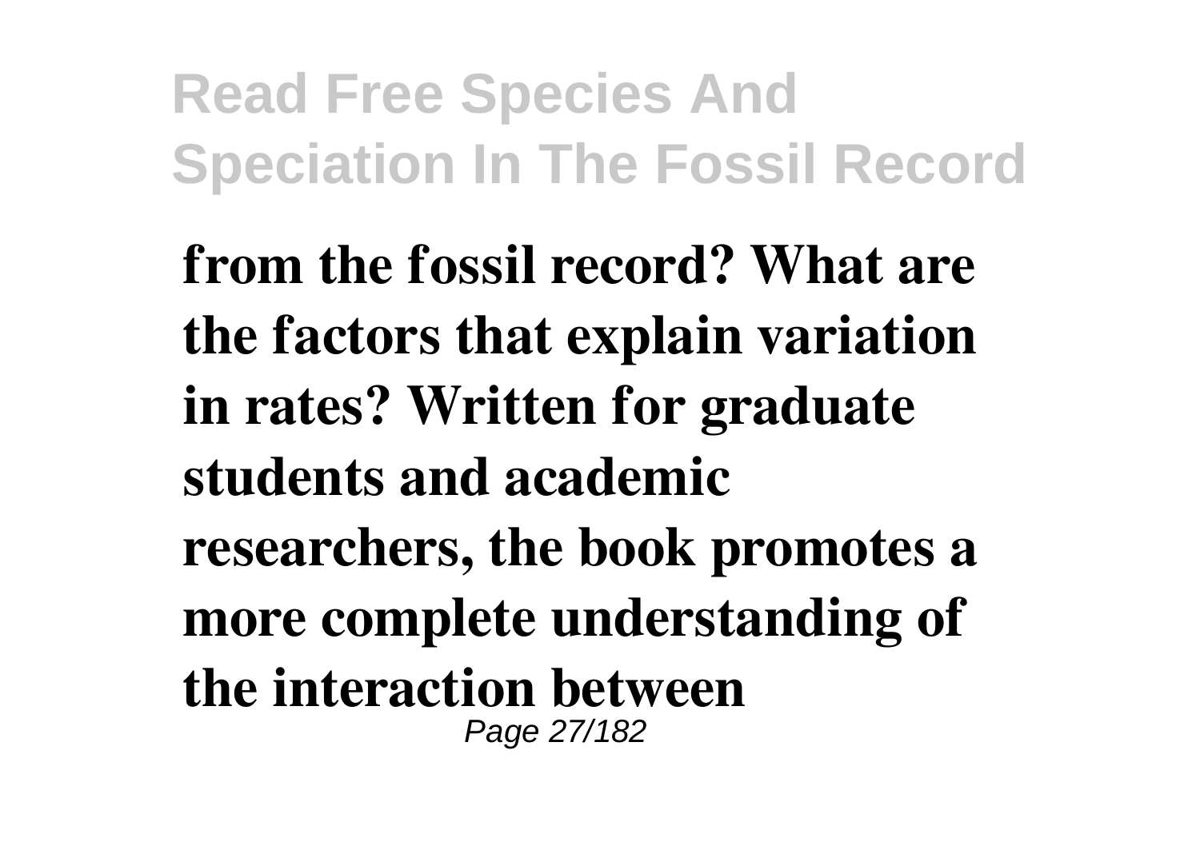**from the fossil record? What are the factors that explain variation in rates? Written for graduate students and academic researchers, the book promotes a more complete understanding of the interaction between**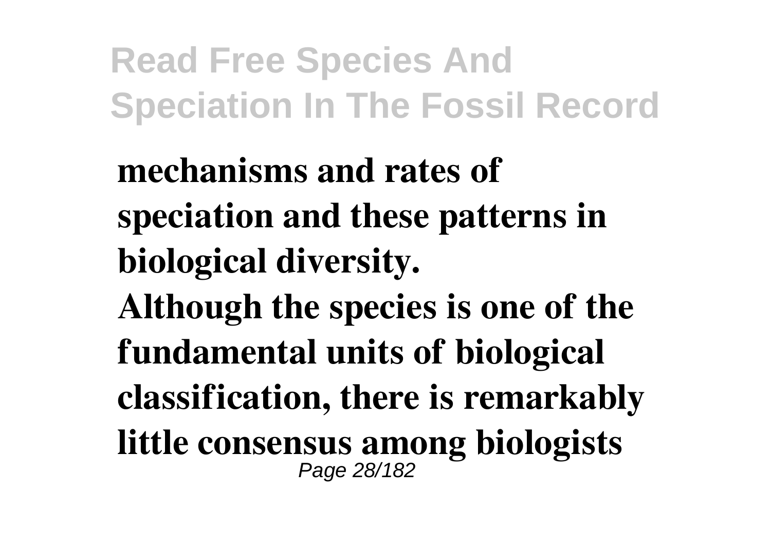**mechanisms and rates of speciation and these patterns in biological diversity.**

**Although the species is one of the fundamental units of biological classification, there is remarkably little consensus among biologists**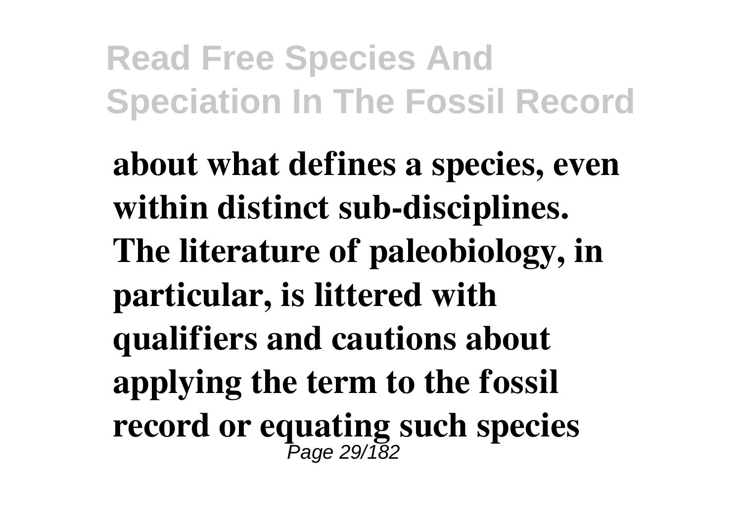**about what defines a species, even within distinct sub-disciplines. The literature of paleobiology, in particular, is littered with qualifiers and cautions about applying the term to the fossil record or equating such species**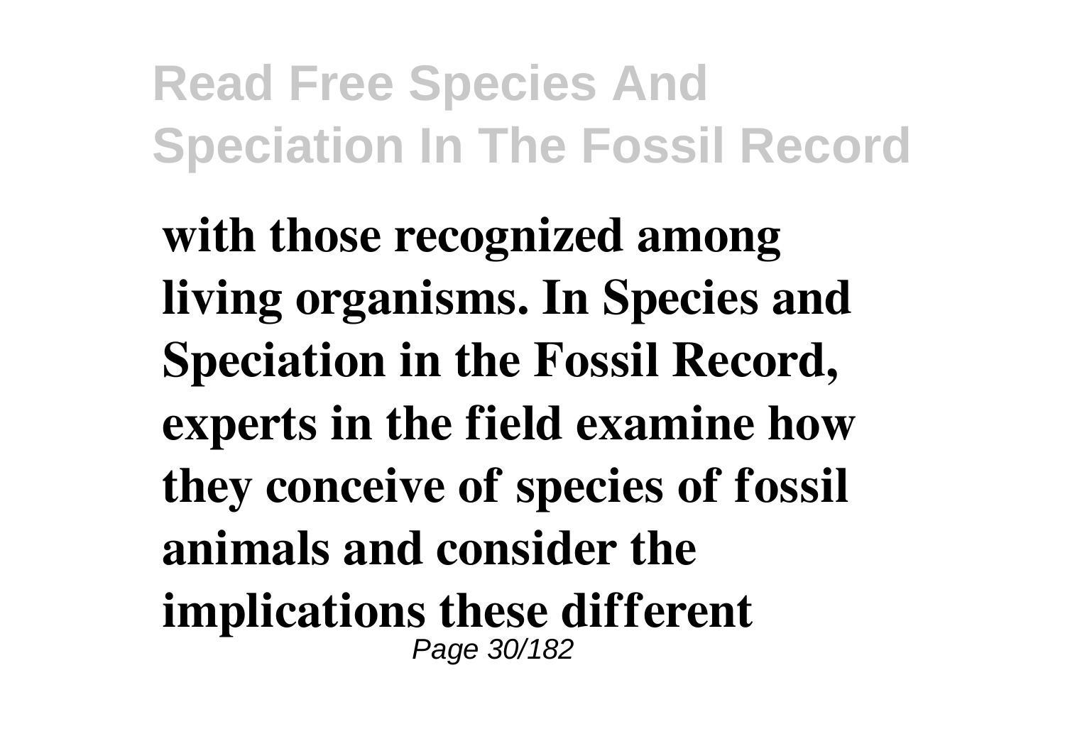**with those recognized among living organisms. In Species and Speciation in the Fossil Record, experts in the field examine how they conceive of species of fossil animals and consider the implications these different**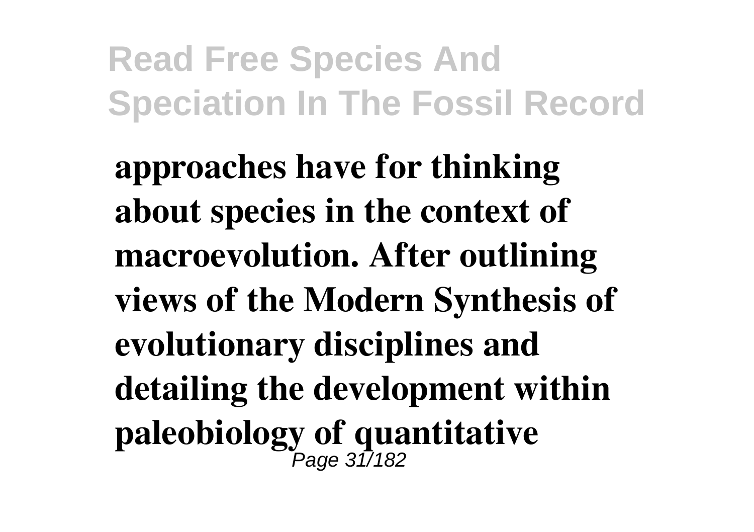**approaches have for thinking about species in the context of macroevolution. After outlining views of the Modern Synthesis of evolutionary disciplines and detailing the development within paleobiology of quantitative**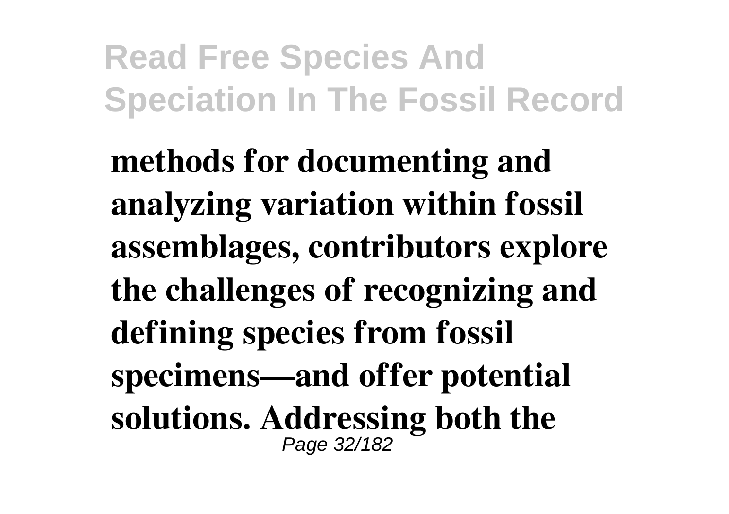**methods for documenting and analyzing variation within fossil assemblages, contributors explore the challenges of recognizing and defining species from fossil specimens—and offer potential solutions. Addressing both the**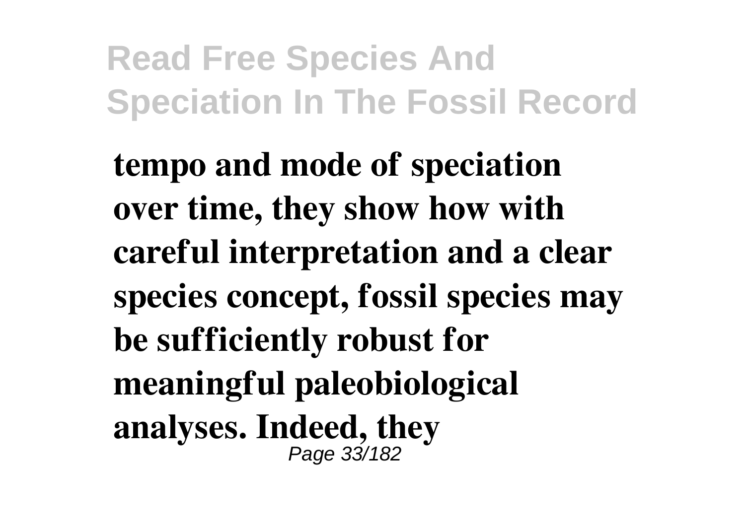**tempo and mode of speciation over time, they show how with careful interpretation and a clear species concept, fossil species may be sufficiently robust for meaningful paleobiological analyses. Indeed, they**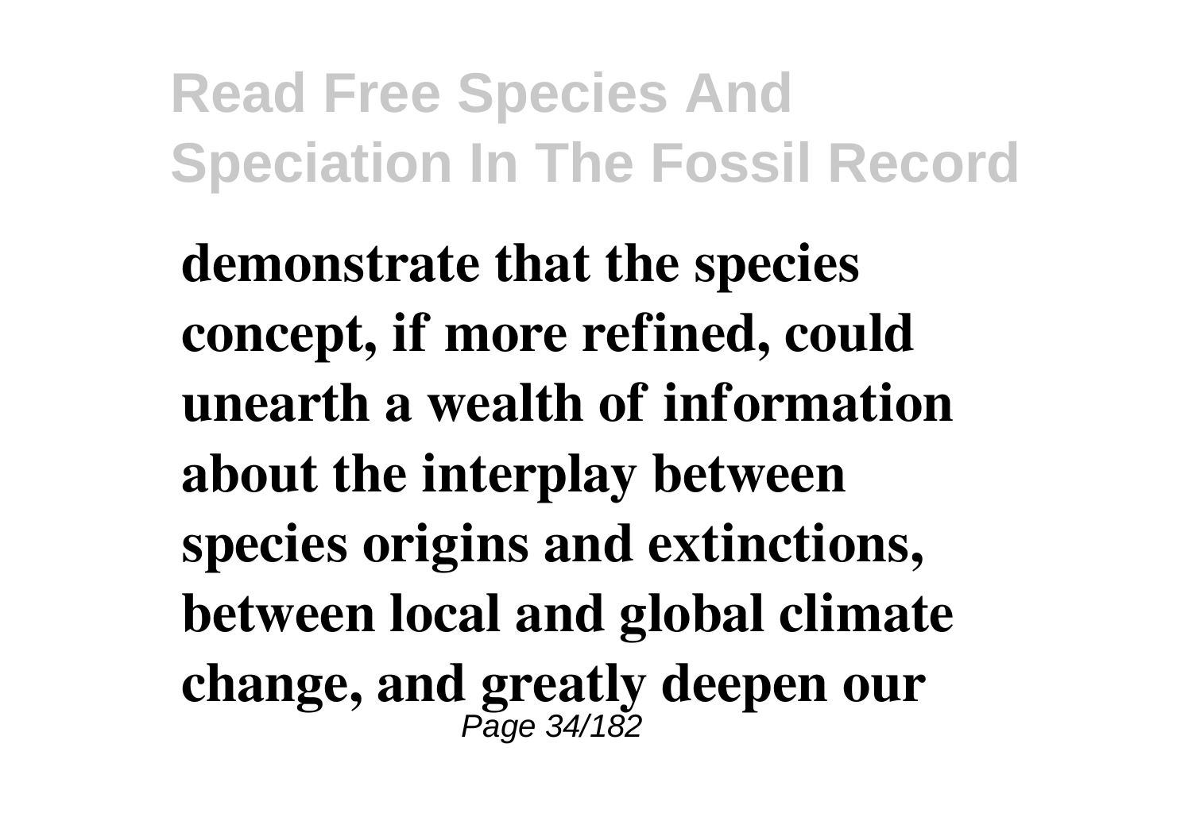**demonstrate that the species concept, if more refined, could unearth a wealth of information about the interplay between species origins and extinctions, between local and global climate change, and greatly deepen our**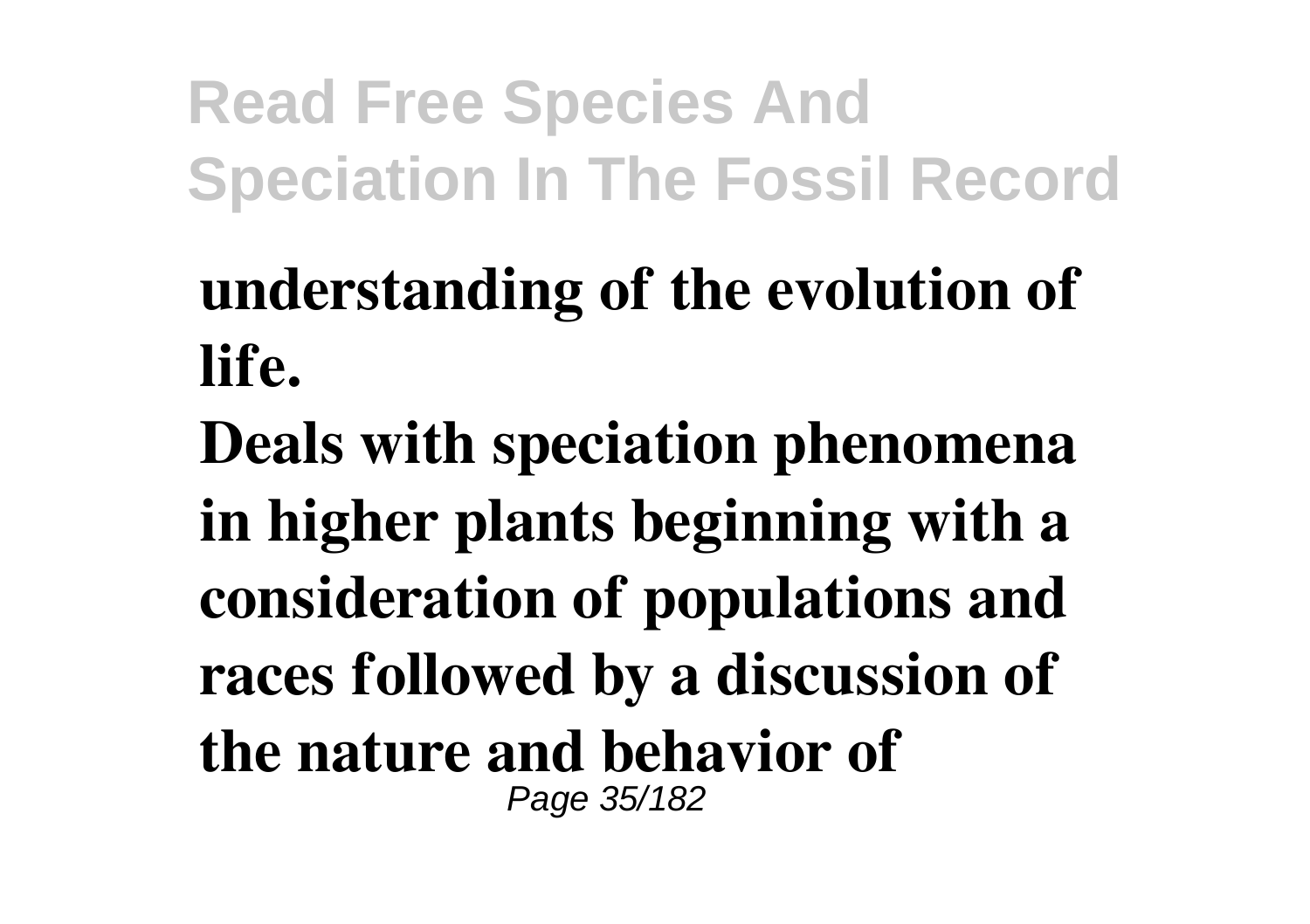**understanding of the evolution of life.**

**Deals with speciation phenomena in higher plants beginning with a consideration of populations and races followed by a discussion of the nature and behavior of**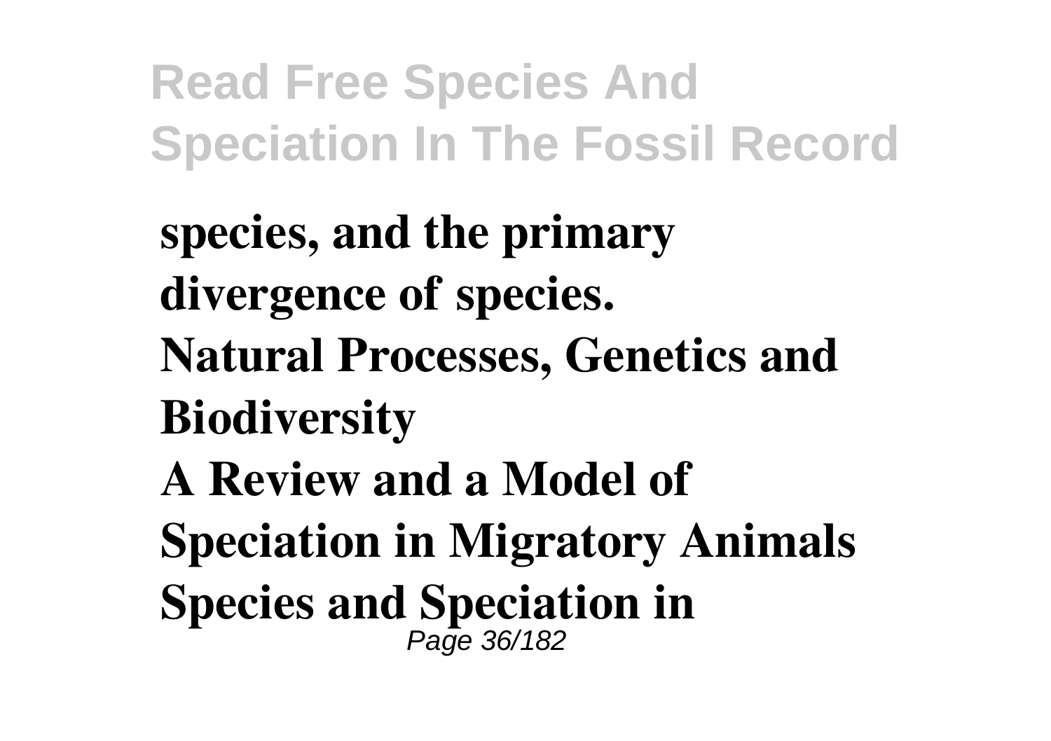**species, and the primary divergence of species.**

**Natural Processes, Genetics and Biodiversity**

**A Review and a Model of Speciation in Migratory Animals**

**Species and Speciation in**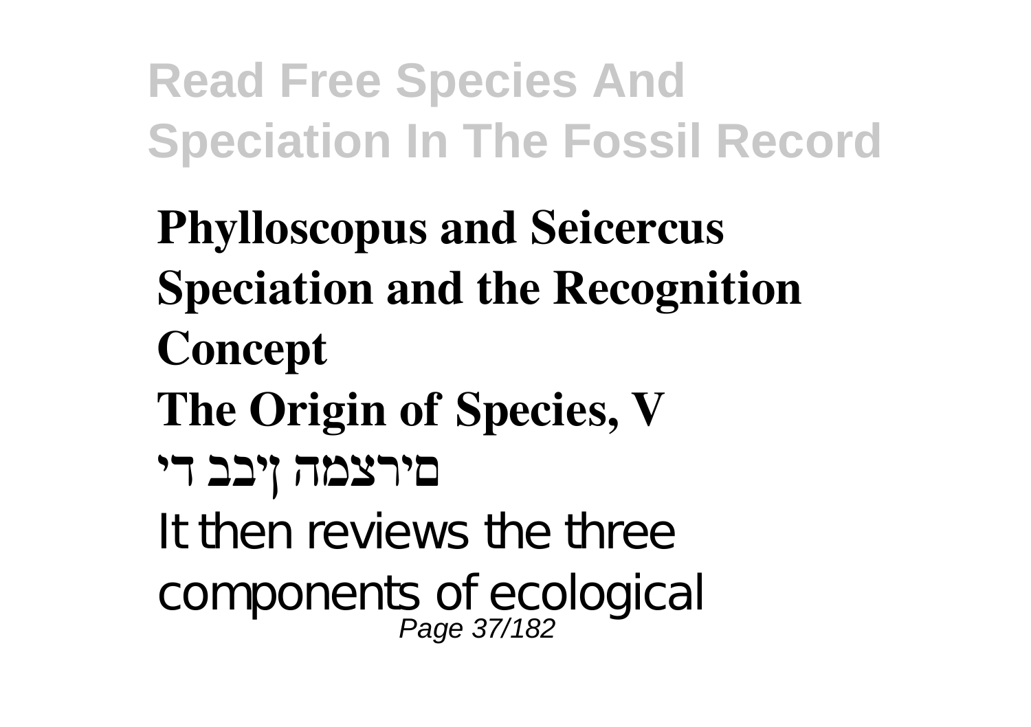**Phylloscopus and Seicercus**

**Speciation and the Recognition Concept**

**The Origin of Species, V**

םירצמה ןיבב די

It then reviews the three components of ecological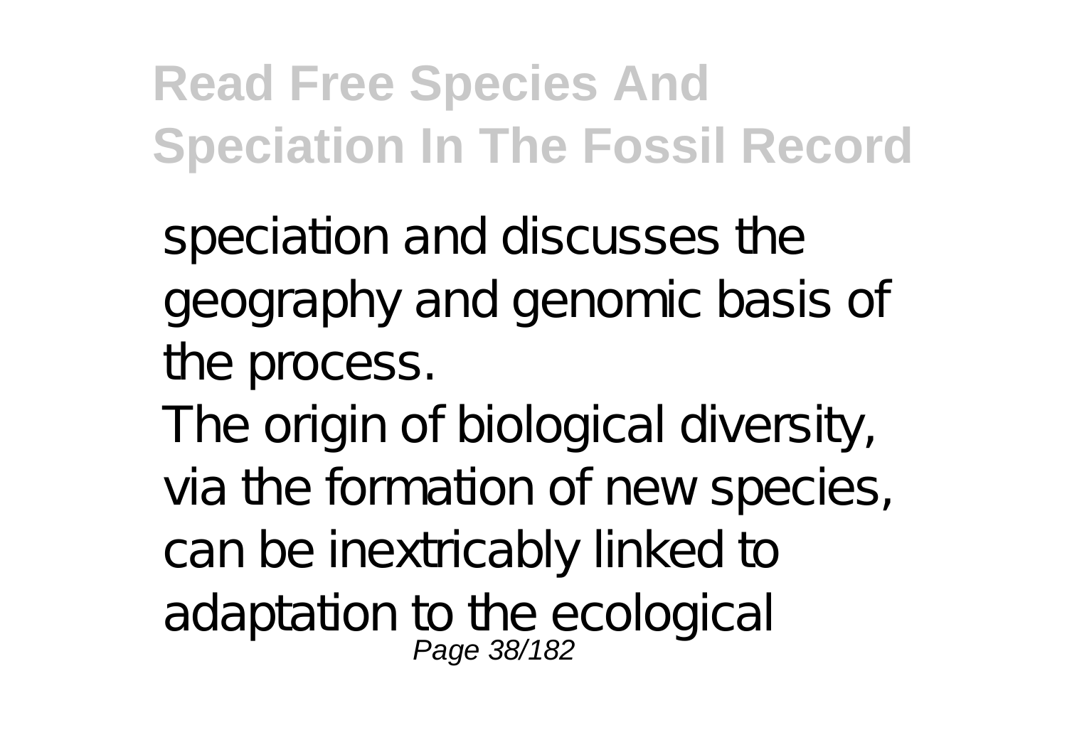speciation and discusses the geography and genomic basis of the process.

The origin of biological diversity, via the formation of new species, can be inextricably linked to adaptation to the ecological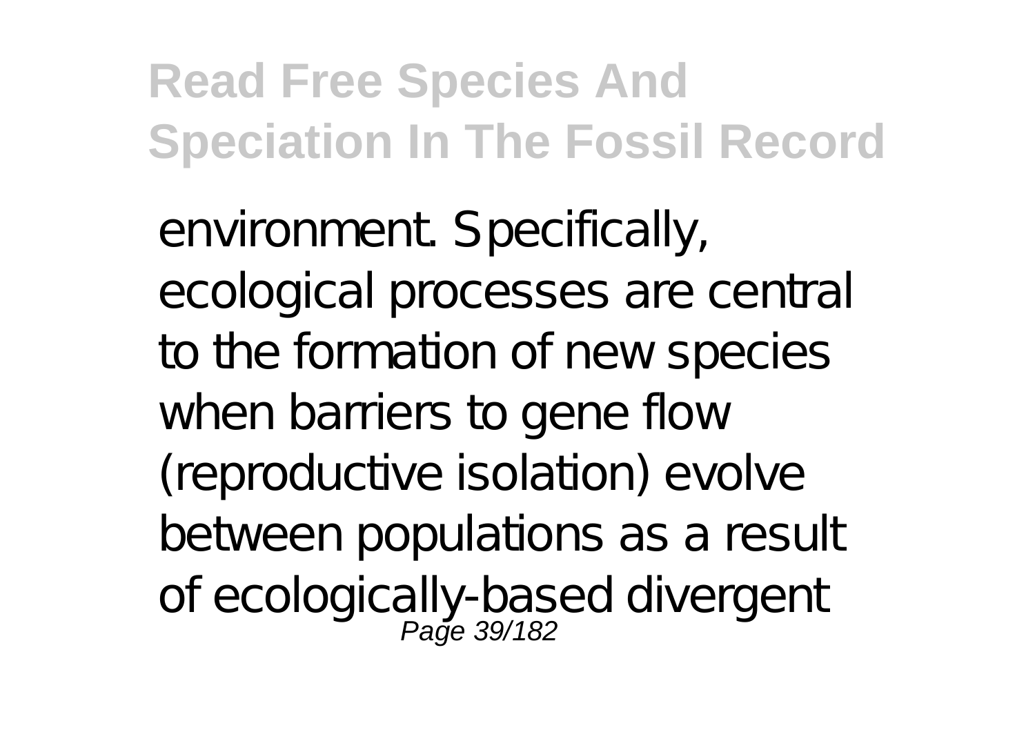environment. Specifically, ecological processes are central to the formation of new species when barriers to gene flow (reproductive isolation) evolve between populations as a result of ecologically-based divergent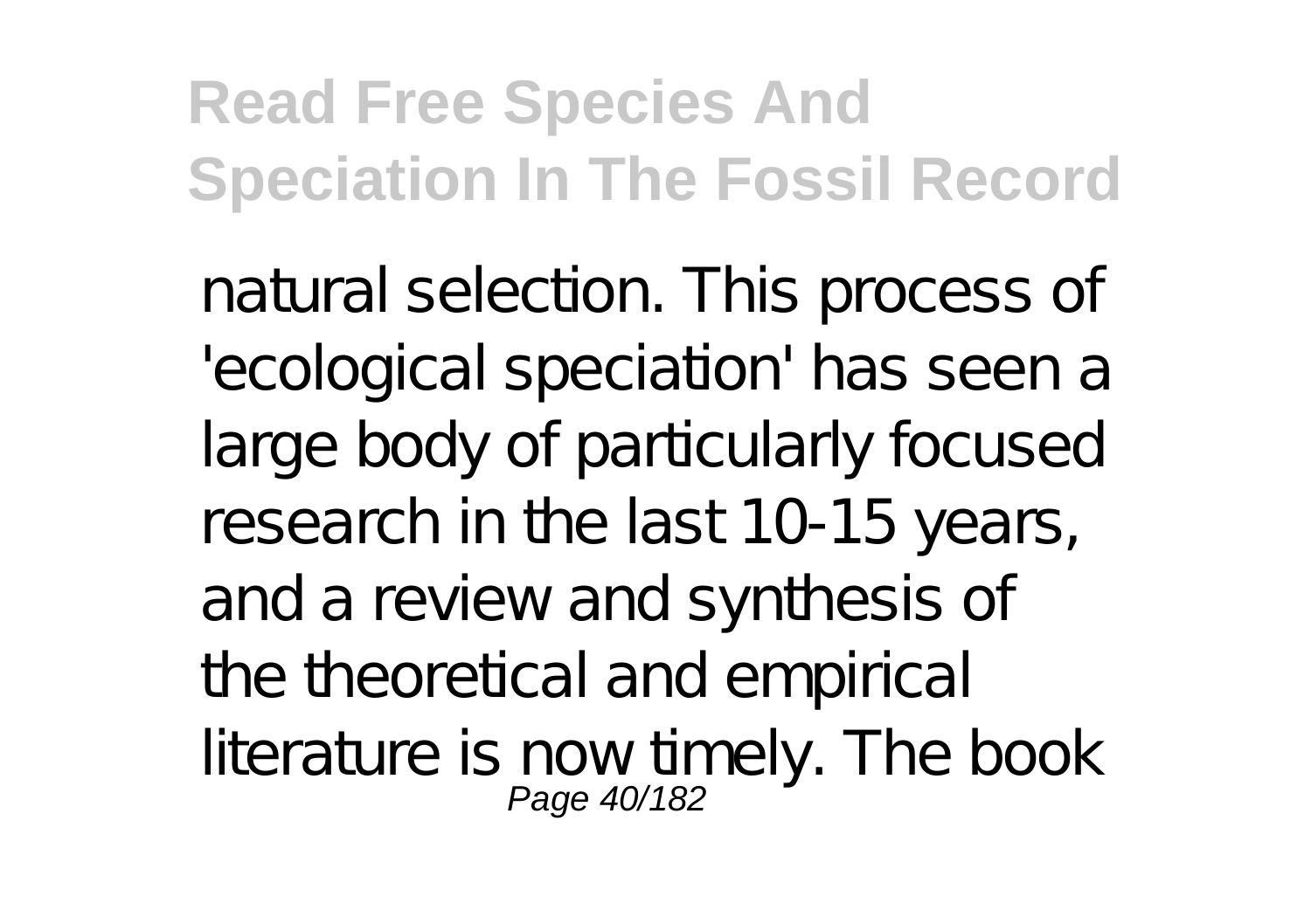natural selection. This process of 'ecological speciation' has seen a large body of particularly focused research in the last 10-15 years, and a review and synthesis of the theoretical and empirical literature is now timely. The book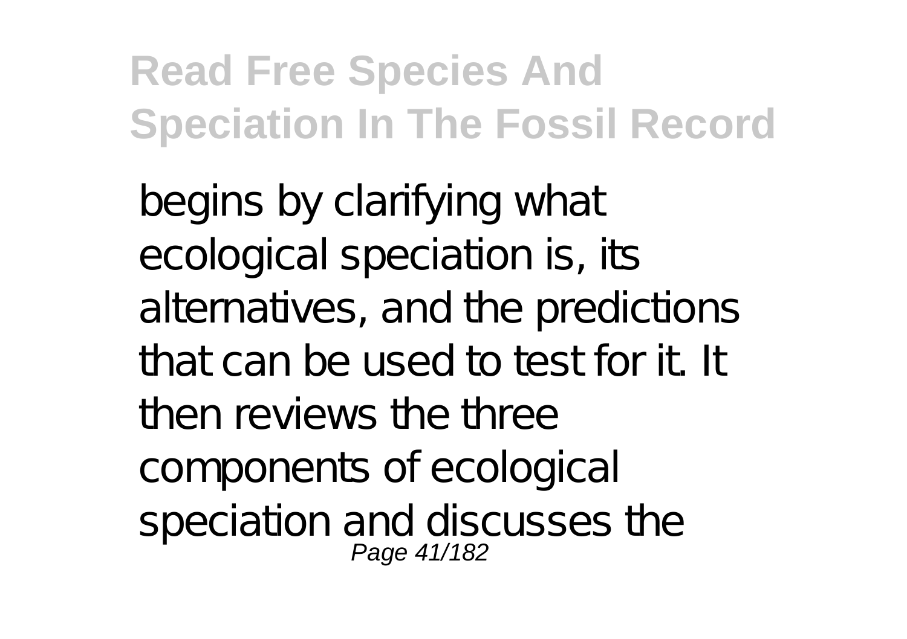begins by clarifying what ecological speciation is, its alternatives, and the predictions that can be used to test for it. It then reviews the three components of ecological speciation and discusses the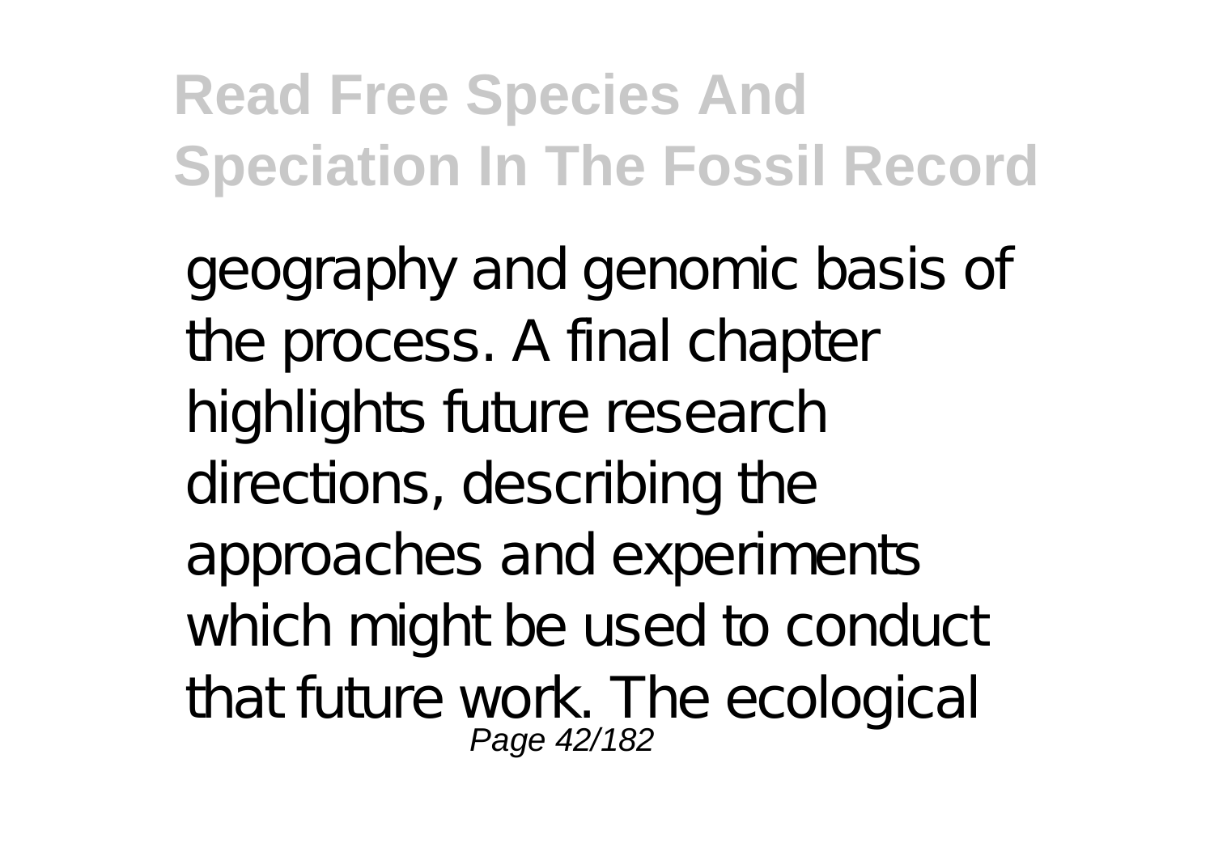geography and genomic basis of the process. A final chapter highlights future research directions, describing the approaches and experiments which might be used to conduct that future work. The ecological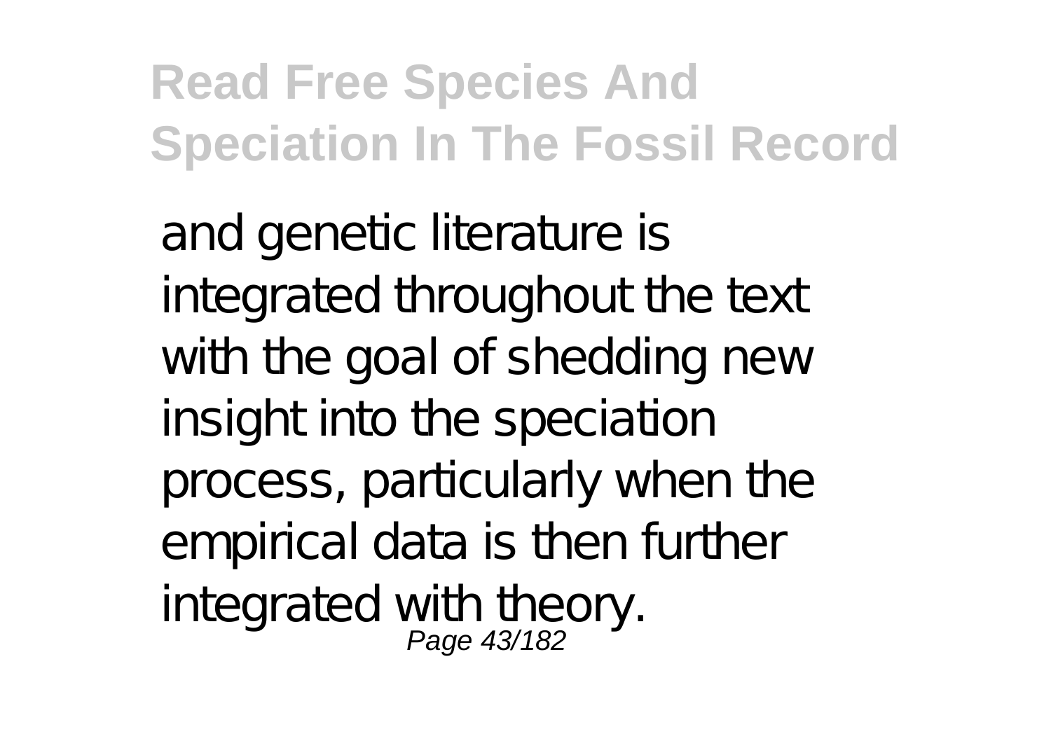and genetic literature is integrated throughout the text with the goal of shedding new insight into the speciation process, particularly when the empirical data is then further integrated with theory.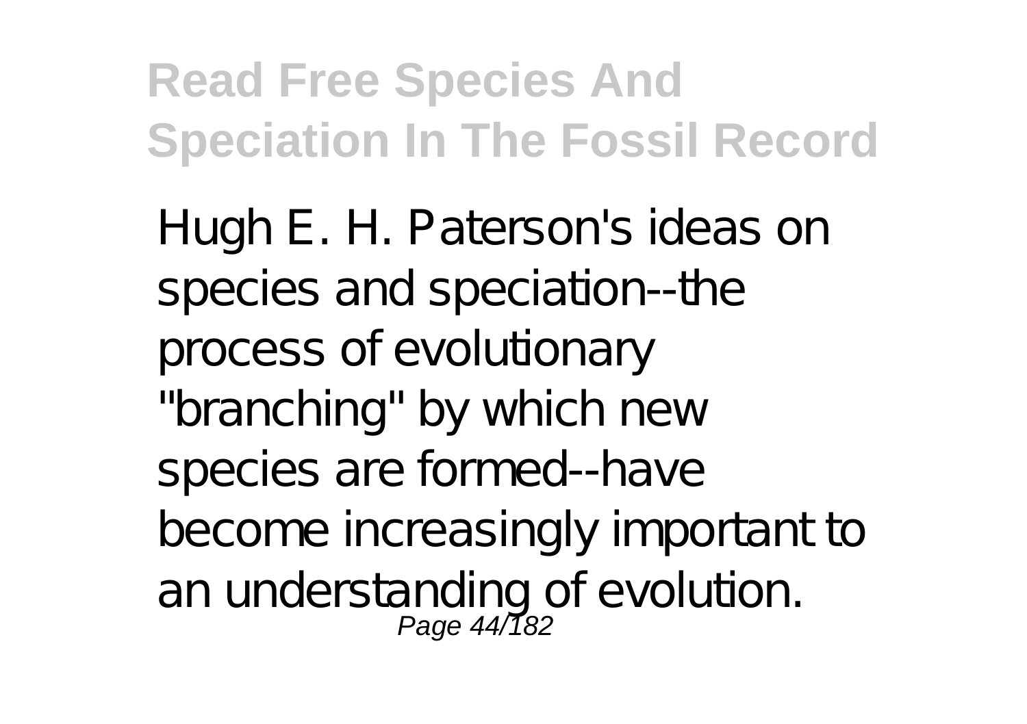Hugh E. H. Paterson's ideas on species and speciation--the process of evolutionary "branching" by which new species are formed--have become increasingly important to an understanding of evolution.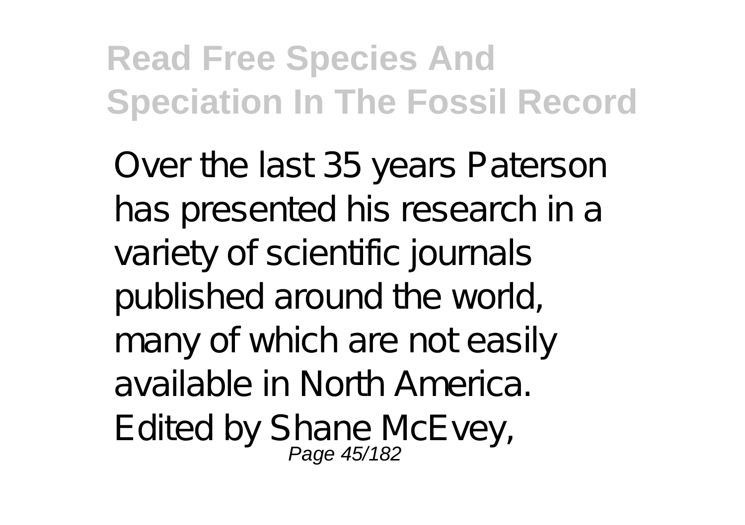Over the last 35 years Paterson has presented his research in a variety of scientific journals published around the world, many of which are not easily available in North America. Edited by Shane McEvey,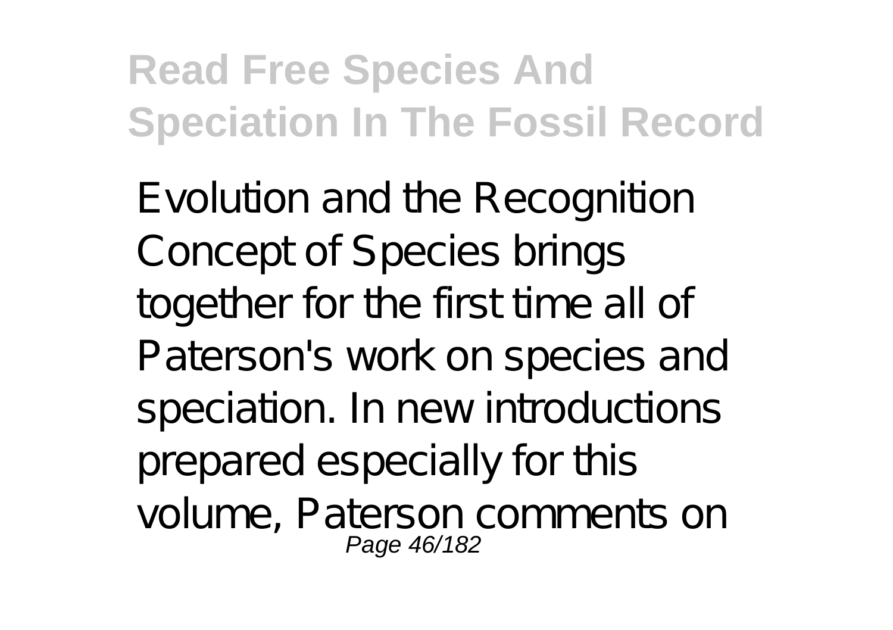Evolution and the Recognition Concept of Species brings together for the first time all of Paterson's work on species and speciation. In new introductions prepared especially for this volume, Paterson comments on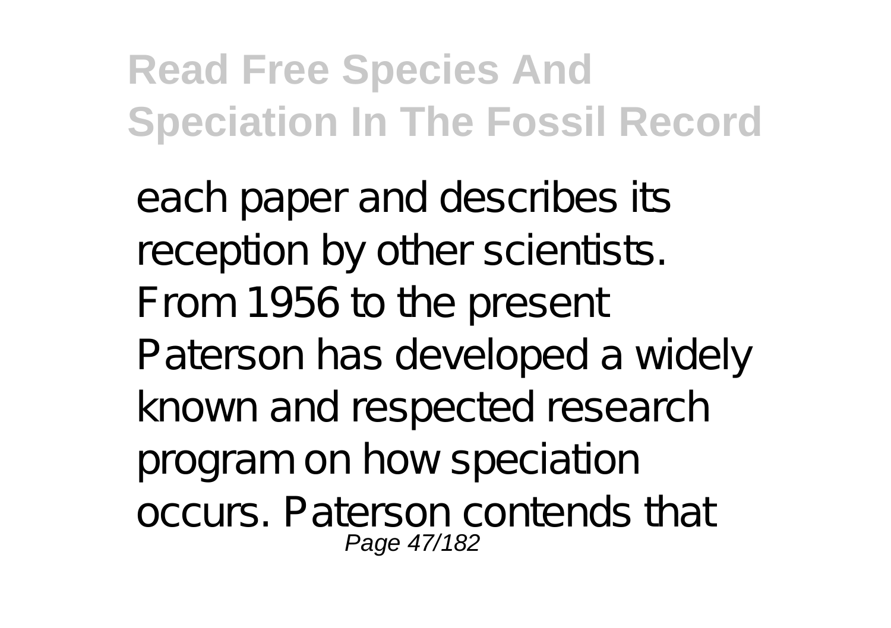each paper and describes its reception by other scientists. From 1956 to the present Paterson has developed a widely known and respected research program on how speciation occurs. Paterson contends that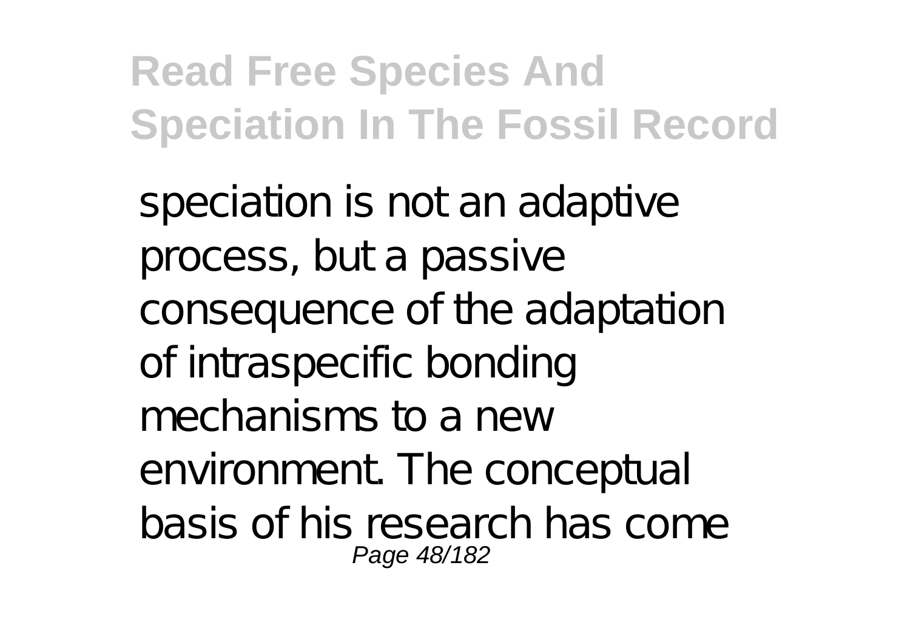speciation is not an adaptive process, but a passive consequence of the adaptation of intraspecific bonding mechanisms to a new environment. The conceptual basis of his research has come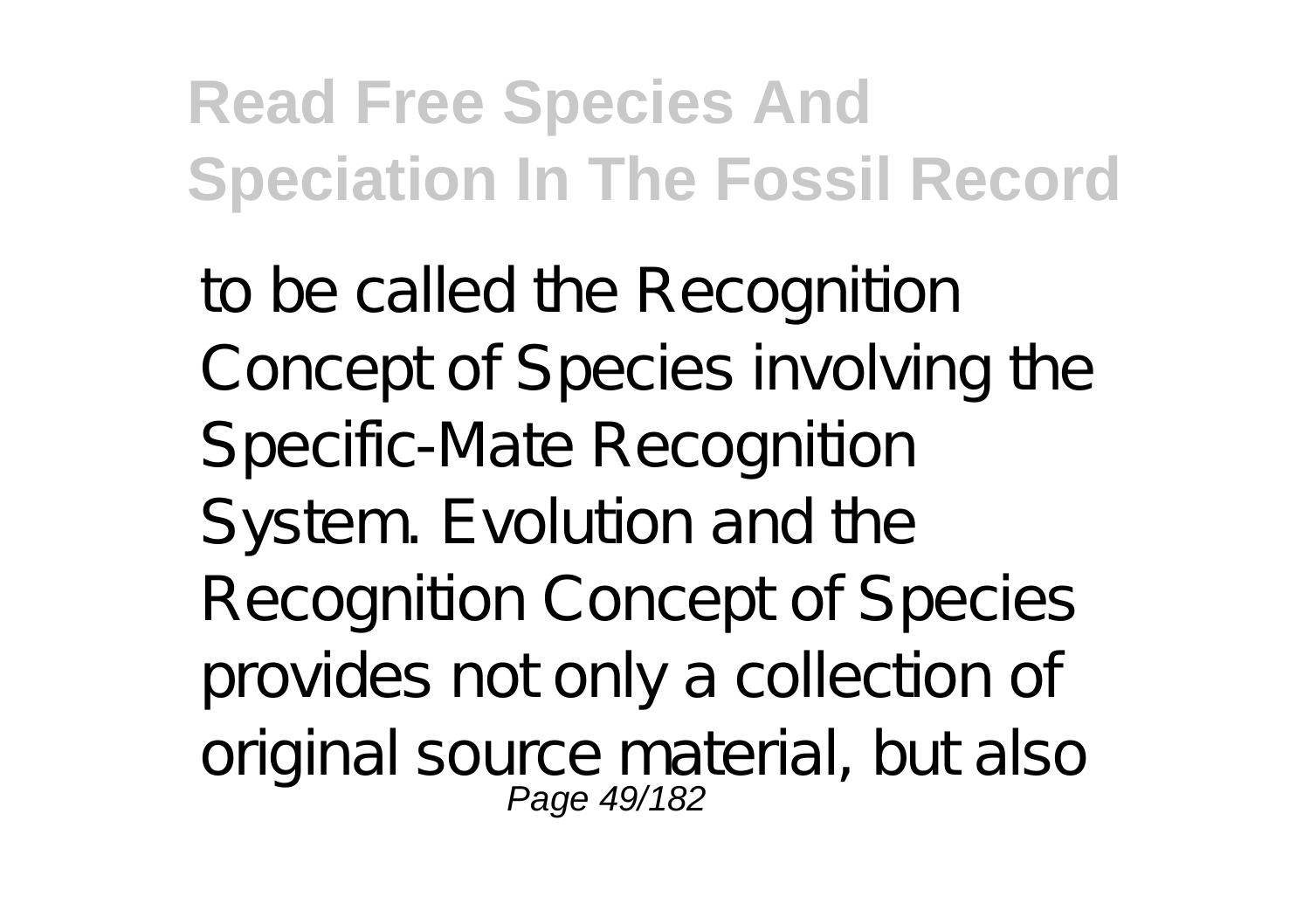to be called the Recognition Concept of Species involving the Specific-Mate Recognition System. Evolution and the Recognition Concept of Species provides not only a collection of original source material, but also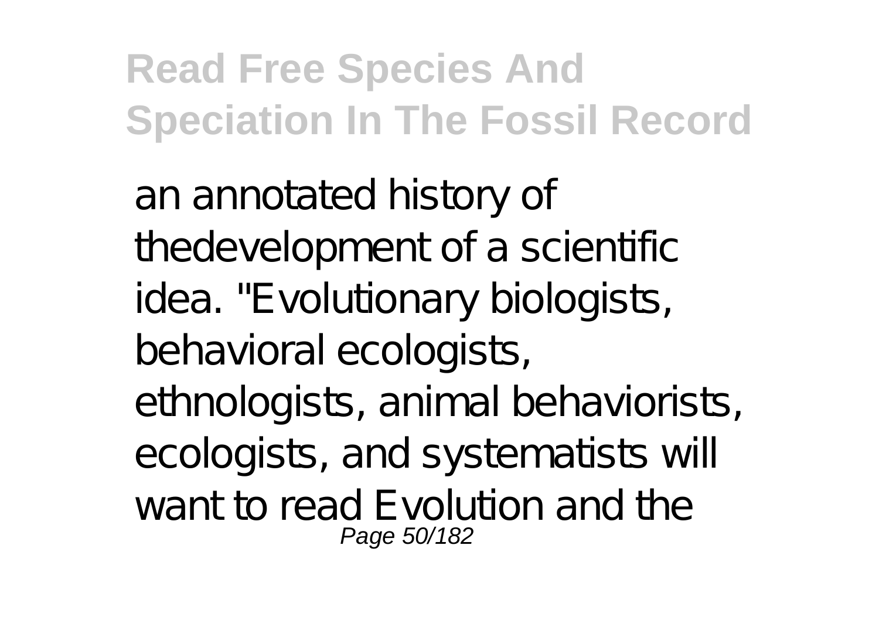an annotated history of thedevelopment of a scientific idea. "Evolutionary biologists, behavioral ecologists, ethnologists, animal behaviorists, ecologists, and systematists will want to read Evolution and the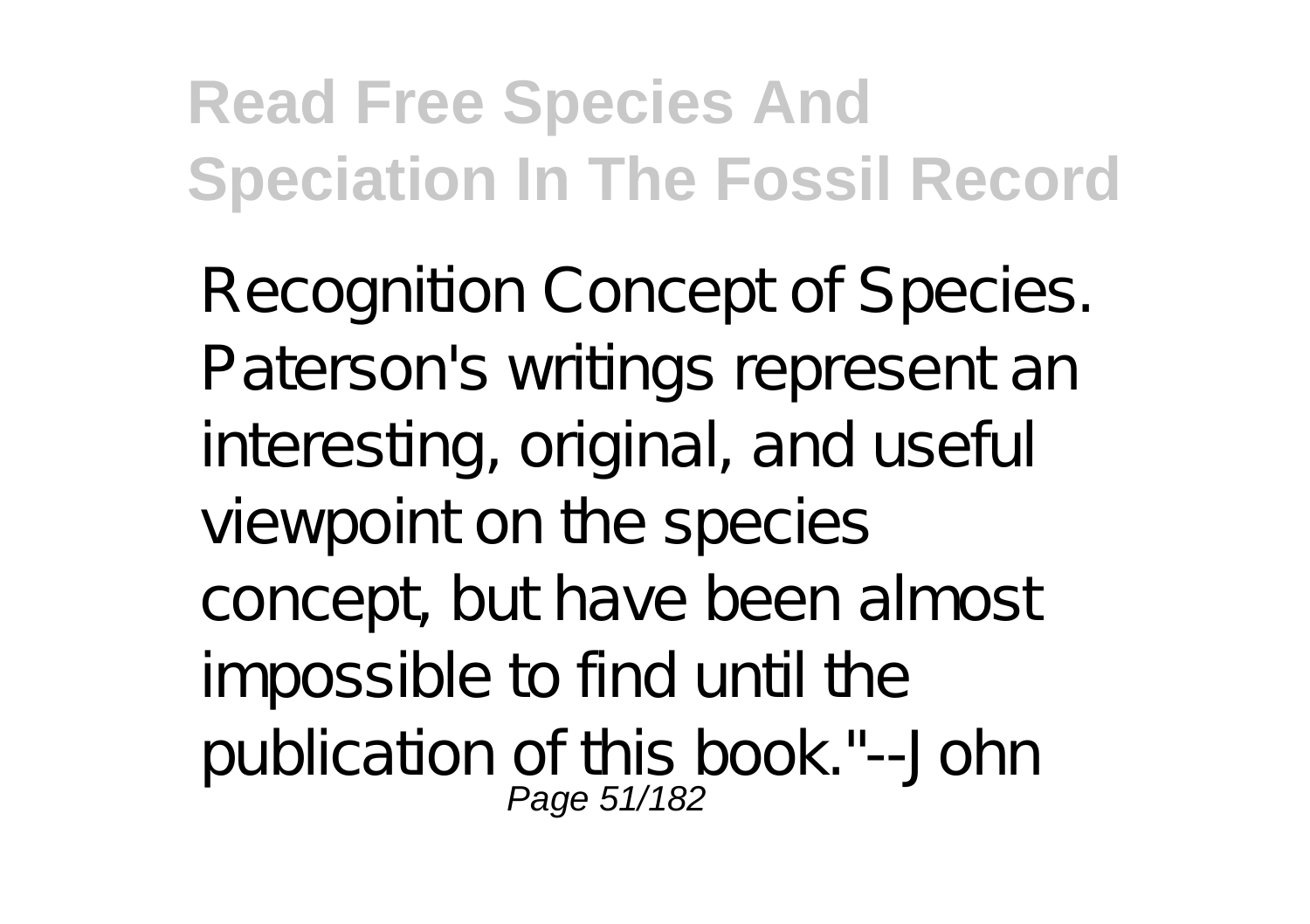Recognition Concept of Species. Paterson's writings represent an interesting, original, and useful viewpoint on the species concept, but have been almost impossible to find until the publication of this book."--John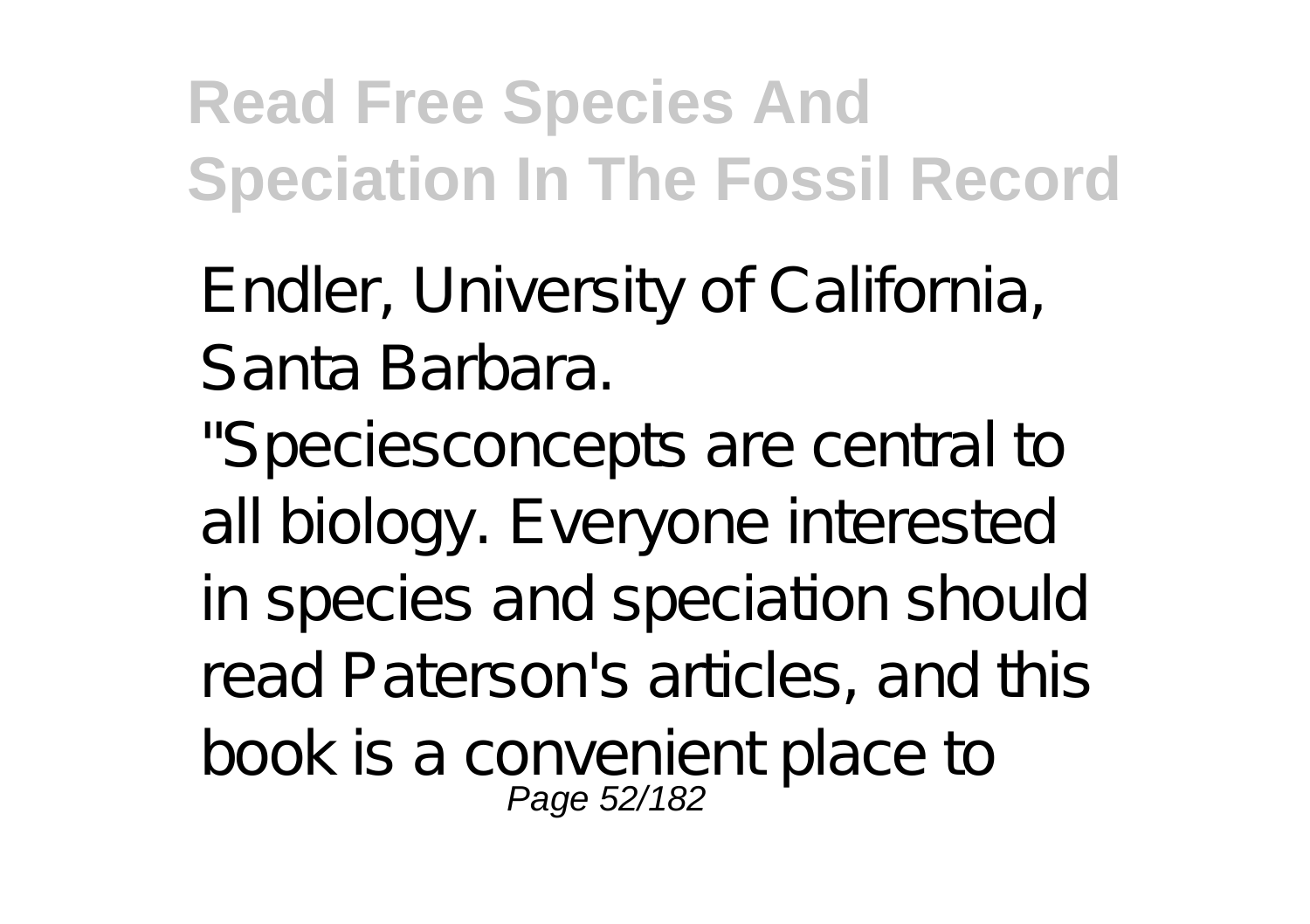Endler, University of California, Santa Barbara.

"Speciesconcepts are central to all biology. Everyone interested in species and speciation should read Paterson's articles, and this book is a convenient place to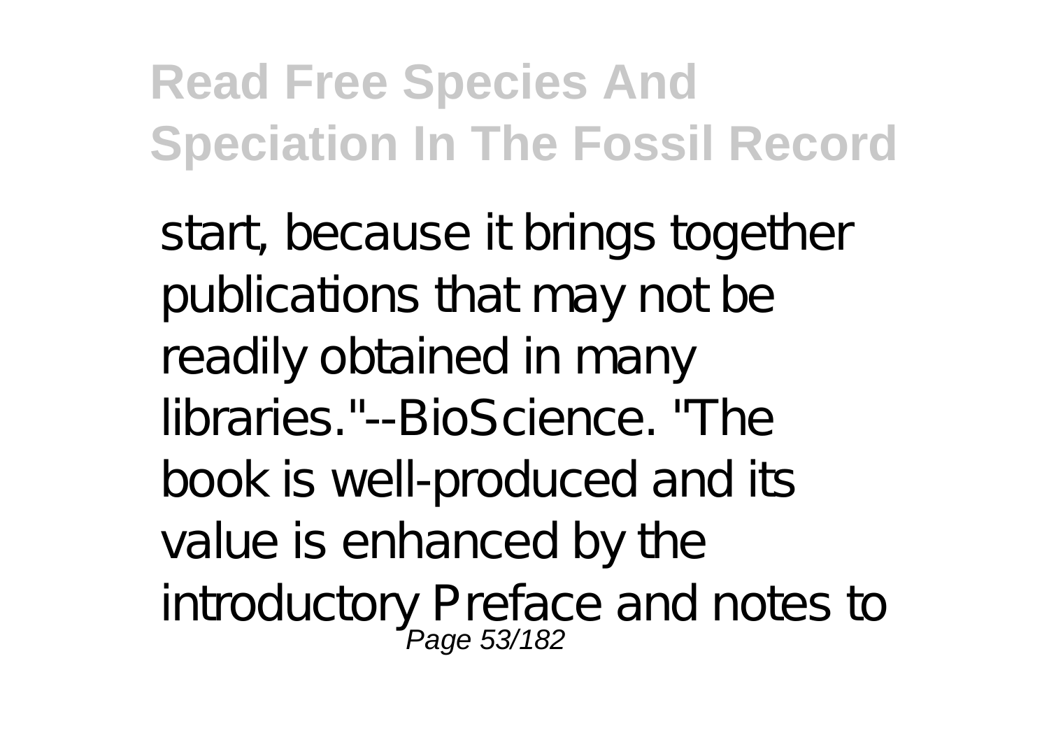start, because it brings together publications that may not be readily obtained in many libraries."--BioScience. "The book is well-produced and its value is enhanced by the introductory Preface and notes to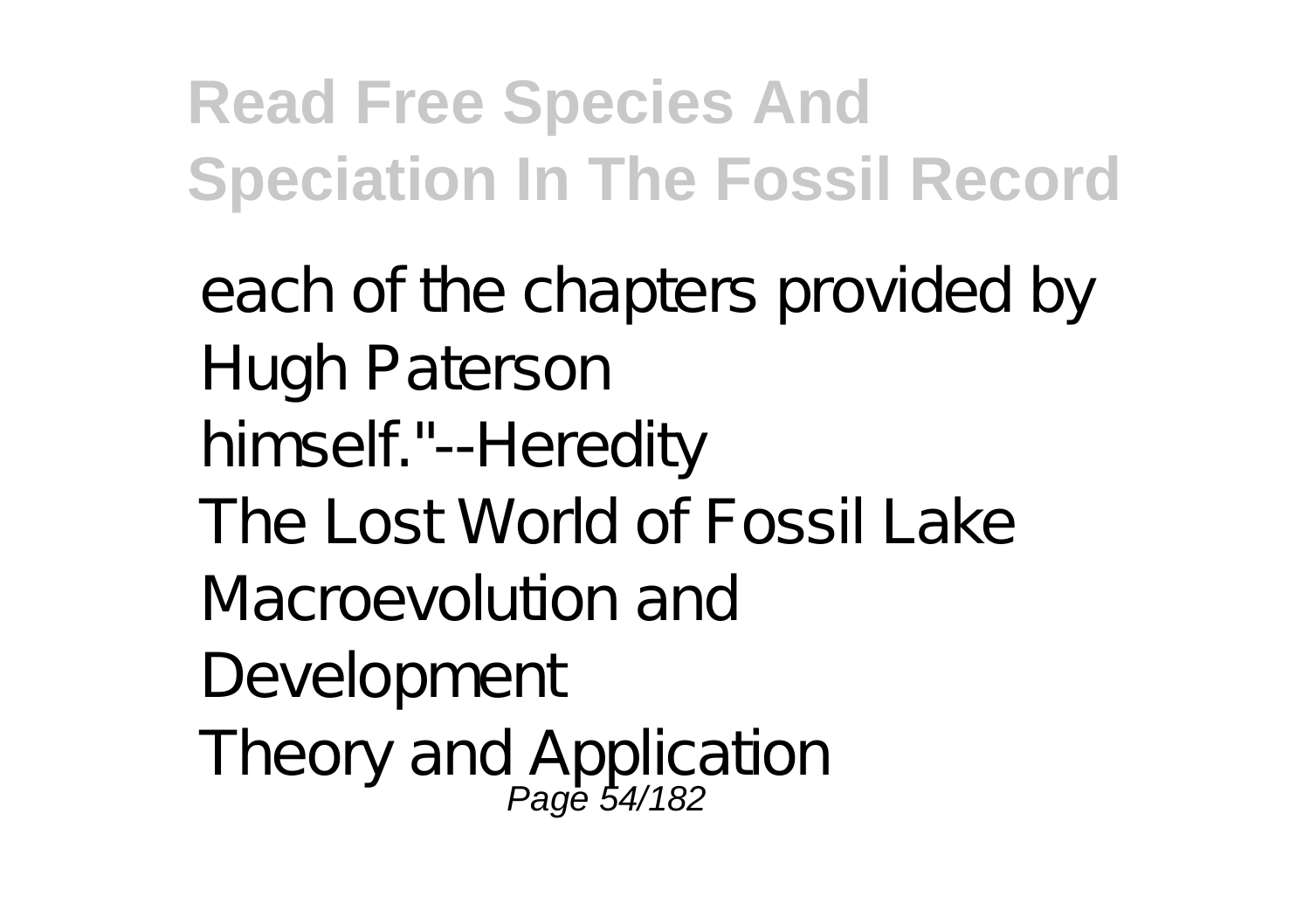each of the chapters provided by Hugh Paterson himself."--Heredity

The Lost World of Fossil Lake

Macroevolution and Development

Theory and Application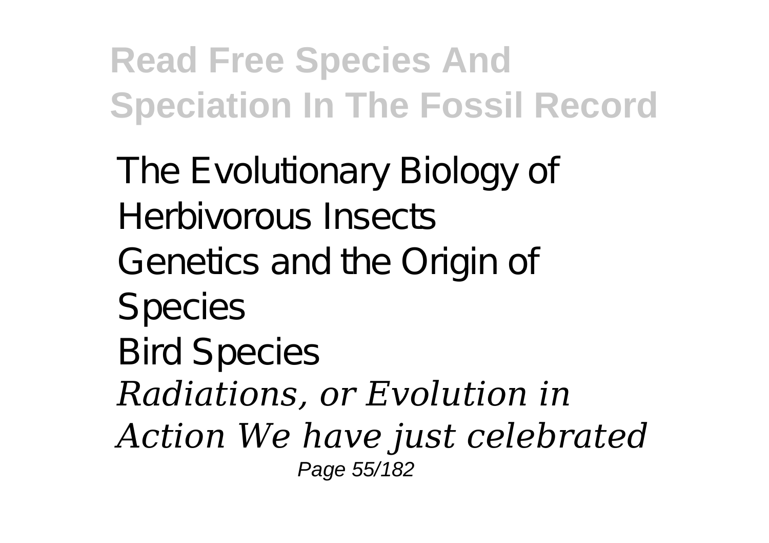The Evolutionary Biology of Herbivorous Insects
Genetics and the Origin of Species
Bird Species
*Radiations, or Evolution in Action We have just celebrated*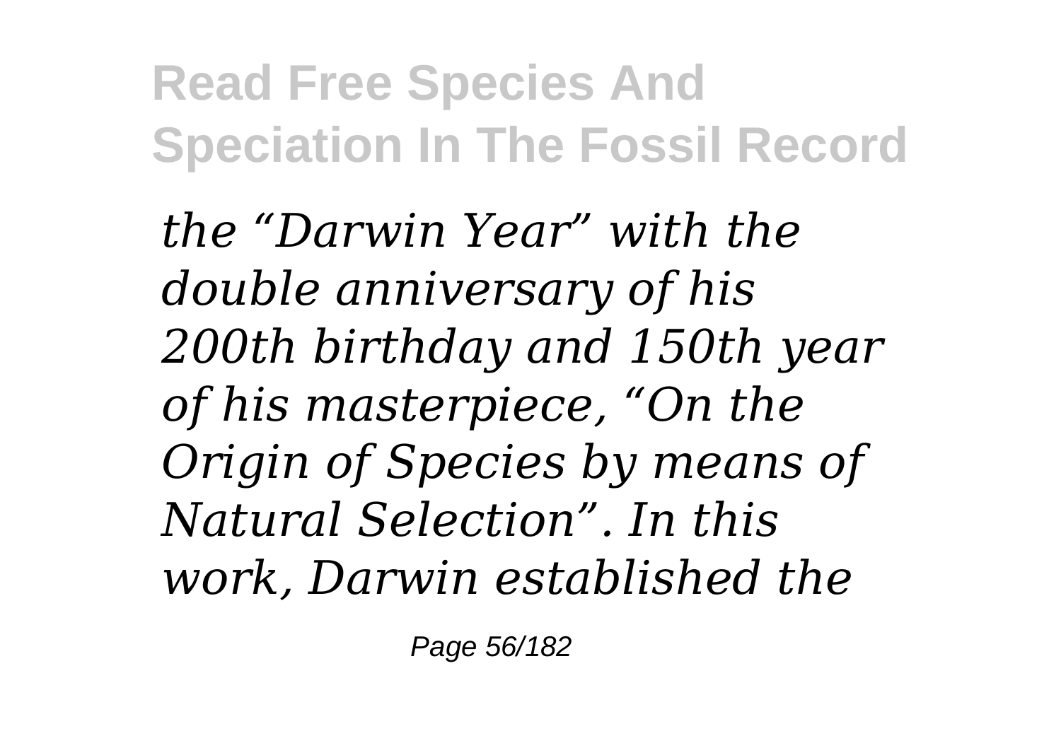*the “Darwin Year” with the double anniversary of his 200th birthday and 150th year of his masterpiece, “On the Origin of Species by means of Natural Selection”. In this work, Darwin established the*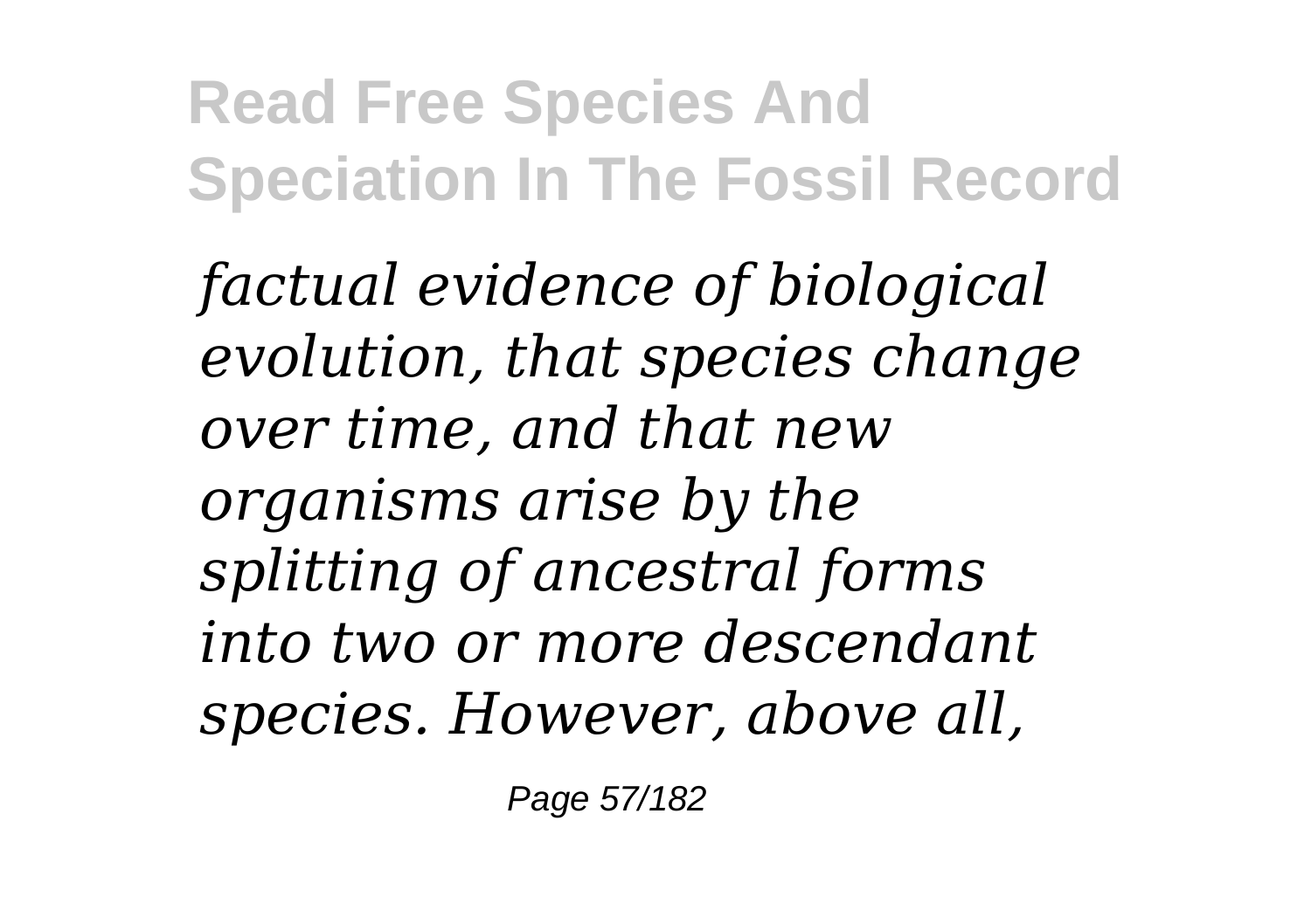*factual evidence of biological evolution, that species change over time, and that new organisms arise by the splitting of ancestral forms into two or more descendant species. However, above all,*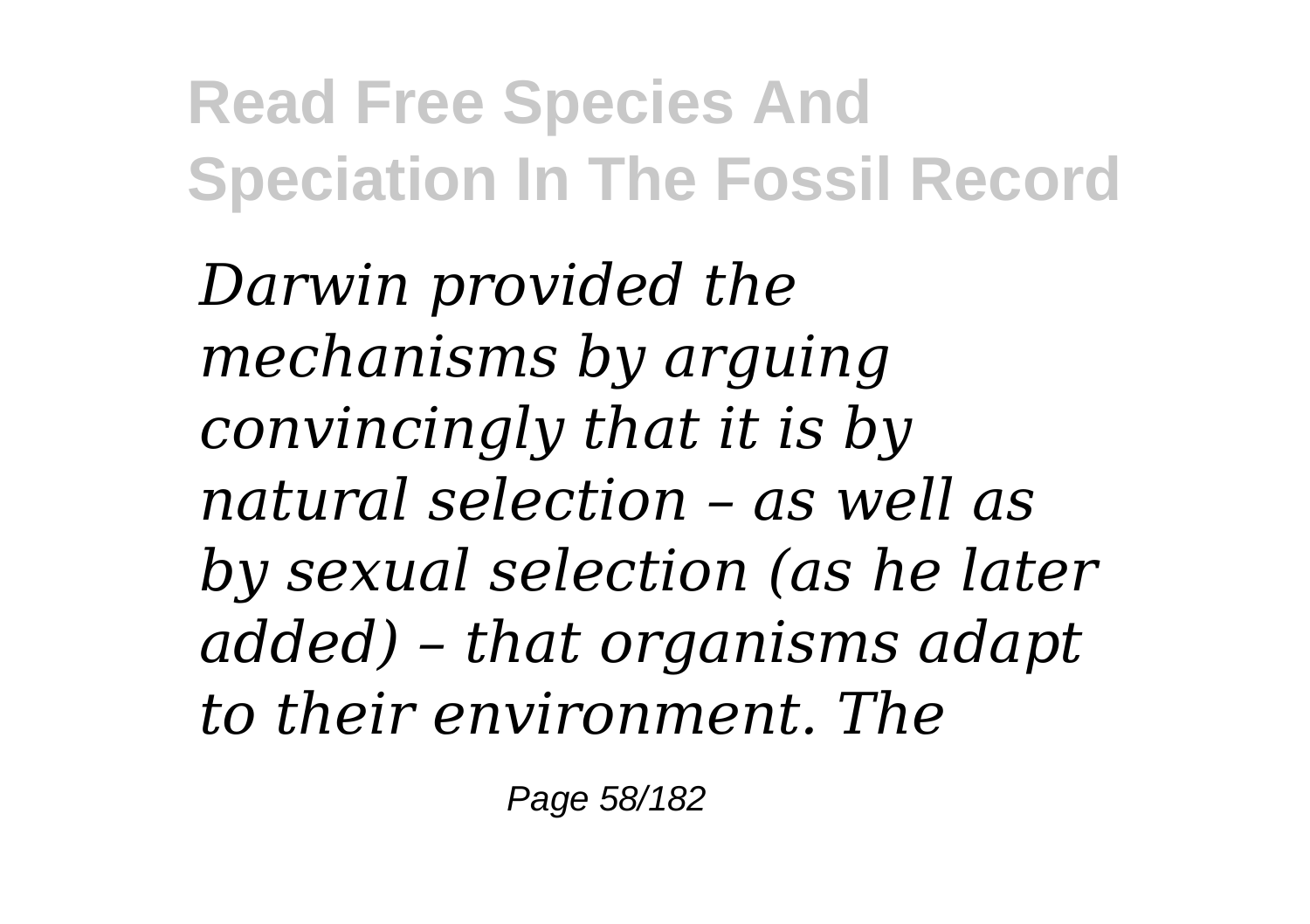*Darwin provided the mechanisms by arguing convincingly that it is by natural selection – as well as by sexual selection (as he later added) – that organisms adapt to their environment. The*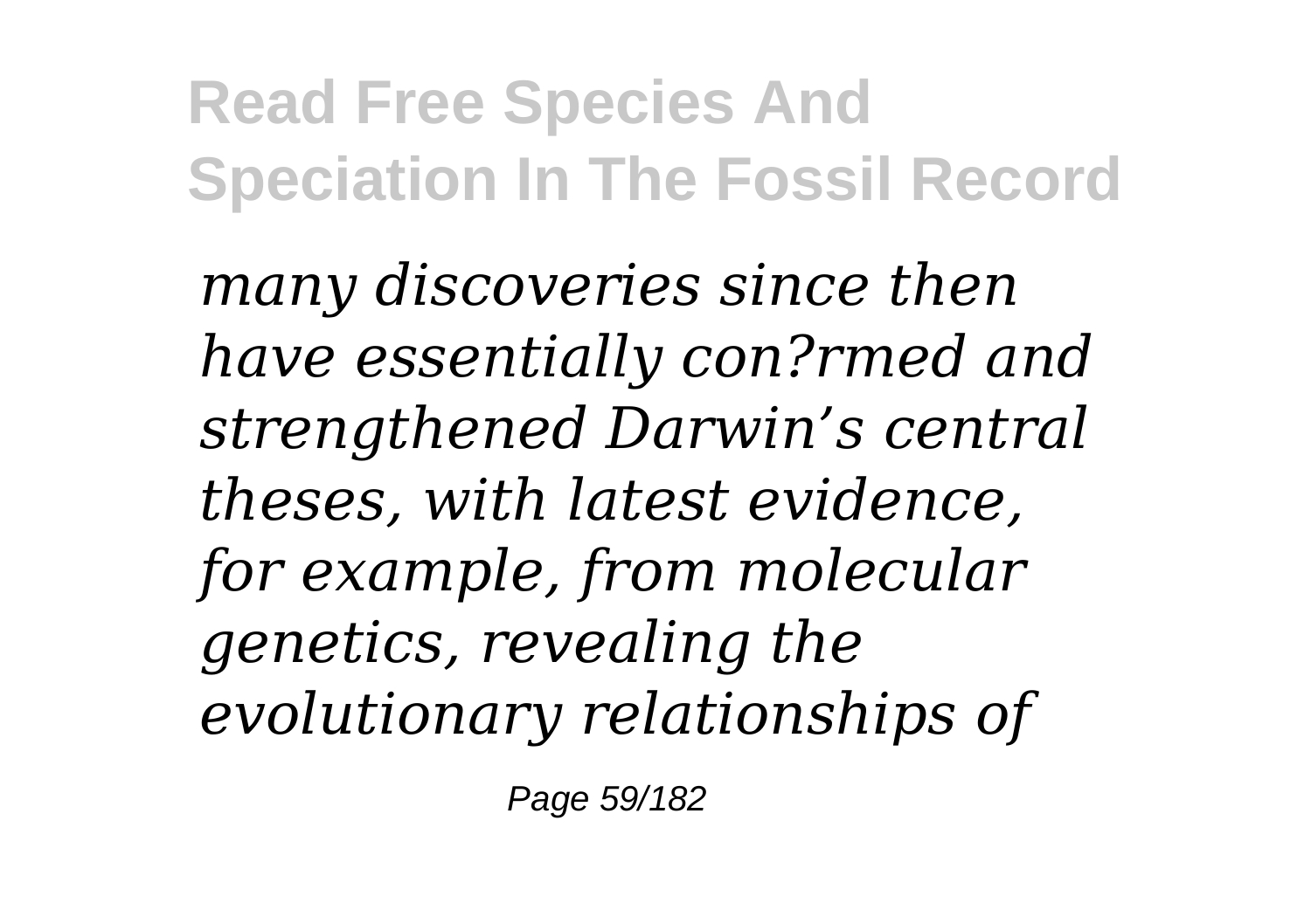*many discoveries since then have essentially con?rmed and strengthened Darwin’s central theses, with latest evidence, for example, from molecular genetics, revealing the evolutionary relationships of*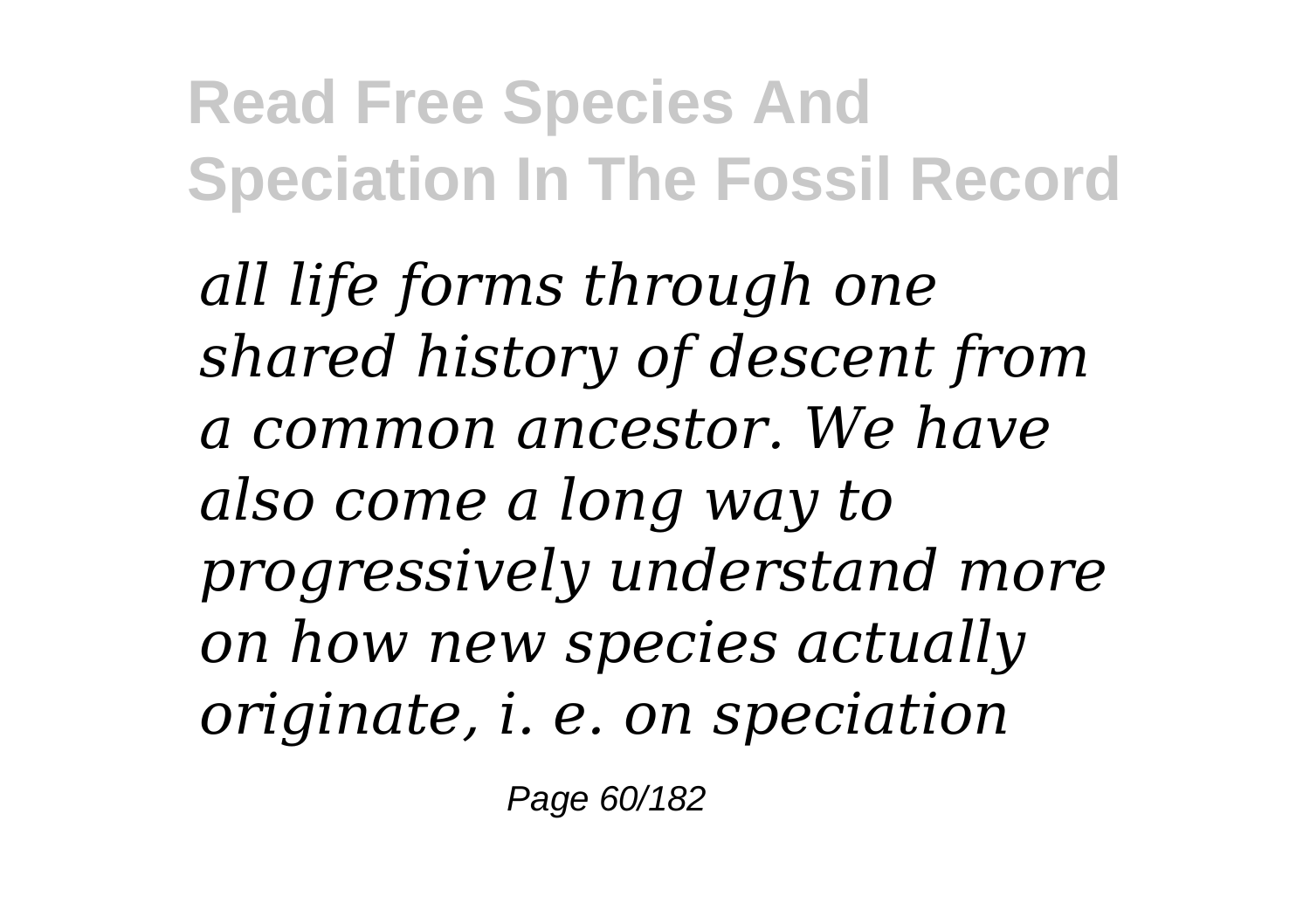*all life forms through one shared history of descent from a common ancestor. We have also come a long way to progressively understand more on how new species actually originate, i. e. on speciation*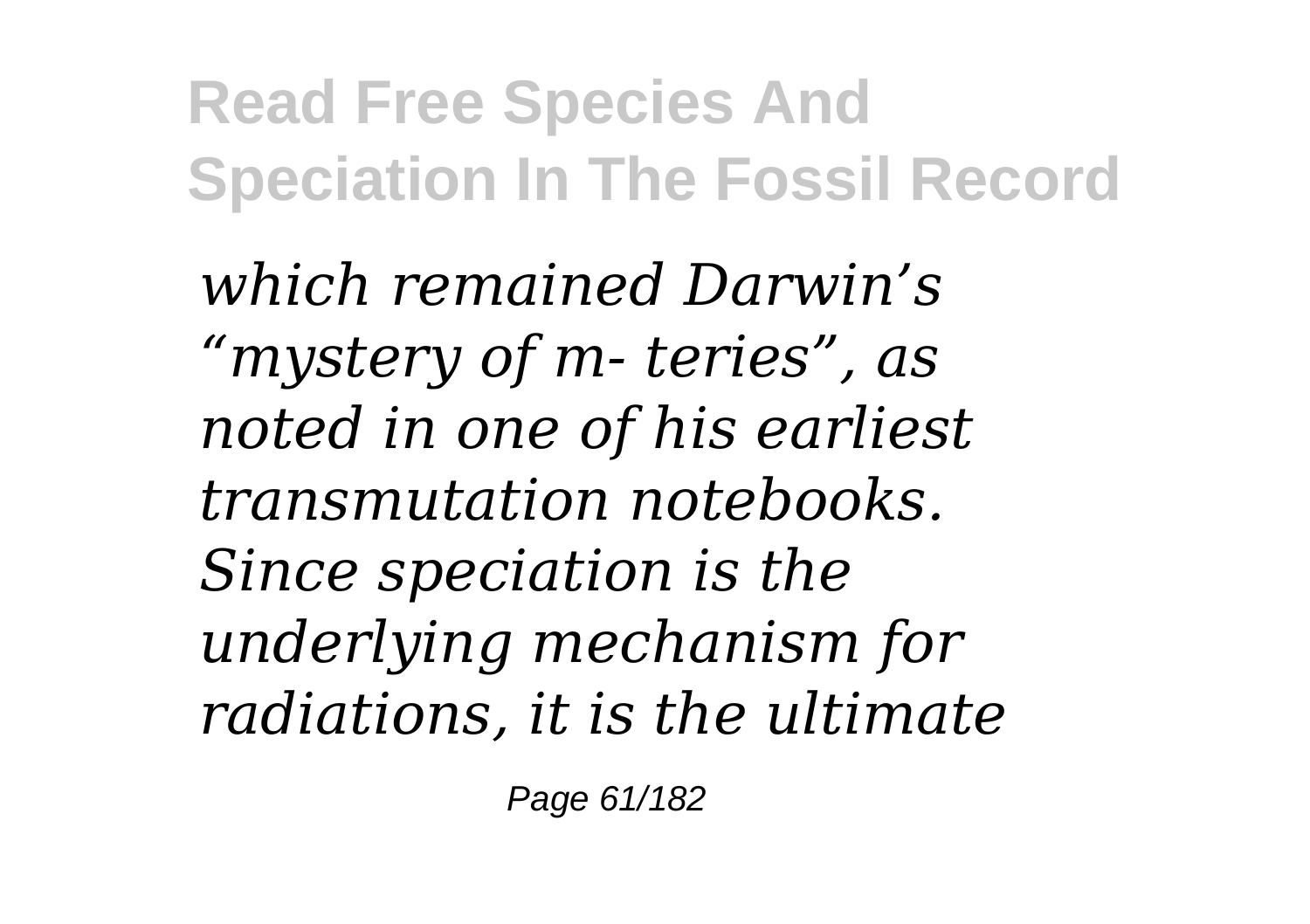*which remained Darwin's "mystery of m- teries", as noted in one of his earliest transmutation notebooks. Since speciation is the underlying mechanism for radiations, it is the ultimate*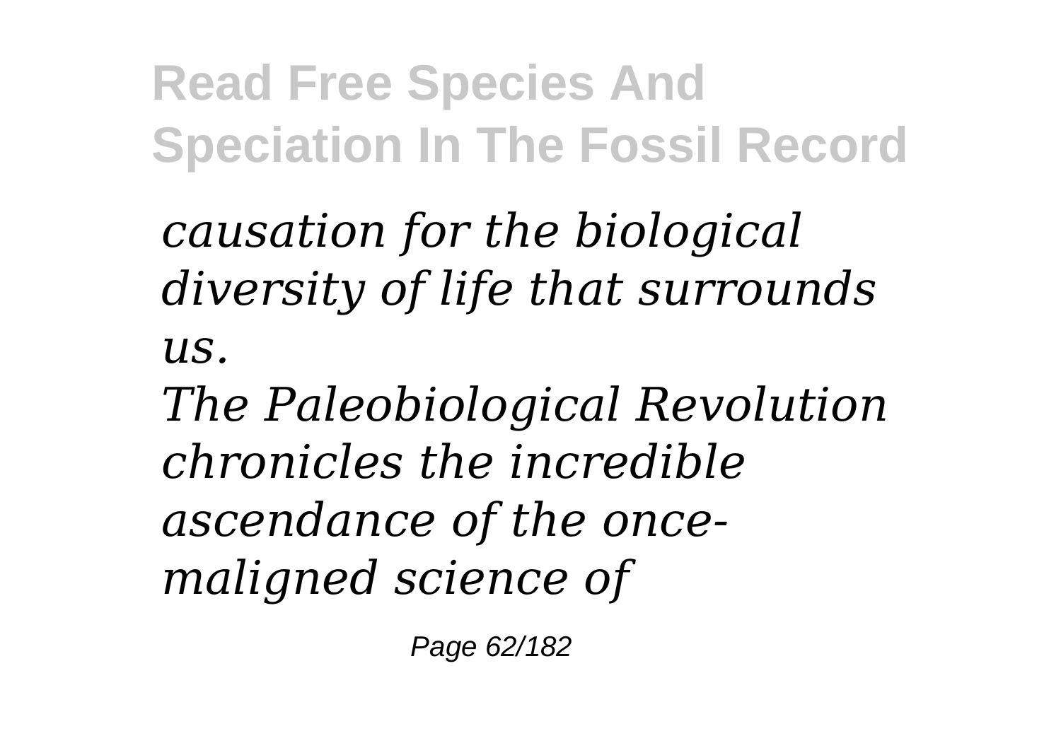*causation for the biological diversity of life that surrounds us.*

*The Paleobiological Revolution chronicles the incredible ascendance of the once-maligned science of*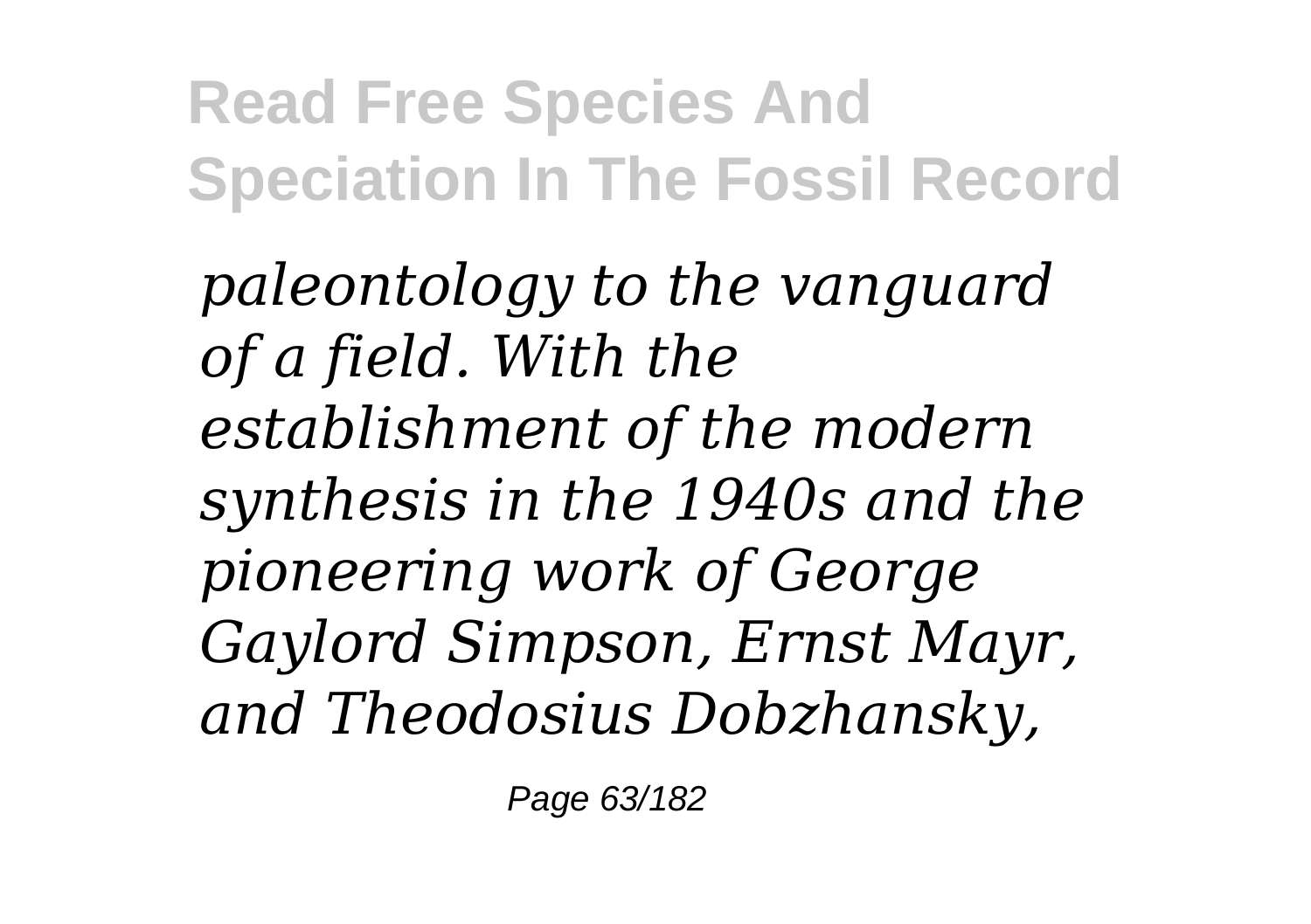*paleontology to the vanguard of a field. With the establishment of the modern synthesis in the 1940s and the pioneering work of George Gaylord Simpson, Ernst Mayr, and Theodosius Dobzhansky,*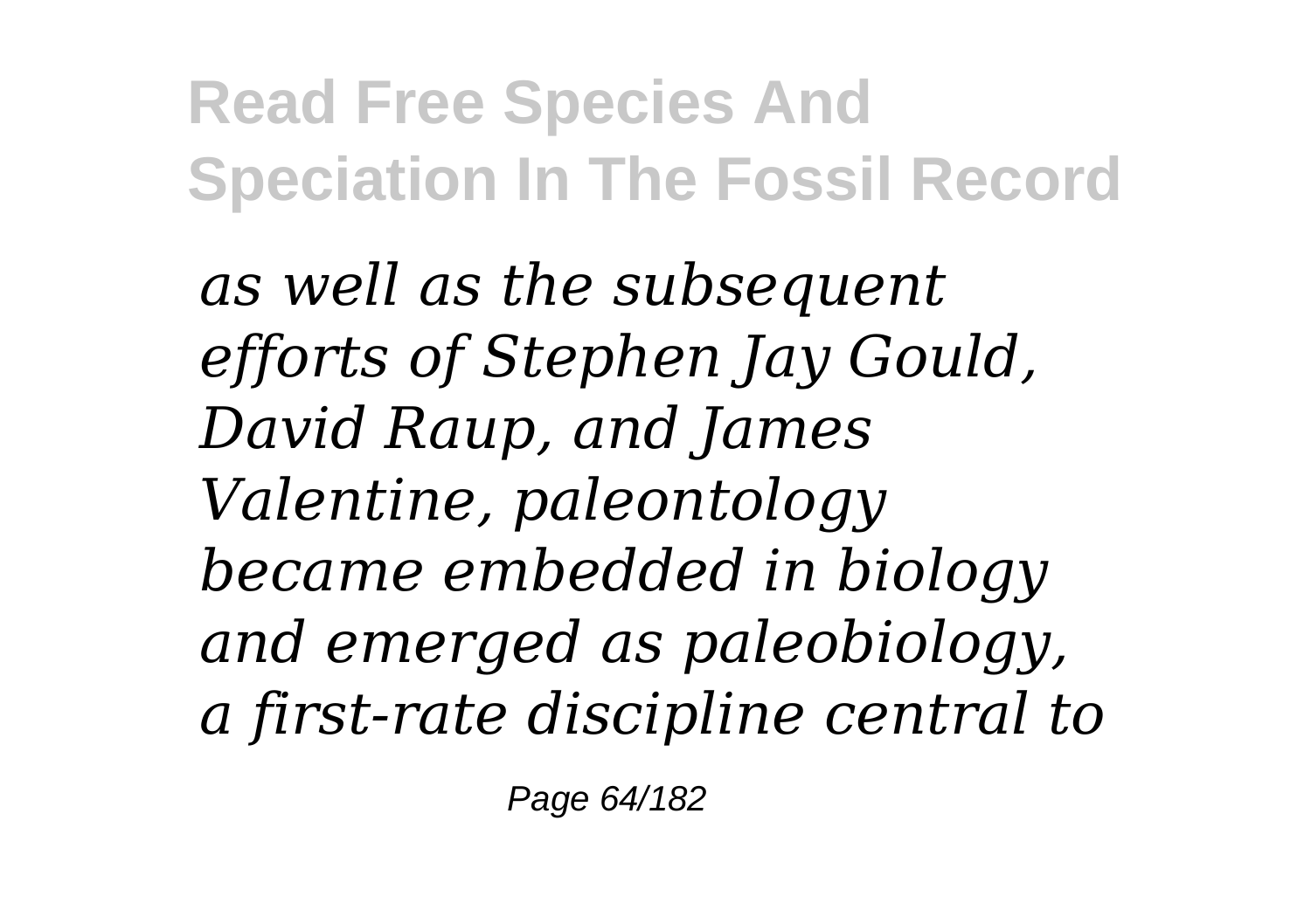*as well as the subsequent efforts of Stephen Jay Gould, David Raup, and James Valentine, paleontology became embedded in biology and emerged as paleobiology, a first-rate discipline central to*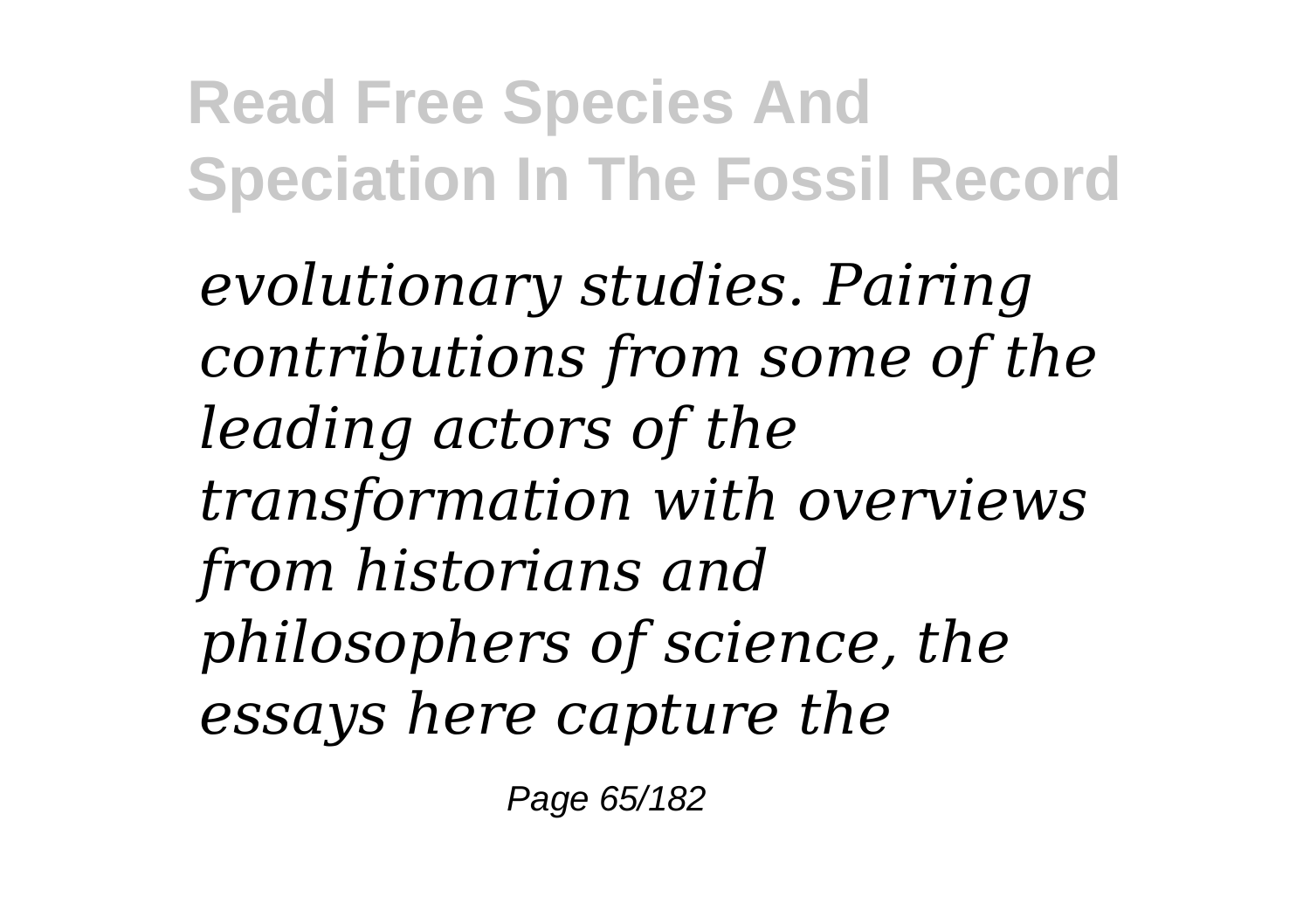*evolutionary studies. Pairing contributions from some of the leading actors of the transformation with overviews from historians and philosophers of science, the essays here capture the*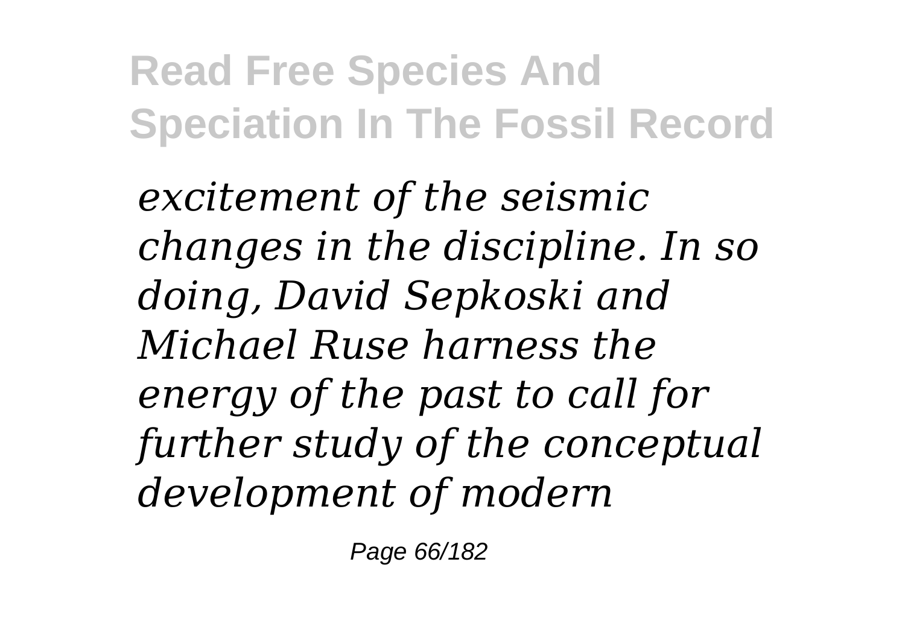*excitement of the seismic changes in the discipline. In so doing, David Sepkoski and Michael Ruse harness the energy of the past to call for further study of the conceptual development of modern*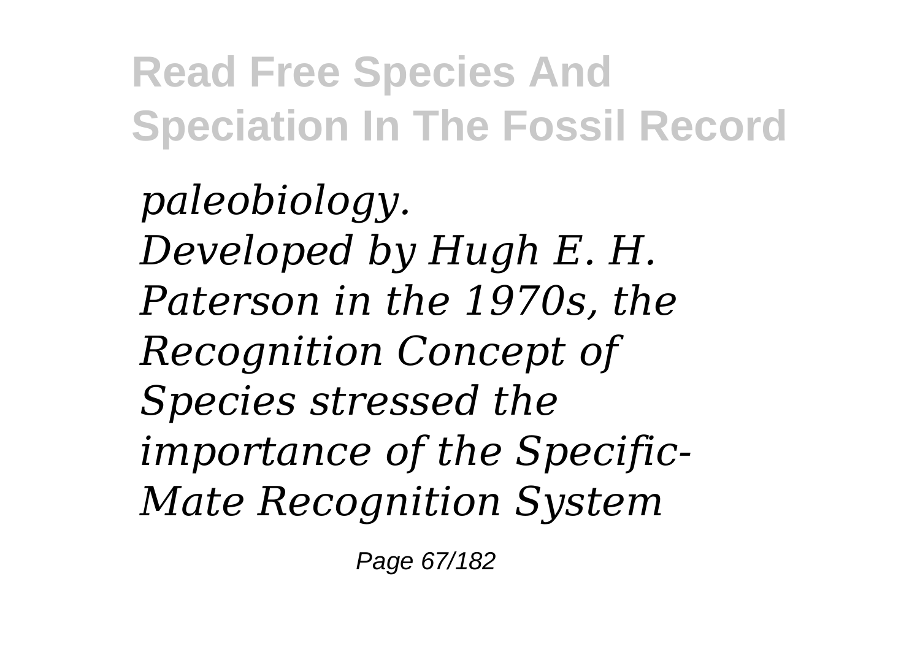*paleobiology.*
*Developed by Hugh E. H. Paterson in the 1970s, the Recognition Concept of Species stressed the importance of the Specific-Mate Recognition System*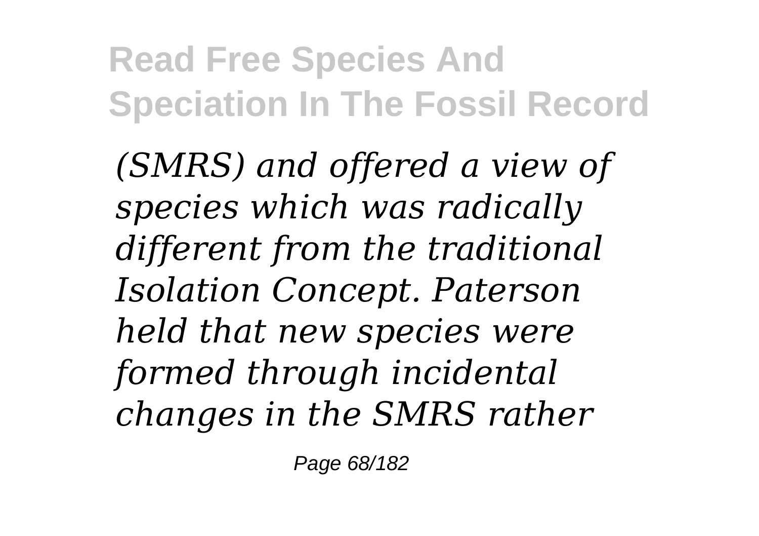*(SMRS) and offered a view of species which was radically different from the traditional Isolation Concept. Paterson held that new species were formed through incidental changes in the SMRS rather*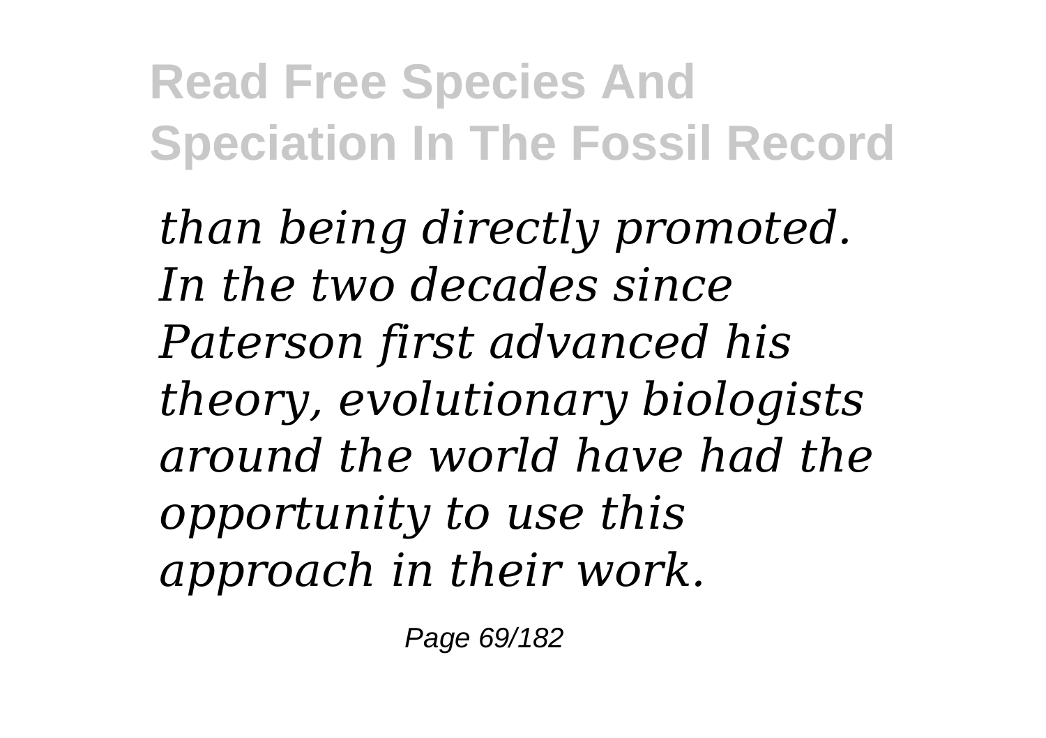*than being directly promoted. In the two decades since Paterson first advanced his theory, evolutionary biologists around the world have had the opportunity to use this approach in their work.*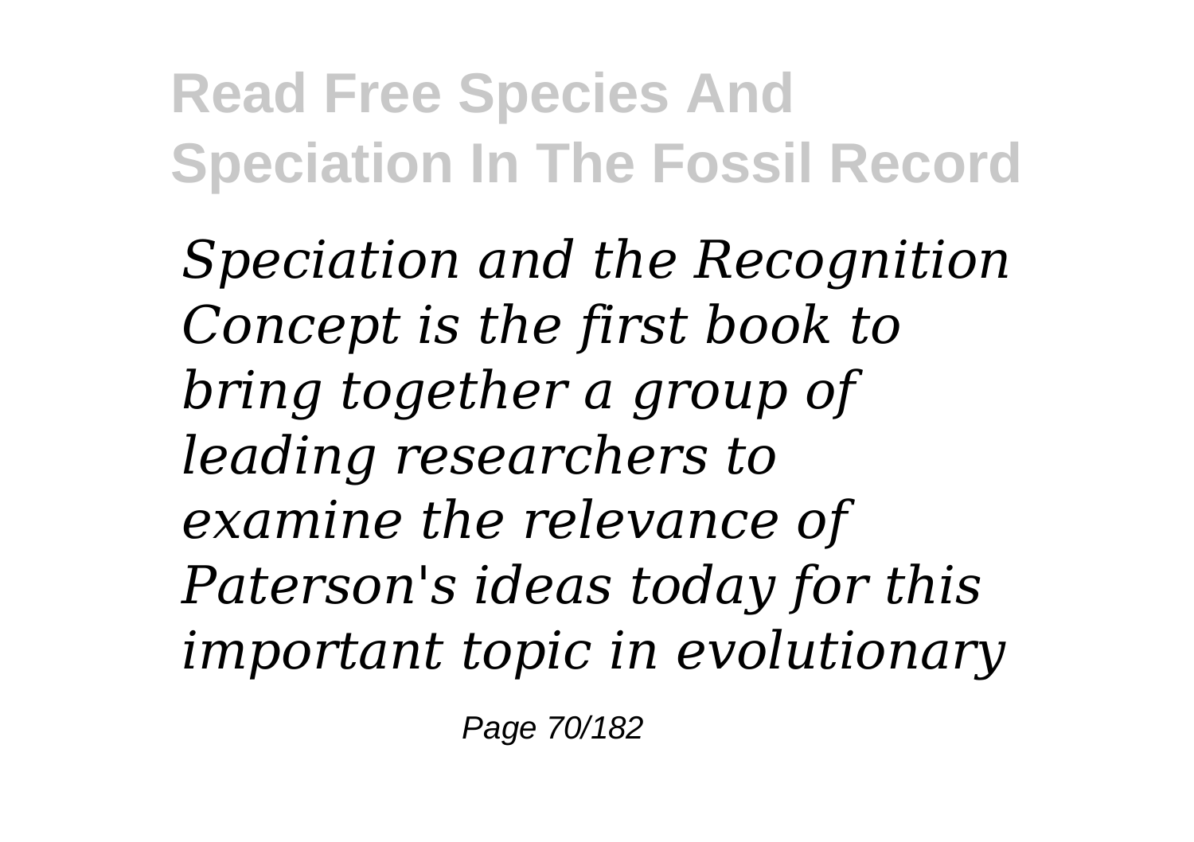*Speciation and the Recognition Concept is the first book to bring together a group of leading researchers to examine the relevance of Paterson's ideas today for this important topic in evolutionary*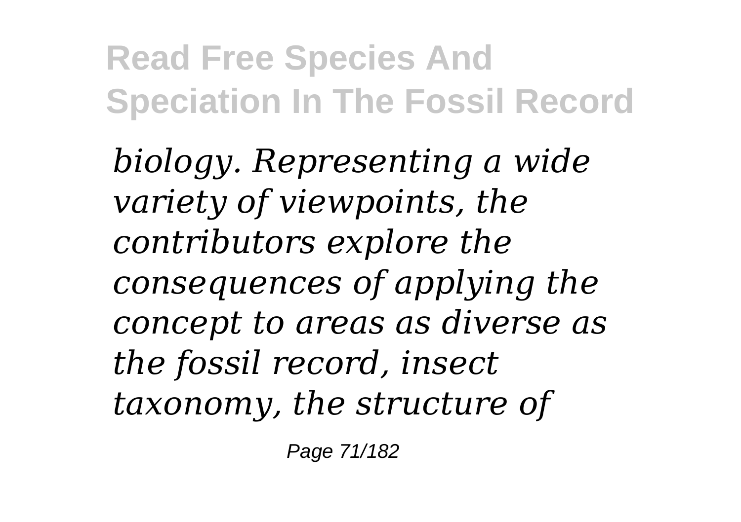*biology. Representing a wide variety of viewpoints, the contributors explore the consequences of applying the concept to areas as diverse as the fossil record, insect taxonomy, the structure of*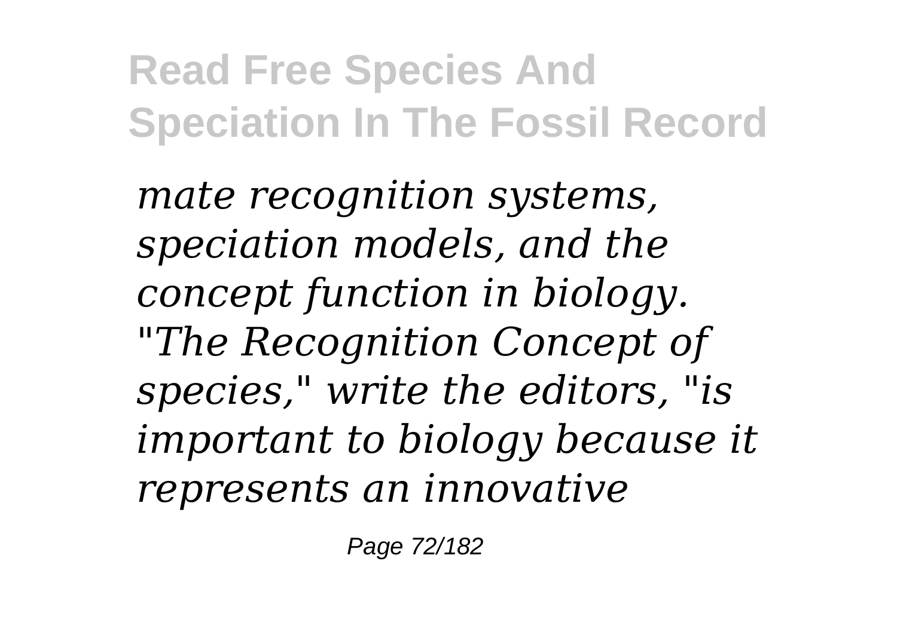*mate recognition systems, speciation models, and the concept function in biology. "The Recognition Concept of species," write the editors, "is important to biology because it represents an innovative*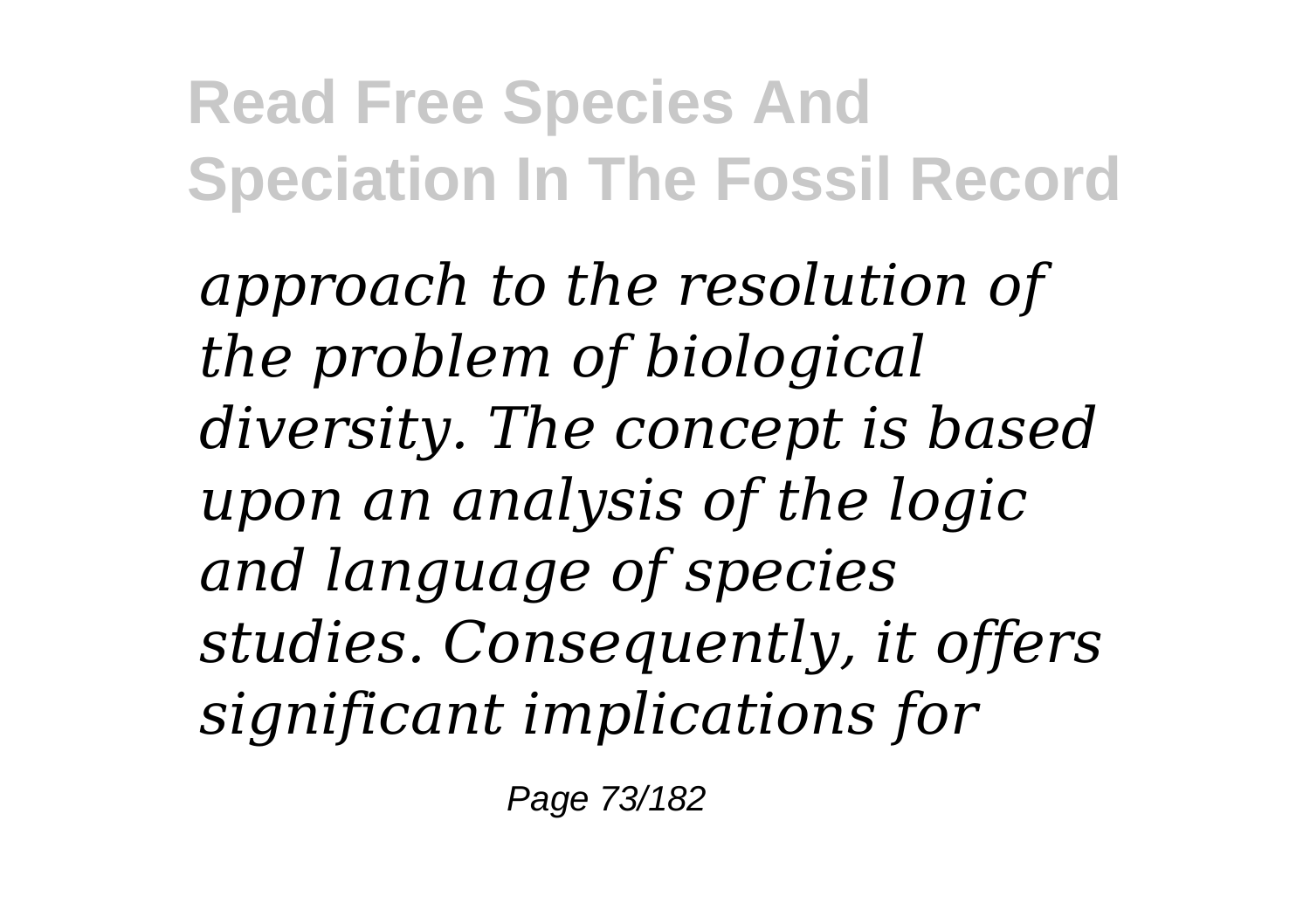*approach to the resolution of the problem of biological diversity. The concept is based upon an analysis of the logic and language of species studies. Consequently, it offers significant implications for*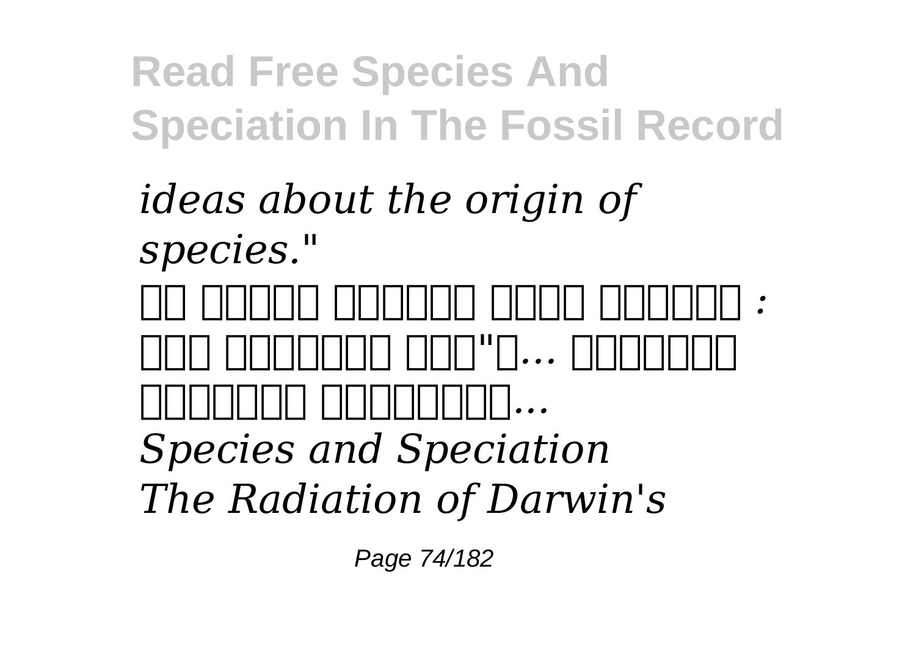*ideas about the origin of species."*

*□□ □□□□□ □□□□□□ □□□□ □□□□□□ : □□□ □□□□□□□ □□□"□... □□□□□□□ □□□□□□□ □□□□□□□□...*

*Species and Speciation*

*The Radiation of Darwin's*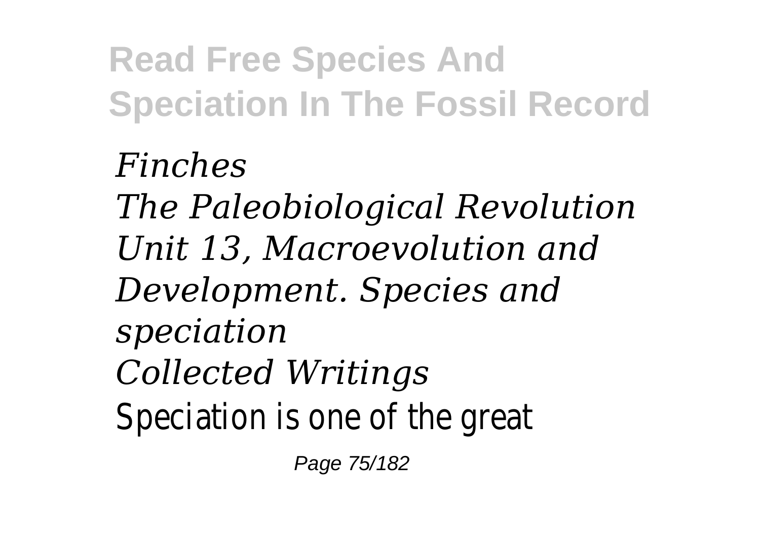*Finches*
*The Paleobiological Revolution*
*Unit 13, Macroevolution and Development. Species and speciation*
*Collected Writings*
Speciation is one of the great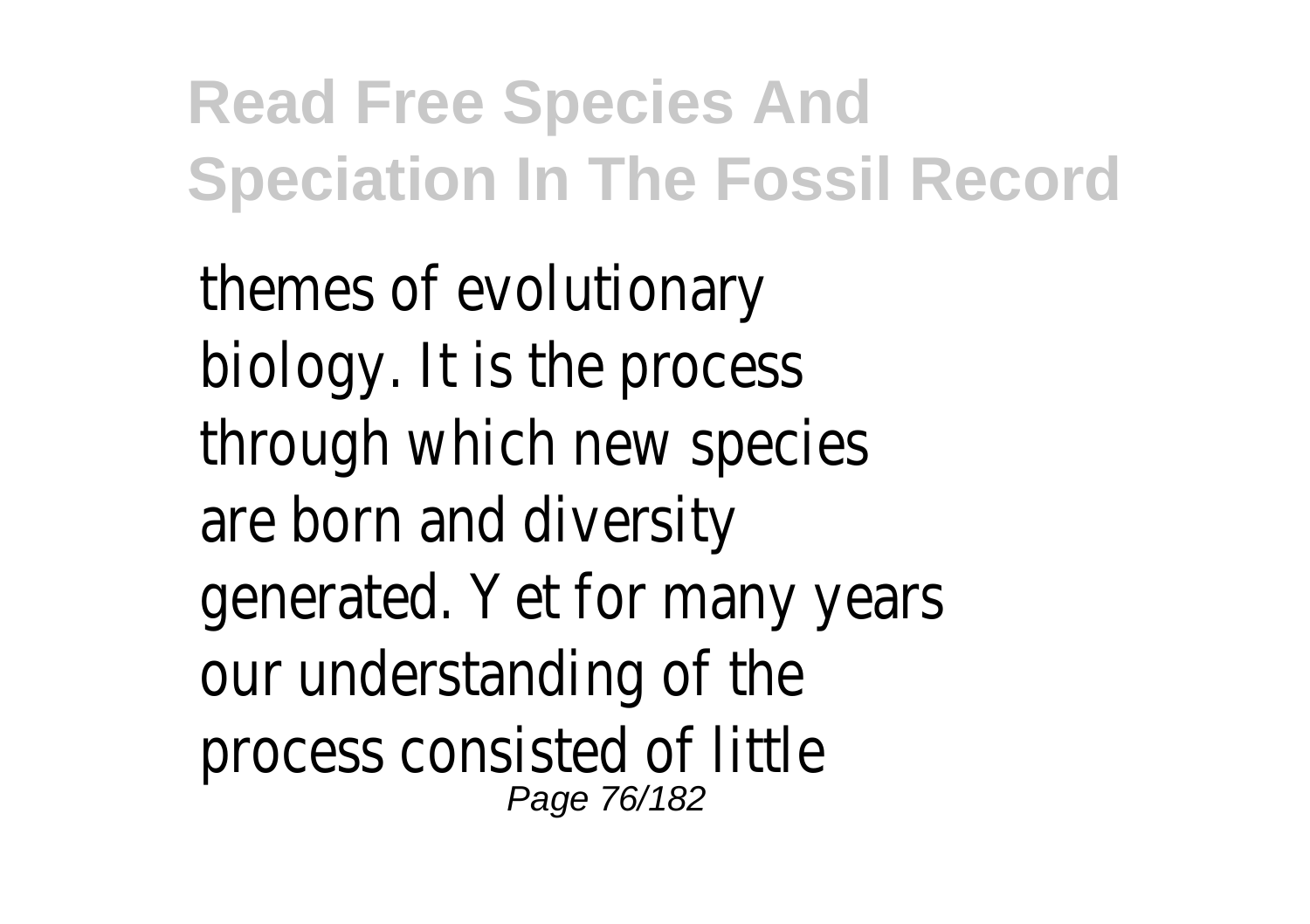themes of evolutionary biology. It is the process through which new species are born and diversity generated. Yet for many years our understanding of the process consisted of little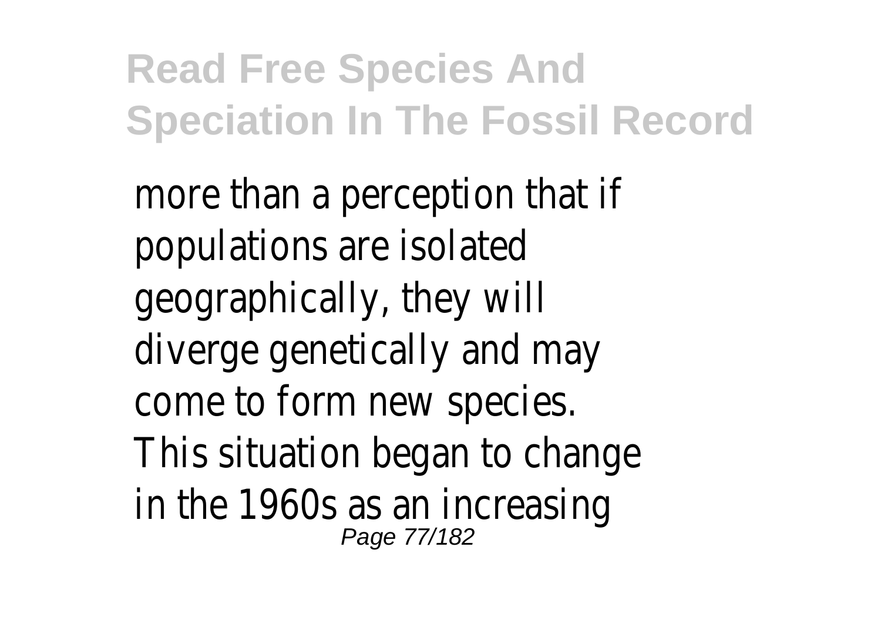more than a perception that if populations are isolated geographically, they will diverge genetically and may come to form new species. This situation began to change in the 1960s as an increasing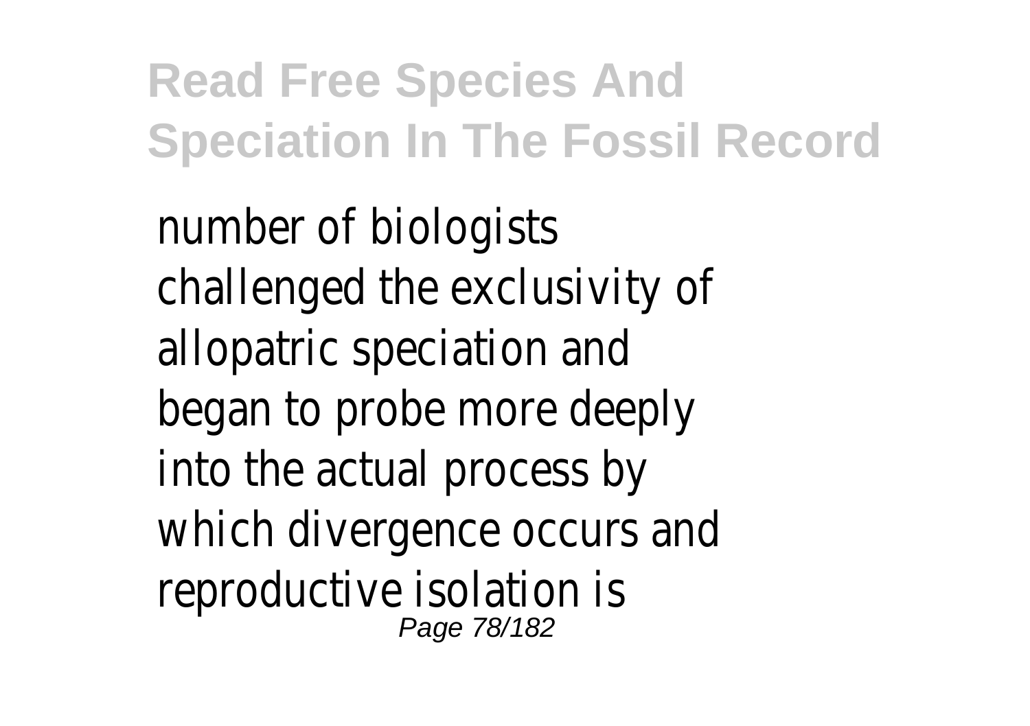number of biologists challenged the exclusivity of allopatric speciation and began to probe more deeply into the actual process by which divergence occurs and reproductive isolation is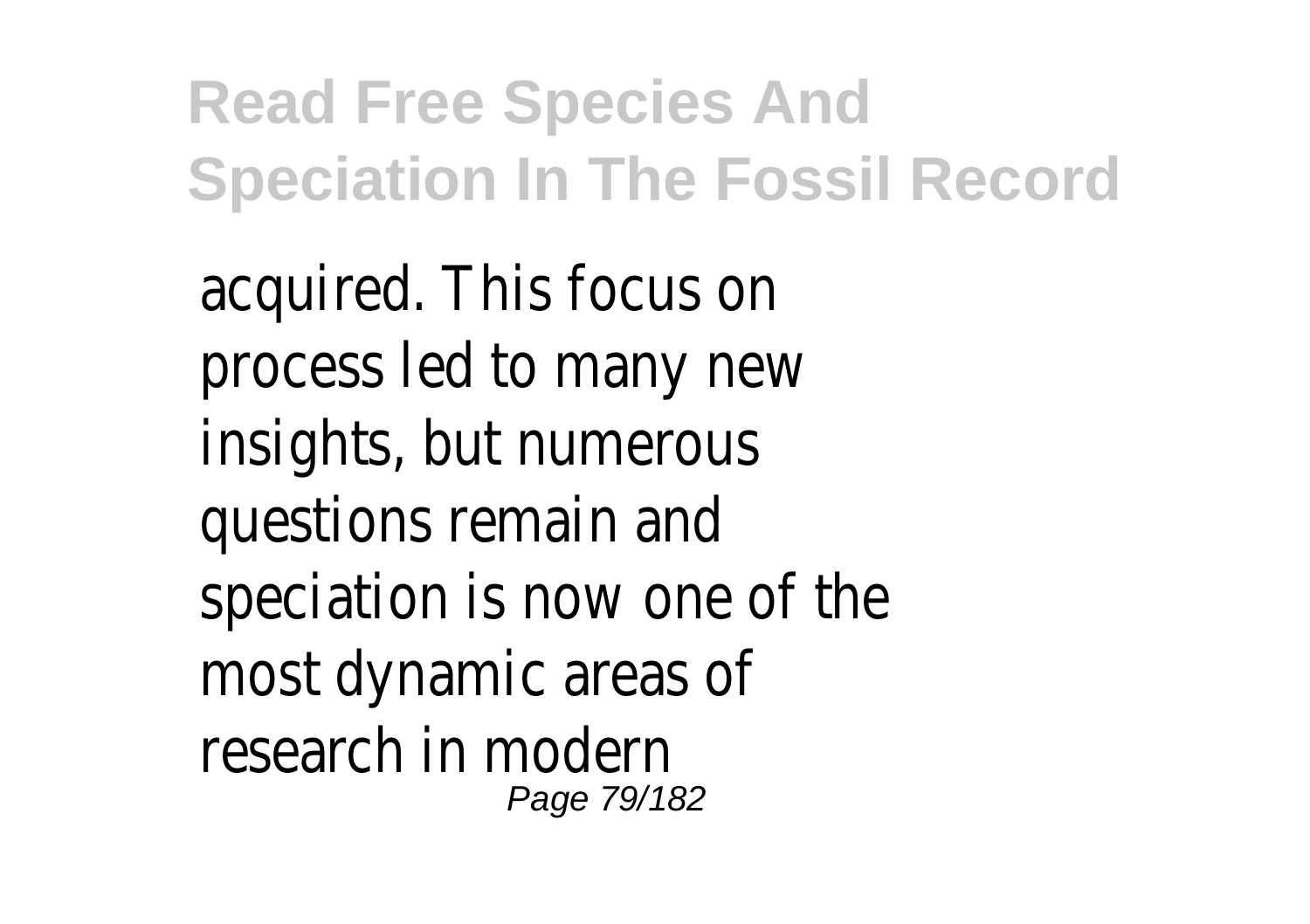acquired. This focus on process led to many new insights, but numerous questions remain and speciation is now one of the most dynamic areas of research in modern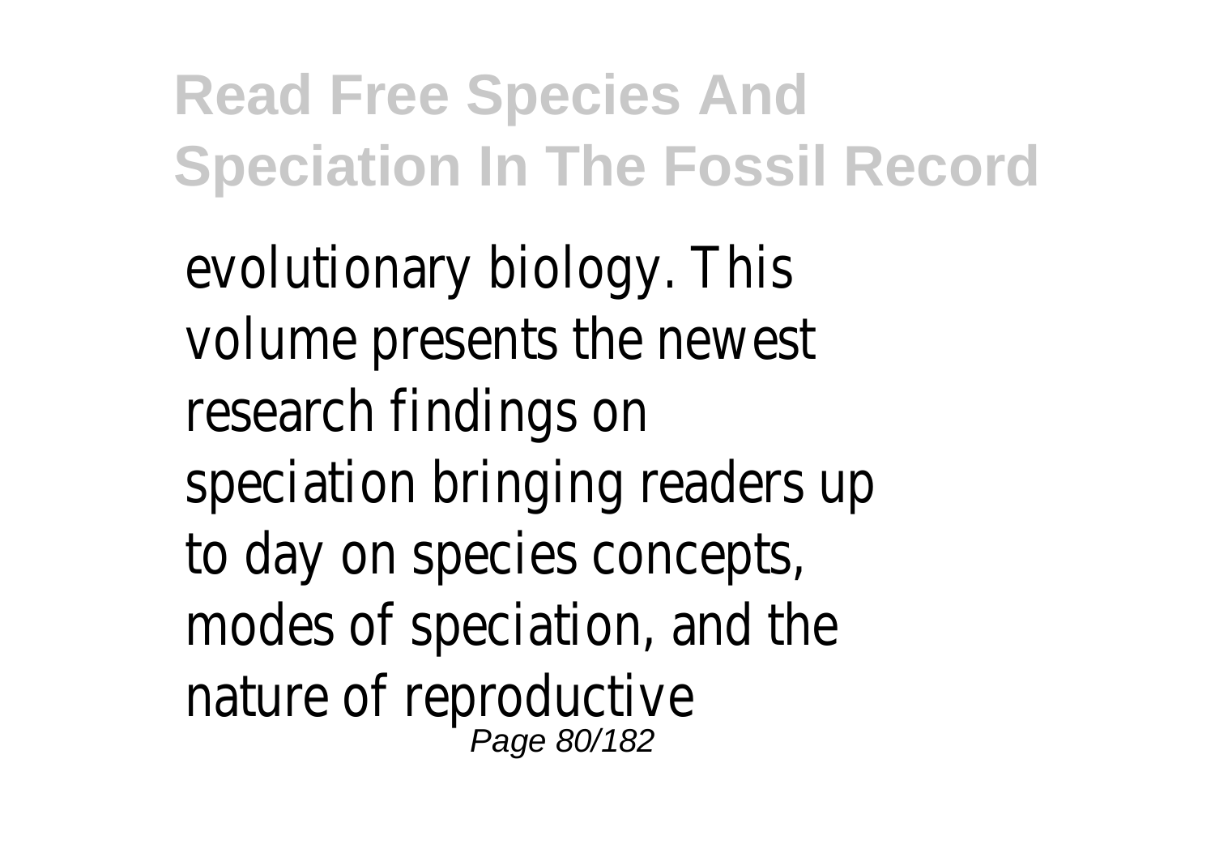evolutionary biology. This volume presents the newest research findings on speciation bringing readers up to day on species concepts, modes of speciation, and the nature of reproductive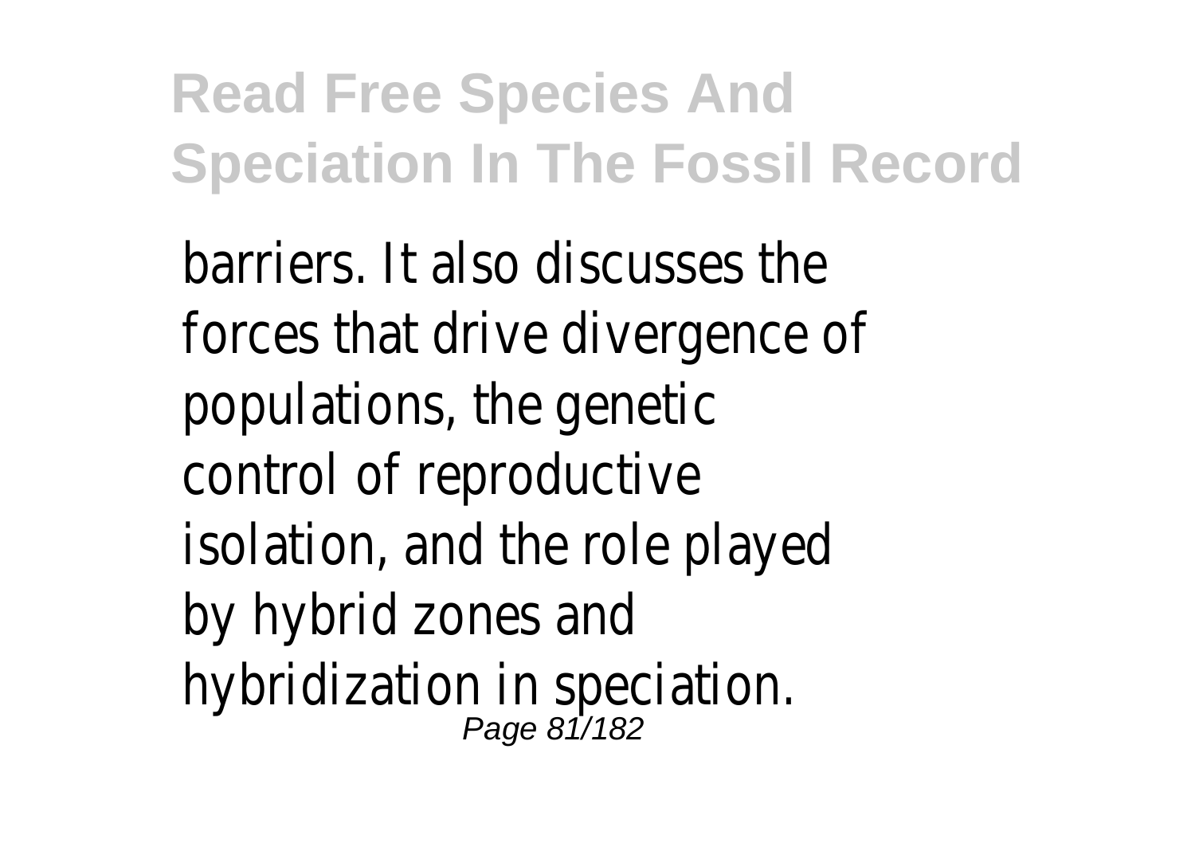barriers. It also discusses the forces that drive divergence of populations, the genetic control of reproductive isolation, and the role played by hybrid zones and hybridization in speciation.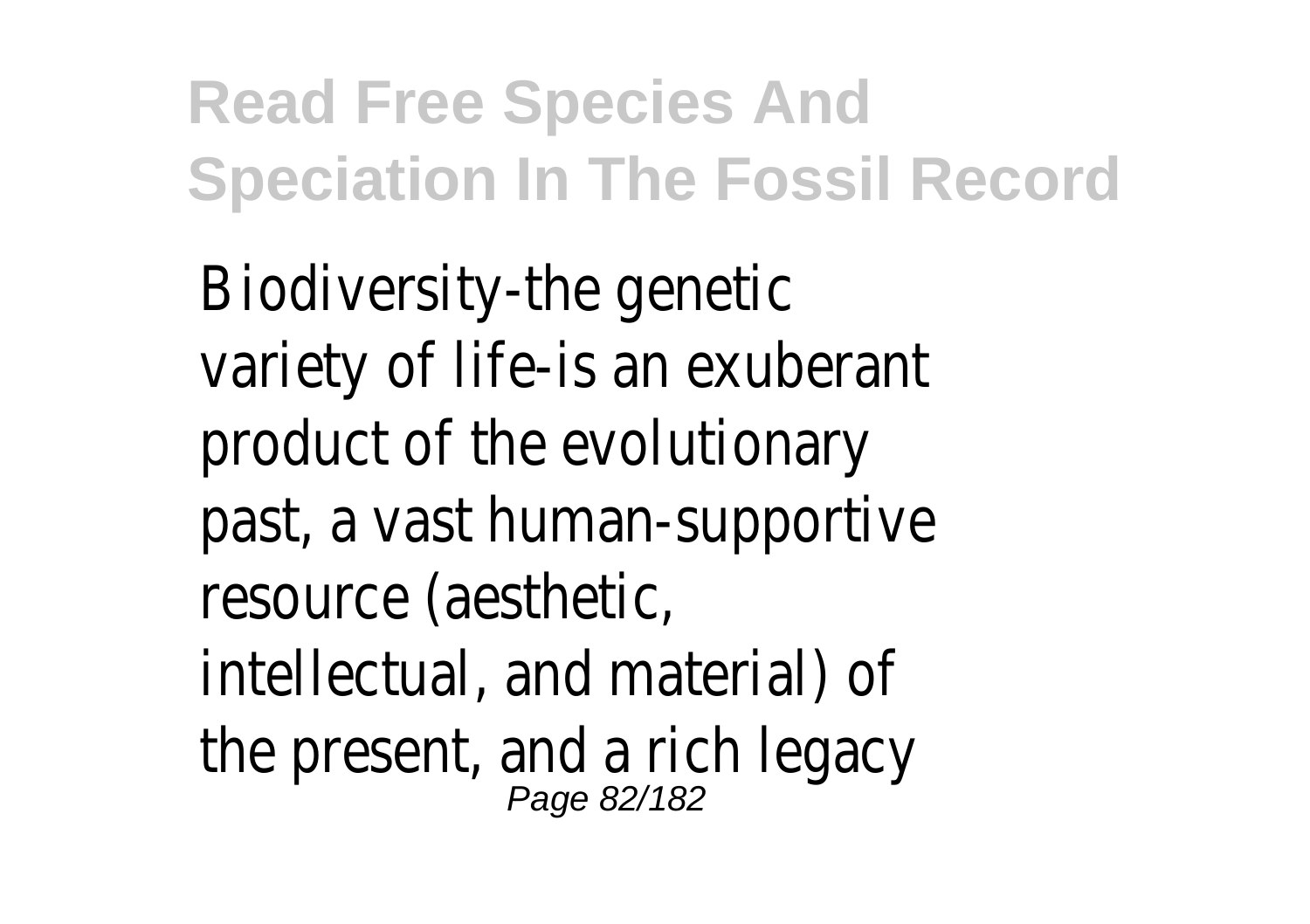Biodiversity-the genetic variety of life-is an exuberant product of the evolutionary past, a vast human-supportive resource (aesthetic, intellectual, and material) of the present, and a rich legacy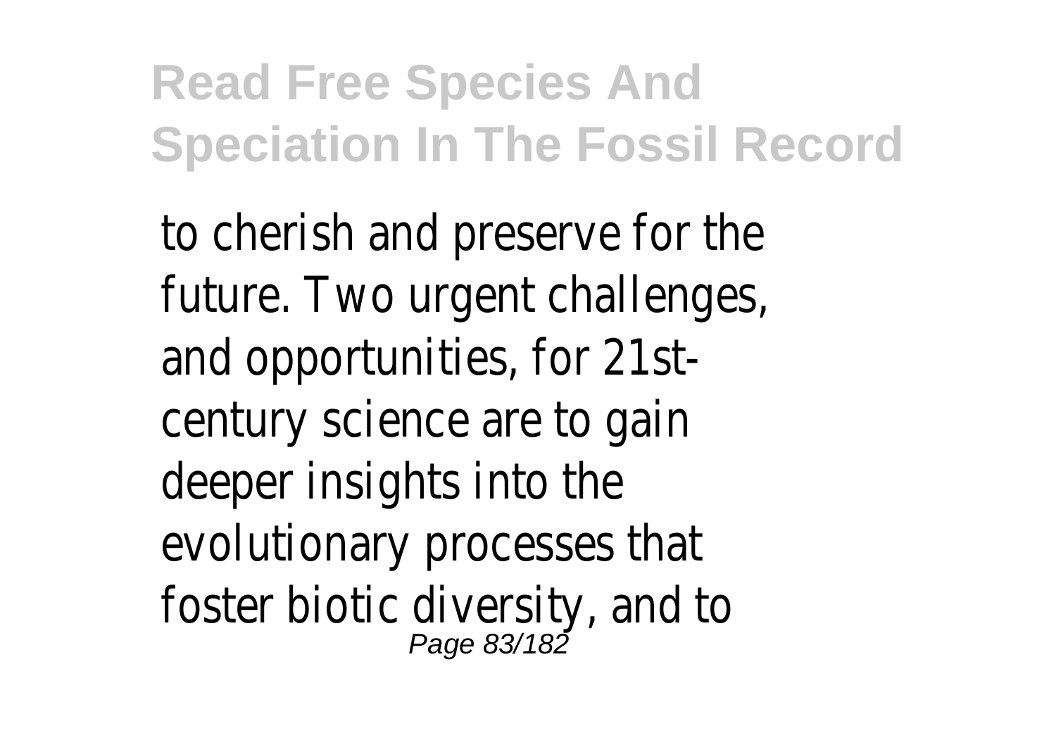to cherish and preserve for the future. Two urgent challenges, and opportunities, for 21st-century science are to gain deeper insights into the evolutionary processes that foster biotic diversity, and to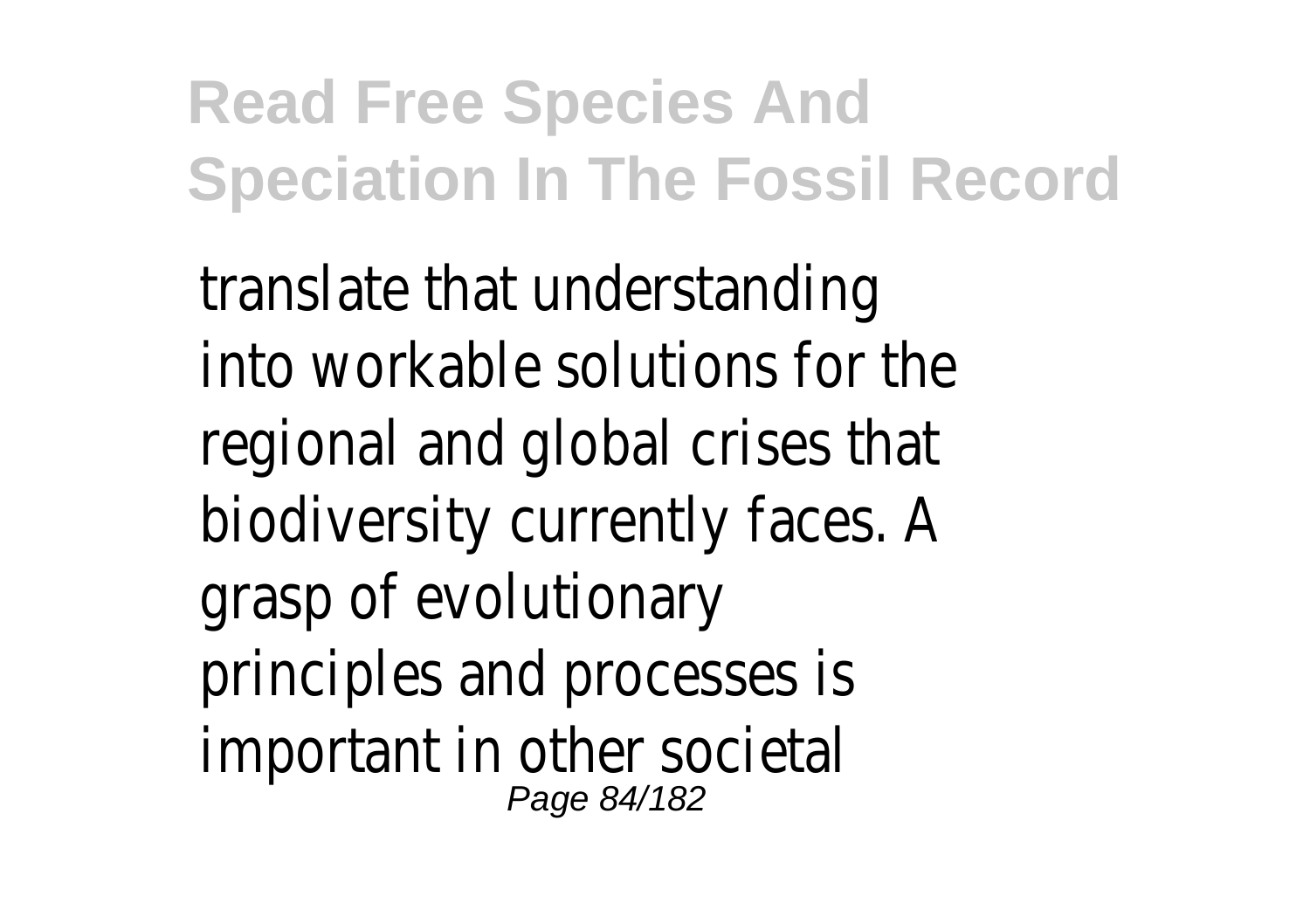translate that understanding into workable solutions for the regional and global crises that biodiversity currently faces. A grasp of evolutionary principles and processes is important in other societal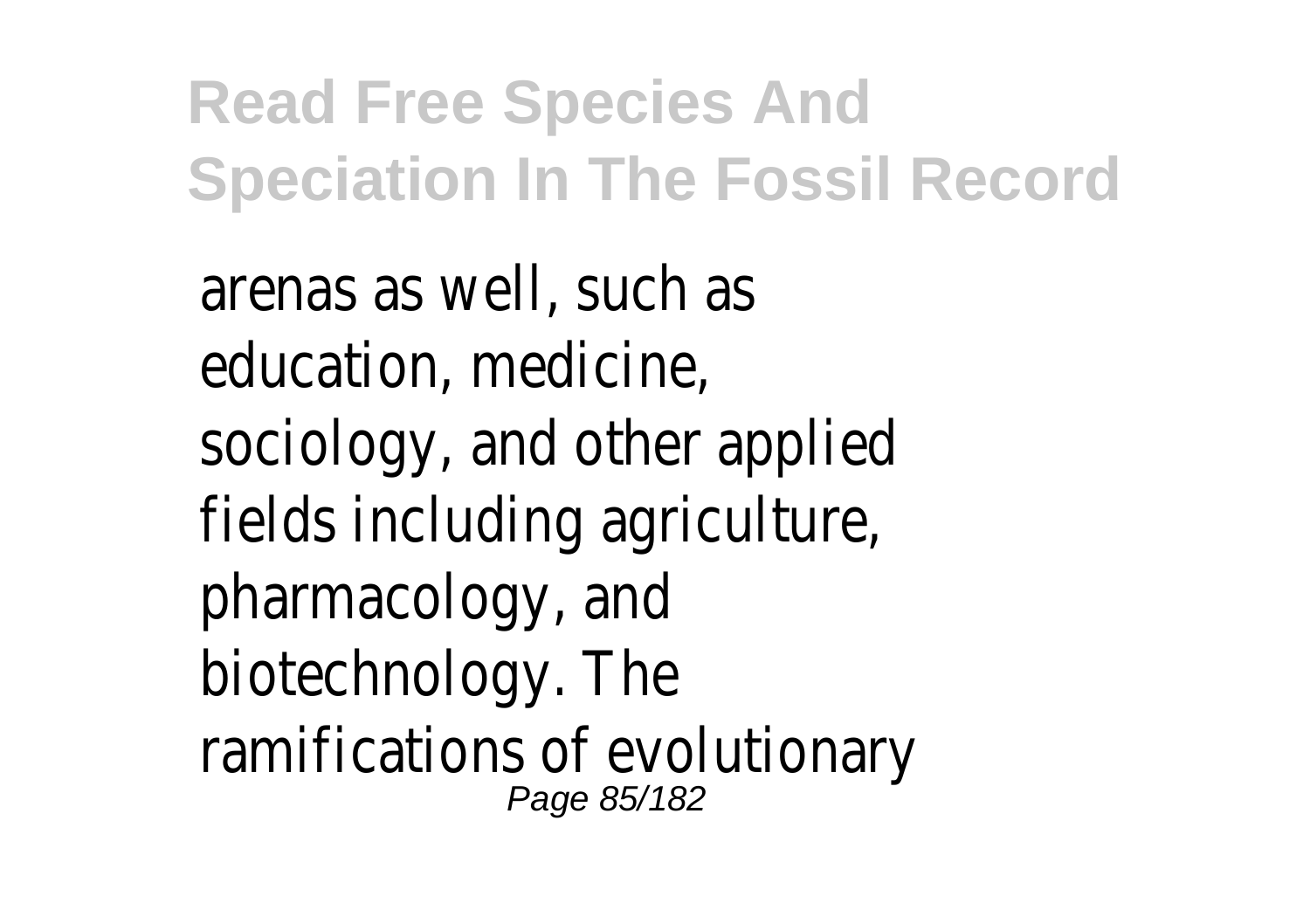arenas as well, such as education, medicine, sociology, and other applied fields including agriculture, pharmacology, and biotechnology. The ramifications of evolutionary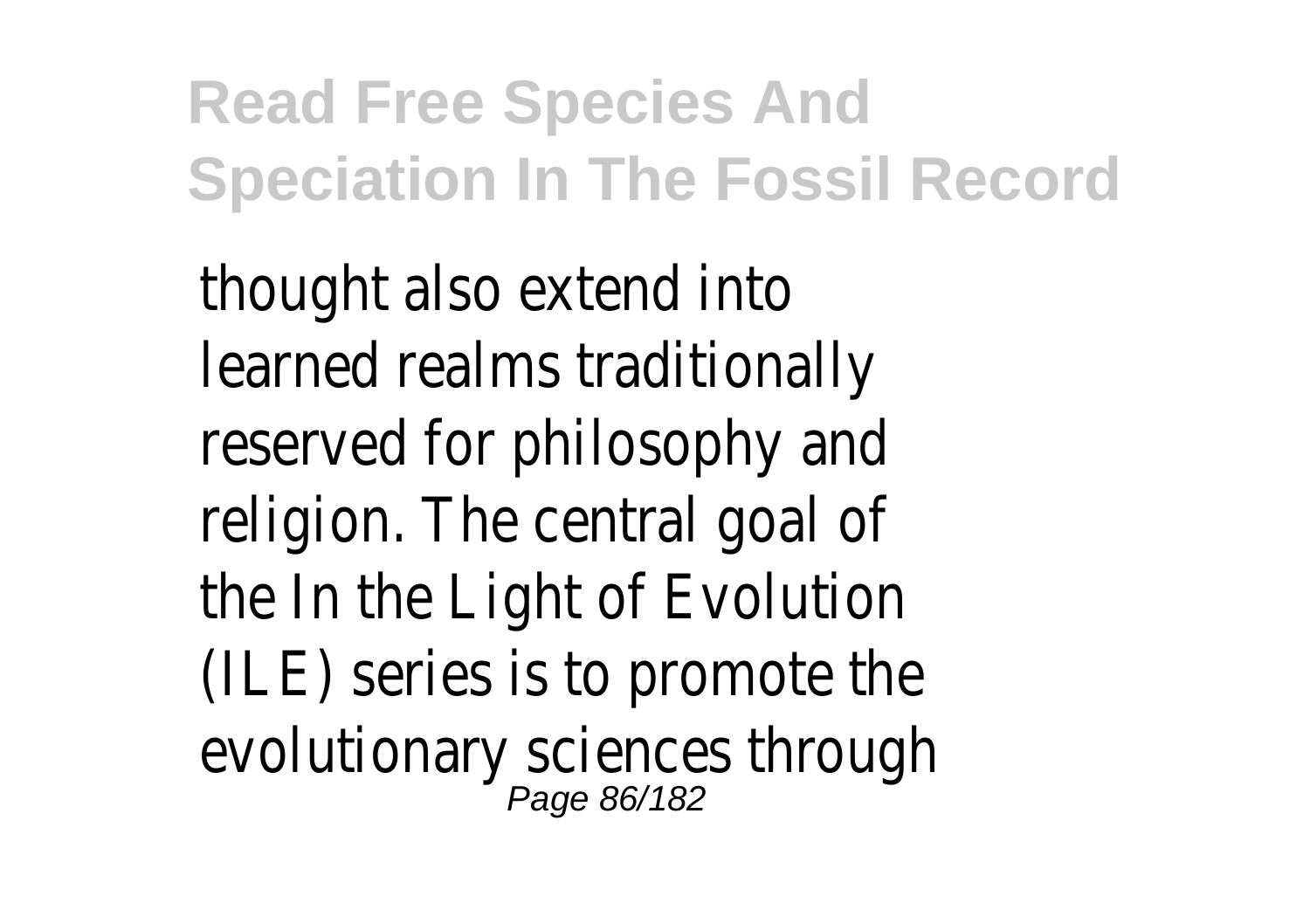thought also extend into learned realms traditionally reserved for philosophy and religion. The central goal of the In the Light of Evolution (ILE) series is to promote the evolutionary sciences through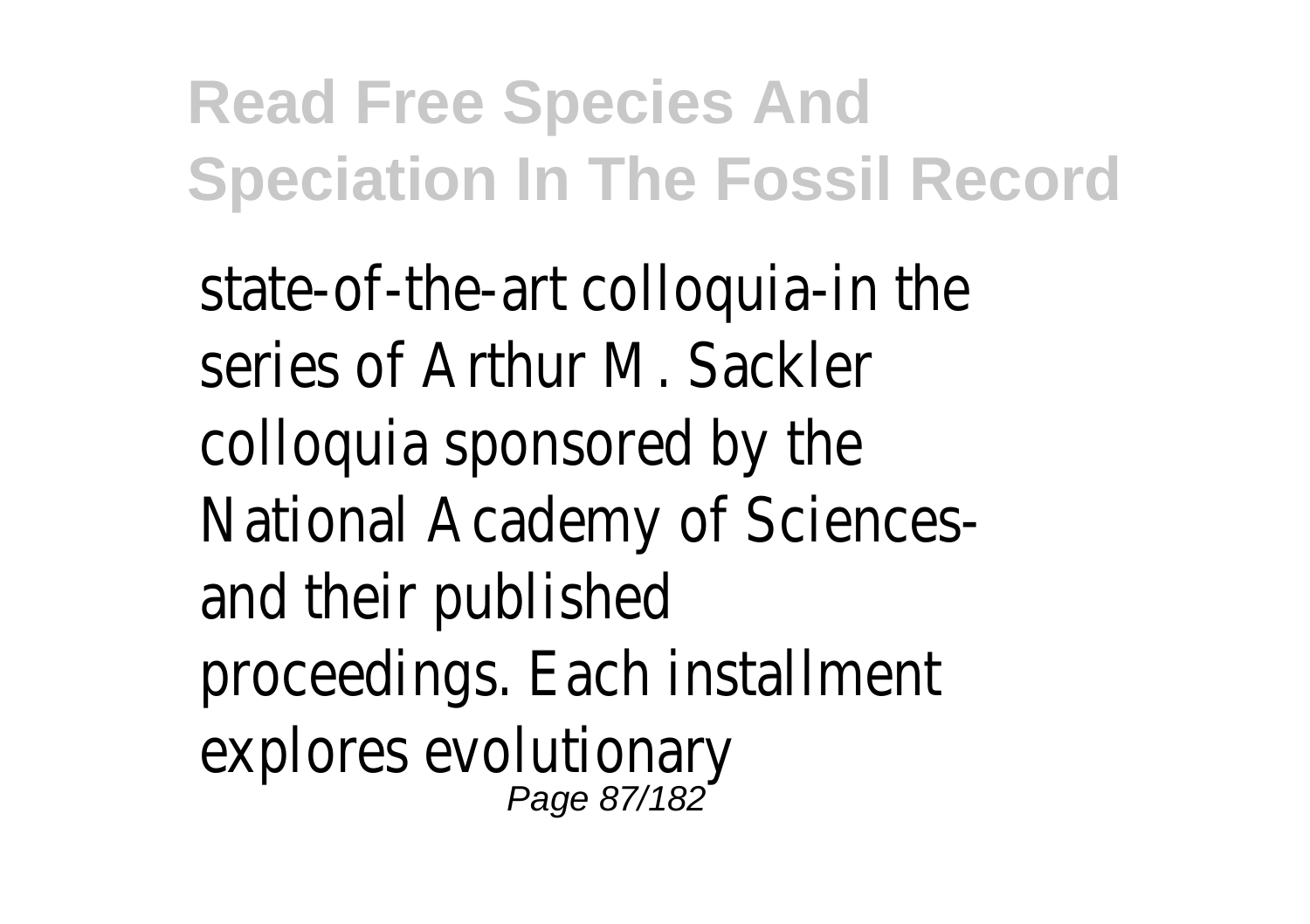state-of-the-art colloquia-in the series of Arthur M. Sackler colloquia sponsored by the National Academy of Sciences-and their published proceedings. Each installment explores evolutionary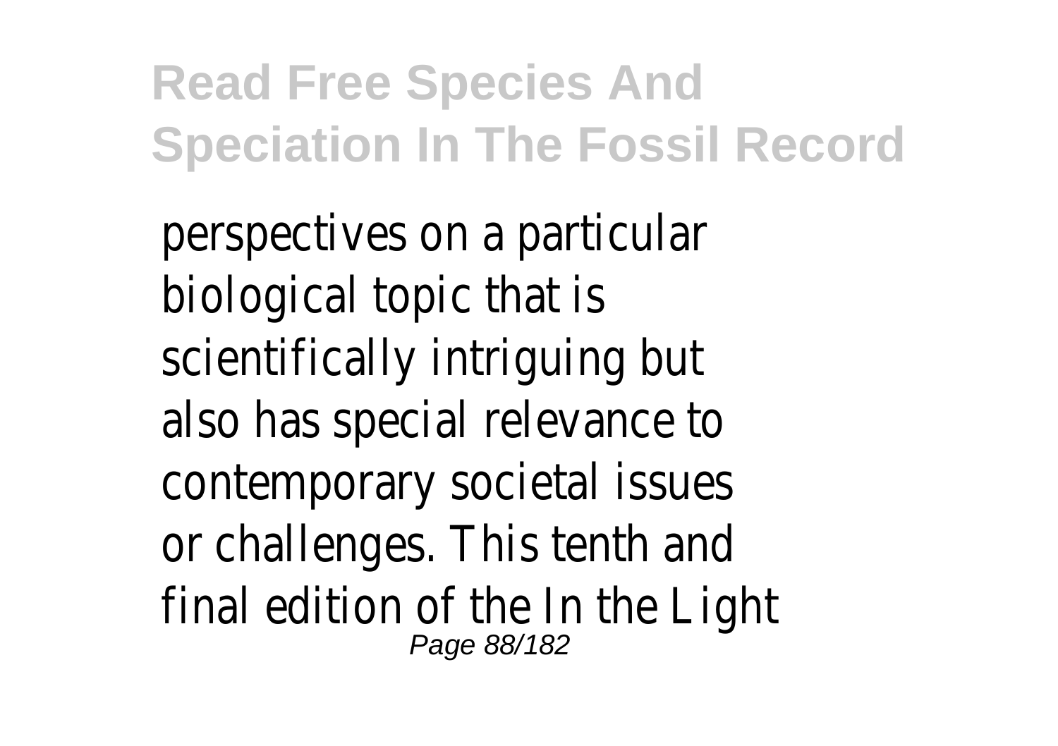perspectives on a particular biological topic that is scientifically intriguing but also has special relevance to contemporary societal issues or challenges. This tenth and final edition of the In the Light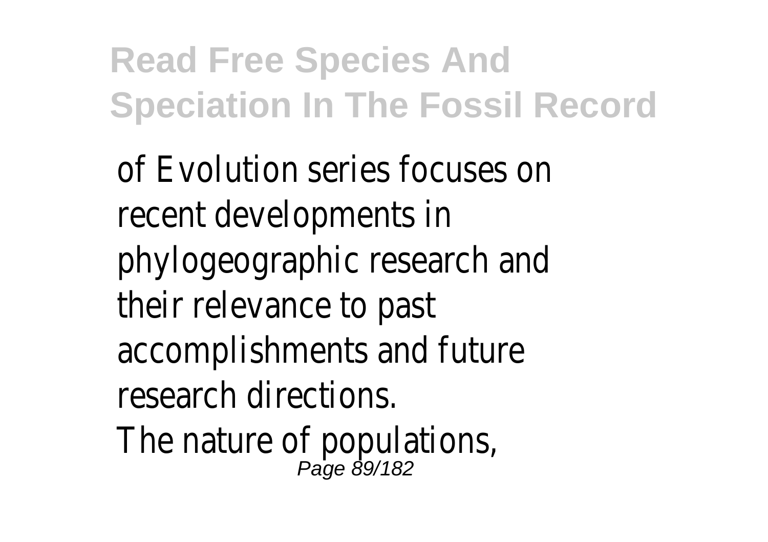of Evolution series focuses on recent developments in phylogeographic research and their relevance to past accomplishments and future research directions.

The nature of populations,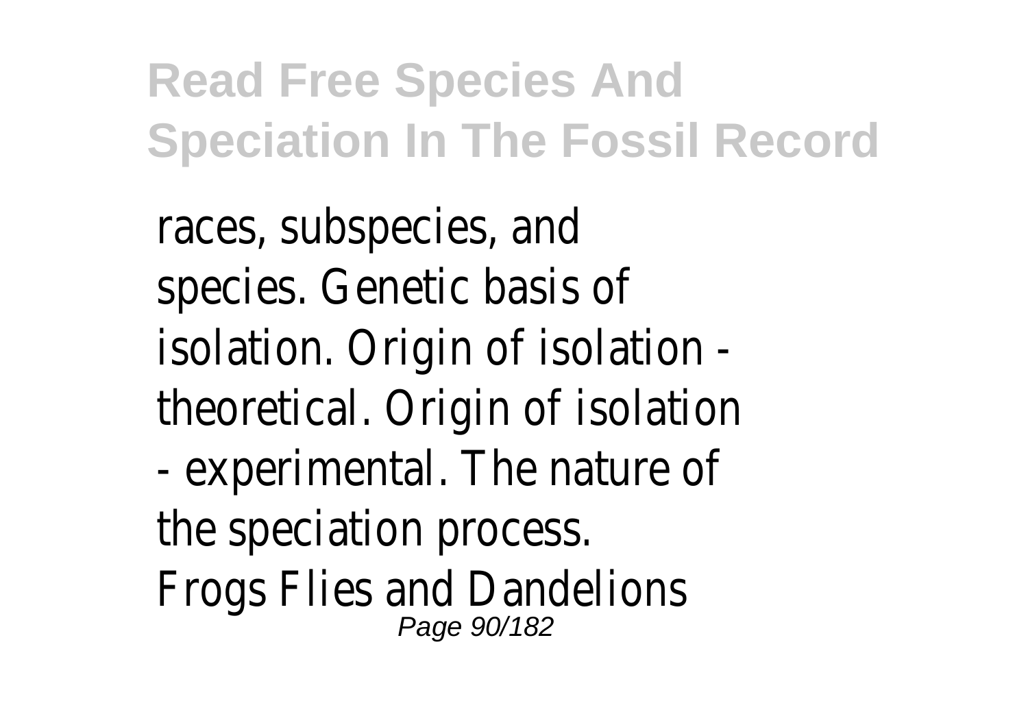races, subspecies, and species. Genetic basis of isolation. Origin of isolation - theoretical. Origin of isolation - experimental. The nature of the speciation process.

Frogs Flies and Dandelions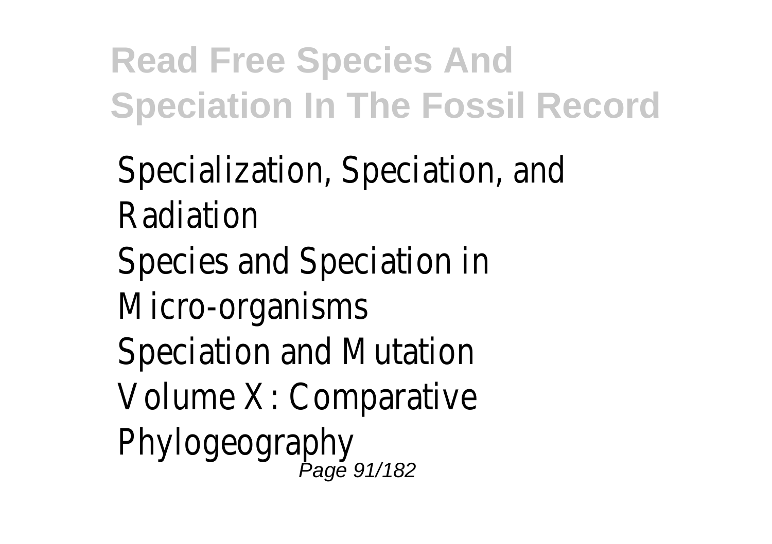Specialization, Speciation, and Radiation
Species and Speciation in Micro-organisms
Speciation and Mutation
Volume X: Comparative Phylogeography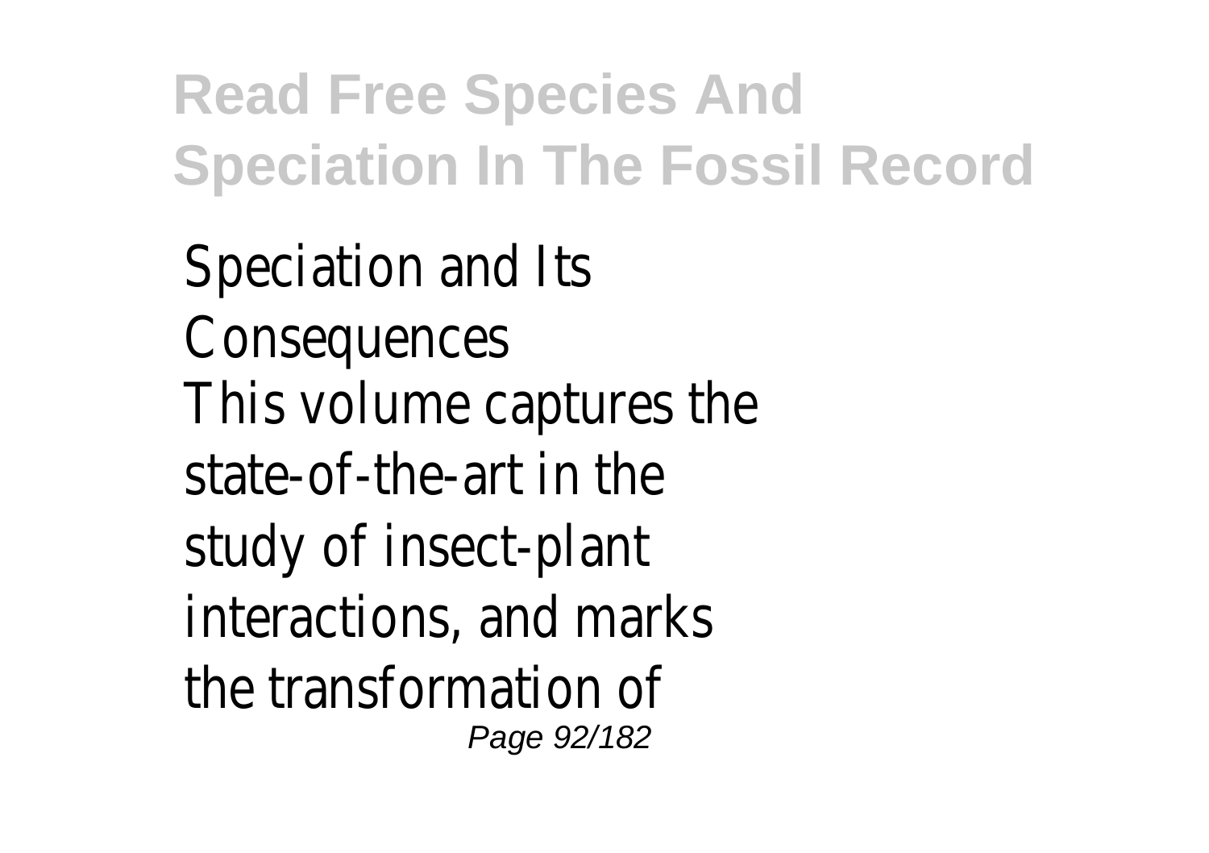Speciation and Its Consequences

This volume captures the state-of-the-art in the study of insect-plant interactions, and marks the transformation of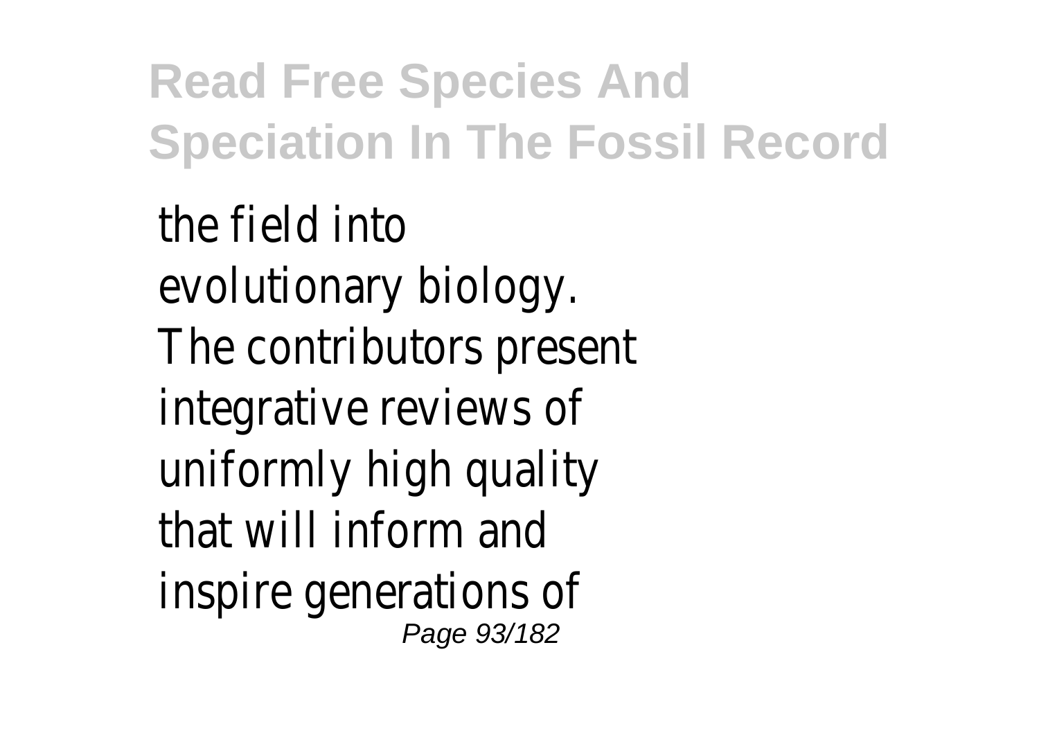the field into evolutionary biology. The contributors present integrative reviews of uniformly high quality that will inform and inspire generations of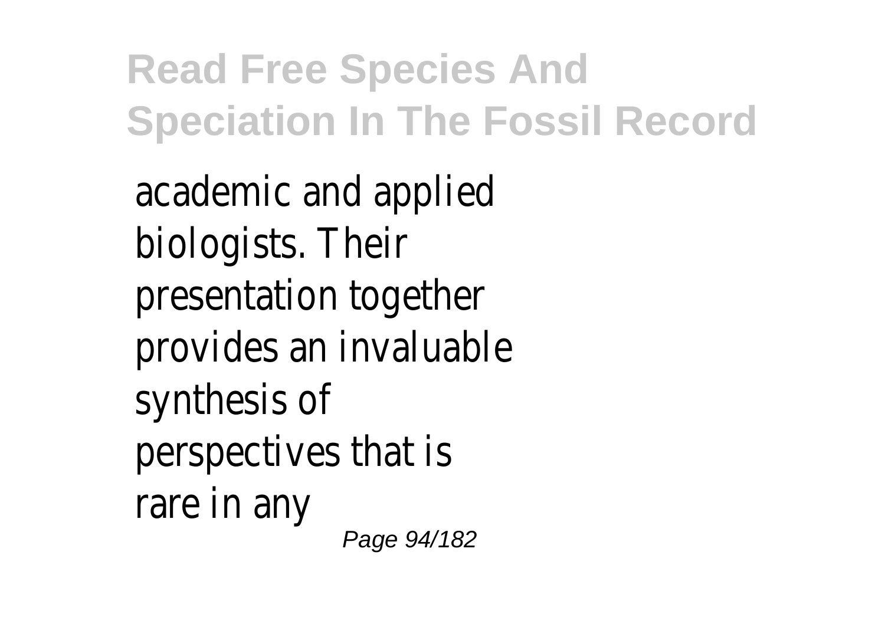academic and applied biologists. Their presentation together provides an invaluable synthesis of perspectives that is rare in any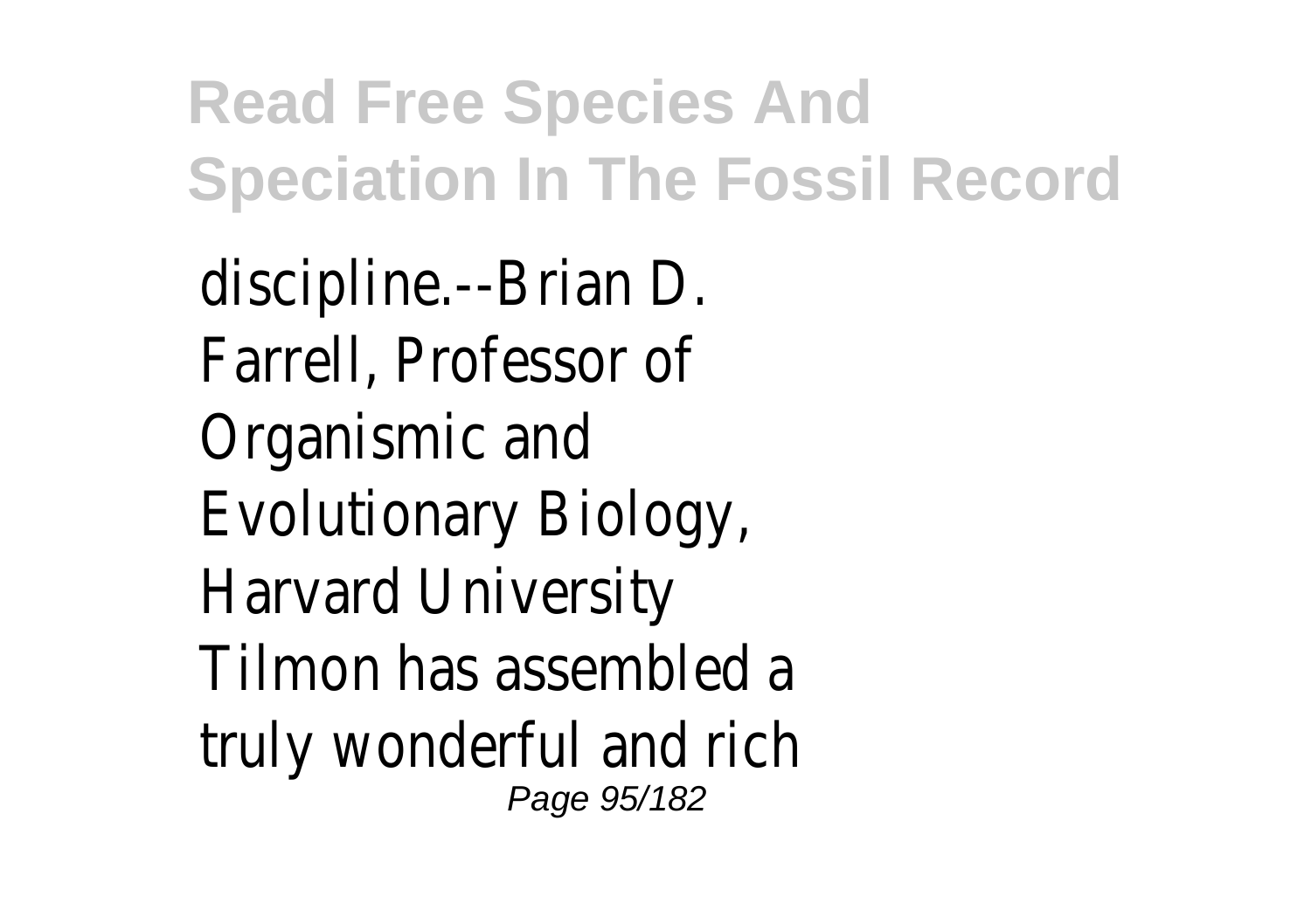discipline.--Brian D. Farrell, Professor of Organismic and Evolutionary Biology, Harvard University Tilmon has assembled a truly wonderful and rich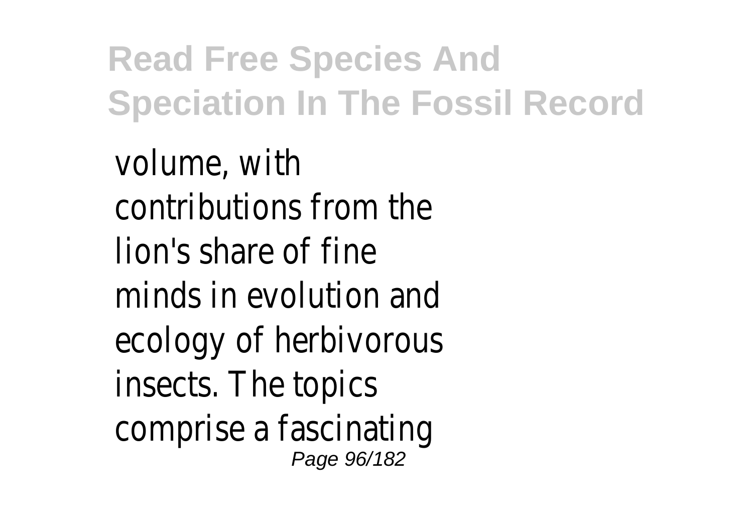volume, with contributions from the lion's share of fine minds in evolution and ecology of herbivorous insects. The topics comprise a fascinating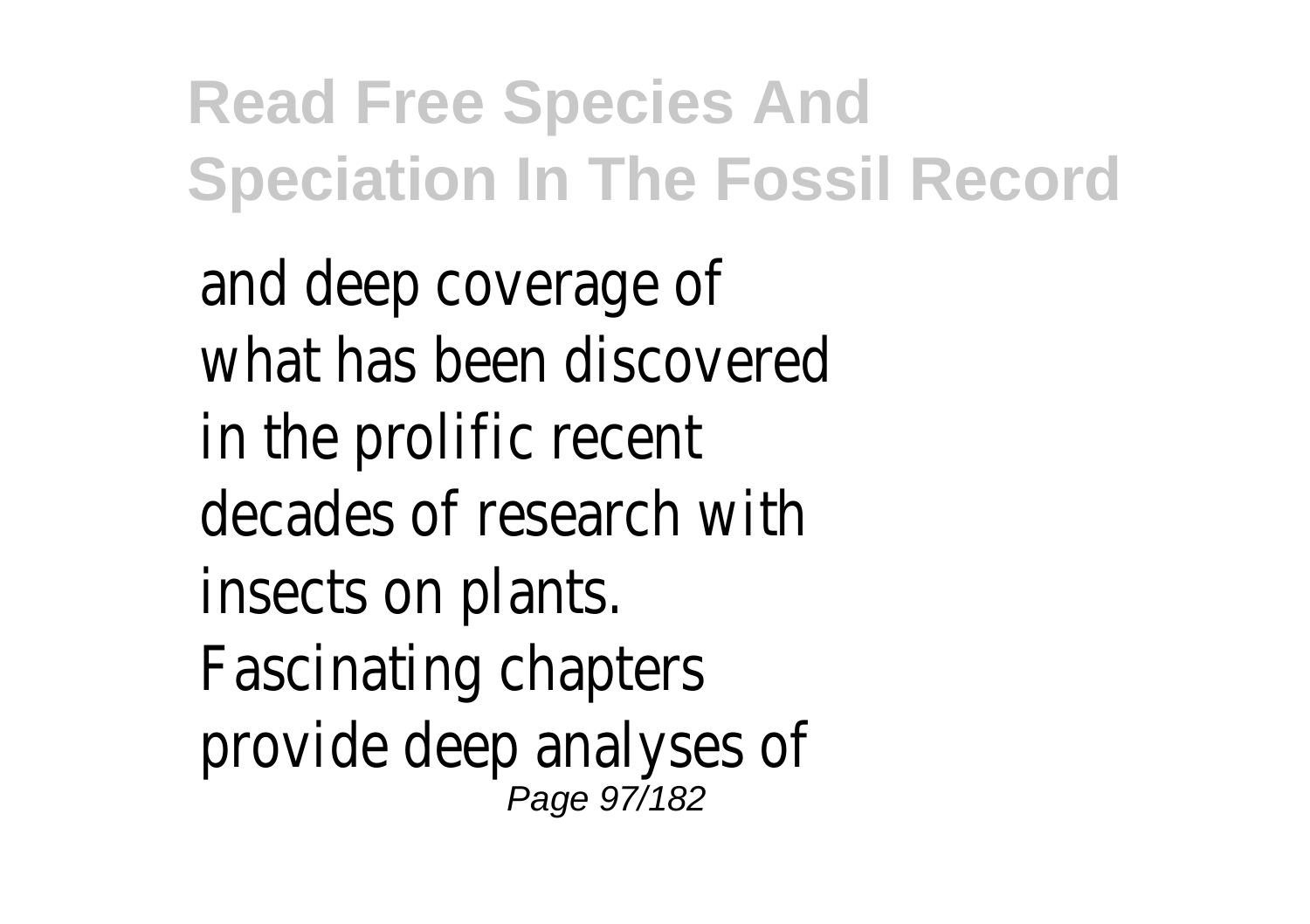and deep coverage of what has been discovered in the prolific recent decades of research with insects on plants. Fascinating chapters provide deep analyses of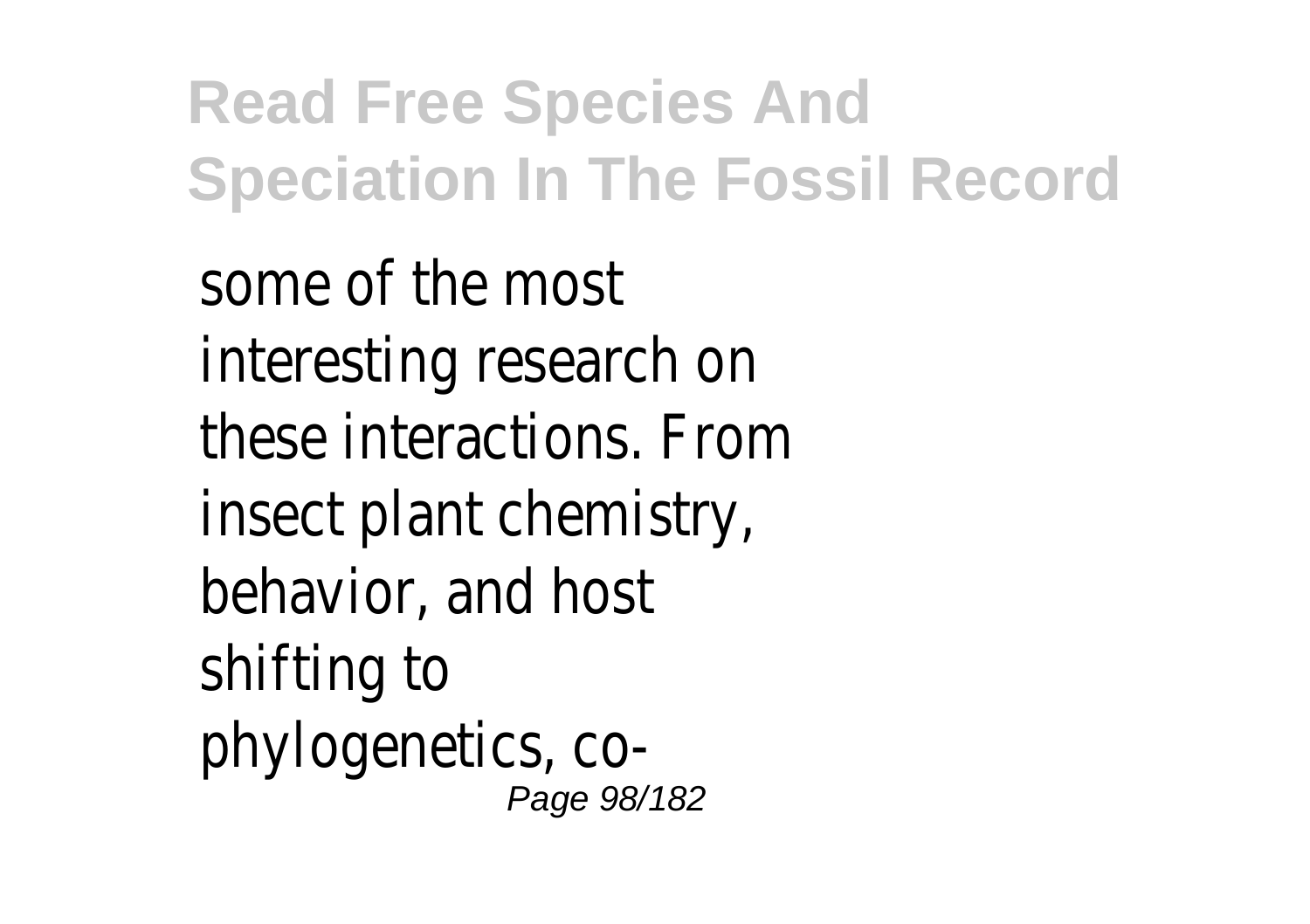some of the most interesting research on these interactions. From insect plant chemistry, behavior, and host shifting to phylogenetics, co-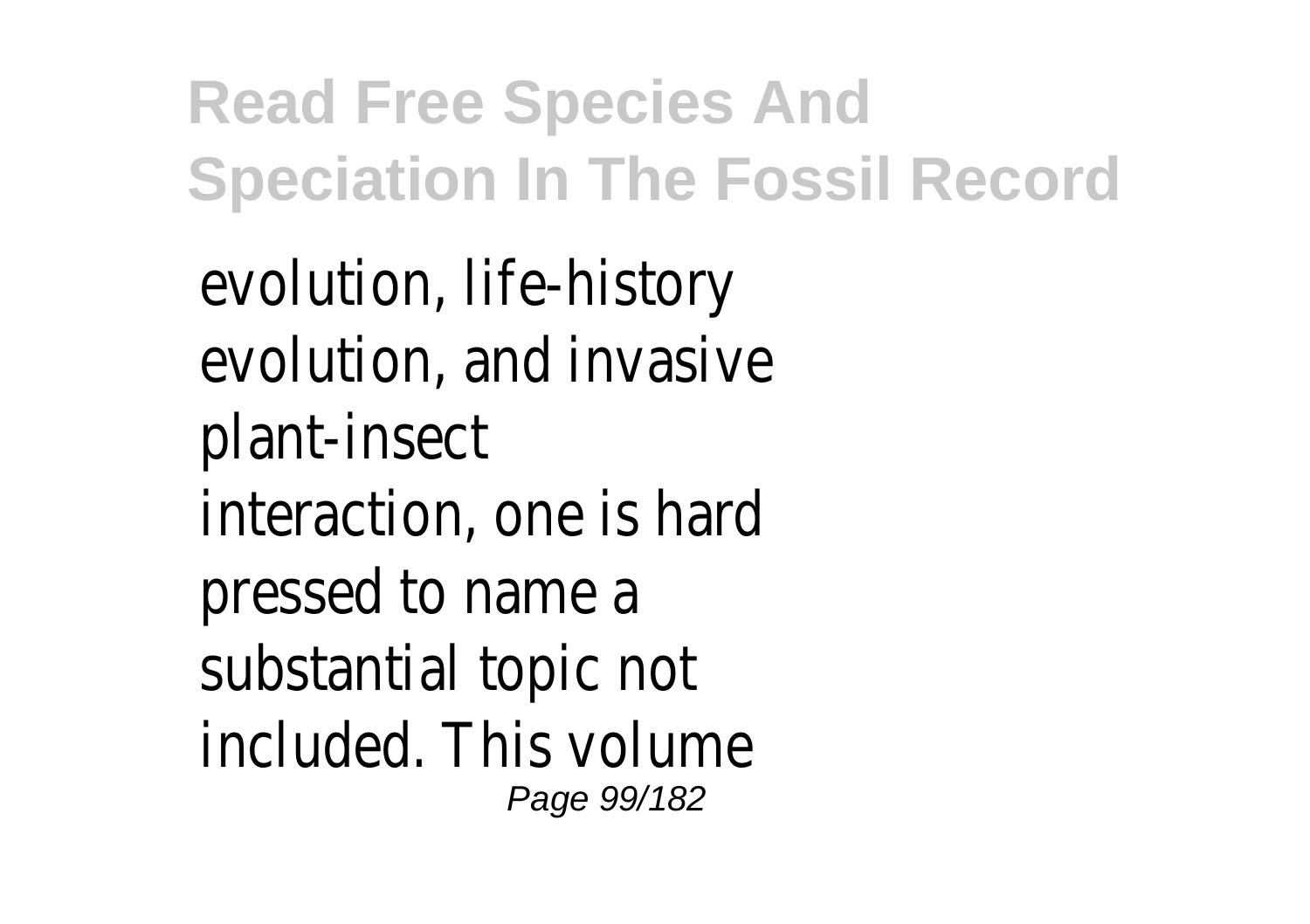evolution, life-history evolution, and invasive plant-insect interaction, one is hard pressed to name a substantial topic not included. This volume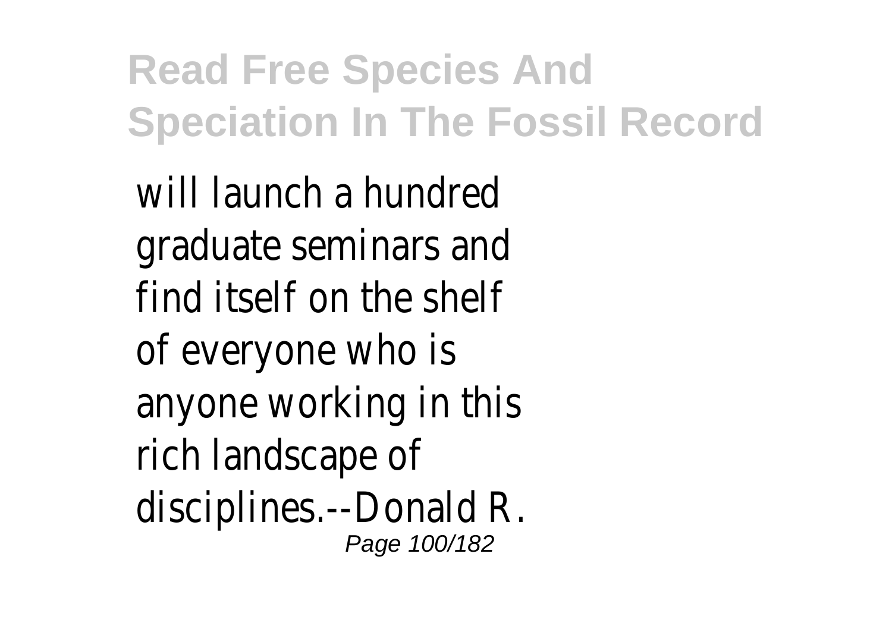will launch a hundred graduate seminars and find itself on the shelf of everyone who is anyone working in this rich landscape of disciplines.--Donald R.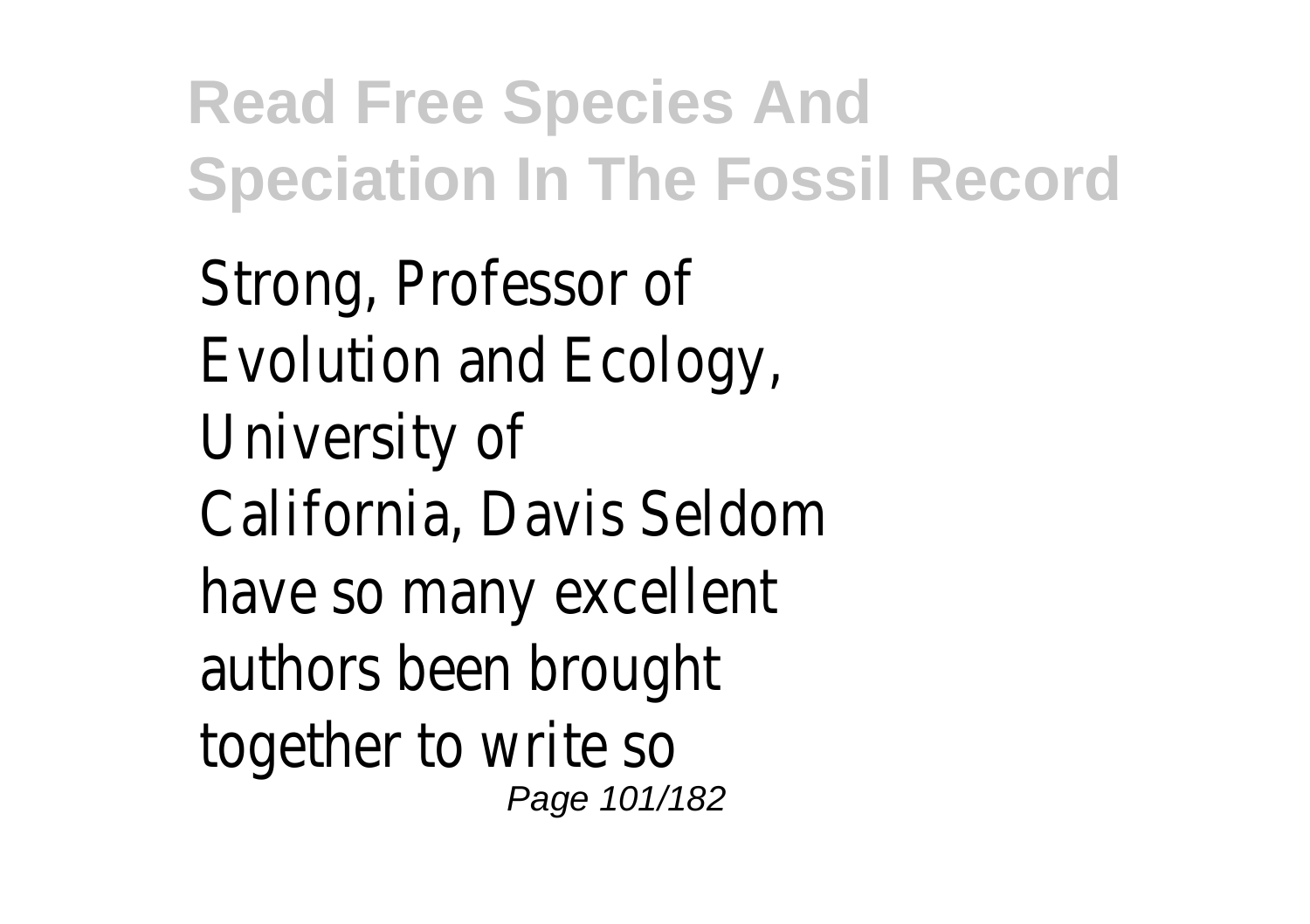Strong, Professor of Evolution and Ecology, University of California, Davis Seldom have so many excellent authors been brought together to write so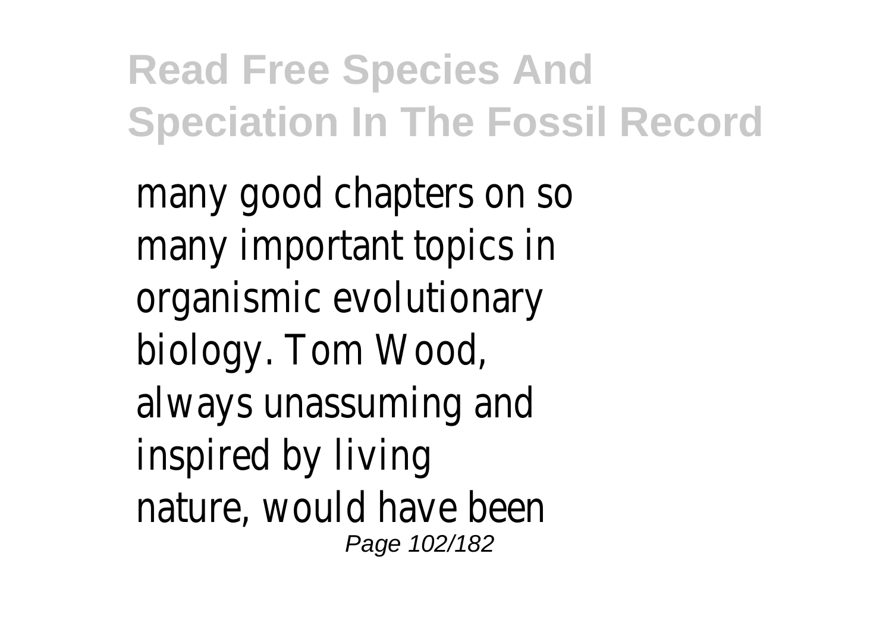many good chapters on so many important topics in organismic evolutionary biology. Tom Wood, always unassuming and inspired by living nature, would have been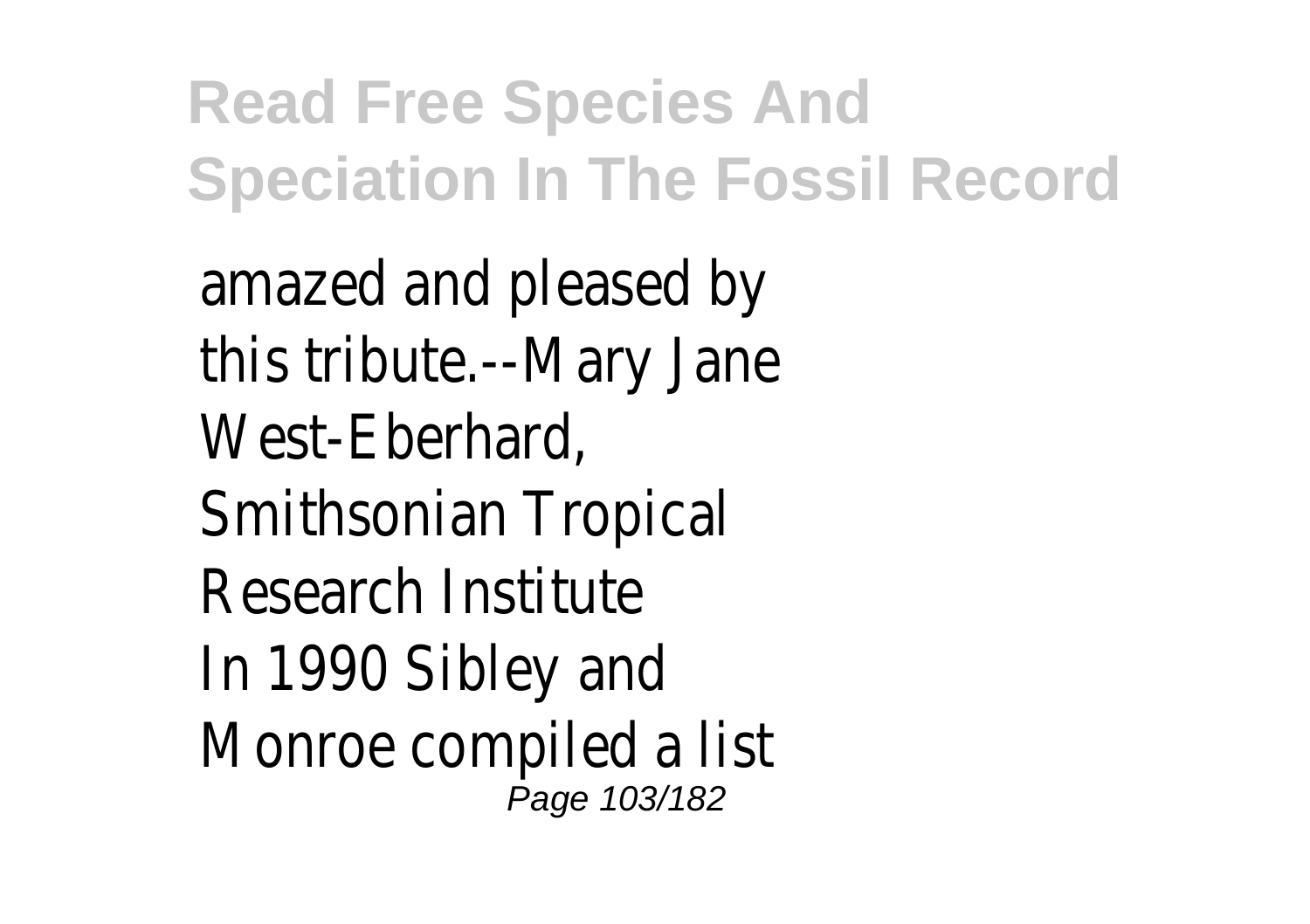amazed and pleased by this tribute.--Mary Jane West-Eberhard, Smithsonian Tropical Research Institute

In 1990 Sibley and Monroe compiled a list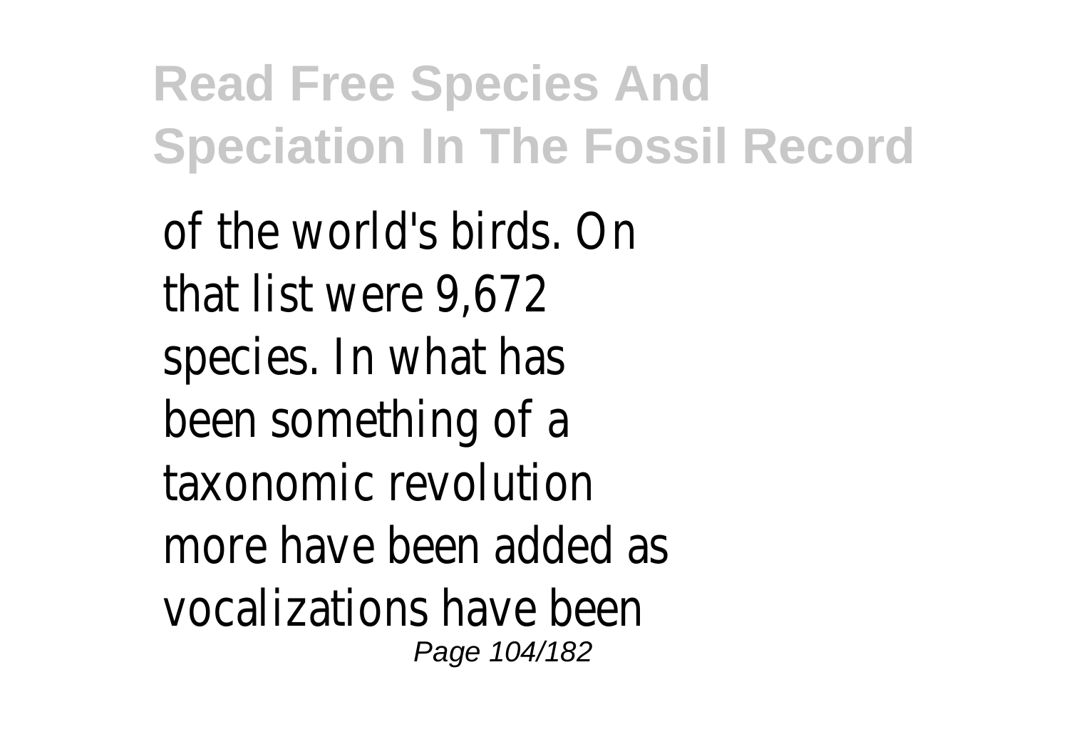of the world's birds. On that list were 9,672 species. In what has been something of a taxonomic revolution more have been added as vocalizations have been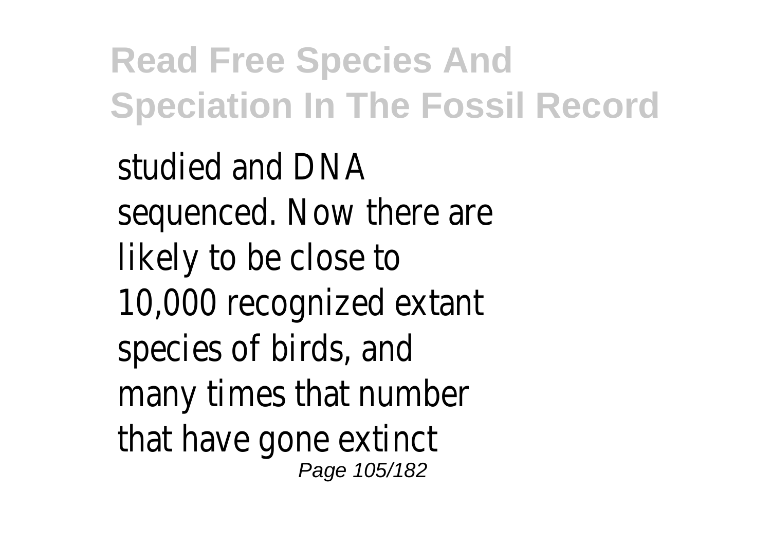studied and DNA sequenced. Now there are likely to be close to 10,000 recognized extant species of birds, and many times that number that have gone extinct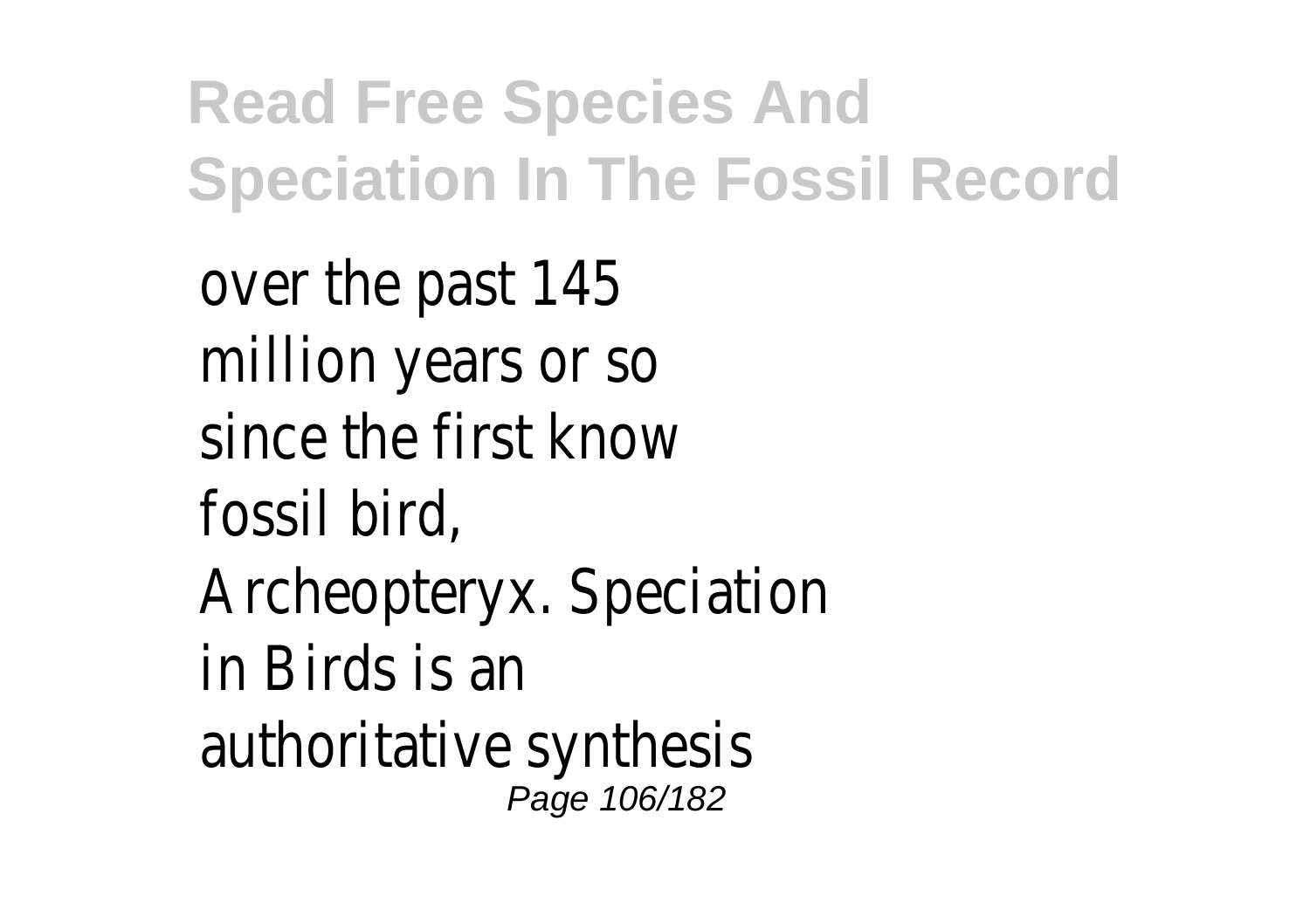over the past 145 million years or so since the first know fossil bird, Archeopteryx. Speciation in Birds is an authoritative synthesis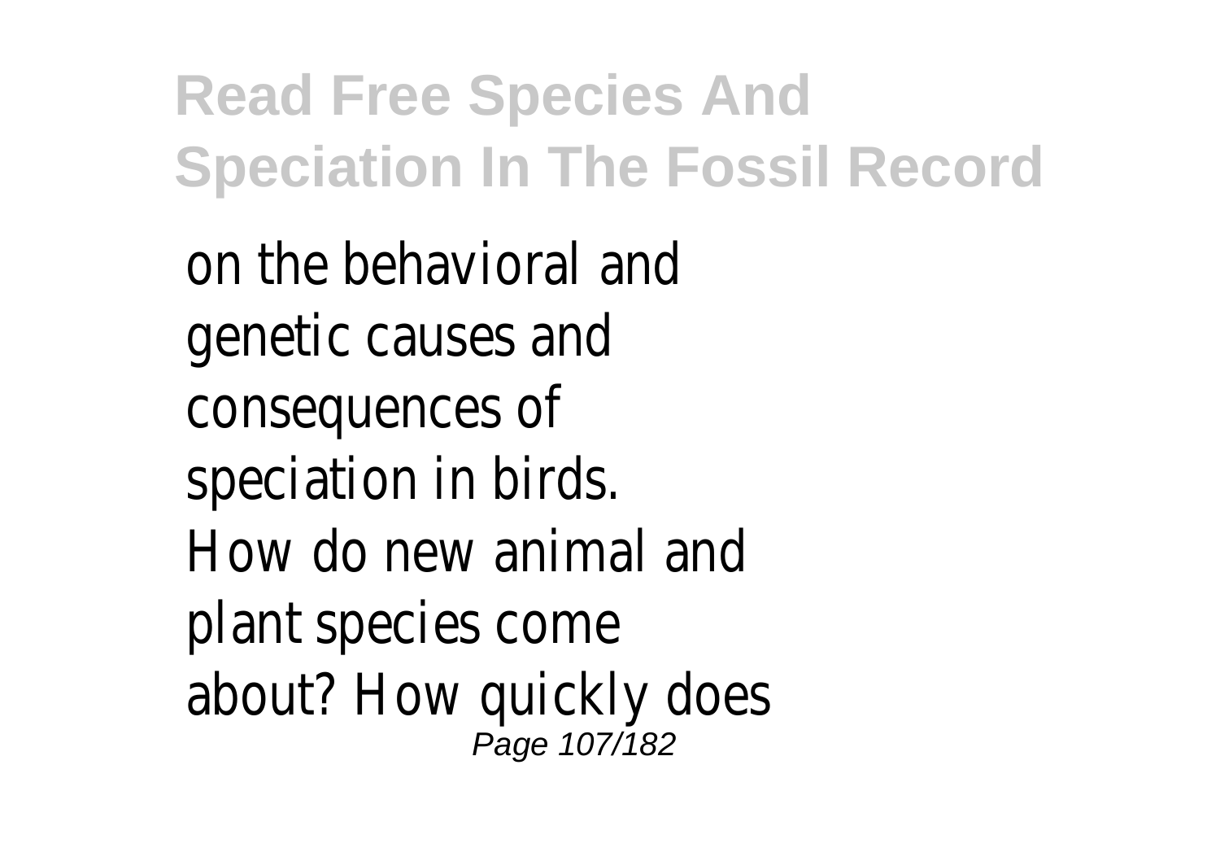on the behavioral and genetic causes and consequences of speciation in birds.
How do new animal and plant species come about? How quickly does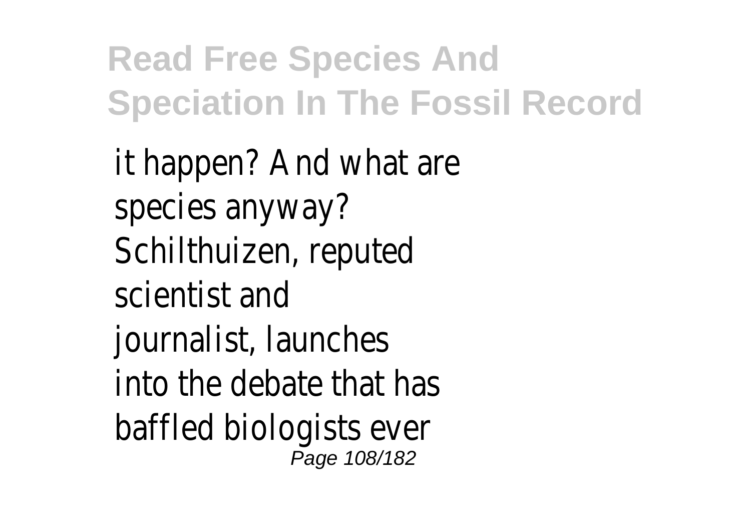it happen? And what are species anyway? Schilthuizen, reputed scientist and journalist, launches into the debate that has baffled biologists ever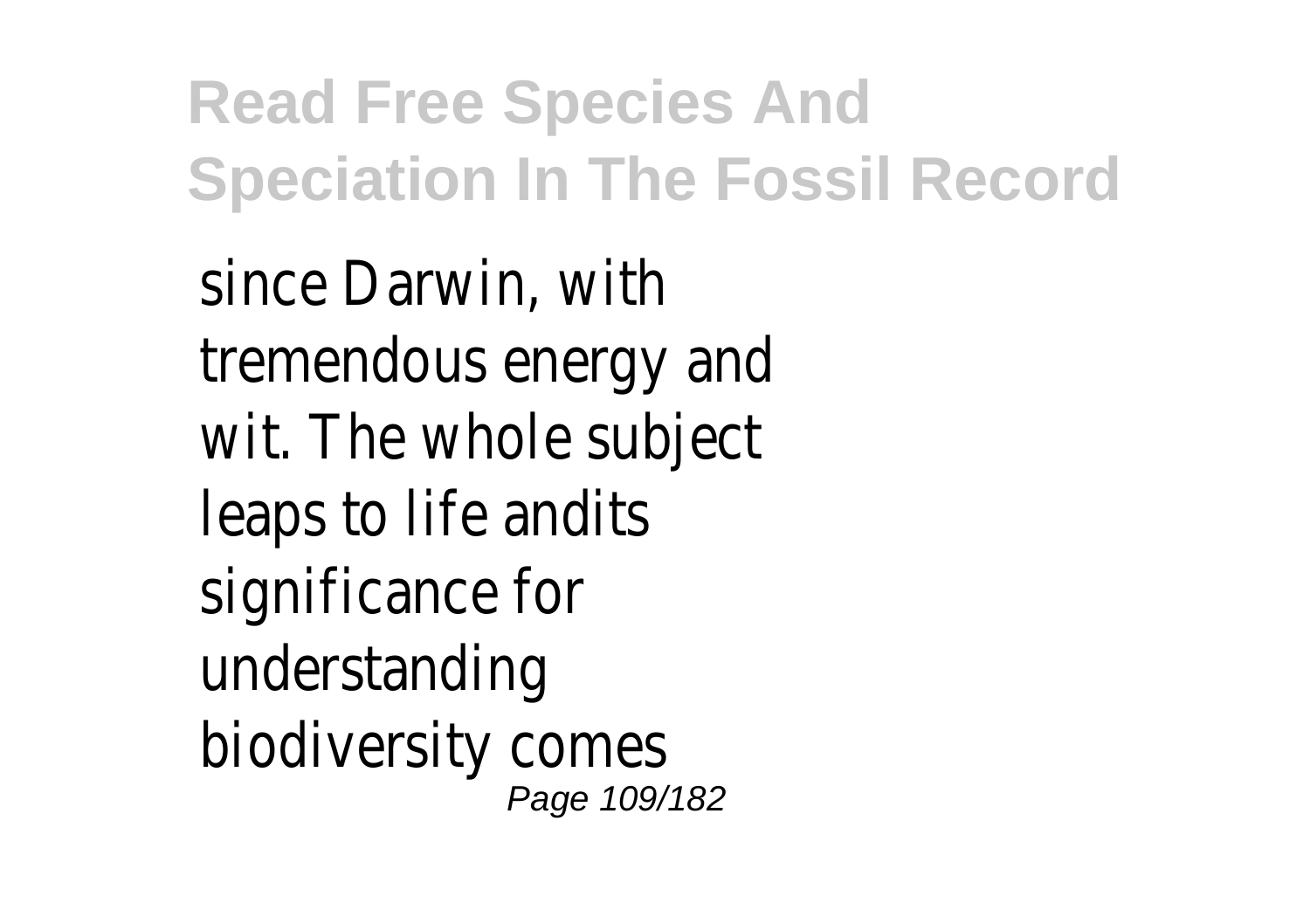since Darwin, with tremendous energy and wit. The whole subject leaps to life andits significance for understanding biodiversity comes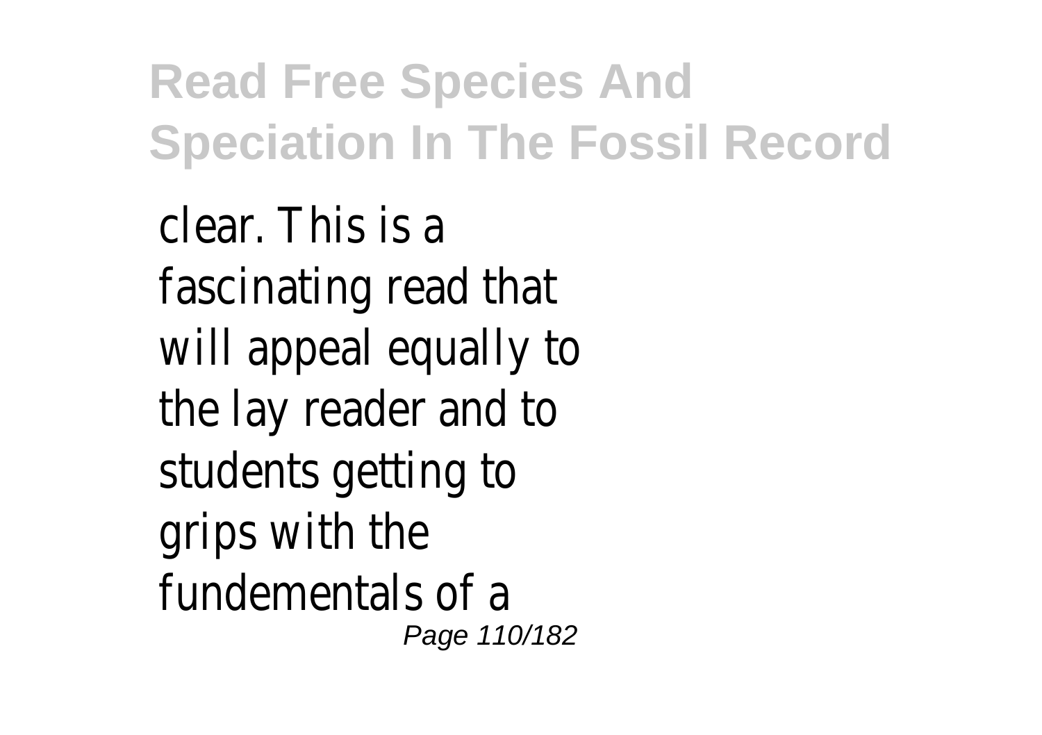clear. This is a fascinating read that will appeal equally to the lay reader and to students getting to grips with the fundementals of a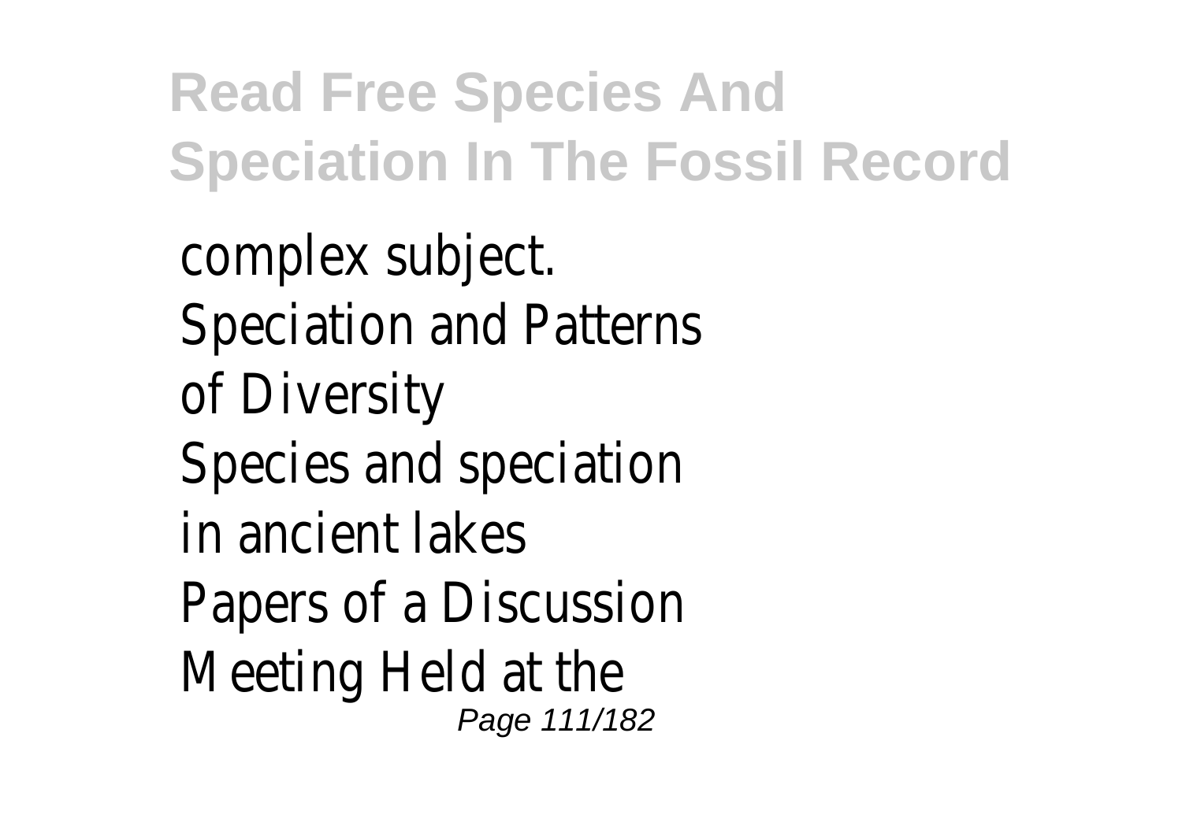complex subject.
Speciation and Patterns
of Diversity
Species and speciation
in ancient lakes
Papers of a Discussion
Meeting Held at the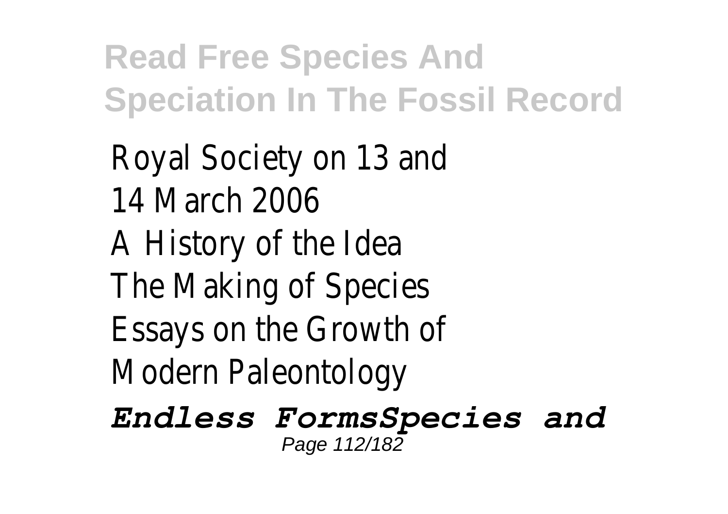Royal Society on 13 and 14 March 2006
A History of the Idea
The Making of Species
Essays on the Growth of Modern Paleontology

***Endless FormsSpecies and***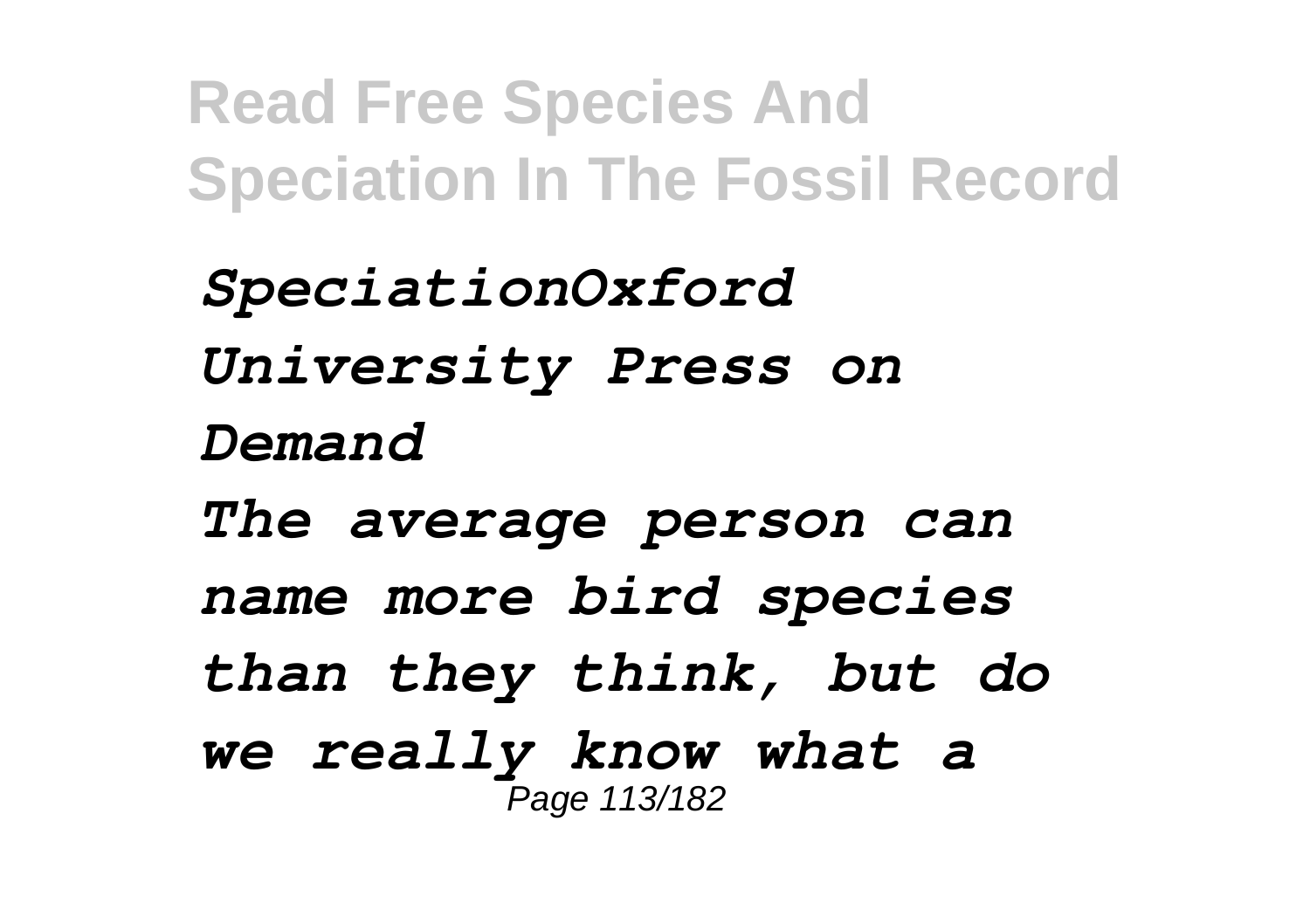*SpeciationOxford University Press on Demand*

*The average person can name more bird species than they think, but do we really know what a*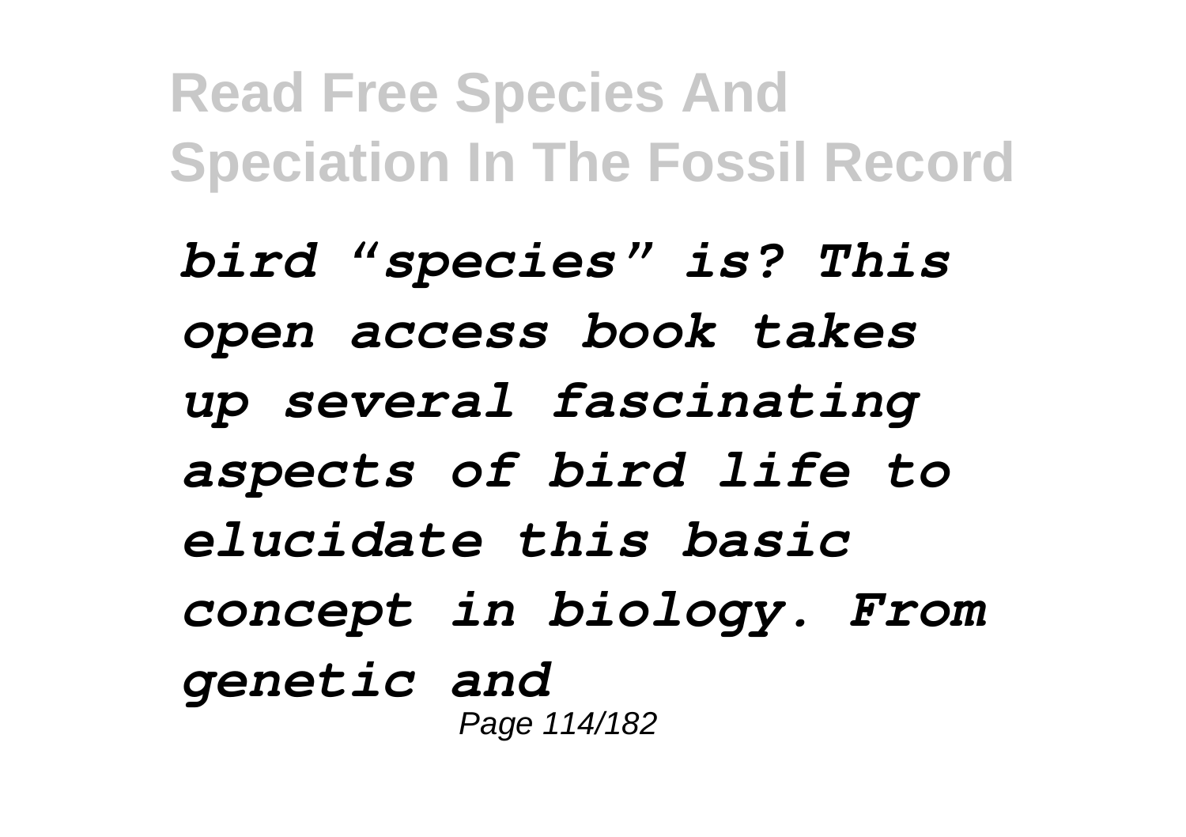*bird “species” is? This open access book takes up several fascinating aspects of bird life to elucidate this basic concept in biology. From genetic and*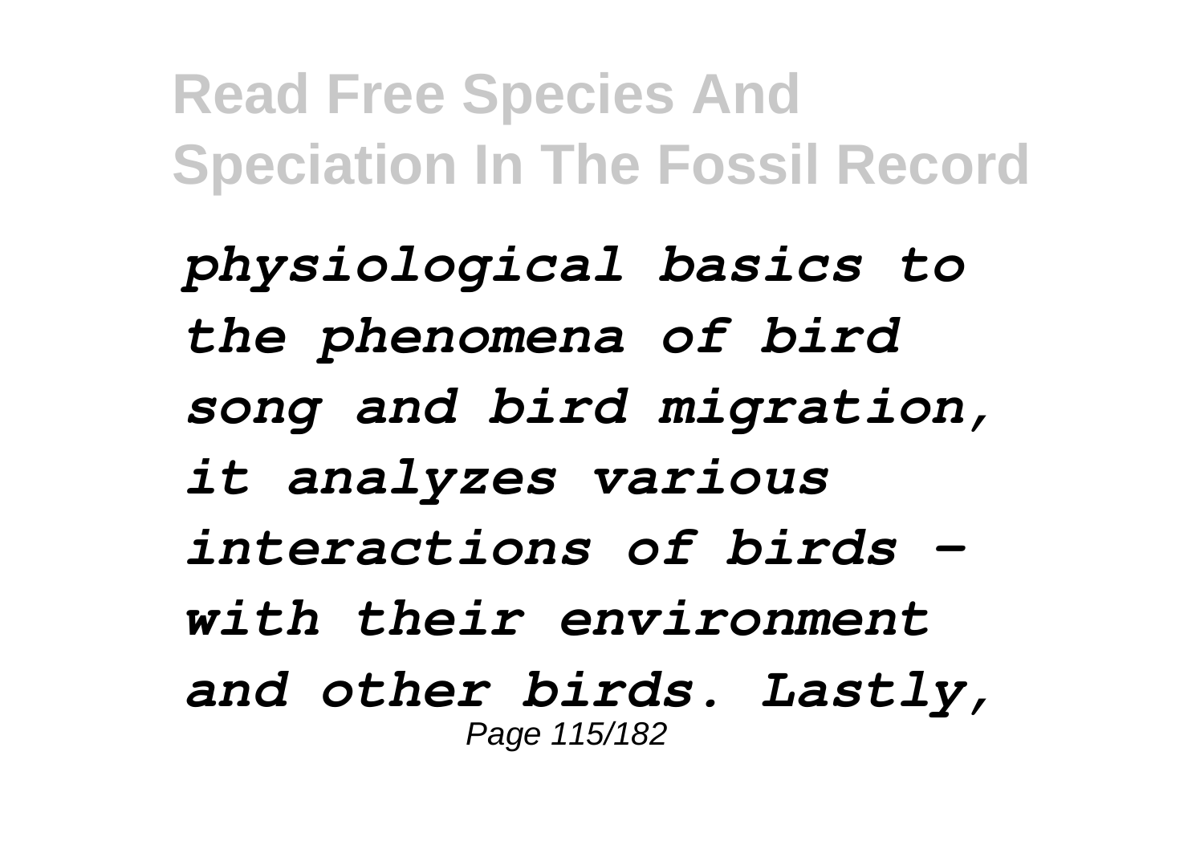*physiological basics to the phenomena of bird song and bird migration, it analyzes various interactions of birds – with their environment and other birds. Lastly,*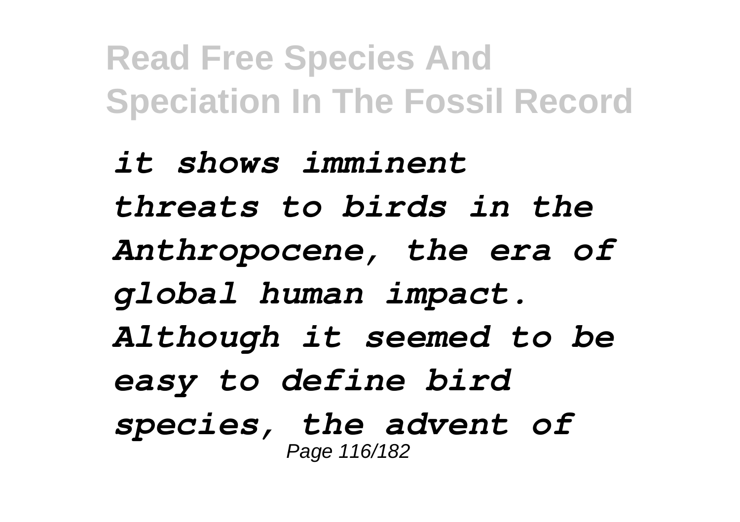*it shows imminent threats to birds in the Anthropocene, the era of global human impact. Although it seemed to be easy to define bird species, the advent of*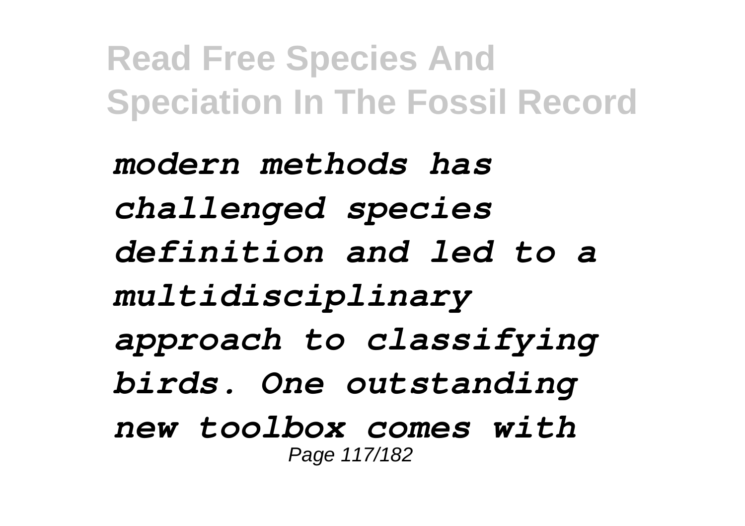*modern methods has challenged species definition and led to a multidisciplinary approach to classifying birds. One outstanding new toolbox comes with*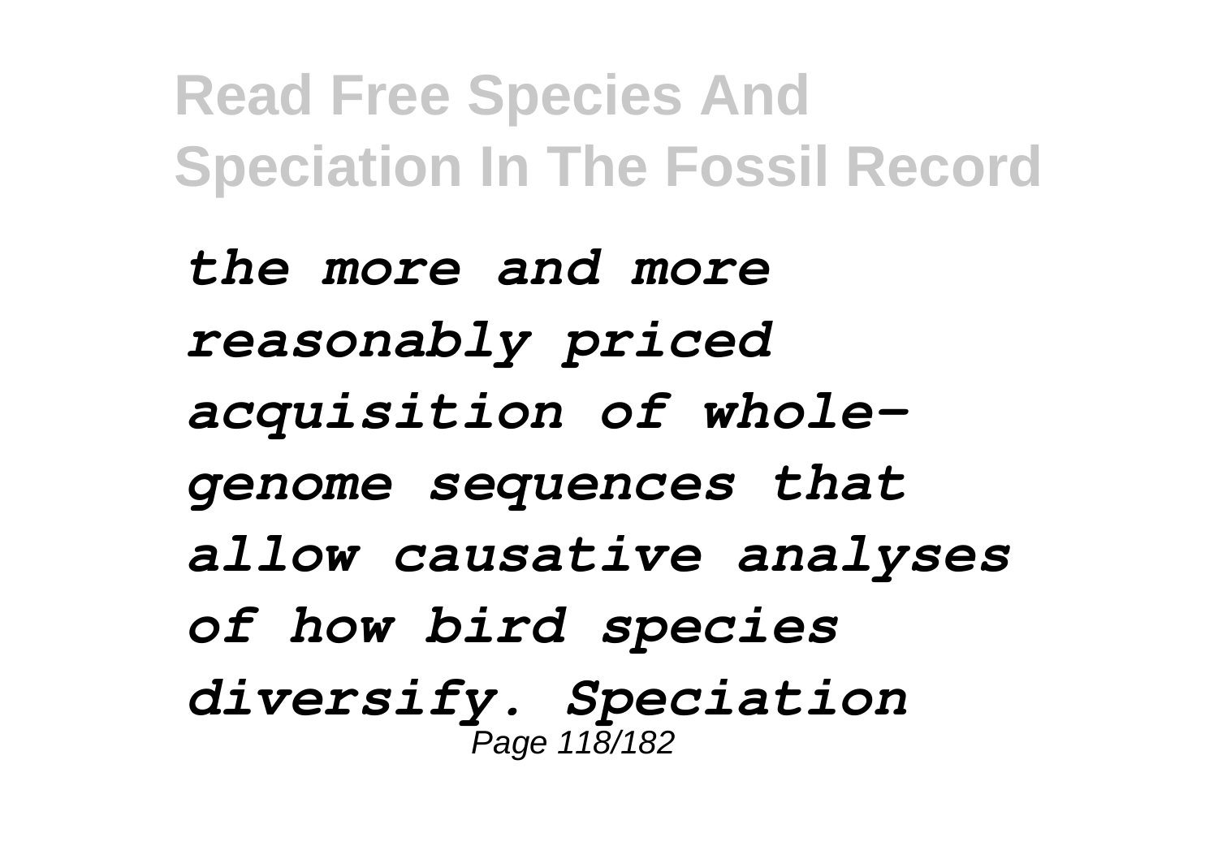*the more and more reasonably priced acquisition of whole-genome sequences that allow causative analyses of how bird species diversify. Speciation*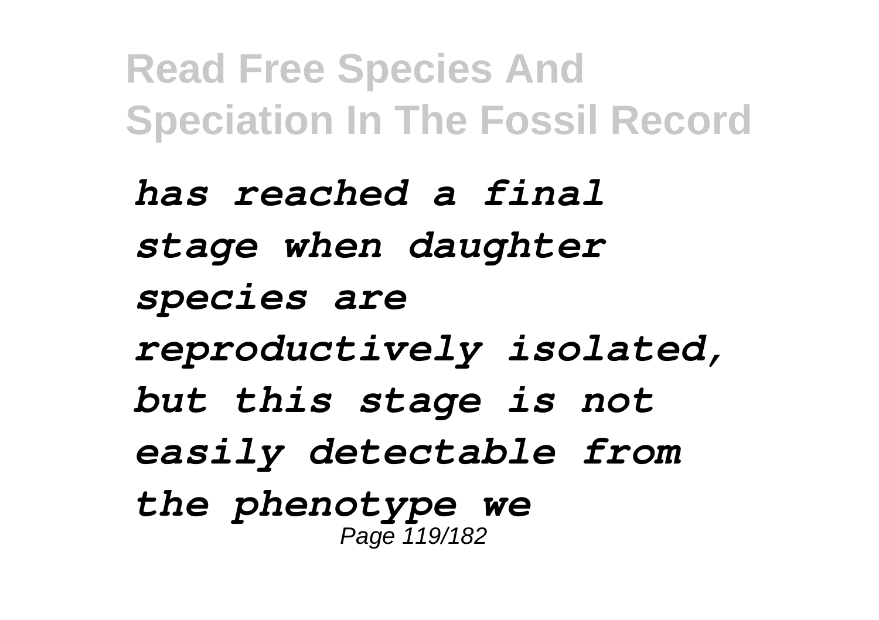*has reached a final stage when daughter species are reproductively isolated, but this stage is not easily detectable from the phenotype we*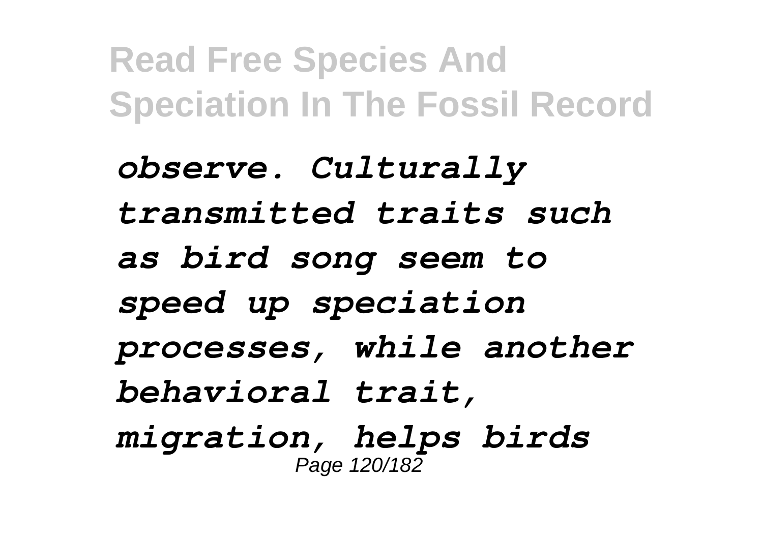*observe. Culturally transmitted traits such as bird song seem to speed up speciation processes, while another behavioral trait, migration, helps birds*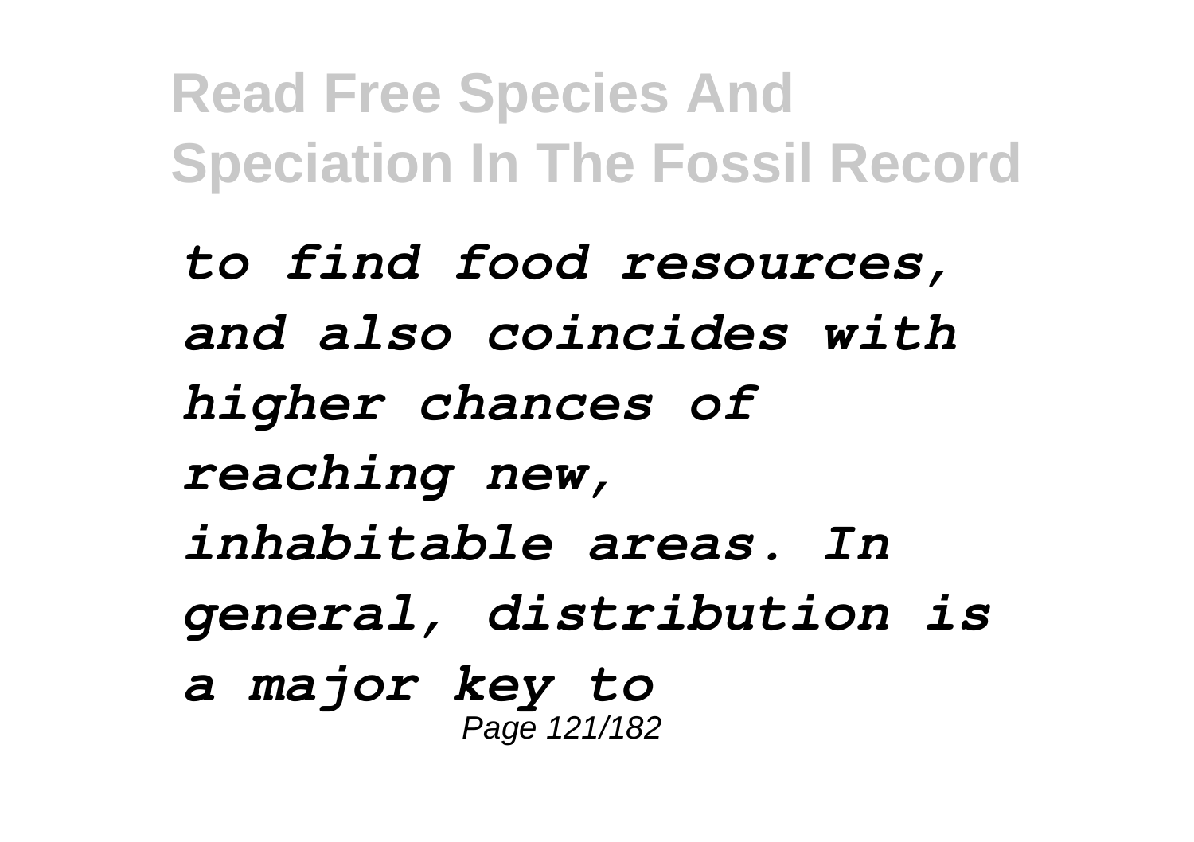*to find food resources, and also coincides with higher chances of reaching new, inhabitable areas. In general, distribution is a major key to*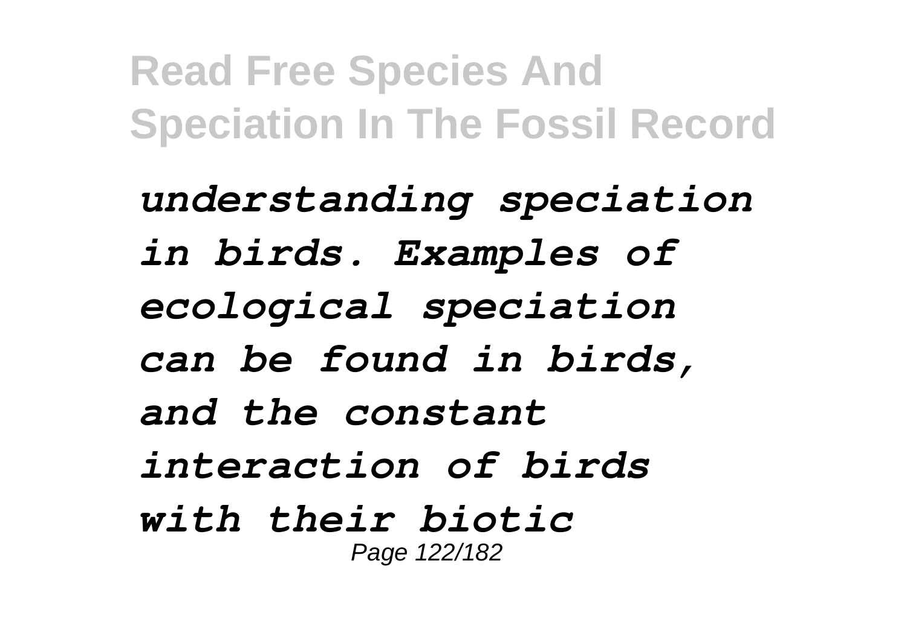*understanding speciation in birds. Examples of ecological speciation can be found in birds, and the constant interaction of birds with their biotic*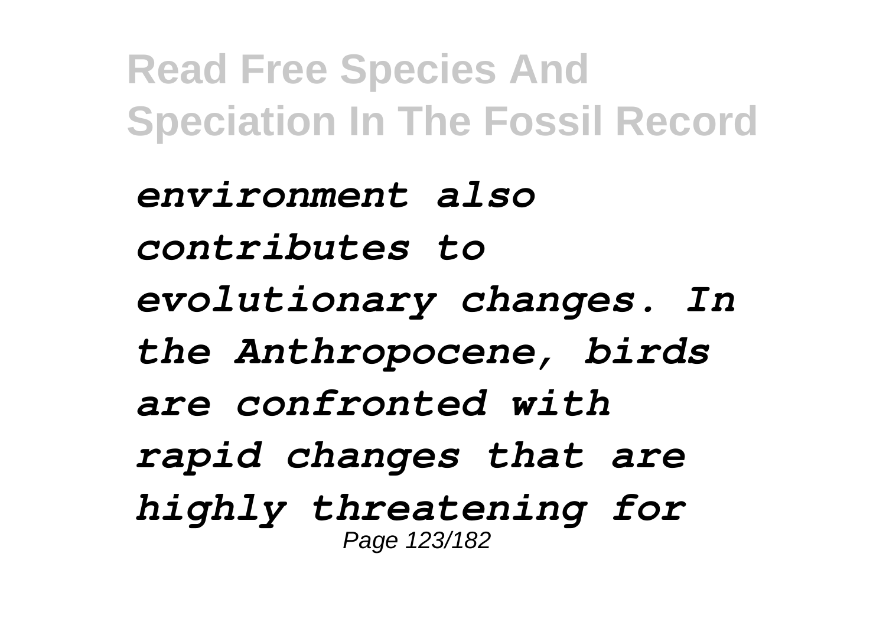*environment also contributes to evolutionary changes. In the Anthropocene, birds are confronted with rapid changes that are highly threatening for*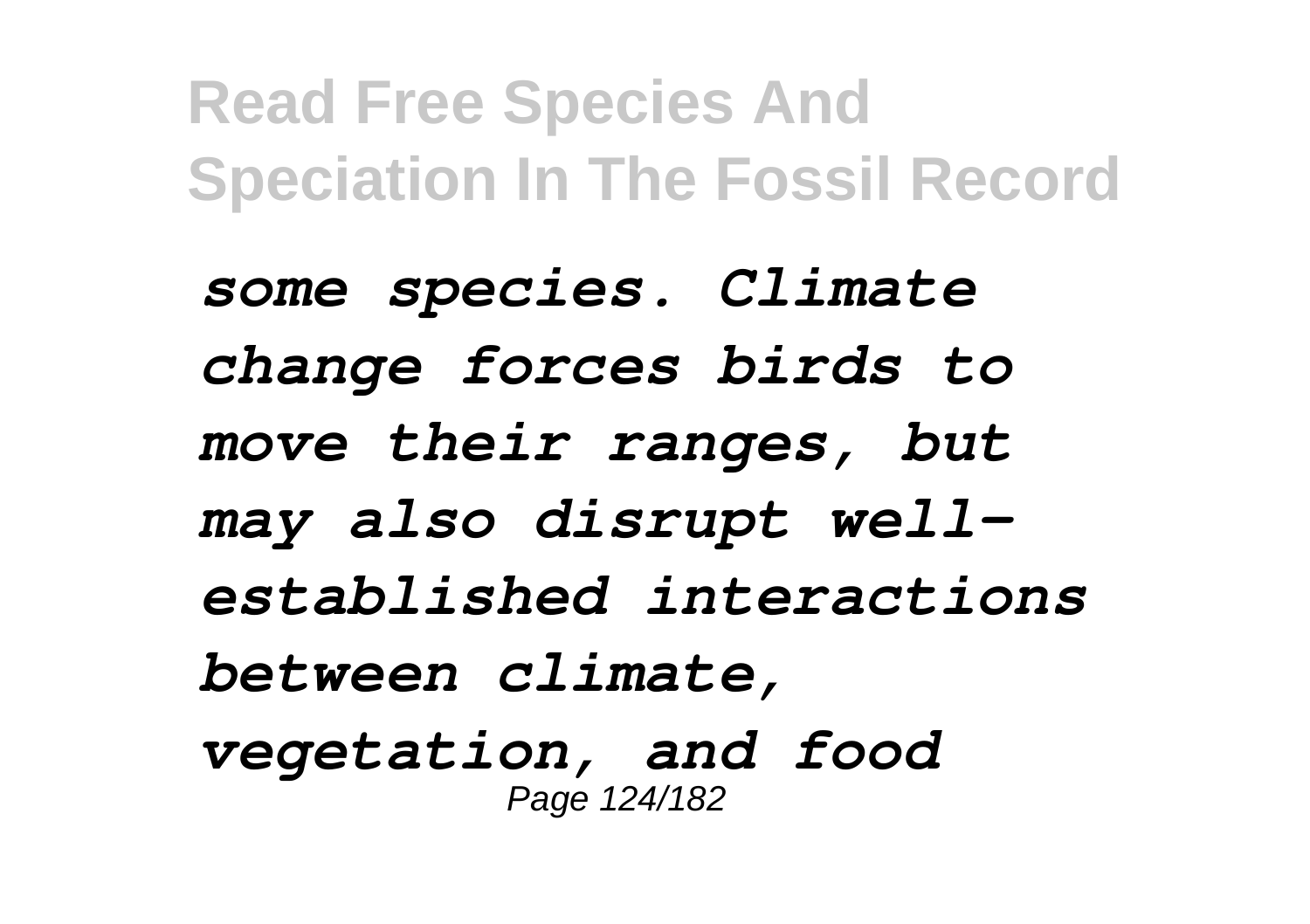*some species. Climate change forces birds to move their ranges, but may also disrupt well-established interactions between climate, vegetation, and food*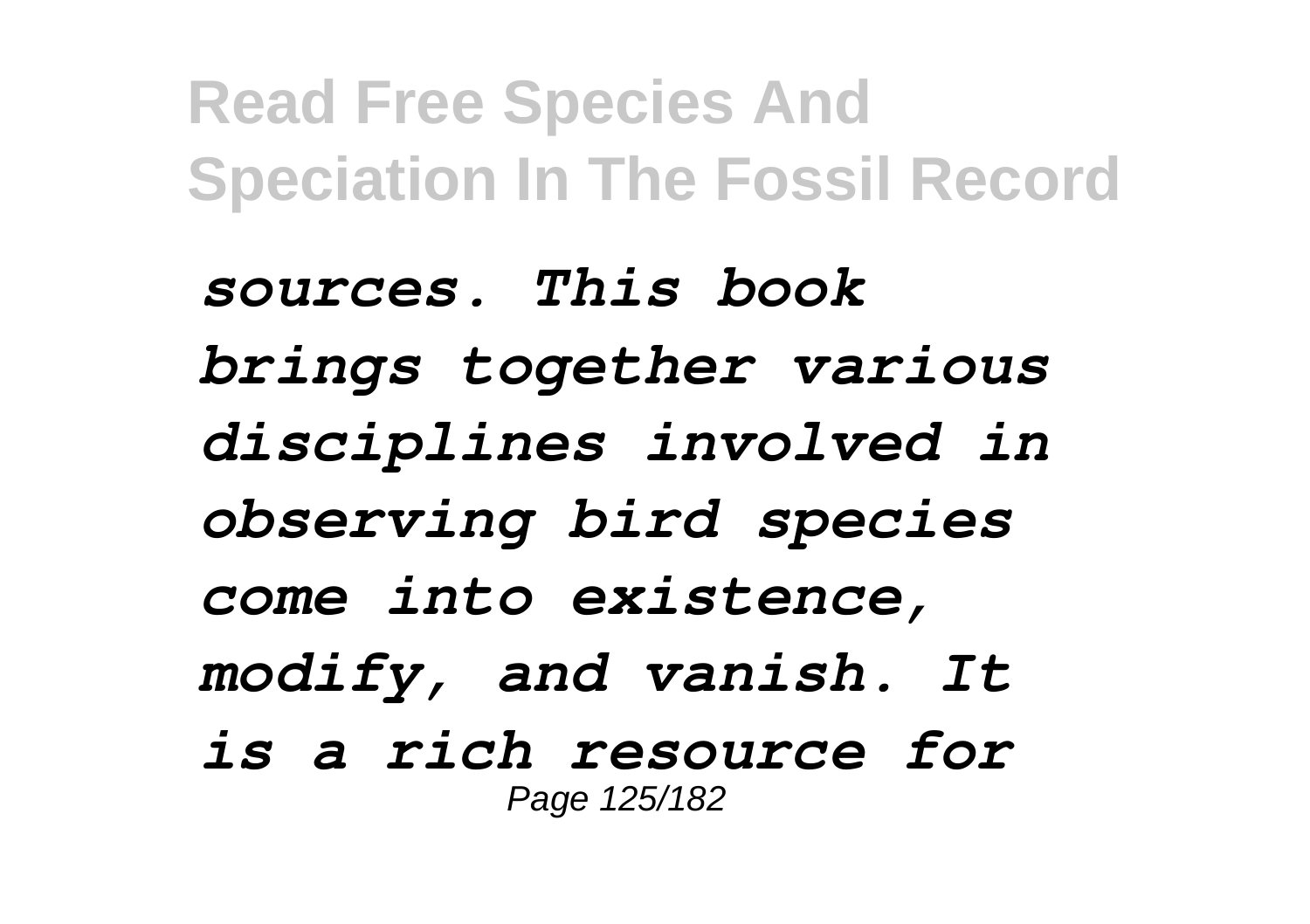*sources. This book brings together various disciplines involved in observing bird species come into existence, modify, and vanish. It is a rich resource for*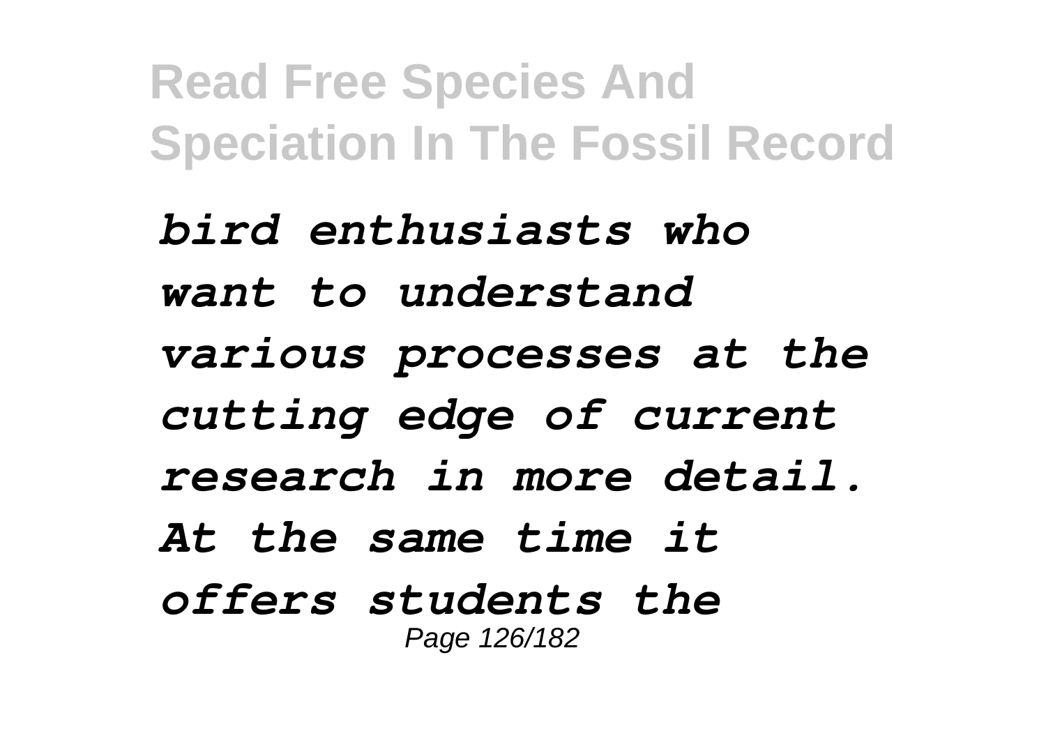*bird enthusiasts who want to understand various processes at the cutting edge of current research in more detail. At the same time it offers students the*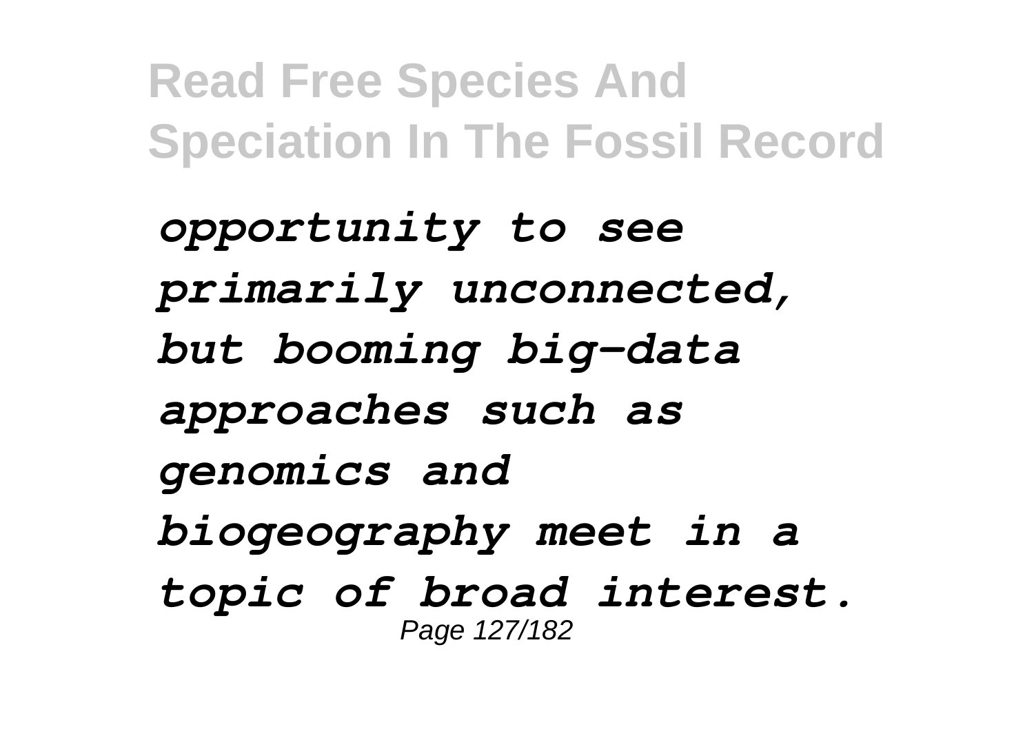*opportunity to see primarily unconnected, but booming big-data approaches such as genomics and biogeography meet in a topic of broad interest.*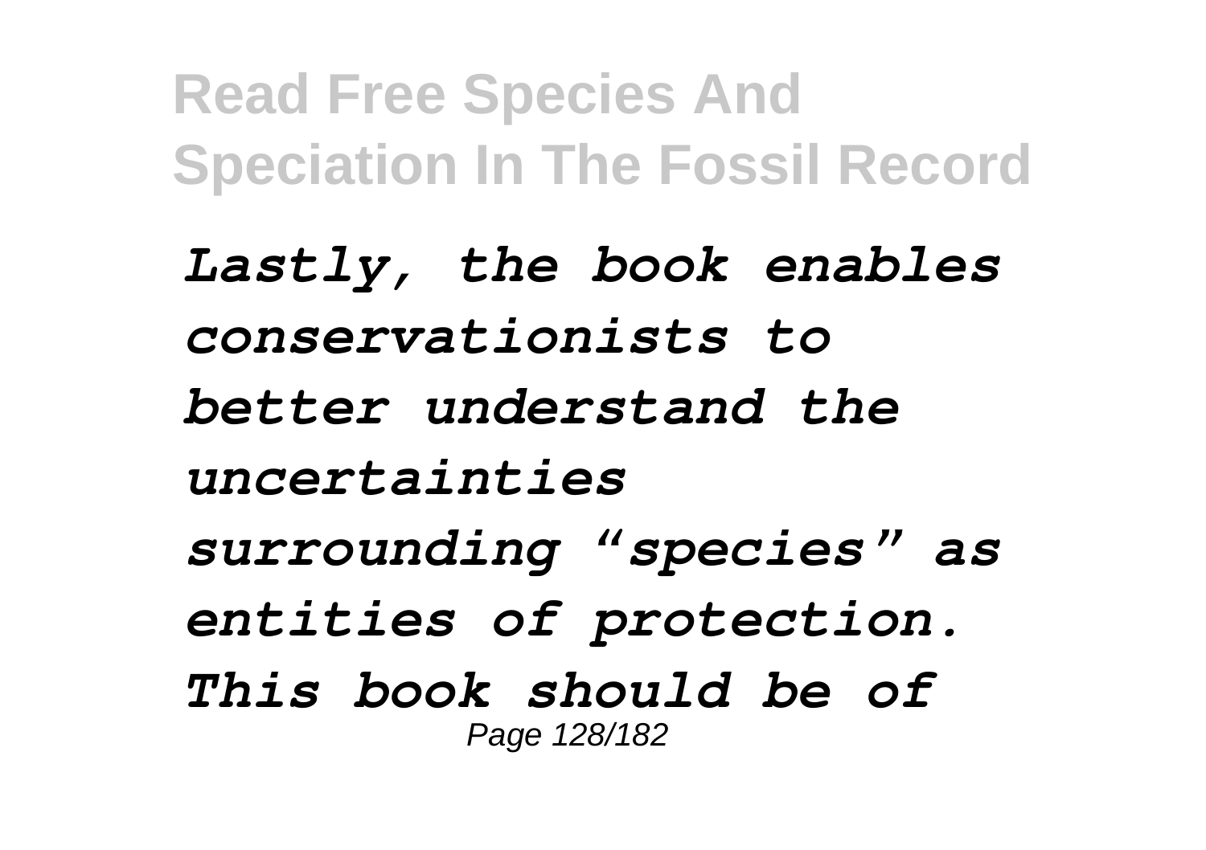*Lastly, the book enables conservationists to better understand the uncertainties surrounding “species” as entities of protection. This book should be of*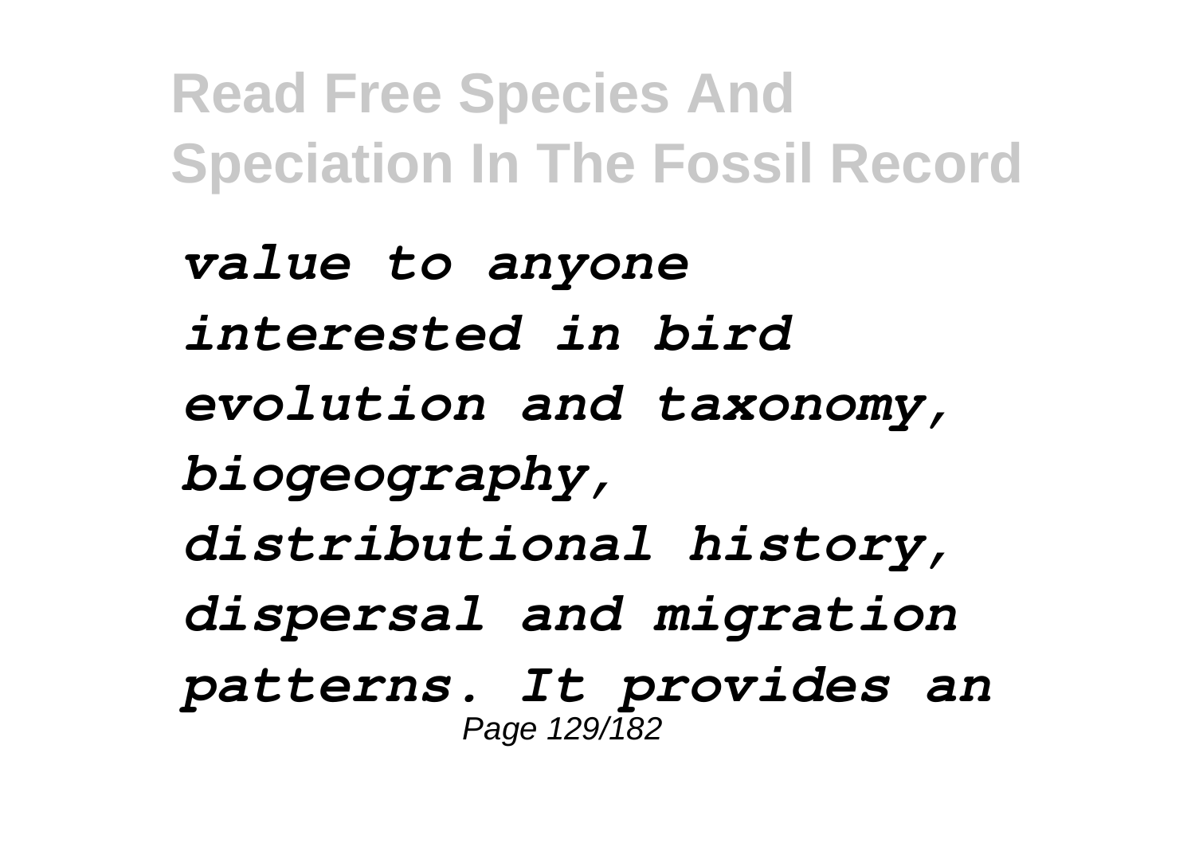*value to anyone interested in bird evolution and taxonomy, biogeography, distributional history, dispersal and migration patterns. It provides an*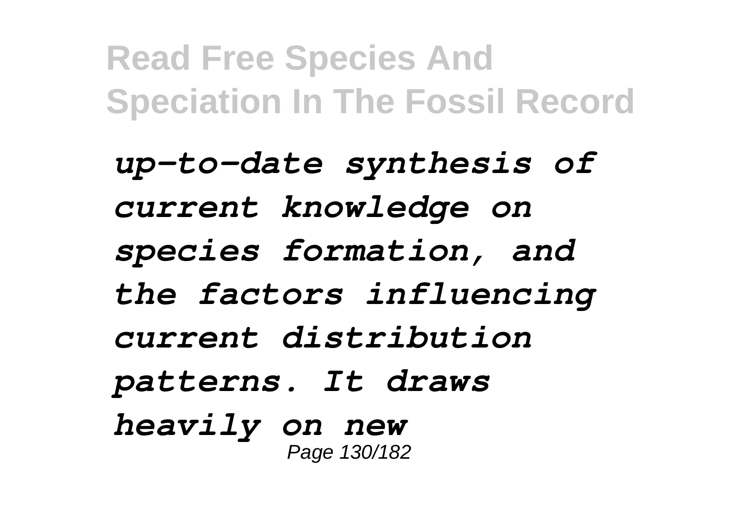*up-to-date synthesis of current knowledge on species formation, and the factors influencing current distribution patterns. It draws heavily on new*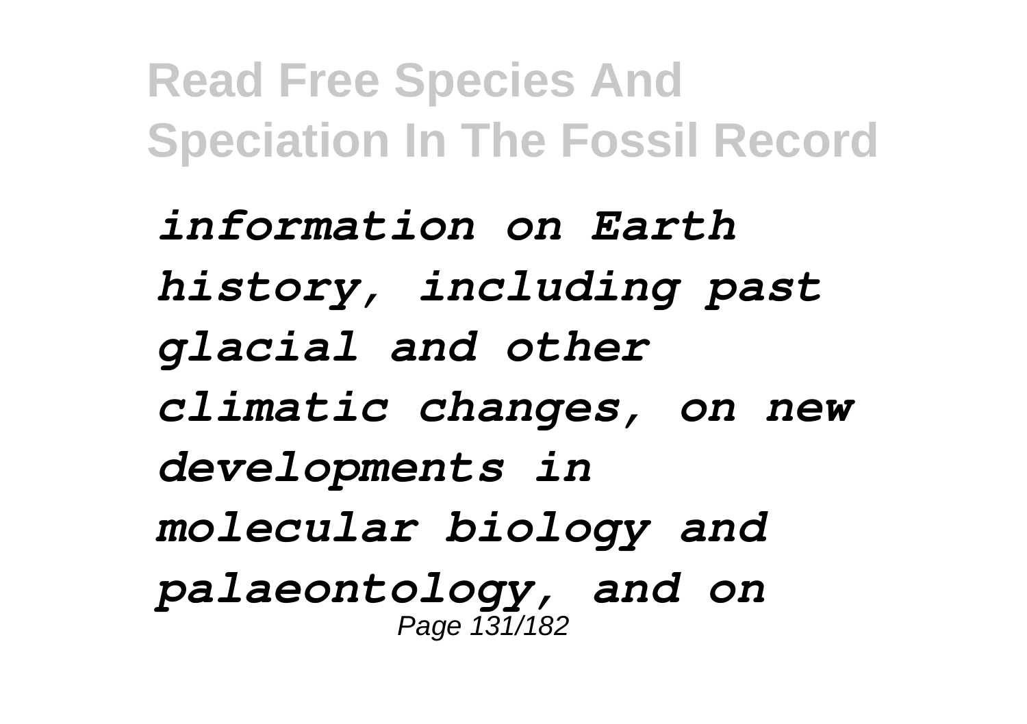*information on Earth history, including past glacial and other climatic changes, on new developments in molecular biology and palaeontology, and on*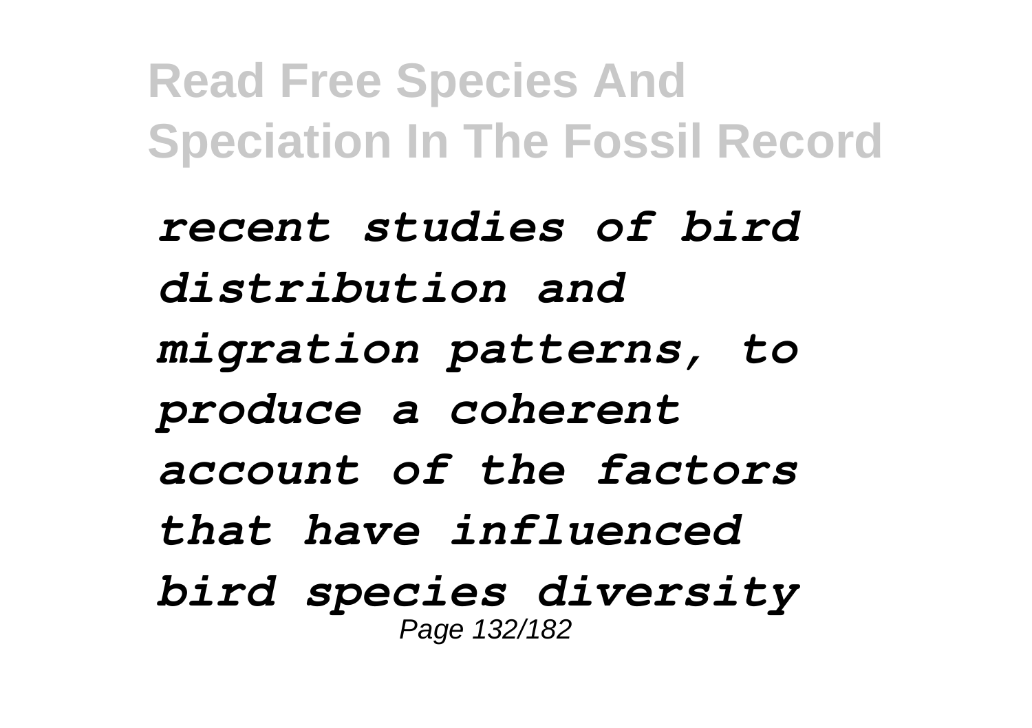*recent studies of bird distribution and migration patterns, to produce a coherent account of the factors that have influenced bird species diversity*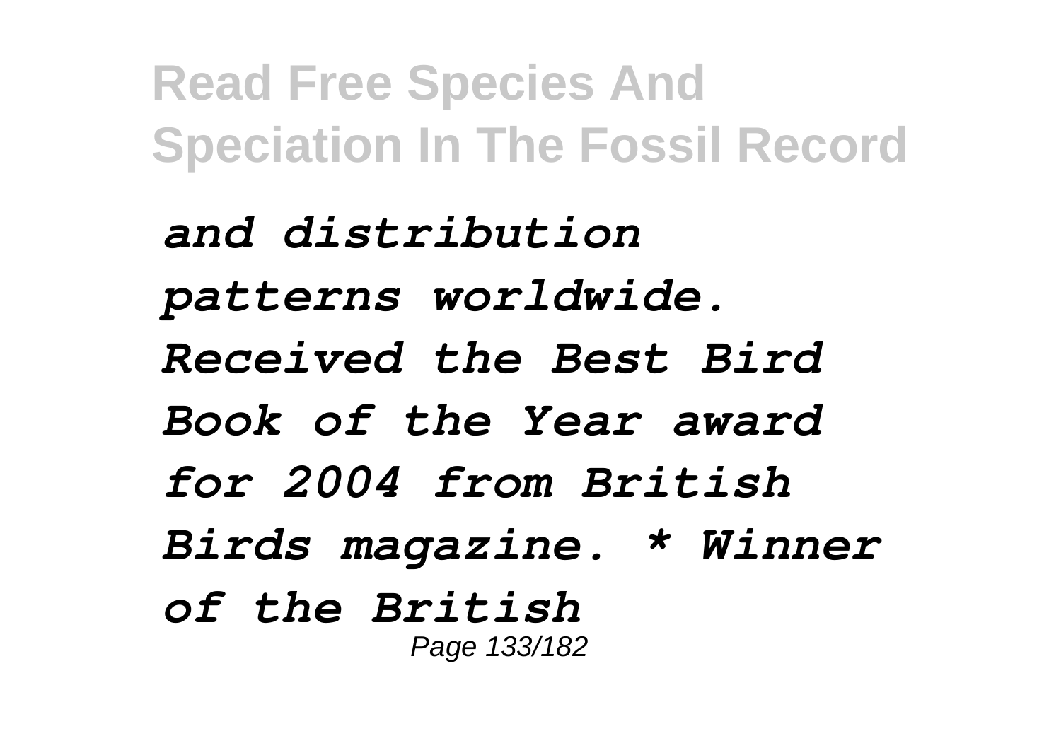*and distribution patterns worldwide. Received the Best Bird Book of the Year award for 2004 from British Birds magazine. * Winner of the British*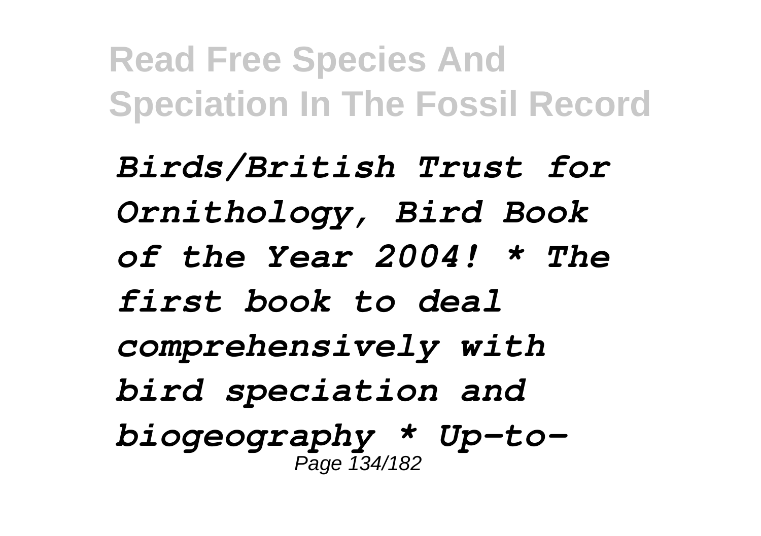*Birds/British Trust for Ornithology, Bird Book of the Year 2004! * The first book to deal comprehensively with bird speciation and biogeography * Up-to-*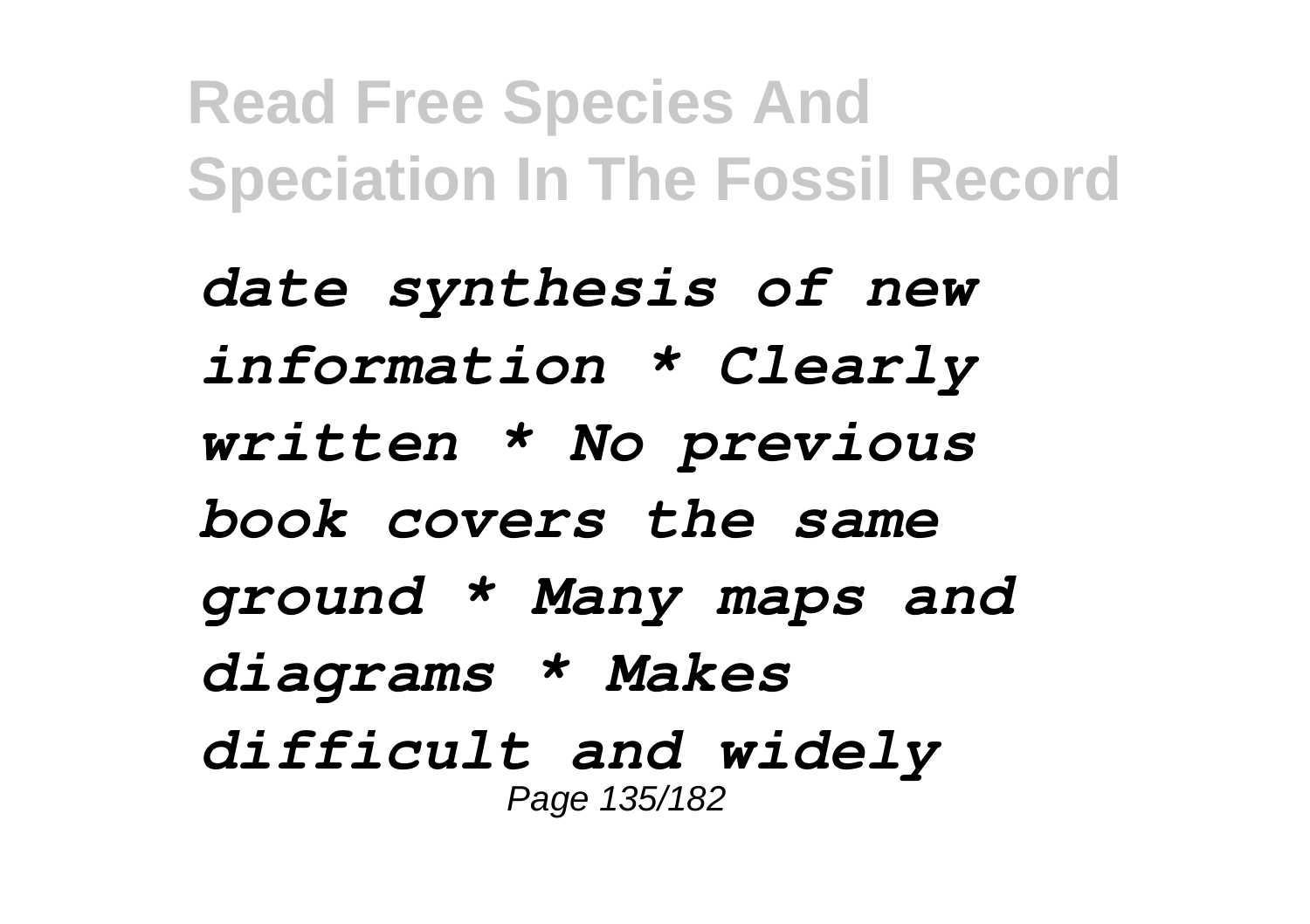*date synthesis of new information * Clearly written * No previous book covers the same ground * Many maps and diagrams * Makes difficult and widely*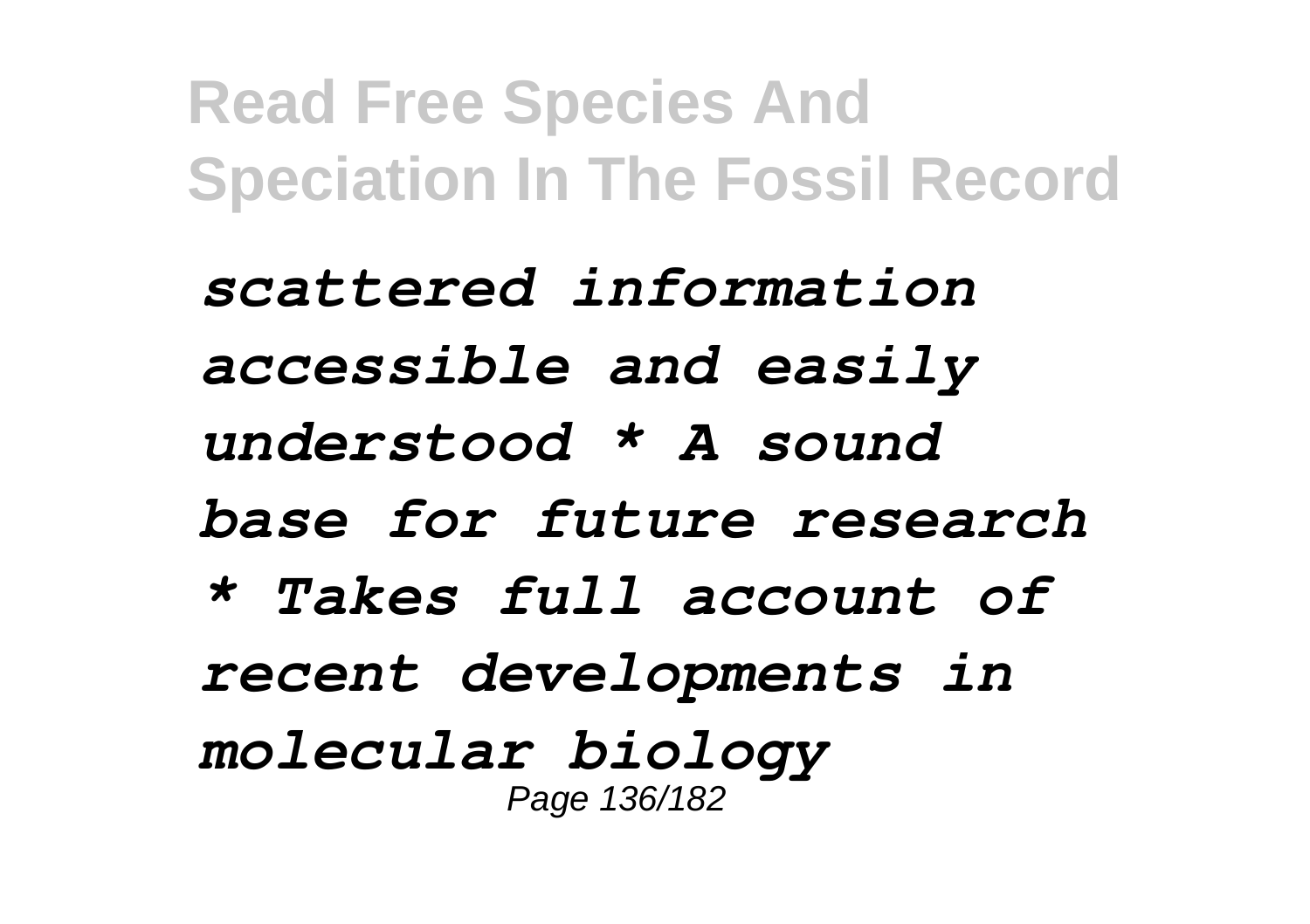*scattered information accessible and easily understood * A sound base for future research * Takes full account of recent developments in molecular biology*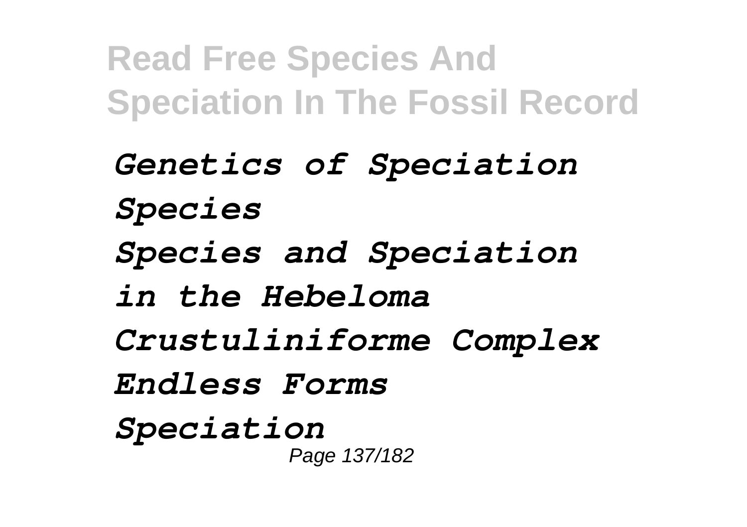*Genetics of Speciation*
*Species*
*Species and Speciation in the Hebeloma Crustuliniforme Complex*
*Endless Forms*
*Speciation*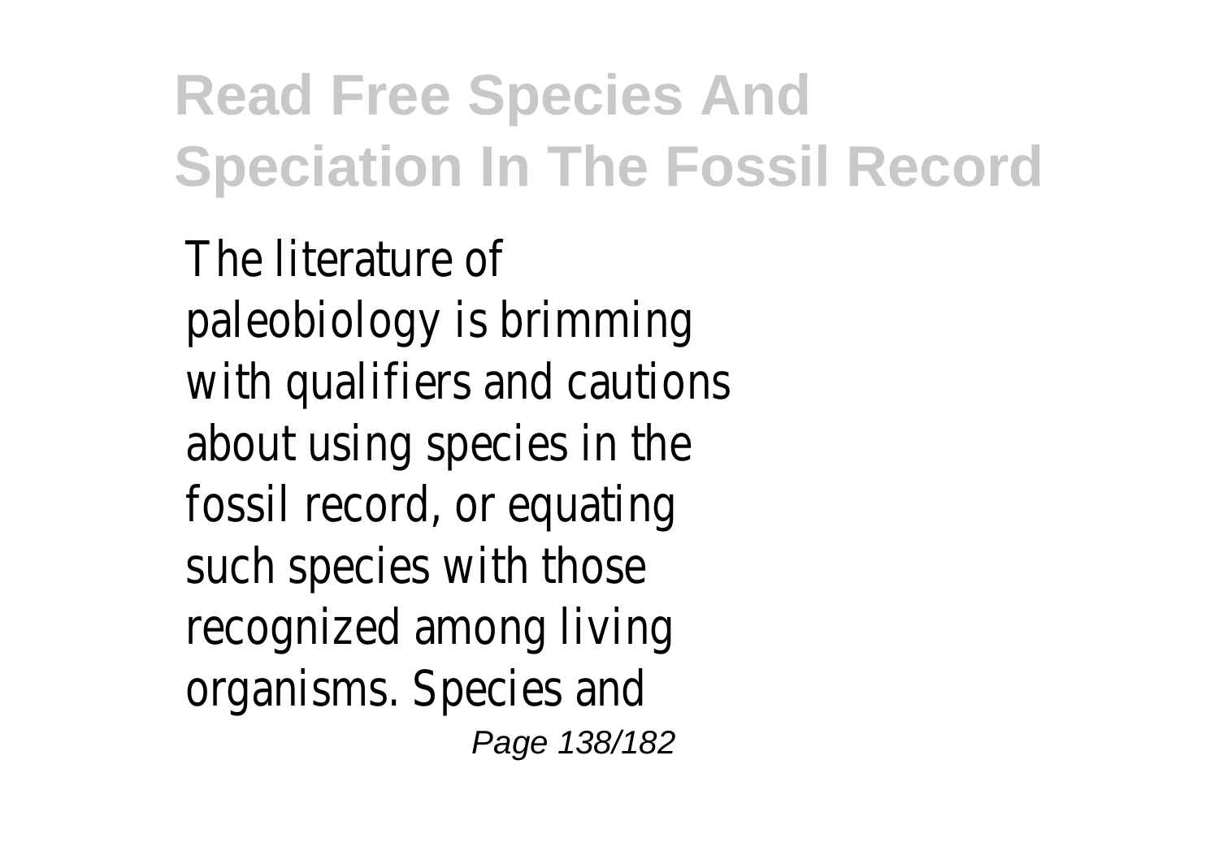The literature of paleobiology is brimming with qualifiers and cautions about using species in the fossil record, or equating such species with those recognized among living organisms. Species and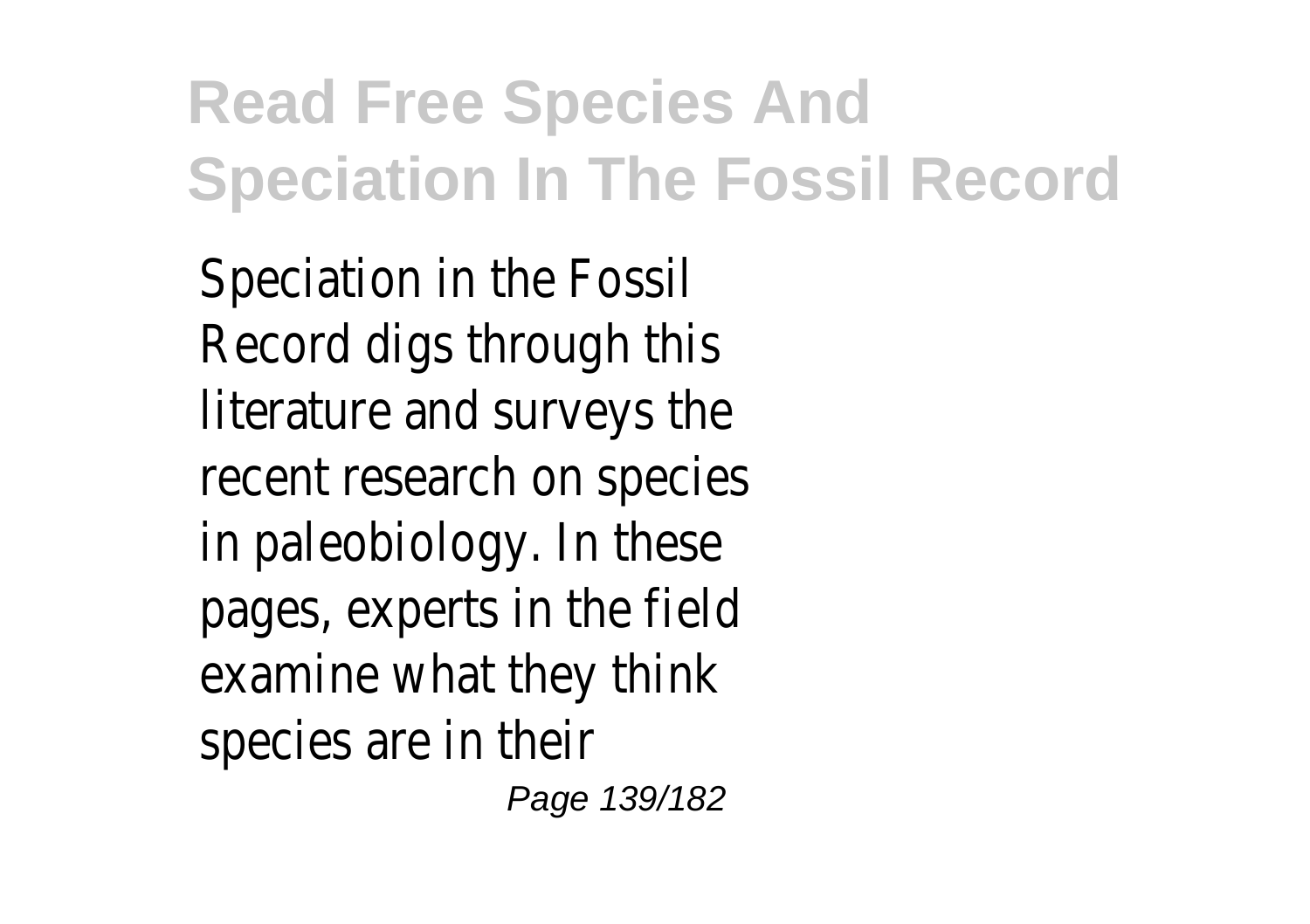Speciation in the Fossil Record digs through this literature and surveys the recent research on species in paleobiology. In these pages, experts in the field examine what they think species are in their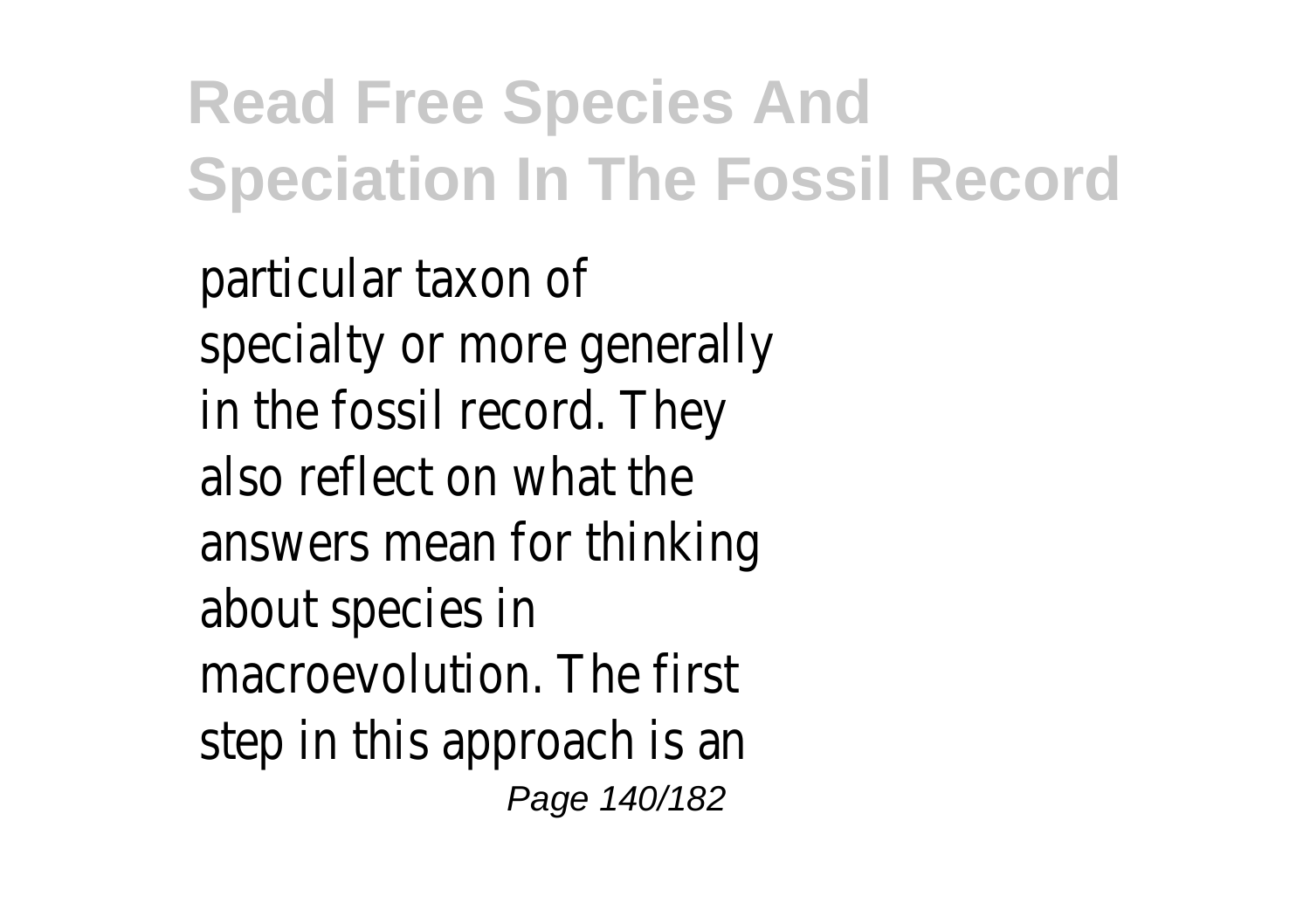particular taxon of specialty or more generally in the fossil record. They also reflect on what the answers mean for thinking about species in macroevolution. The first step in this approach is an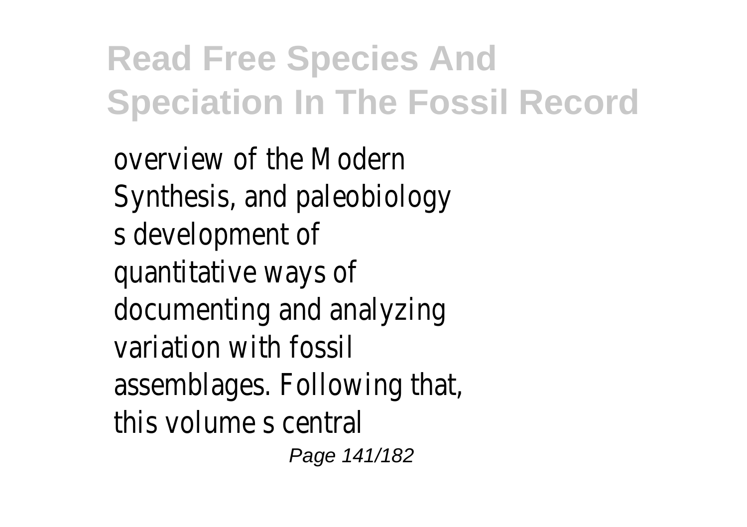overview of the Modern Synthesis, and paleobiology s development of quantitative ways of documenting and analyzing variation with fossil assemblages. Following that, this volume s central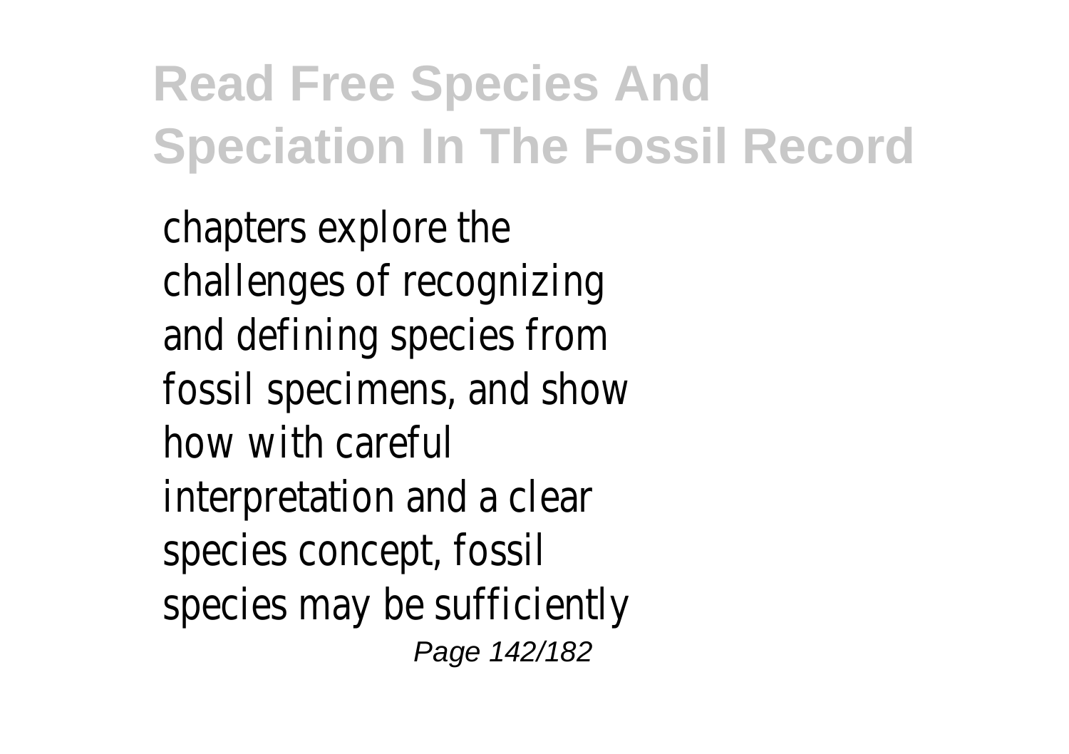chapters explore the challenges of recognizing and defining species from fossil specimens, and show how with careful interpretation and a clear species concept, fossil species may be sufficiently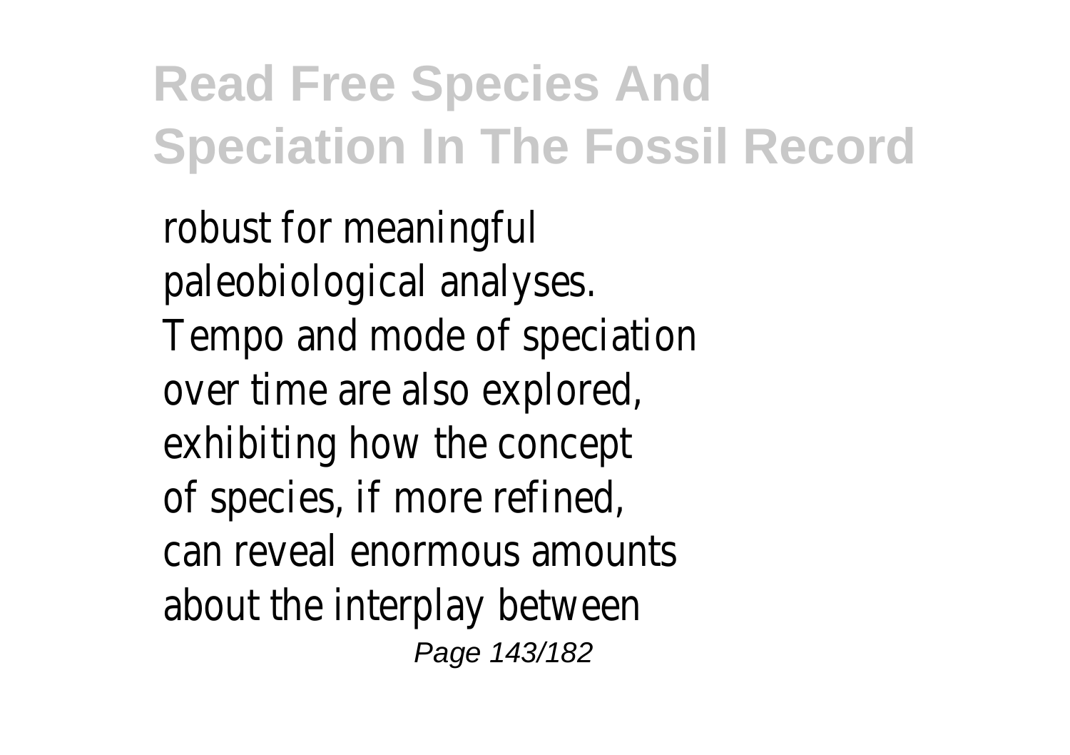robust for meaningful paleobiological analyses. Tempo and mode of speciation over time are also explored, exhibiting how the concept of species, if more refined, can reveal enormous amounts about the interplay between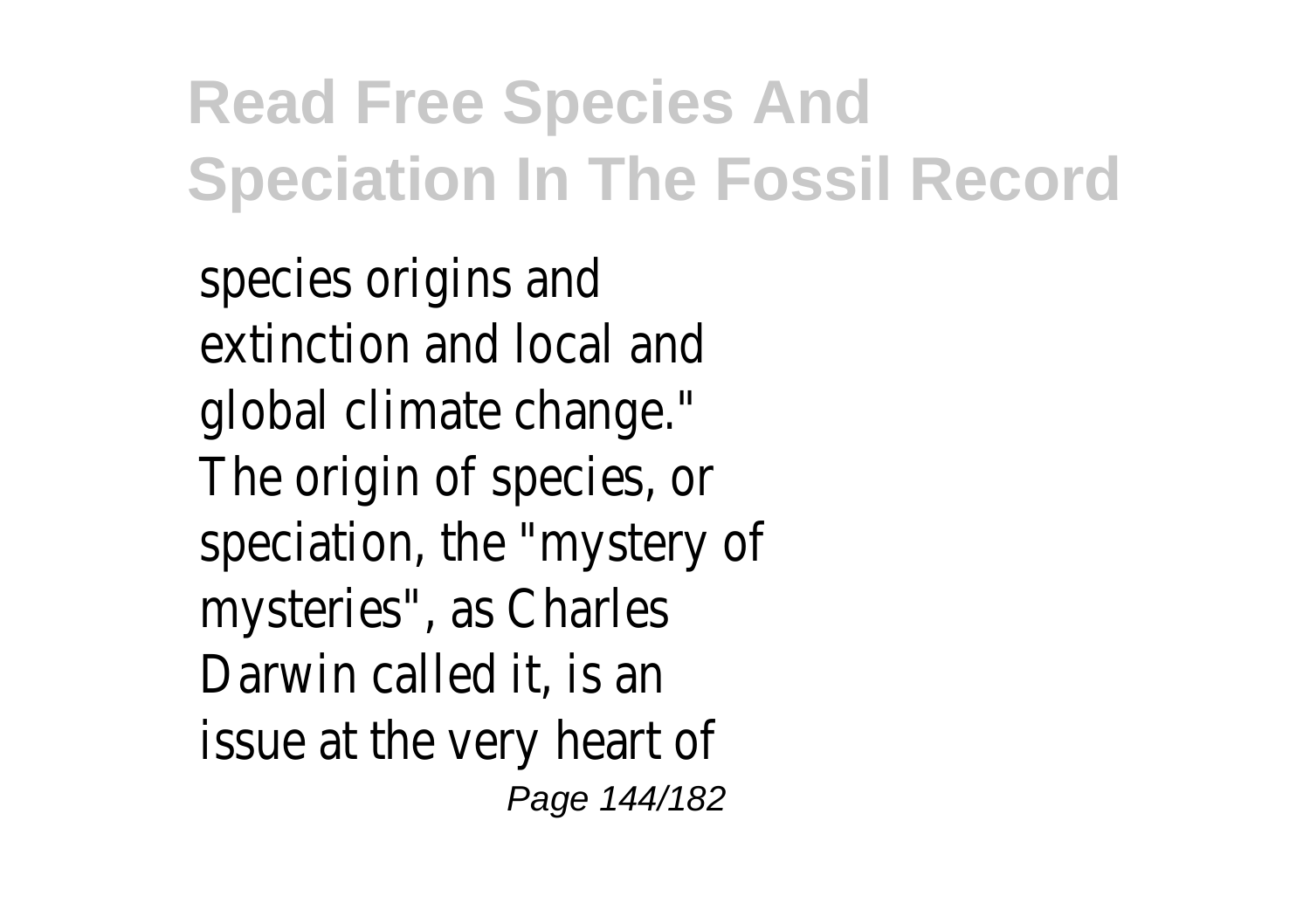species origins and extinction and local and global climate change." The origin of species, or speciation, the "mystery of mysteries", as Charles Darwin called it, is an issue at the very heart of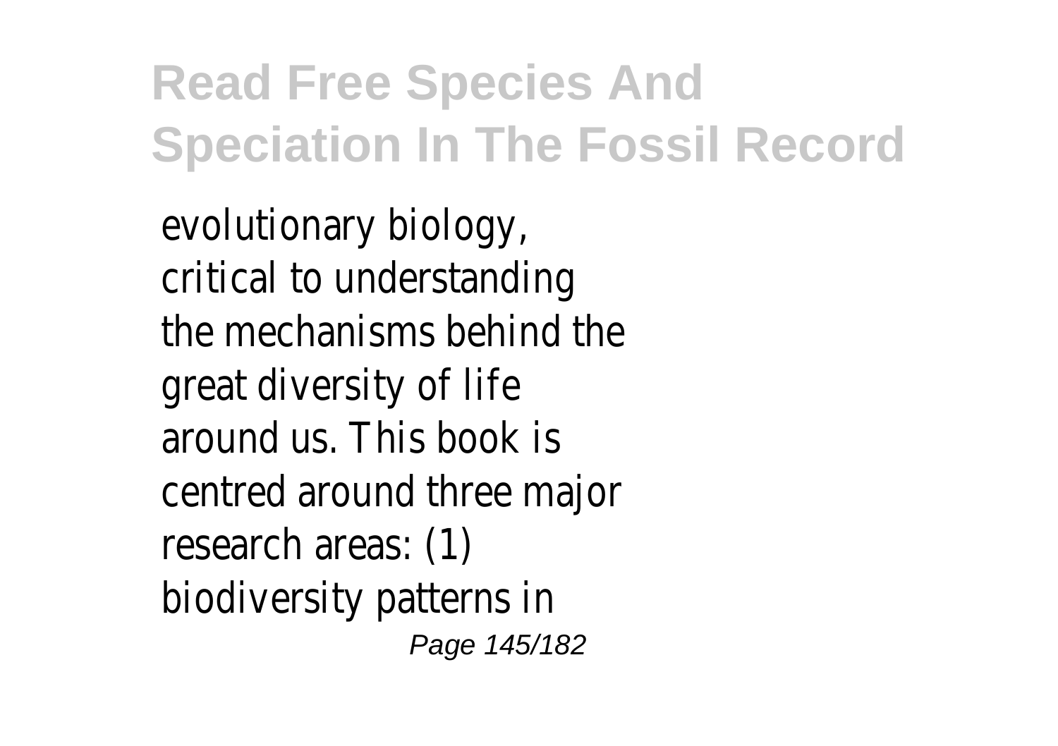evolutionary biology, critical to understanding the mechanisms behind the great diversity of life around us. This book is centred around three major research areas: (1) biodiversity patterns in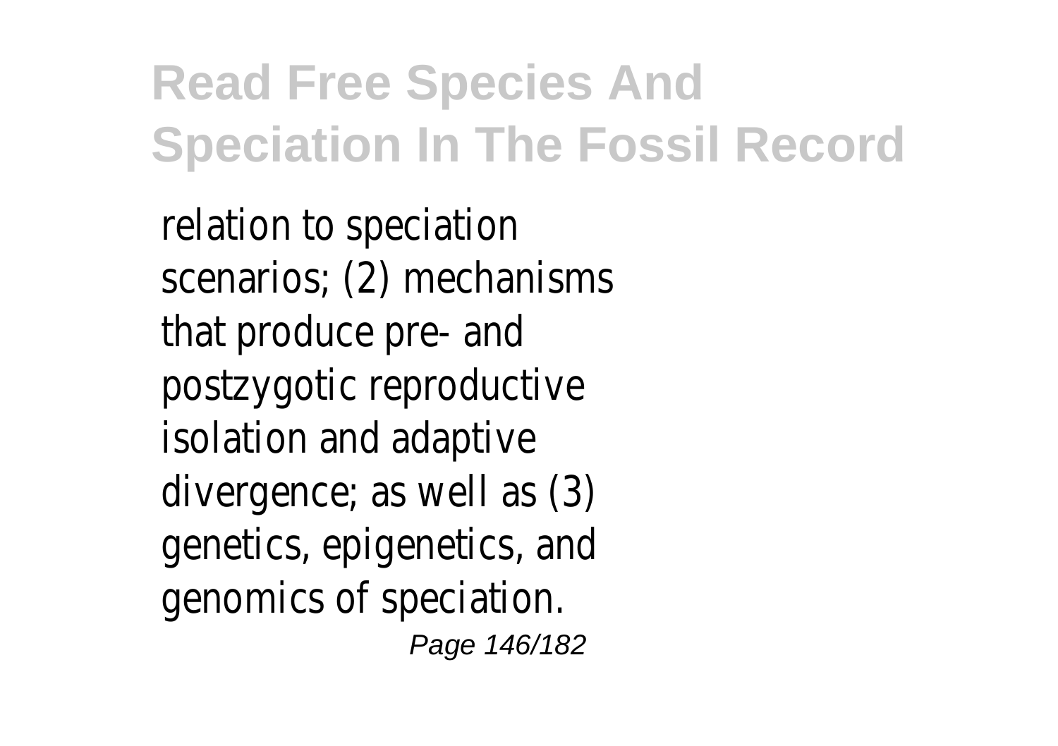relation to speciation scenarios; (2) mechanisms that produce pre- and postzygotic reproductive isolation and adaptive divergence; as well as (3) genetics, epigenetics, and genomics of speciation.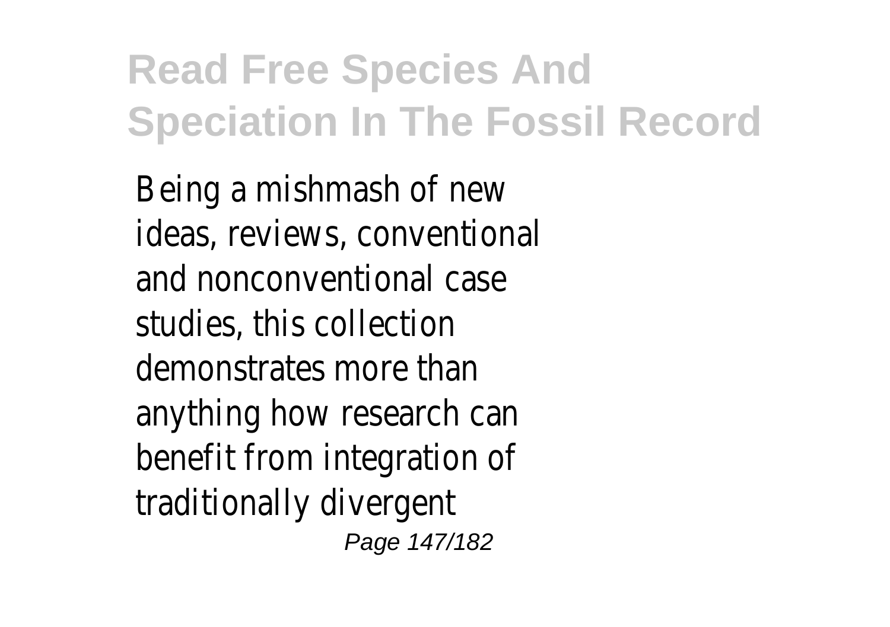Being a mishmash of new ideas, reviews, conventional and nonconventional case studies, this collection demonstrates more than anything how research can benefit from integration of traditionally divergent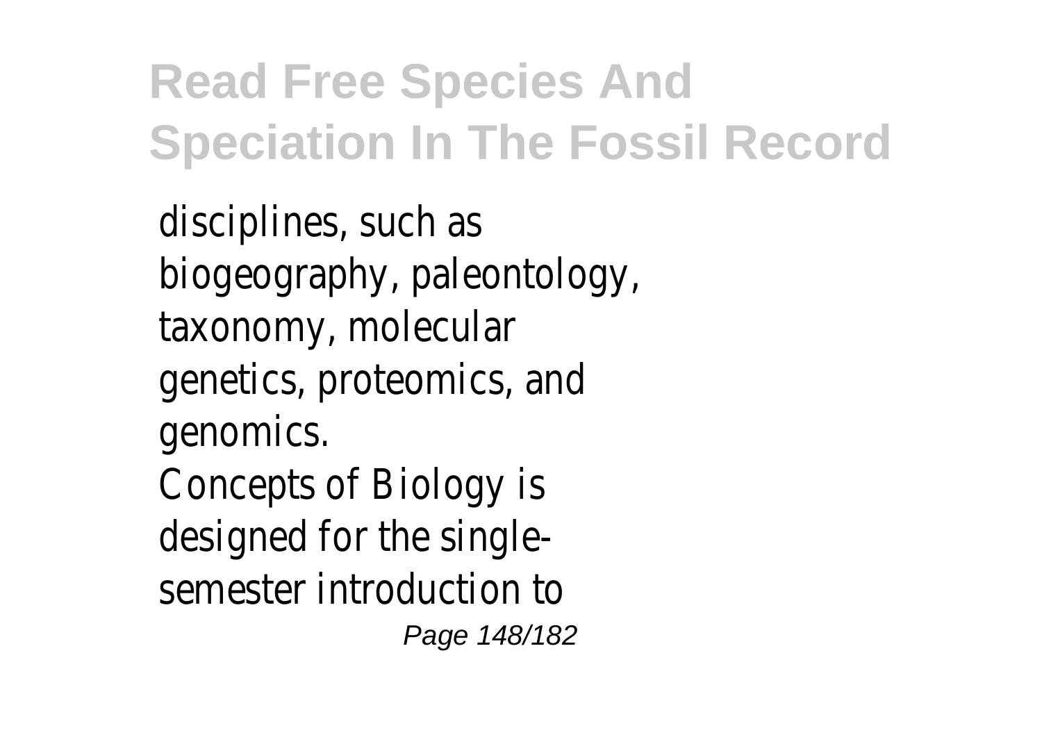disciplines, such as biogeography, paleontology, taxonomy, molecular genetics, proteomics, and genomics.

Concepts of Biology is designed for the single-semester introduction to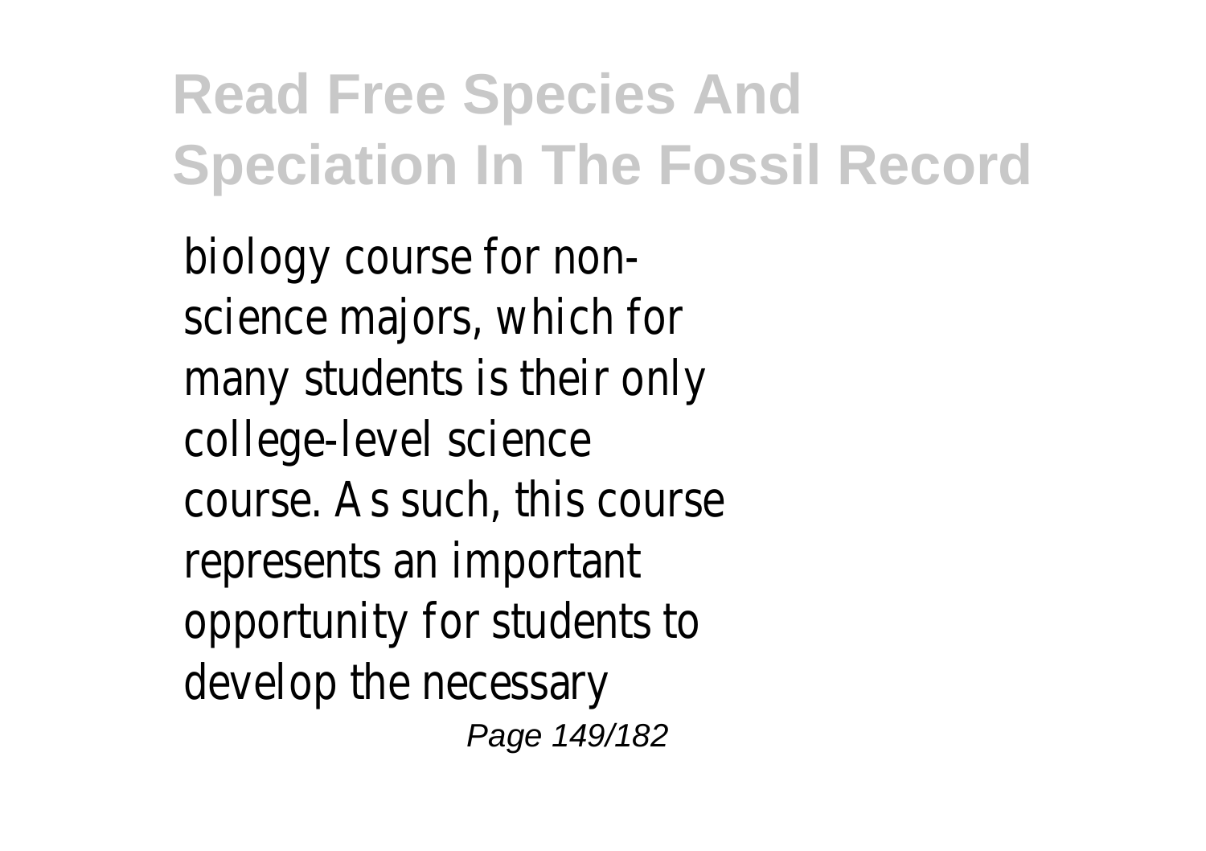biology course for non-science majors, which for many students is their only college-level science course. As such, this course represents an important opportunity for students to develop the necessary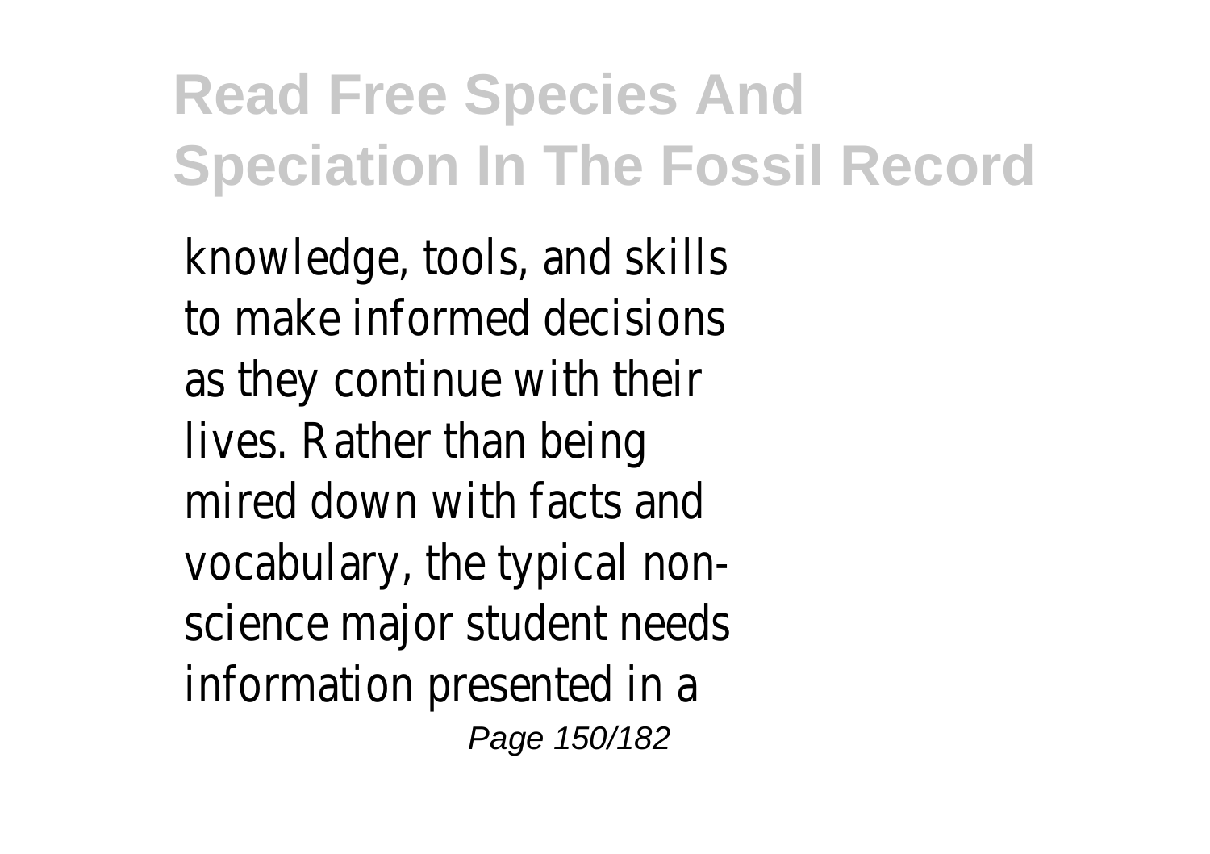knowledge, tools, and skills to make informed decisions as they continue with their lives. Rather than being mired down with facts and vocabulary, the typical non-science major student needs information presented in a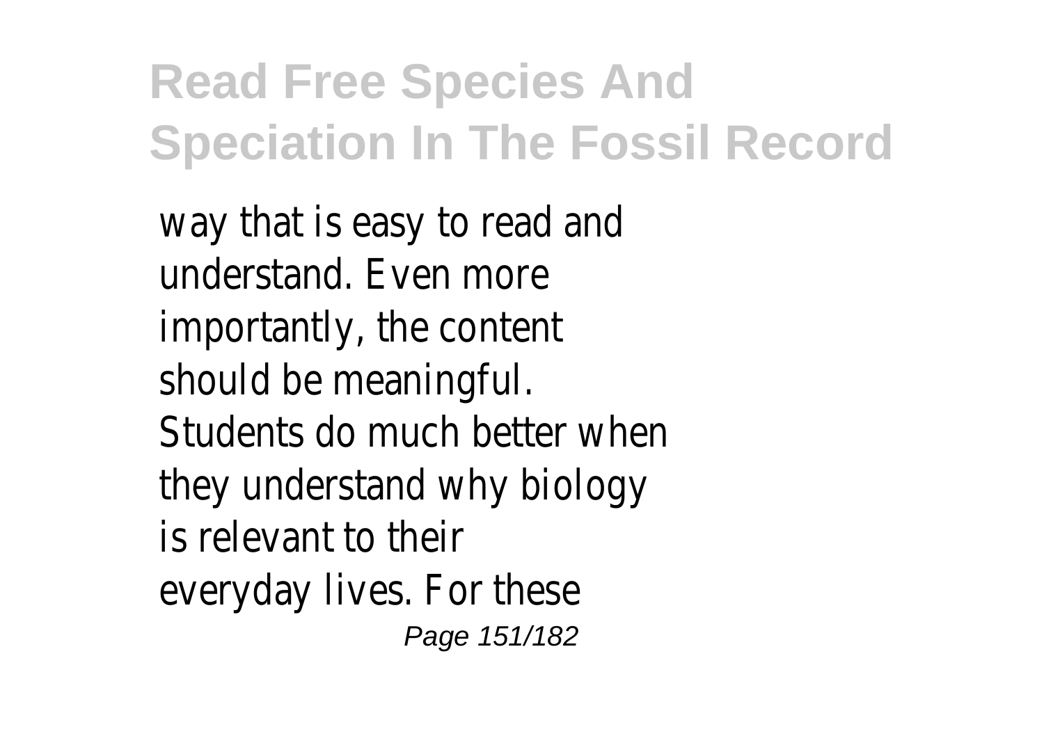way that is easy to read and understand. Even more importantly, the content should be meaningful. Students do much better when they understand why biology is relevant to their everyday lives. For these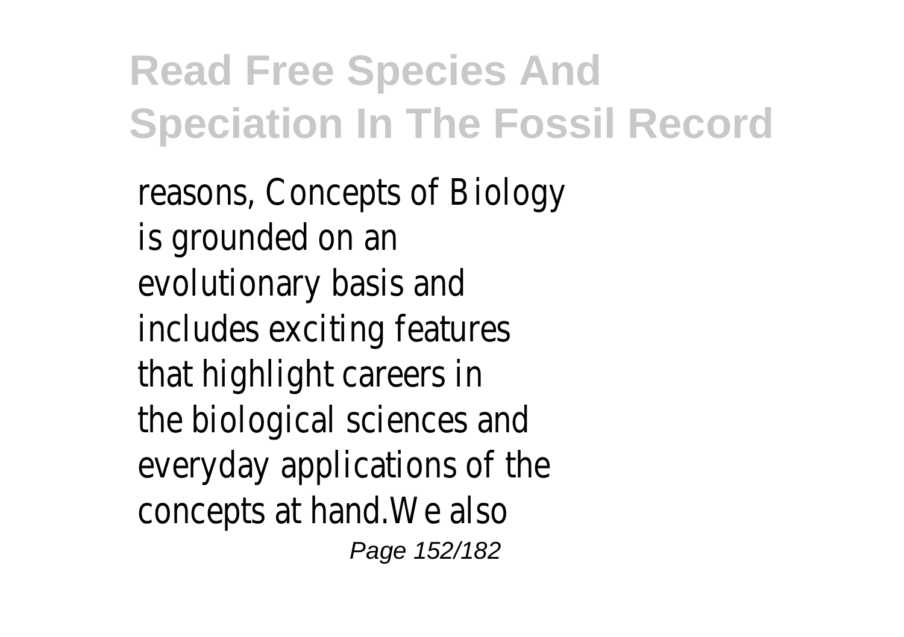reasons, Concepts of Biology is grounded on an evolutionary basis and includes exciting features that highlight careers in the biological sciences and everyday applications of the concepts at hand.We also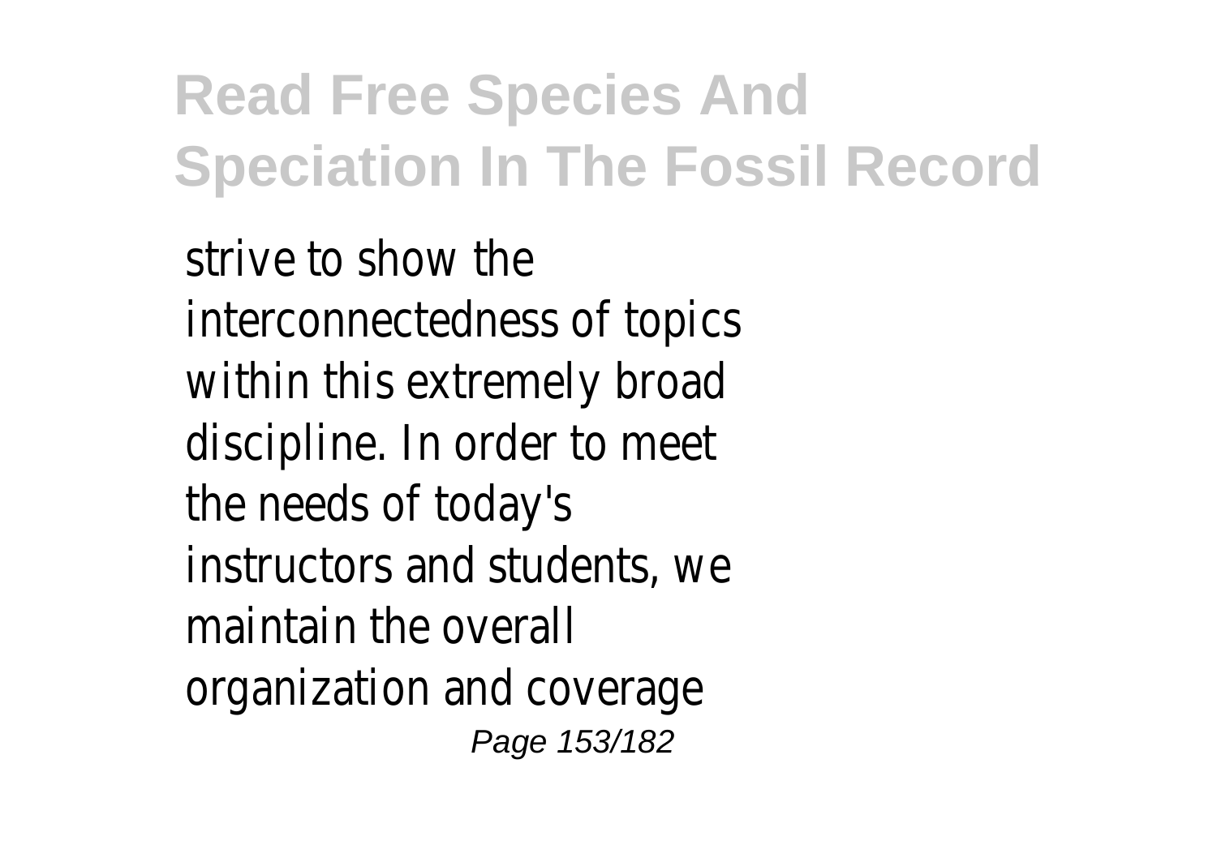strive to show the interconnectedness of topics within this extremely broad discipline. In order to meet the needs of today's instructors and students, we maintain the overall organization and coverage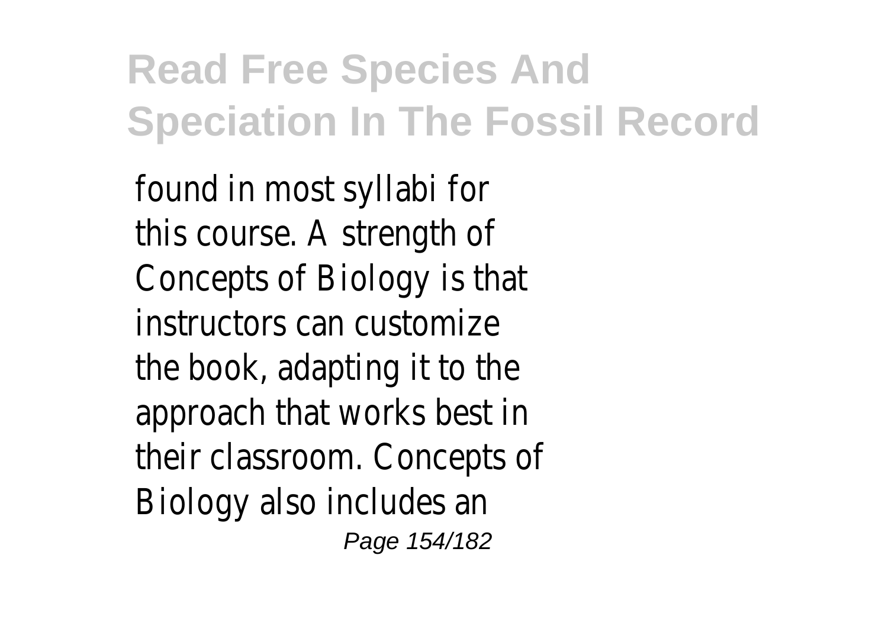found in most syllabi for this course. A strength of Concepts of Biology is that instructors can customize the book, adapting it to the approach that works best in their classroom. Concepts of Biology also includes an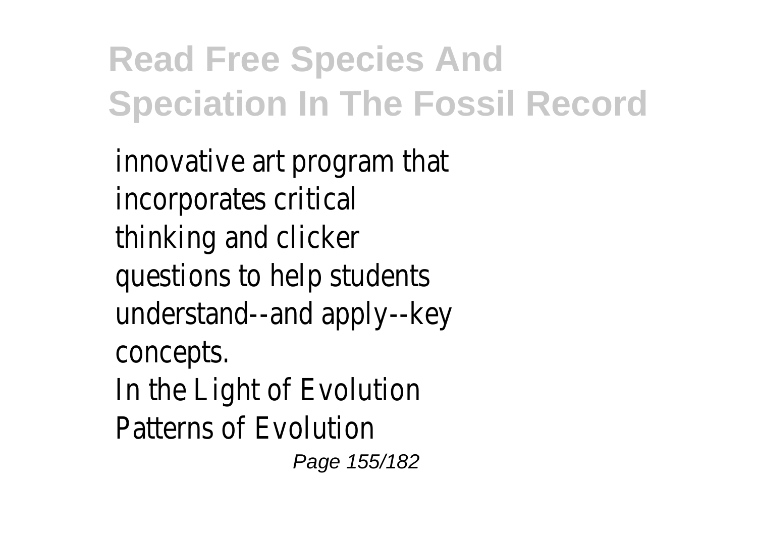innovative art program that incorporates critical thinking and clicker questions to help students understand--and apply--key concepts.

In the Light of Evolution

Patterns of Evolution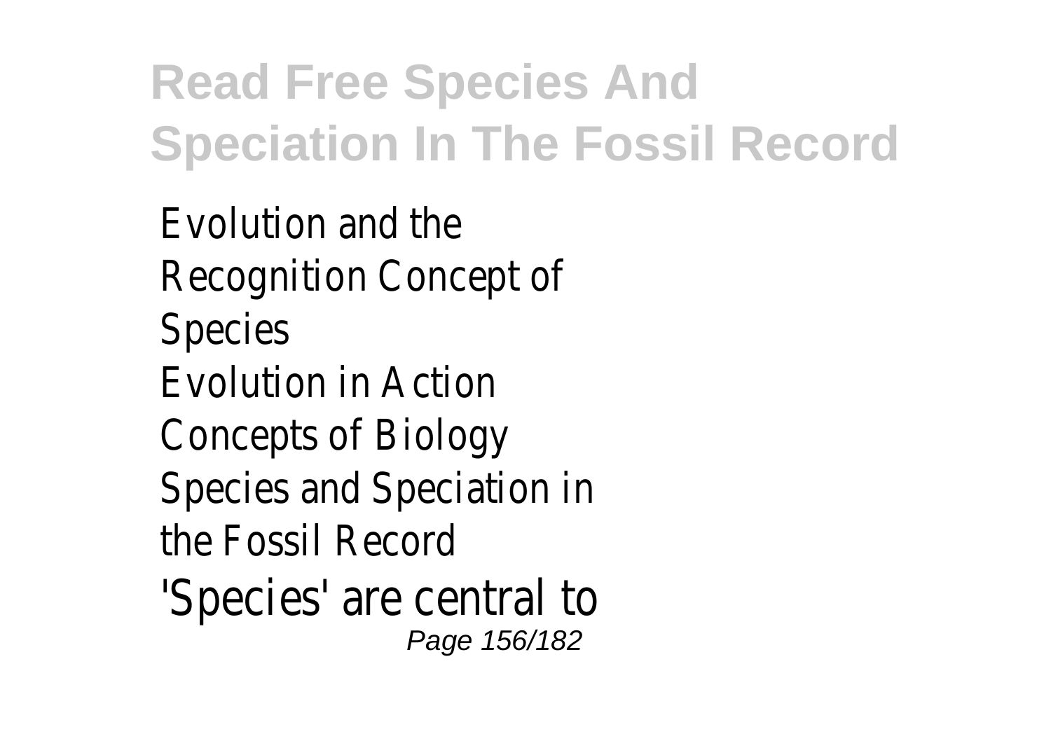Evolution and the Recognition Concept of Species
Evolution in Action
Concepts of Biology
Species and Speciation in the Fossil Record
'Species' are central to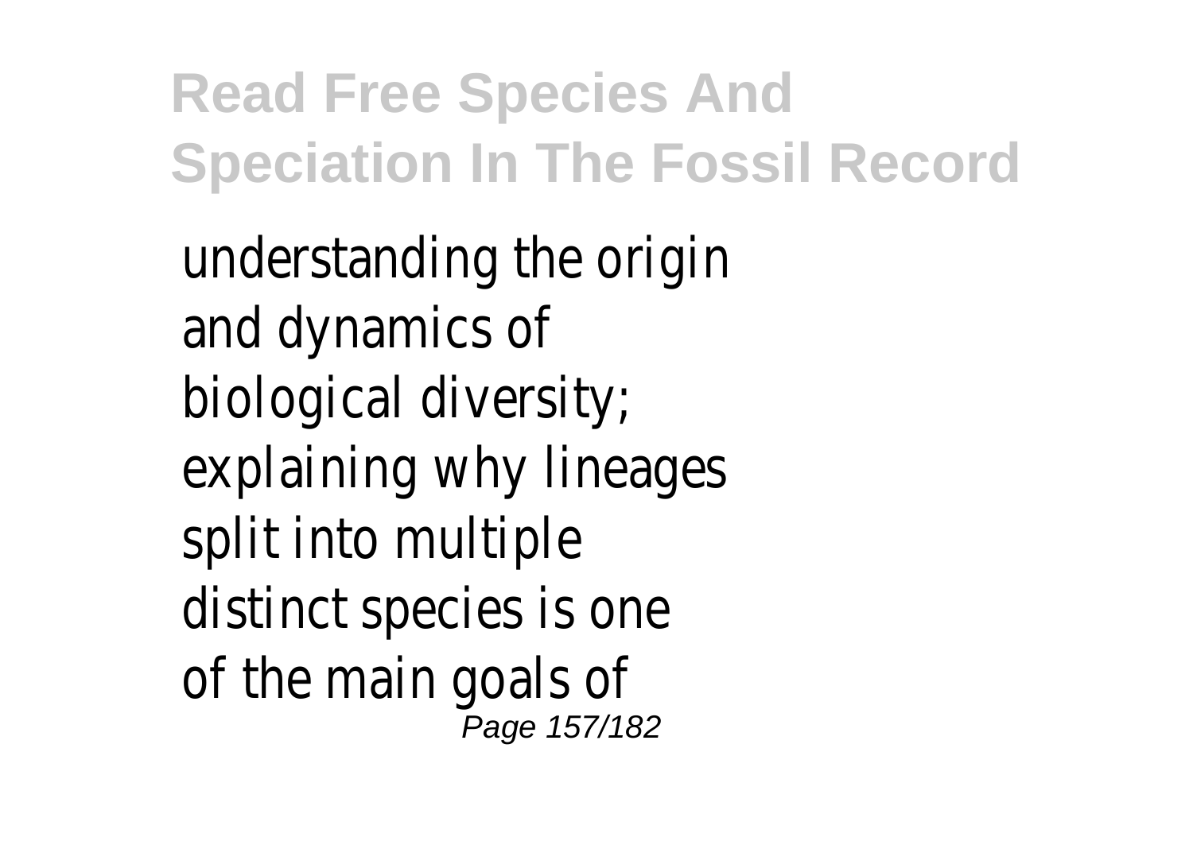understanding the origin and dynamics of biological diversity; explaining why lineages split into multiple distinct species is one of the main goals of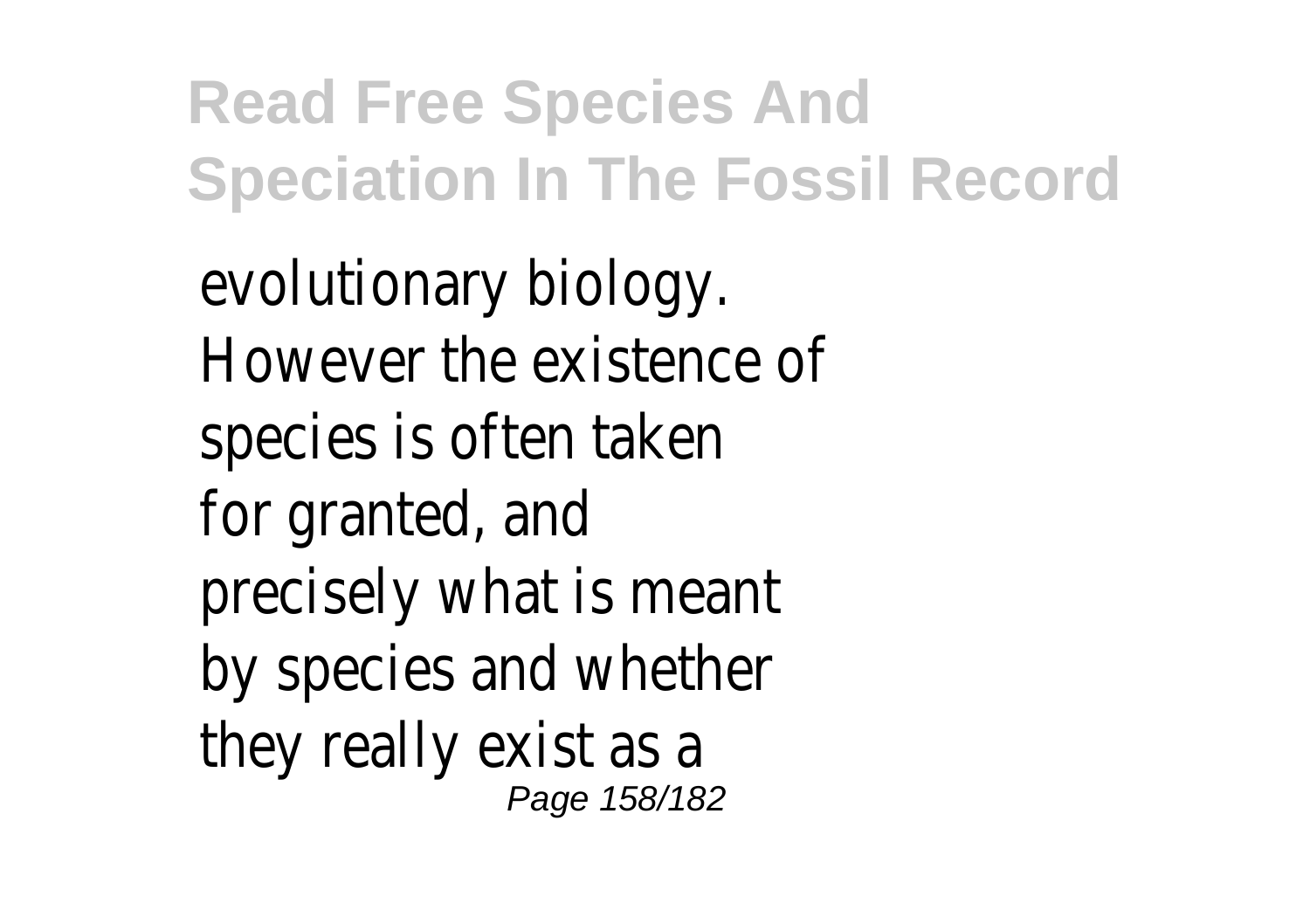evolutionary biology. However the existence of species is often taken for granted, and precisely what is meant by species and whether they really exist as a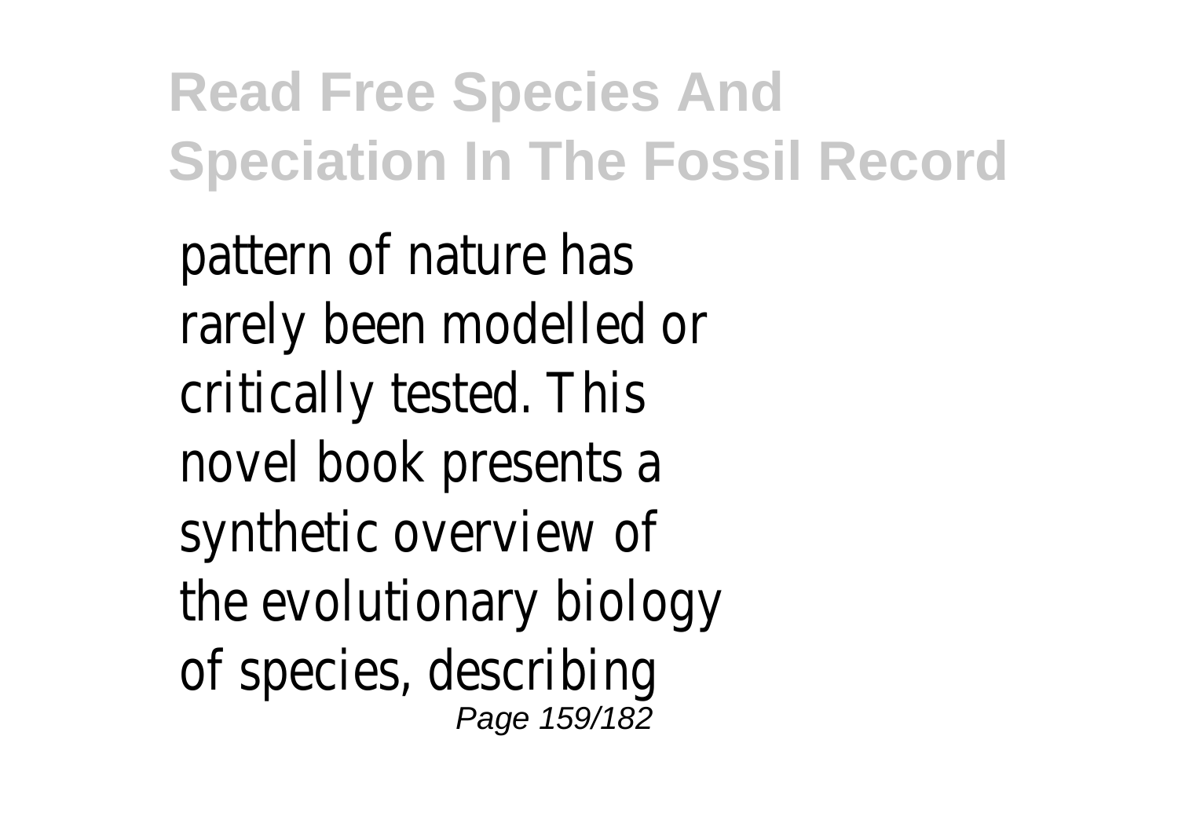pattern of nature has rarely been modelled or critically tested. This novel book presents a synthetic overview of the evolutionary biology of species, describing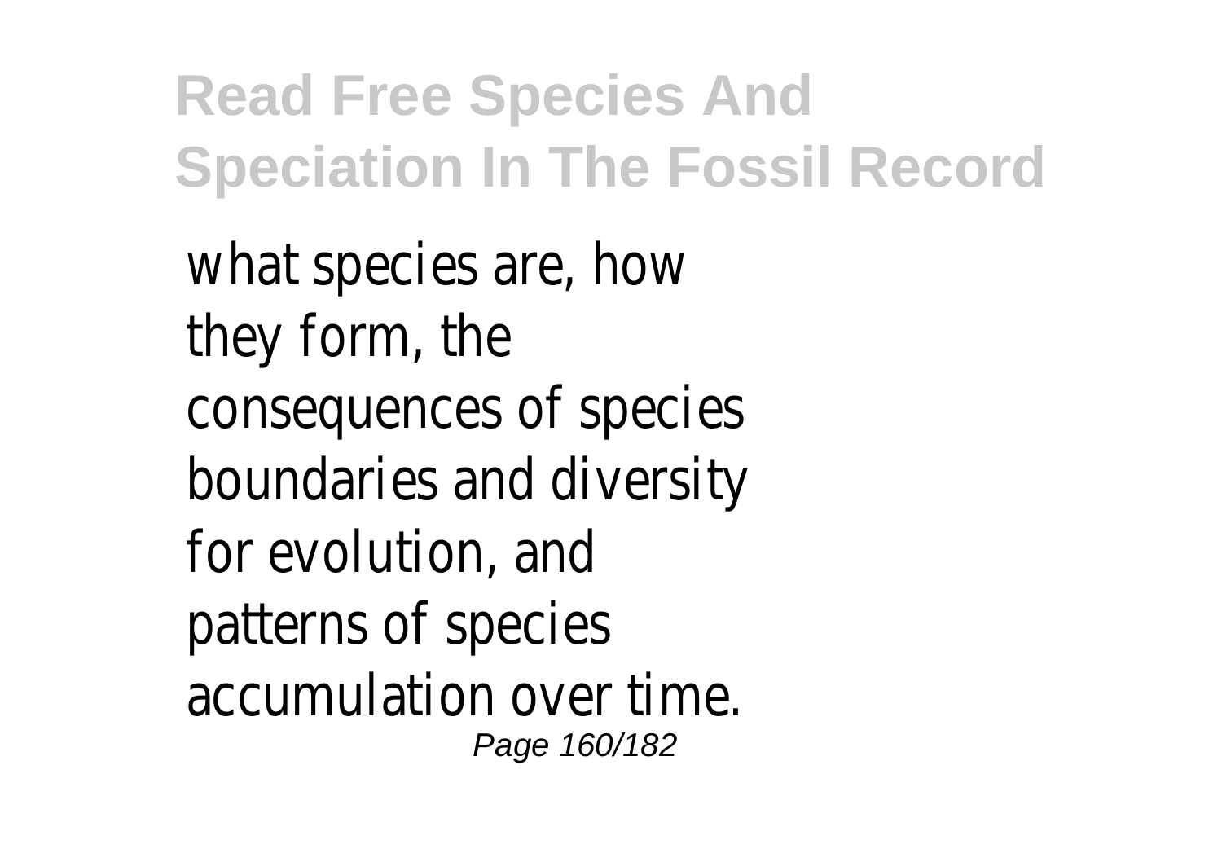what species are, how they form, the consequences of species boundaries and diversity for evolution, and patterns of species accumulation over time.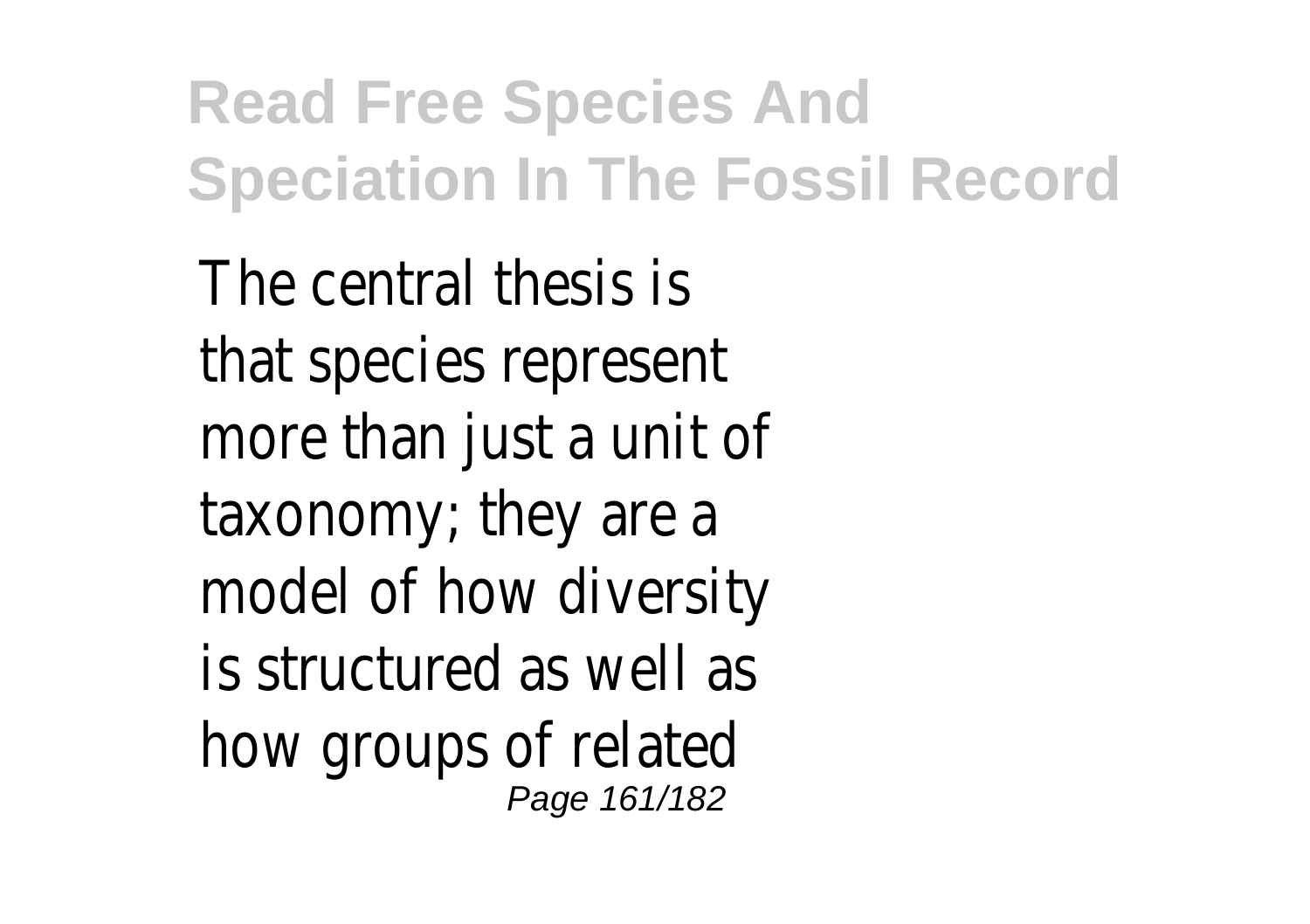The central thesis is that species represent more than just a unit of taxonomy; they are a model of how diversity is structured as well as how groups of related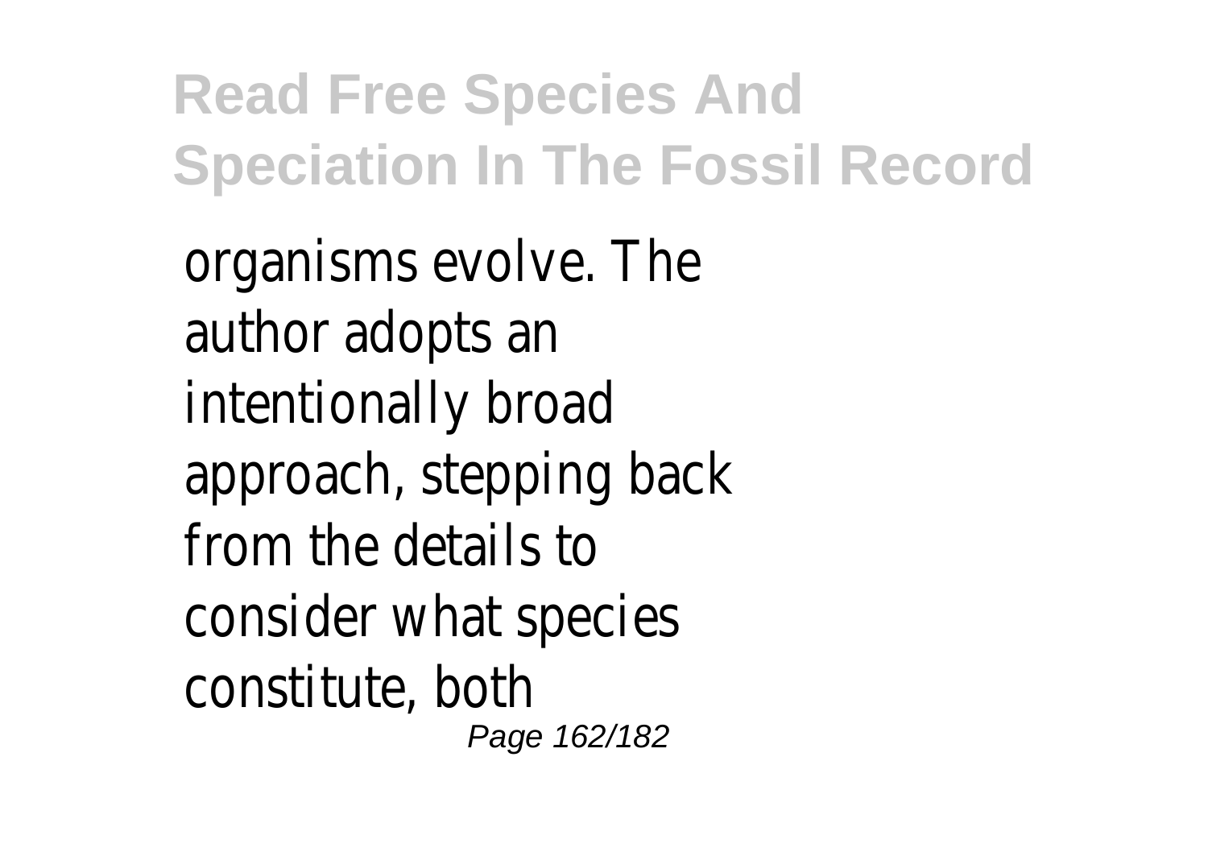organisms evolve. The author adopts an intentionally broad approach, stepping back from the details to consider what species constitute, both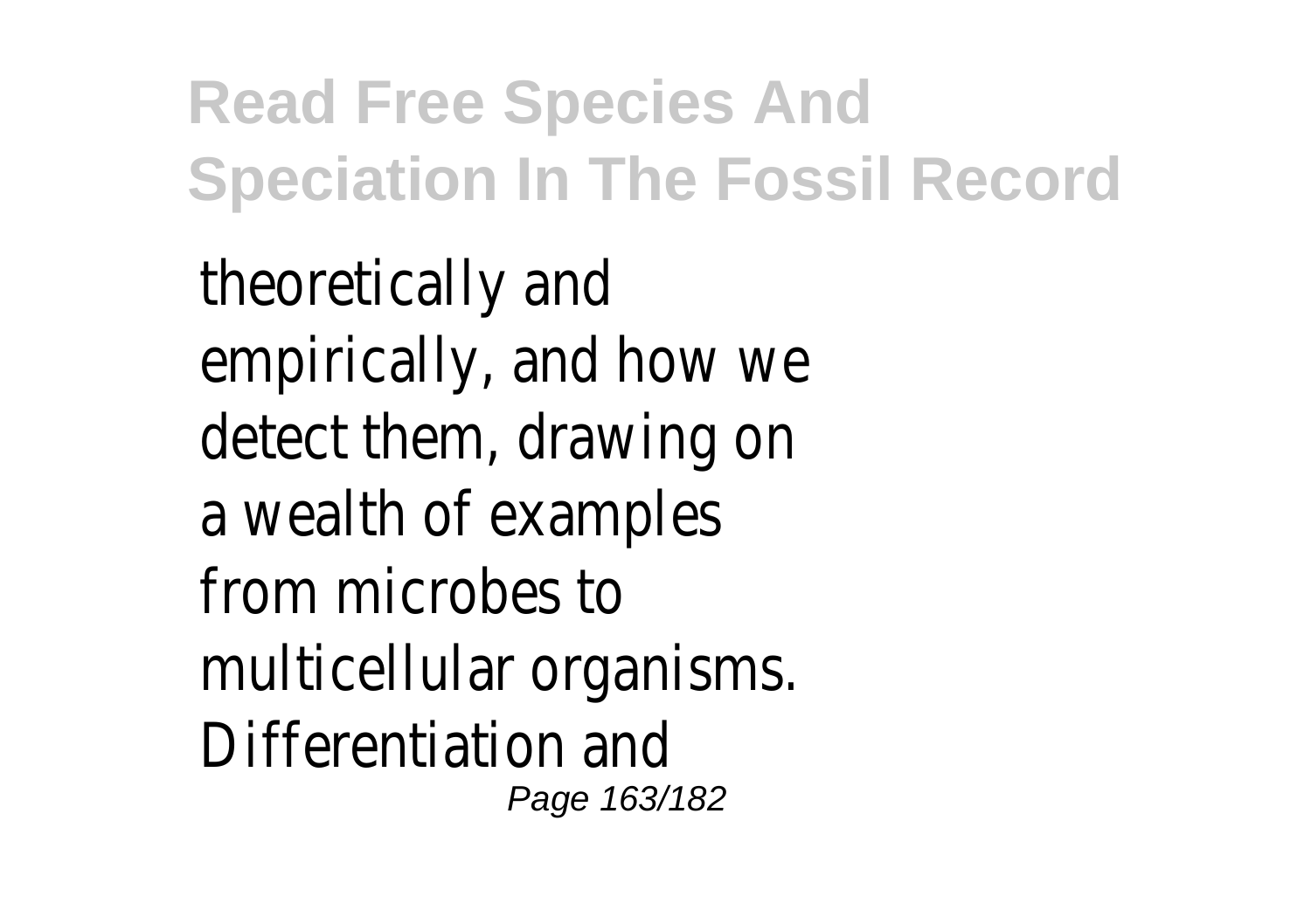theoretically and empirically, and how we detect them, drawing on a wealth of examples from microbes to multicellular organisms. Differentiation and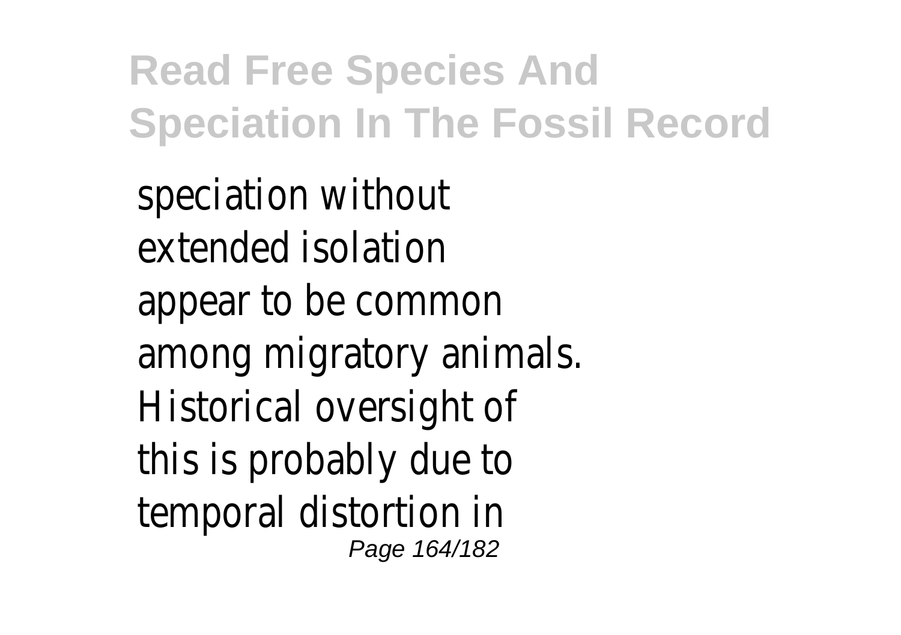speciation without extended isolation appear to be common among migratory animals. Historical oversight of this is probably due to temporal distortion in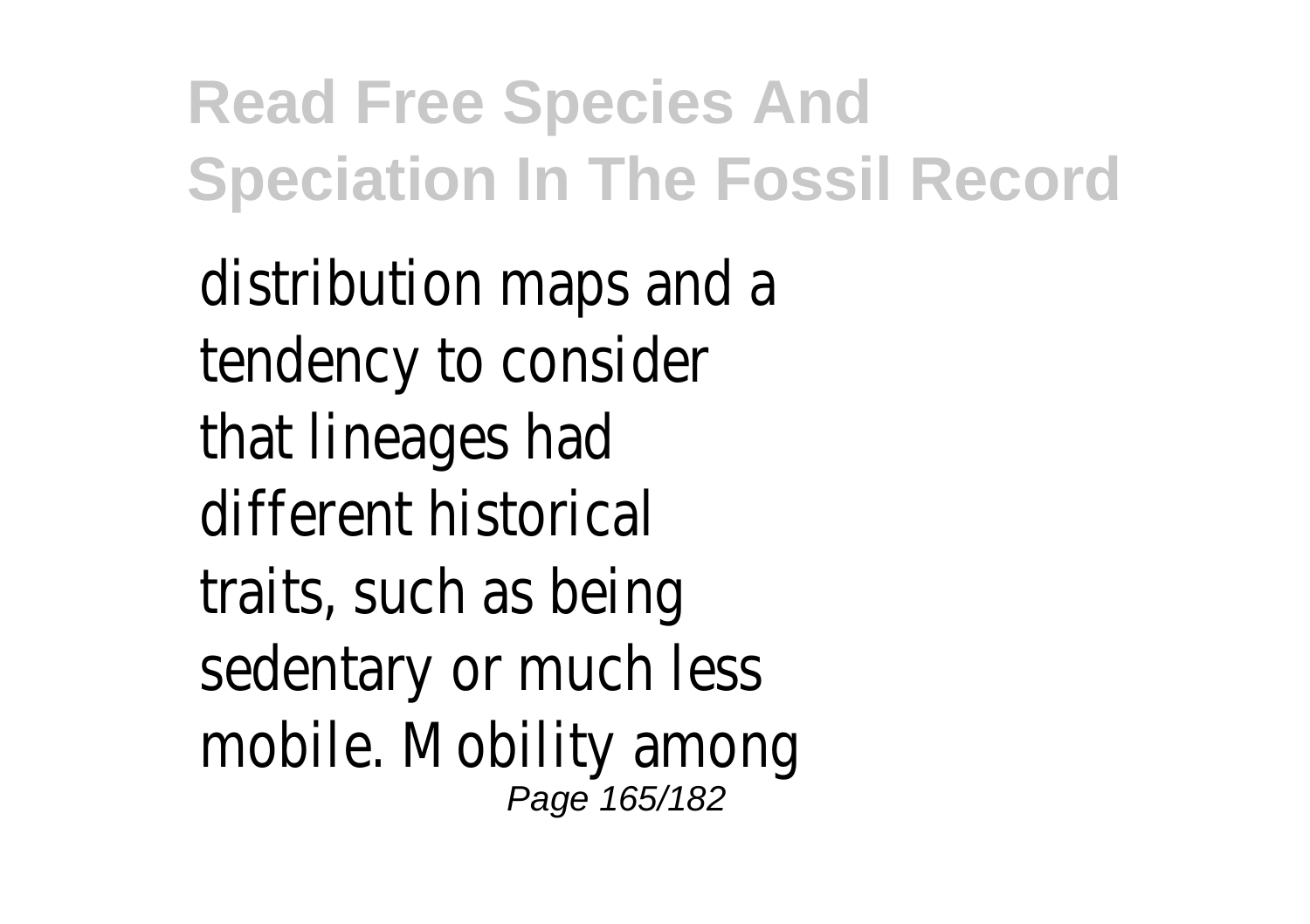distribution maps and a tendency to consider that lineages had different historical traits, such as being sedentary or much less mobile. Mobility among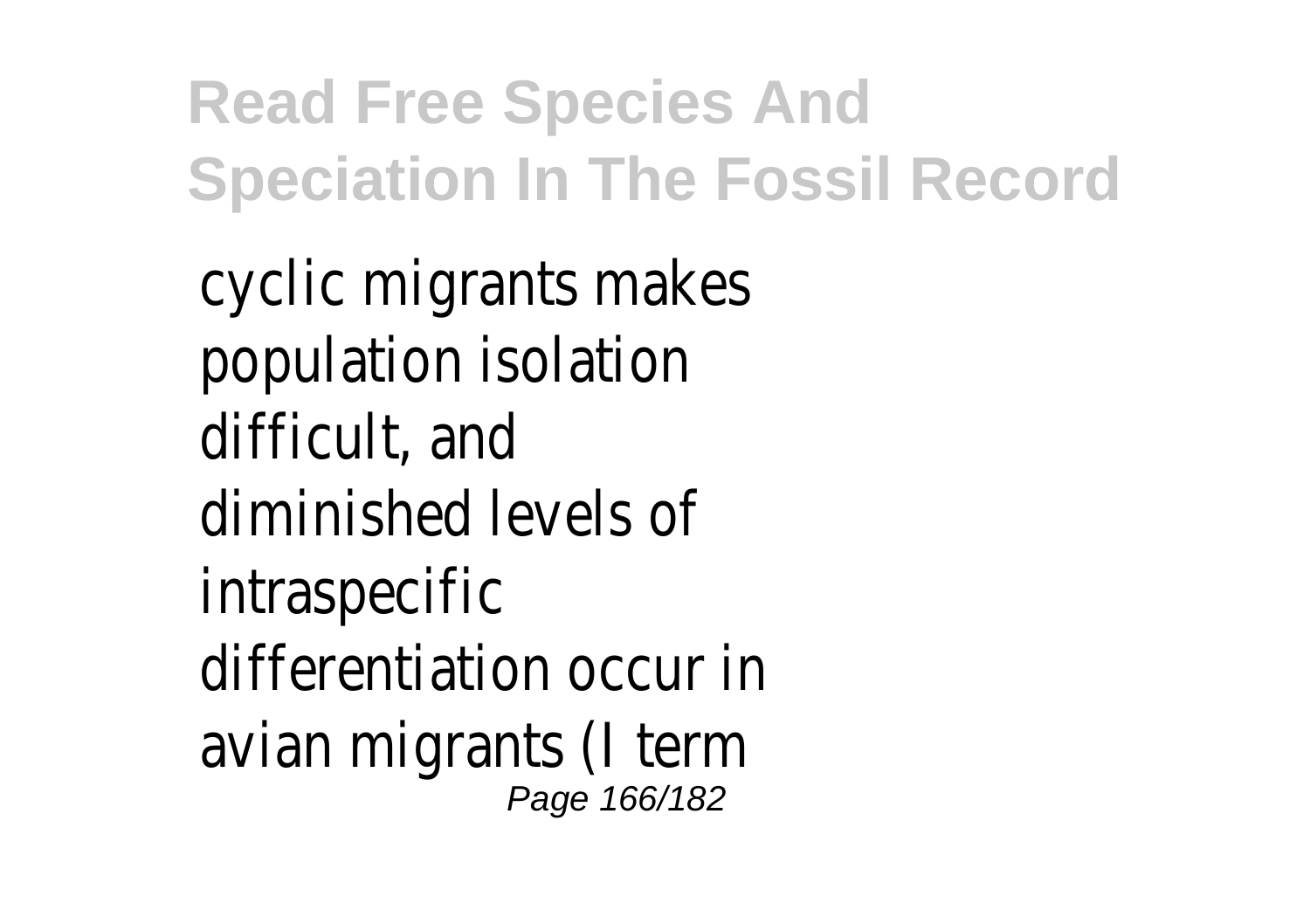cyclic migrants makes population isolation difficult, and diminished levels of intraspecific differentiation occur in avian migrants (I term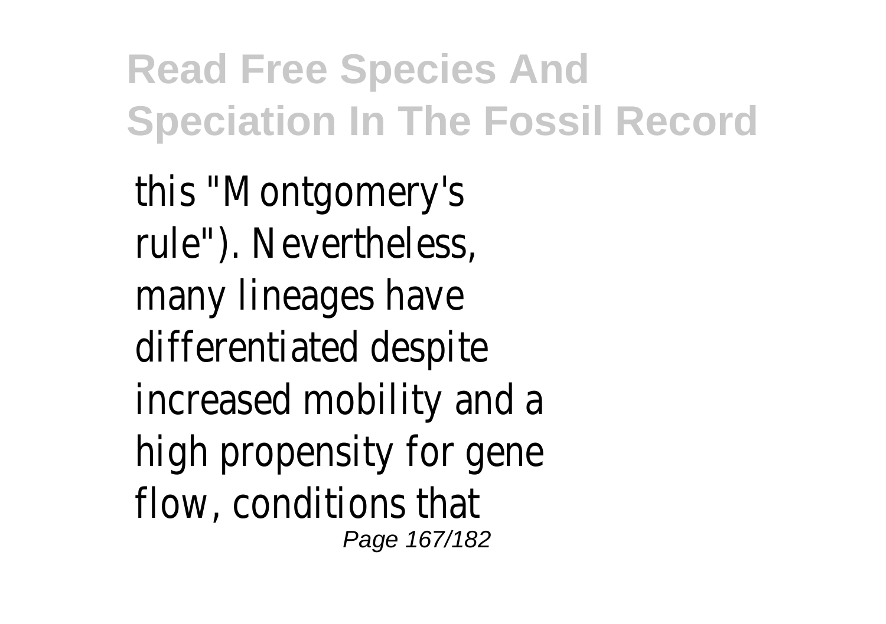this "Montgomery's rule"). Nevertheless, many lineages have differentiated despite increased mobility and a high propensity for gene flow, conditions that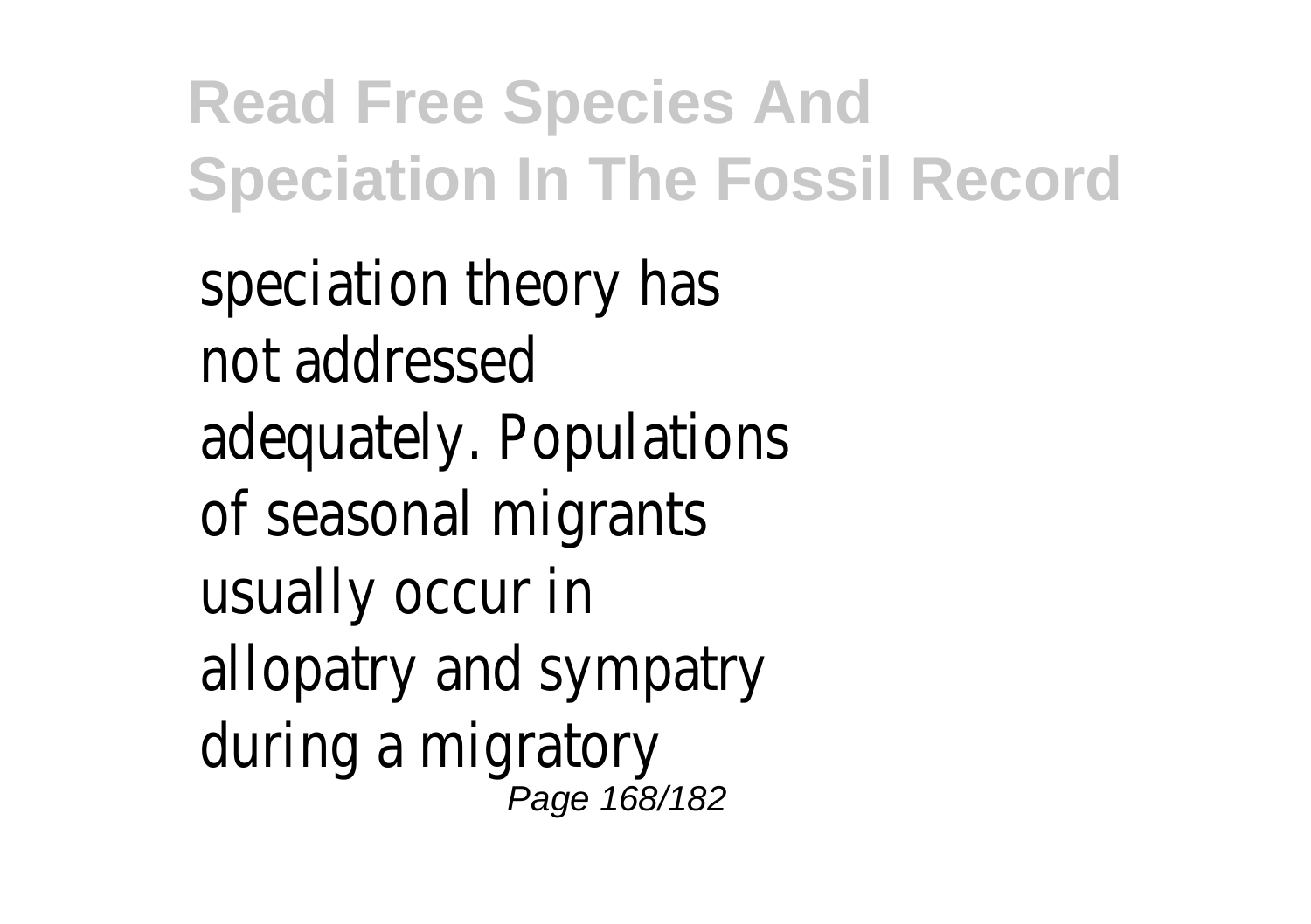speciation theory has not addressed adequately. Populations of seasonal migrants usually occur in allopatry and sympatry during a migratory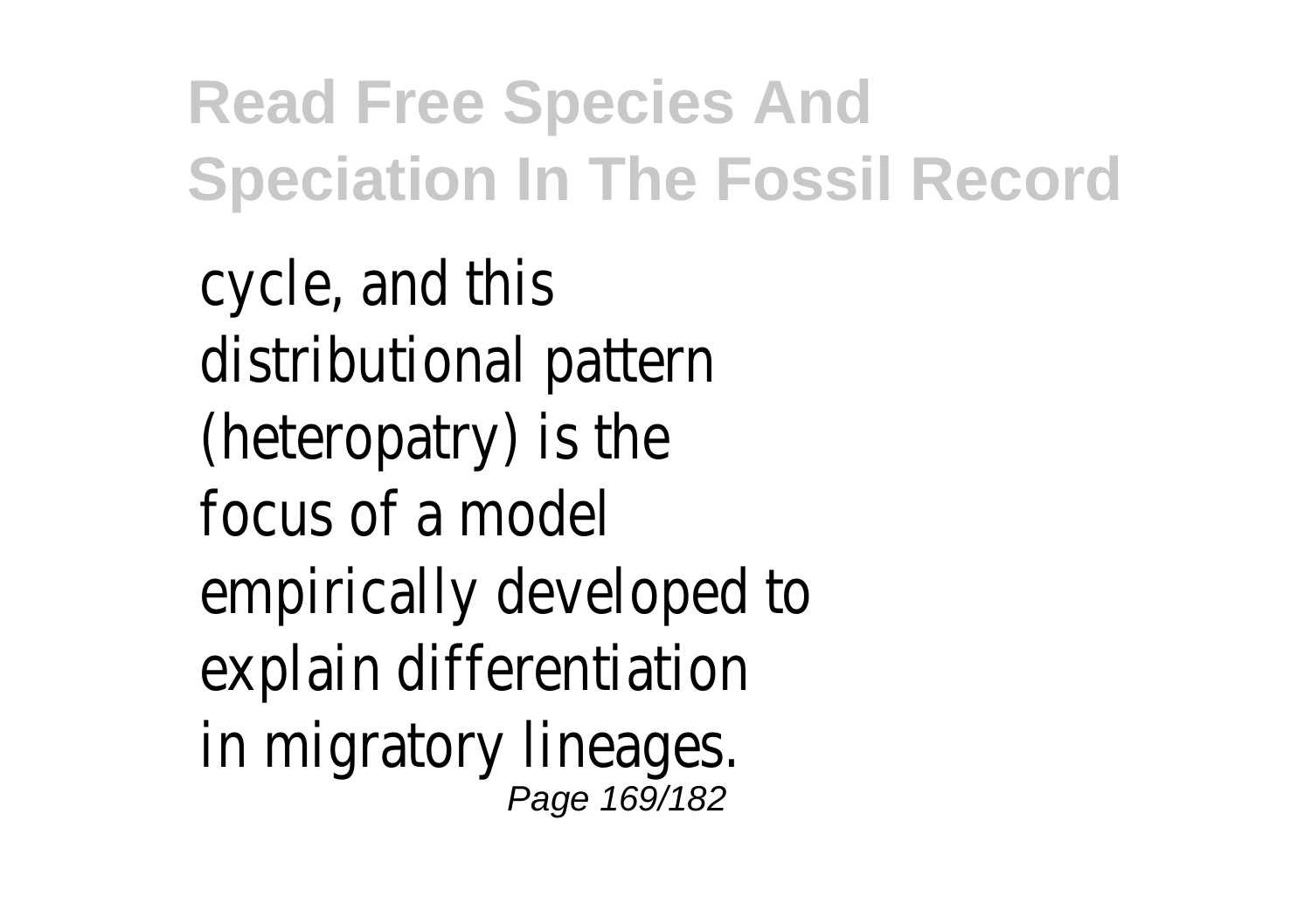cycle, and this distributional pattern (heteropatry) is the focus of a model empirically developed to explain differentiation in migratory lineages.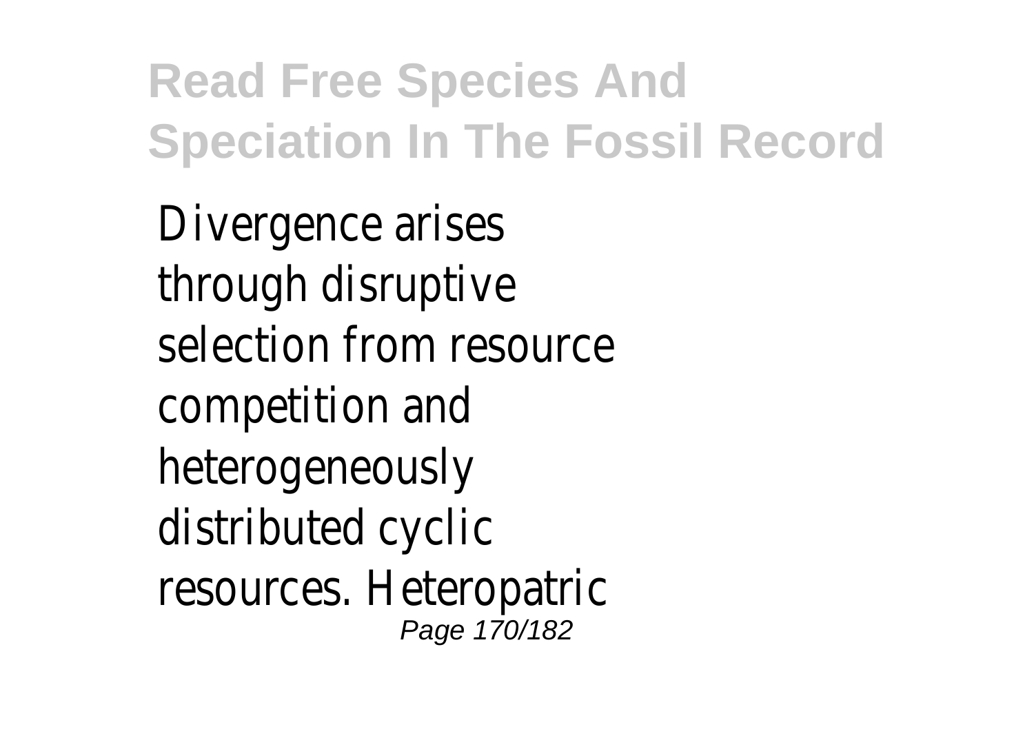Divergence arises through disruptive selection from resource competition and heterogeneously distributed cyclic resources. Heteropatric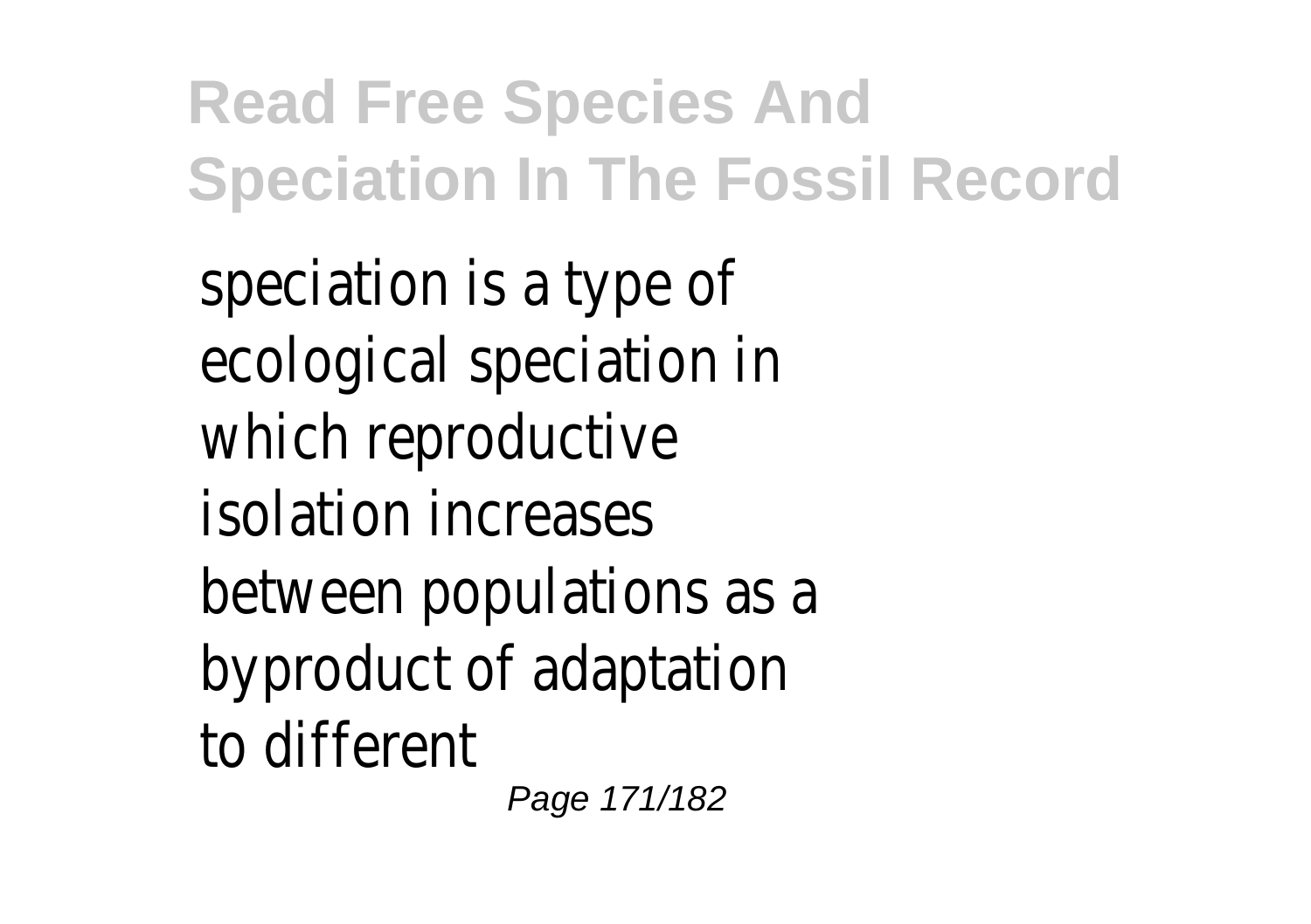speciation is a type of ecological speciation in which reproductive isolation increases between populations as a byproduct of adaptation to different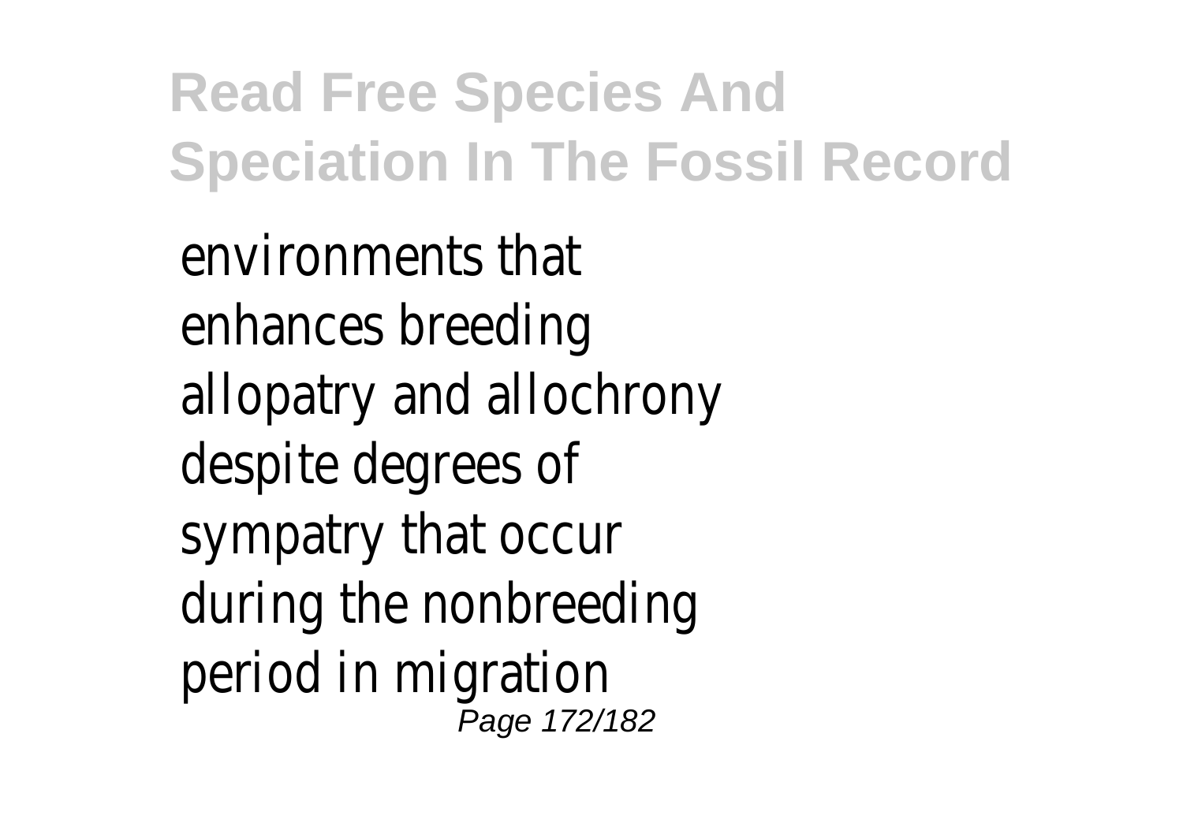environments that enhances breeding allopatry and allochrony despite degrees of sympatry that occur during the nonbreeding period in migration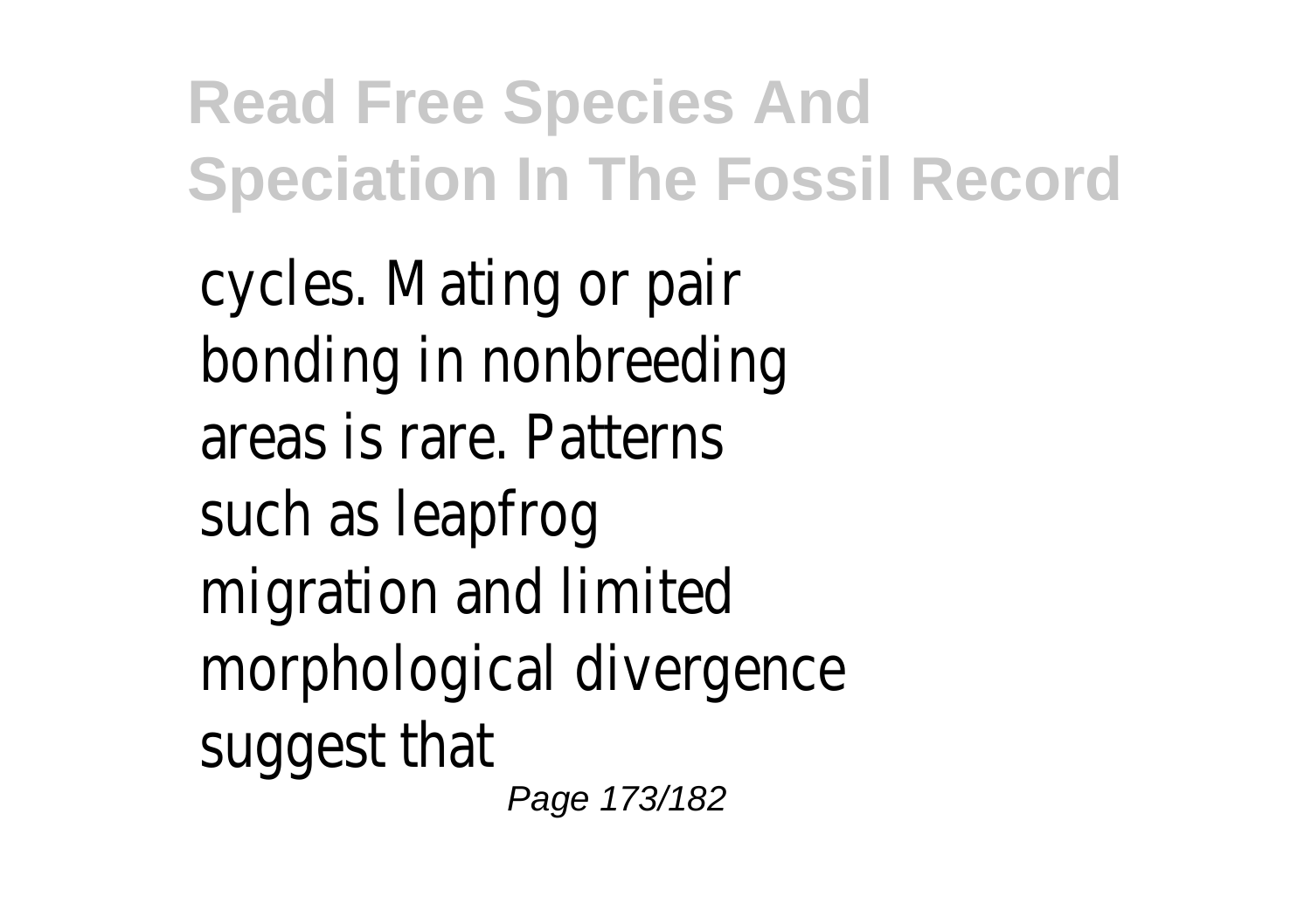cycles. Mating or pair bonding in nonbreeding areas is rare. Patterns such as leapfrog migration and limited morphological divergence suggest that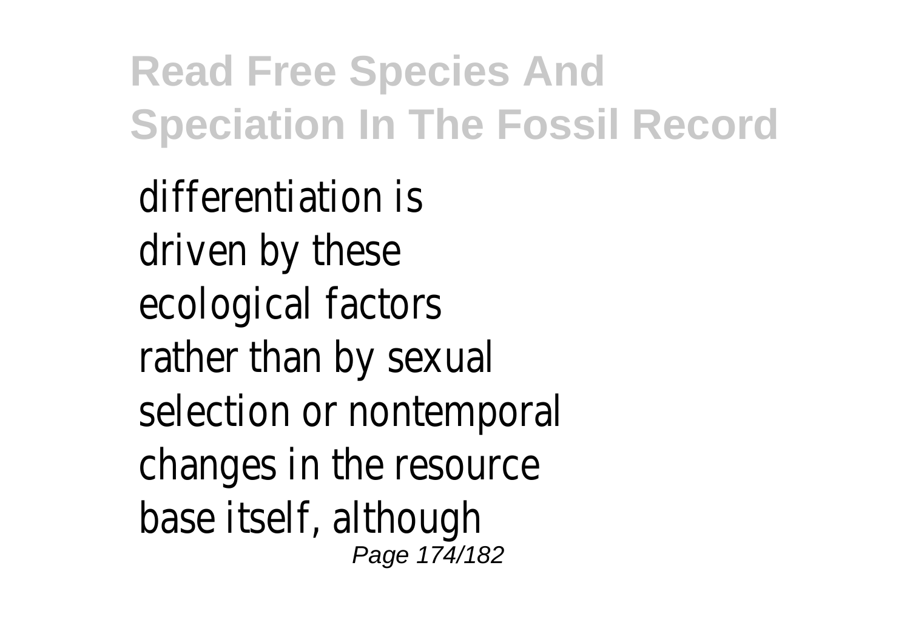differentiation is driven by these ecological factors rather than by sexual selection or nontemporal changes in the resource base itself, although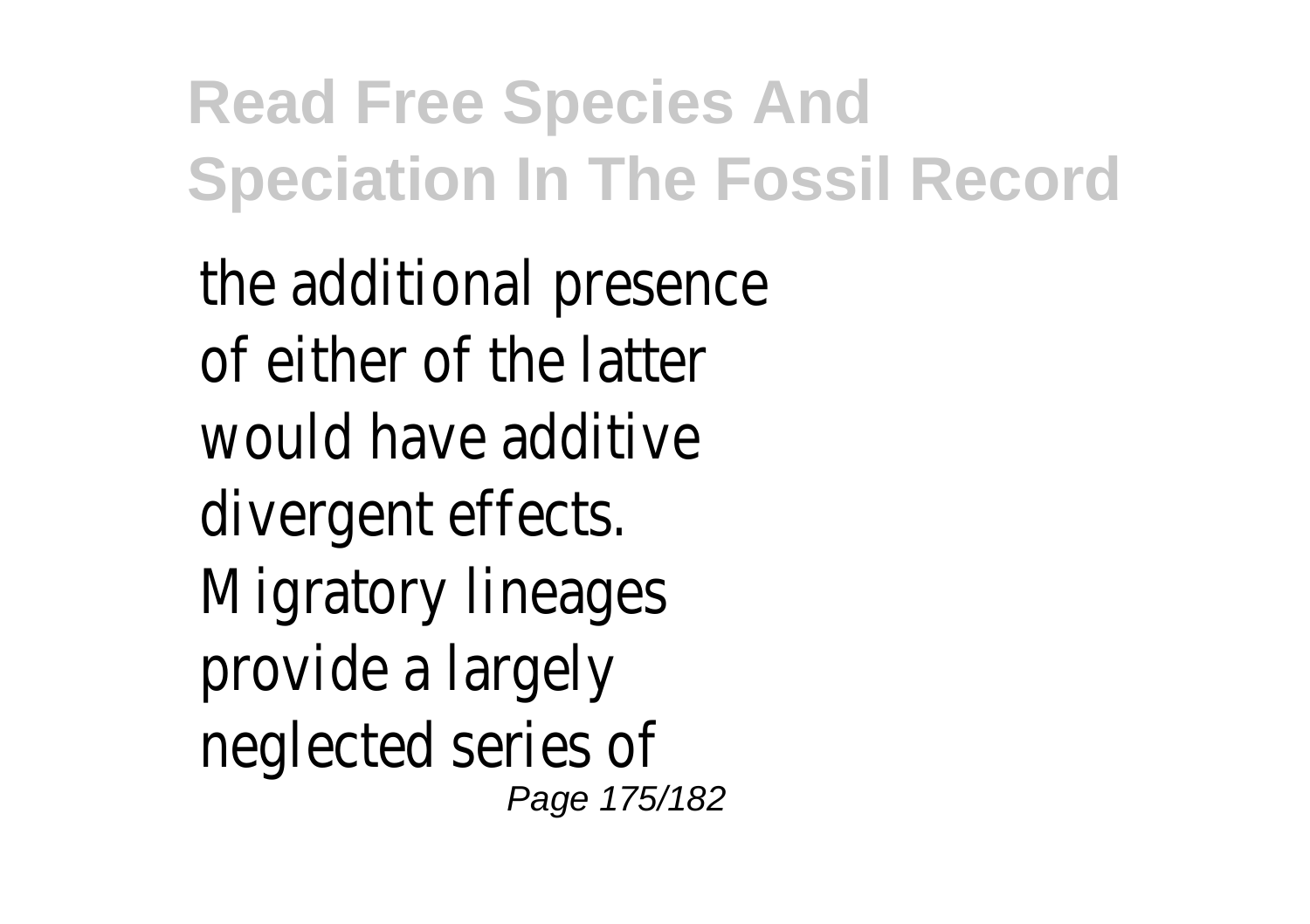the additional presence of either of the latter would have additive divergent effects. Migratory lineages provide a largely neglected series of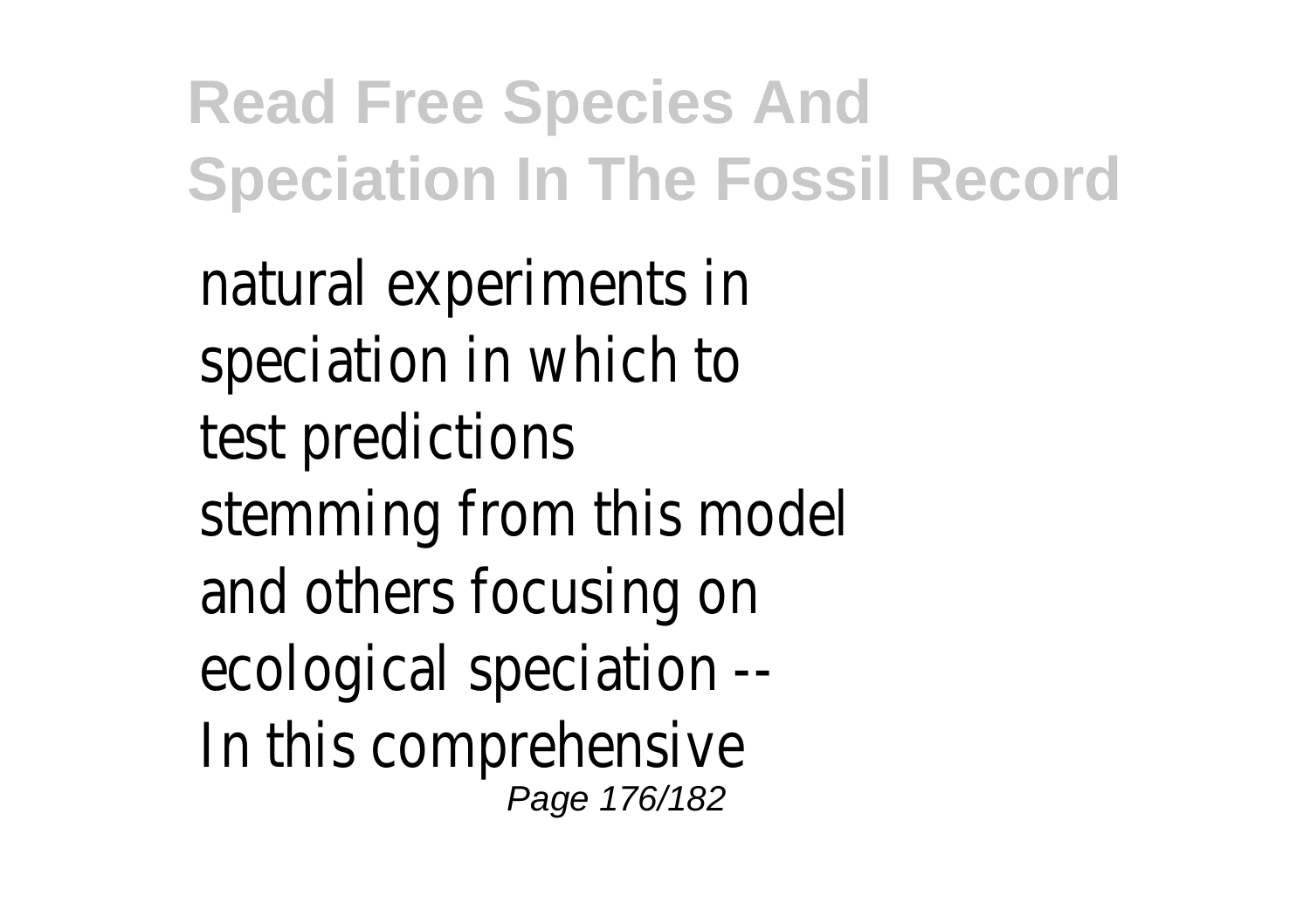natural experiments in speciation in which to test predictions stemming from this model and others focusing on ecological speciation -- In this comprehensive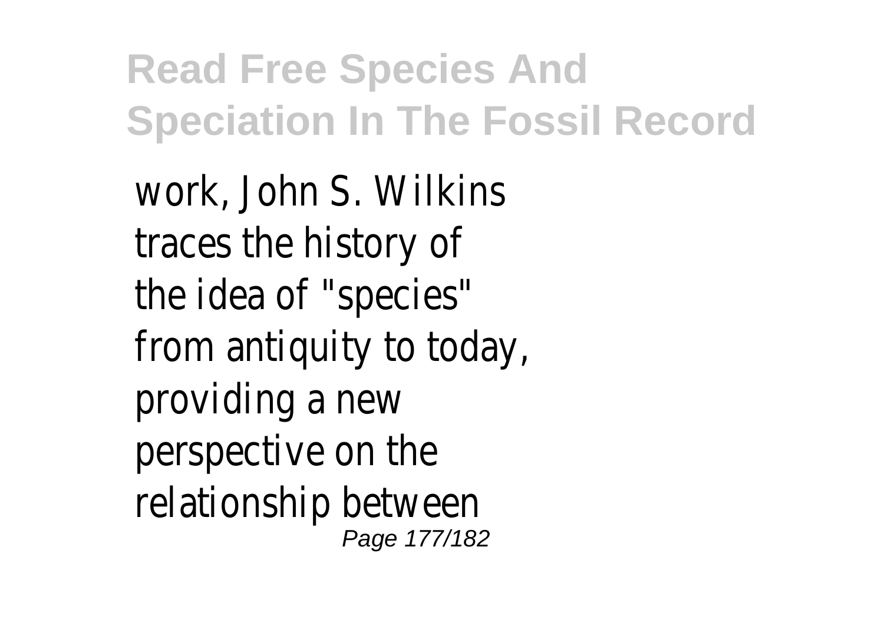work, John S. Wilkins traces the history of the idea of "species" from antiquity to today, providing a new perspective on the relationship between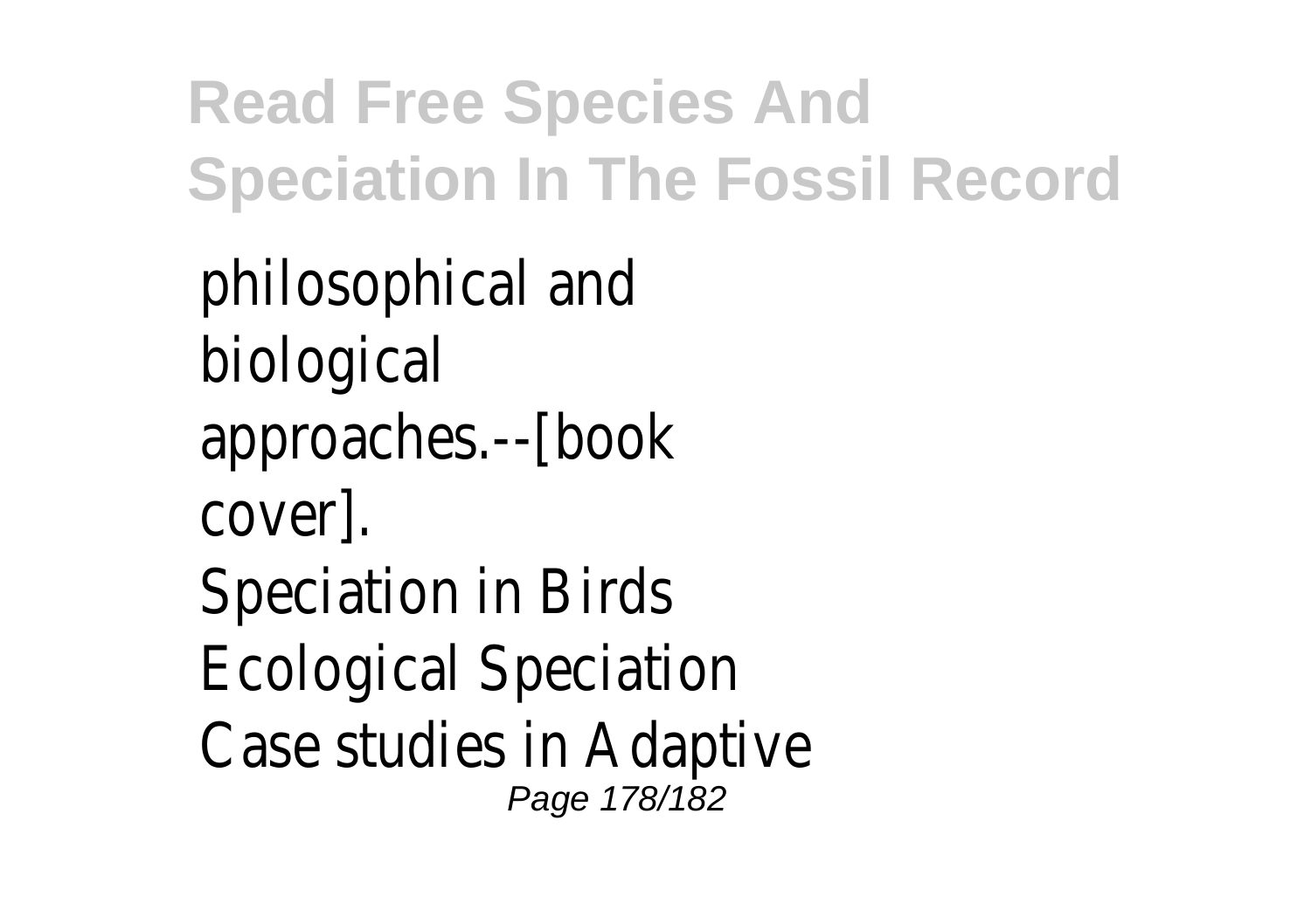philosophical and biological approaches.--[book cover].

Speciation in Birds

Ecological Speciation

Case studies in Adaptive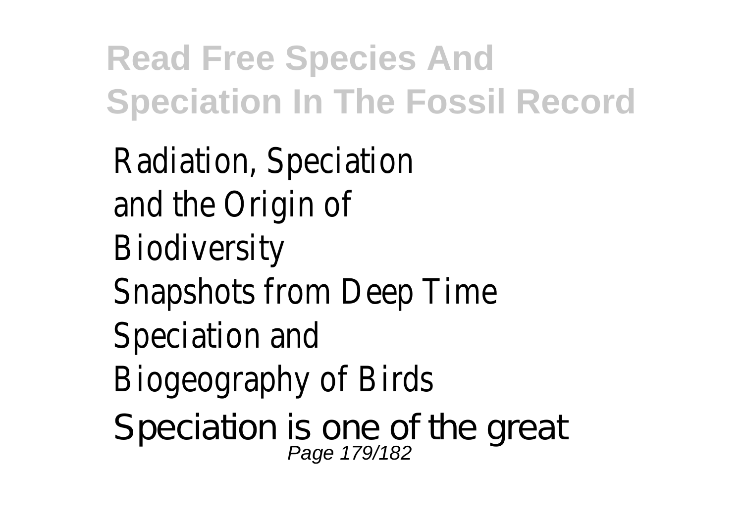Radiation, Speciation and the Origin of Biodiversity
Snapshots from Deep Time
Speciation and Biogeography of Birds
Speciation is one of the great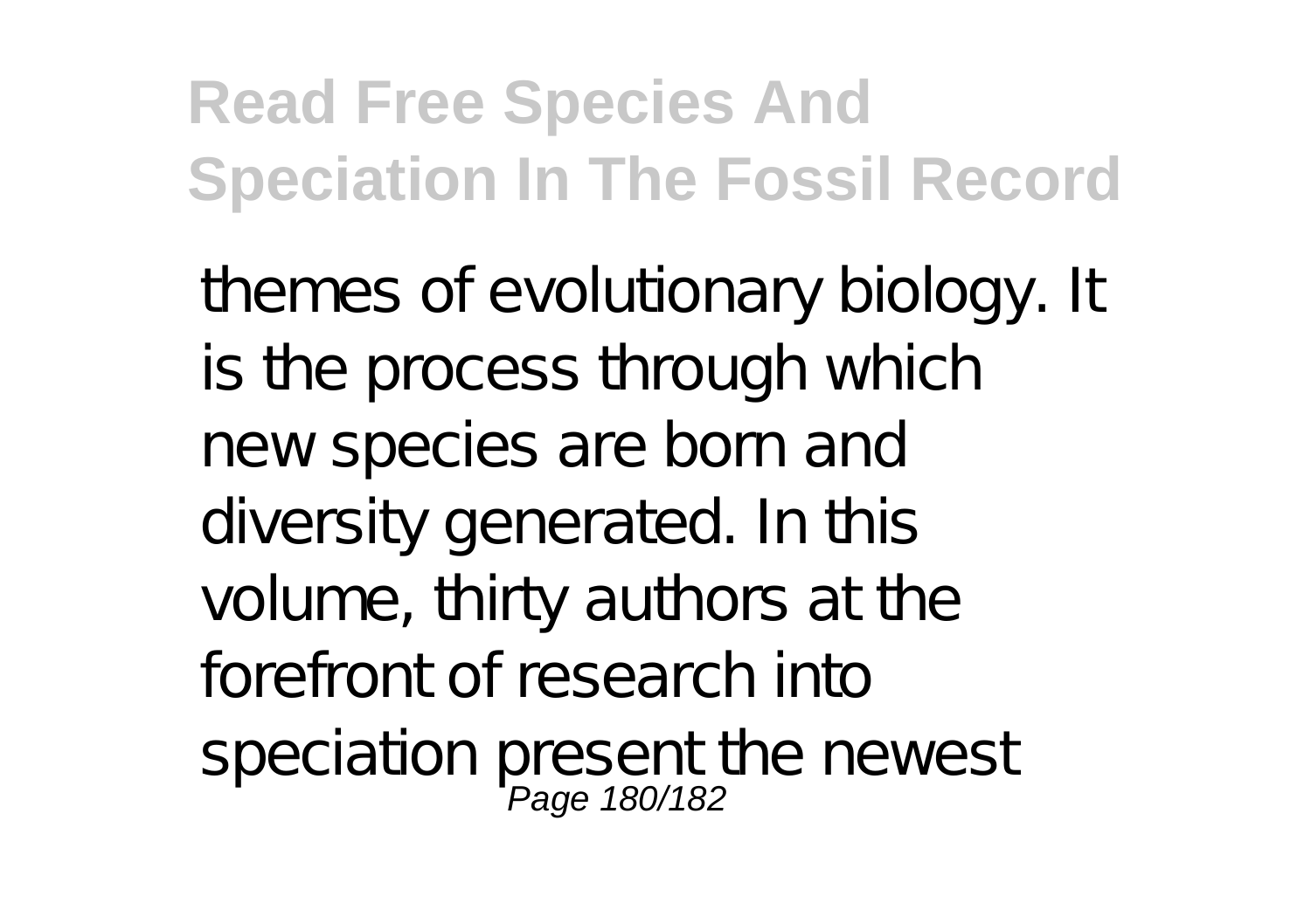themes of evolutionary biology. It is the process through which new species are born and diversity generated. In this volume, thirty authors at the forefront of research into speciation present the newest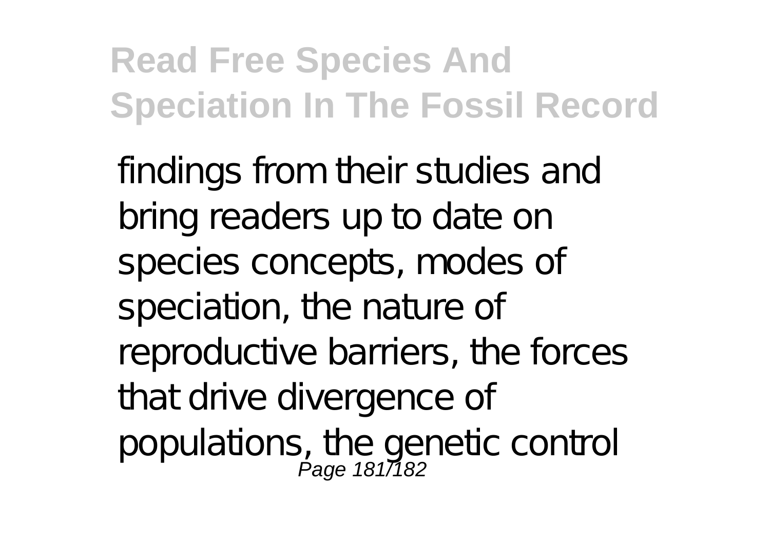findings from their studies and bring readers up to date on species concepts, modes of speciation, the nature of reproductive barriers, the forces that drive divergence of populations, the genetic control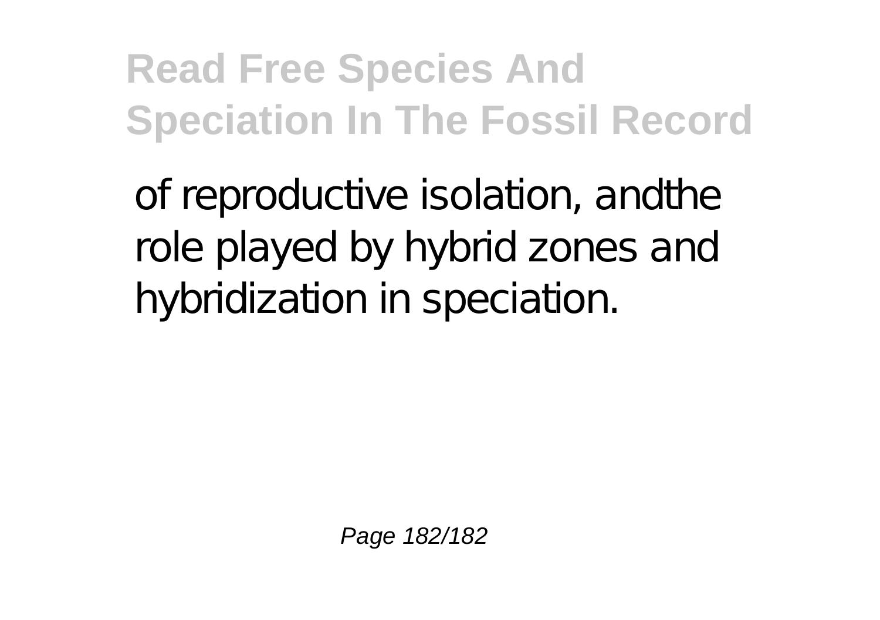of reproductive isolation, andthe role played by hybrid zones and hybridization in speciation.